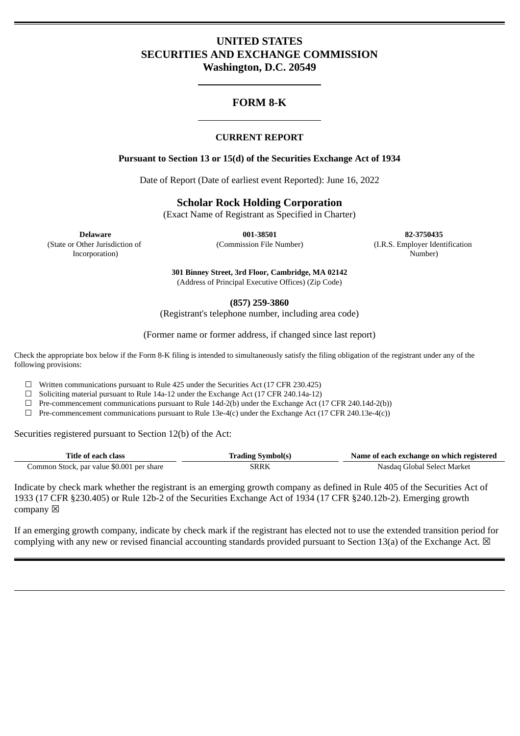# UNITED STATES
# SECURITIES AND EXCHANGE COMMISSION
**Washington, D.C. 20549**

## FORM 8-K

### CURRENT REPORT

**Pursuant to Section 13 or 15(d) of the Securities Exchange Act of 1934**

Date of Report (Date of earliest event Reported): June 16, 2022

## Scholar Rock Holding Corporation

(Exact Name of Registrant as Specified in Charter)

| **Delaware** | **001-38501** | **82-3750435** |
|---|---|---|
| (State or Other Jurisdiction of Incorporation) | (Commission File Number) | (I.R.S. Employer Identification Number) |

**301 Binney Street, 3rd Floor, Cambridge, MA 02142**
(Address of Principal Executive Offices) (Zip Code)

**(857) 259-3860**
(Registrant's telephone number, including area code)

(Former name or former address, if changed since last report)

Check the appropriate box below if the Form 8-K filing is intended to simultaneously satisfy the filing obligation of the registrant under any of the following provisions:

☐ Written communications pursuant to Rule 425 under the Securities Act (17 CFR 230.425)
☐ Soliciting material pursuant to Rule 14a-12 under the Exchange Act (17 CFR 240.14a-12)
☐ Pre-commencement communications pursuant to Rule 14d-2(b) under the Exchange Act (17 CFR 240.14d-2(b))
☐ Pre-commencement communications pursuant to Rule 13e-4(c) under the Exchange Act (17 CFR 240.13e-4(c))

Securities registered pursuant to Section 12(b) of the Act:

| Title of each class | Trading Symbol(s) | Name of each exchange on which registered |
|---|---|---|
| Common Stock, par value $0.001 per share | SRRK | Nasdaq Global Select Market |

Indicate by check mark whether the registrant is an emerging growth company as defined in Rule 405 of the Securities Act of 1933 (17 CFR §230.405) or Rule 12b-2 of the Securities Exchange Act of 1934 (17 CFR §240.12b-2). Emerging growth company ☒

If an emerging growth company, indicate by check mark if the registrant has elected not to use the extended transition period for complying with any new or revised financial accounting standards provided pursuant to Section 13(a) of the Exchange Act. ☒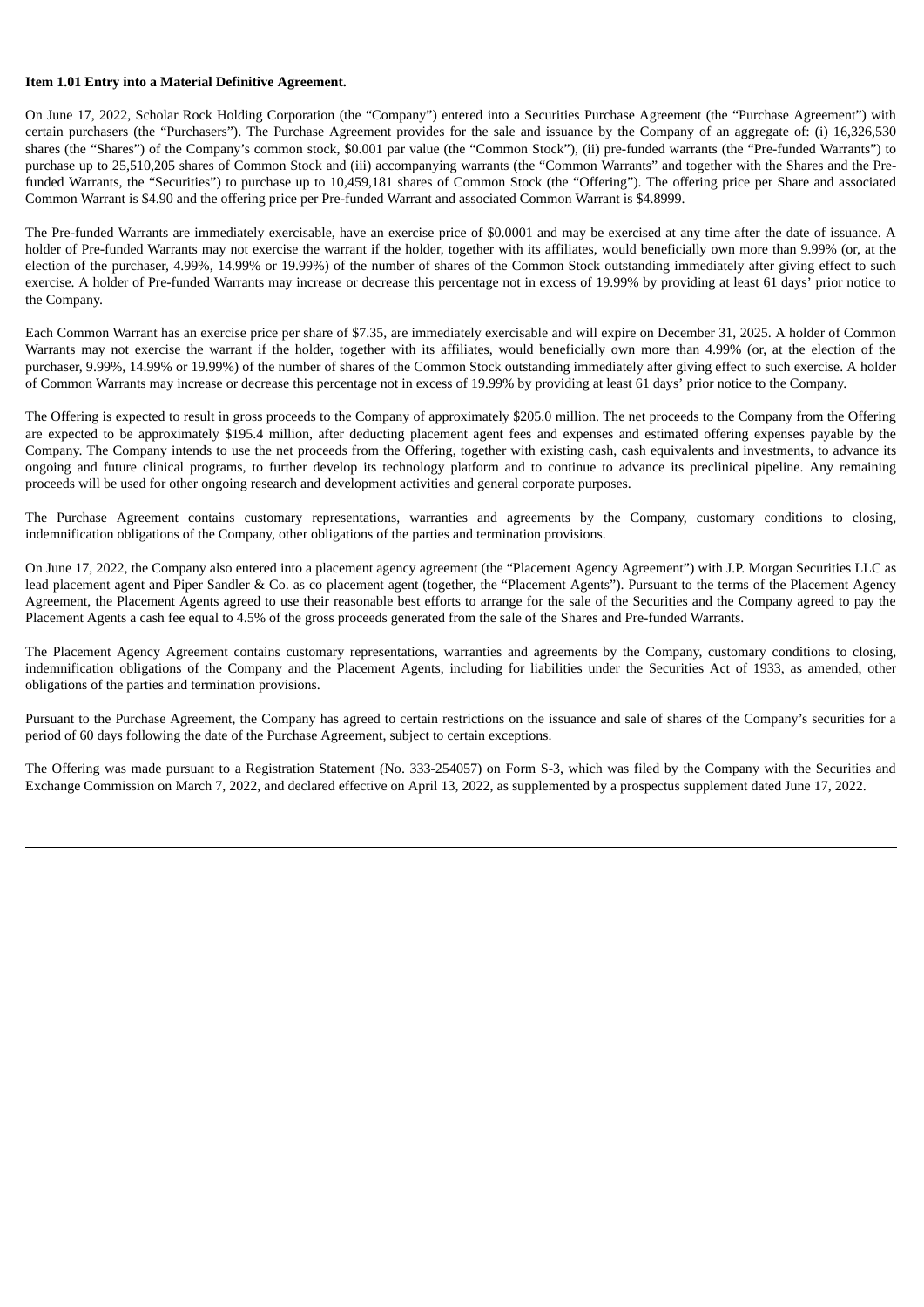**Item 1.01 Entry into a Material Definitive Agreement.**

On June 17, 2022, Scholar Rock Holding Corporation (the "Company") entered into a Securities Purchase Agreement (the "Purchase Agreement") with certain purchasers (the "Purchasers"). The Purchase Agreement provides for the sale and issuance by the Company of an aggregate of: (i) 16,326,530 shares (the "Shares") of the Company's common stock, $0.001 par value (the "Common Stock"), (ii) pre-funded warrants (the "Pre-funded Warrants") to purchase up to 25,510,205 shares of Common Stock and (iii) accompanying warrants (the "Common Warrants" and together with the Shares and the Pre-funded Warrants, the "Securities") to purchase up to 10,459,181 shares of Common Stock (the "Offering"). The offering price per Share and associated Common Warrant is $4.90 and the offering price per Pre-funded Warrant and associated Common Warrant is $4.8999.

The Pre-funded Warrants are immediately exercisable, have an exercise price of $0.0001 and may be exercised at any time after the date of issuance. A holder of Pre-funded Warrants may not exercise the warrant if the holder, together with its affiliates, would beneficially own more than 9.99% (or, at the election of the purchaser, 4.99%, 14.99% or 19.99%) of the number of shares of the Common Stock outstanding immediately after giving effect to such exercise. A holder of Pre-funded Warrants may increase or decrease this percentage not in excess of 19.99% by providing at least 61 days' prior notice to the Company.

Each Common Warrant has an exercise price per share of $7.35, are immediately exercisable and will expire on December 31, 2025. A holder of Common Warrants may not exercise the warrant if the holder, together with its affiliates, would beneficially own more than 4.99% (or, at the election of the purchaser, 9.99%, 14.99% or 19.99%) of the number of shares of the Common Stock outstanding immediately after giving effect to such exercise. A holder of Common Warrants may increase or decrease this percentage not in excess of 19.99% by providing at least 61 days' prior notice to the Company.

The Offering is expected to result in gross proceeds to the Company of approximately $205.0 million. The net proceeds to the Company from the Offering are expected to be approximately $195.4 million, after deducting placement agent fees and expenses and estimated offering expenses payable by the Company. The Company intends to use the net proceeds from the Offering, together with existing cash, cash equivalents and investments, to advance its ongoing and future clinical programs, to further develop its technology platform and to continue to advance its preclinical pipeline. Any remaining proceeds will be used for other ongoing research and development activities and general corporate purposes.

The Purchase Agreement contains customary representations, warranties and agreements by the Company, customary conditions to closing, indemnification obligations of the Company, other obligations of the parties and termination provisions.

On June 17, 2022, the Company also entered into a placement agency agreement (the "Placement Agency Agreement") with J.P. Morgan Securities LLC as lead placement agent and Piper Sandler & Co. as co placement agent (together, the "Placement Agents"). Pursuant to the terms of the Placement Agency Agreement, the Placement Agents agreed to use their reasonable best efforts to arrange for the sale of the Securities and the Company agreed to pay the Placement Agents a cash fee equal to 4.5% of the gross proceeds generated from the sale of the Shares and Pre-funded Warrants.

The Placement Agency Agreement contains customary representations, warranties and agreements by the Company, customary conditions to closing, indemnification obligations of the Company and the Placement Agents, including for liabilities under the Securities Act of 1933, as amended, other obligations of the parties and termination provisions.

Pursuant to the Purchase Agreement, the Company has agreed to certain restrictions on the issuance and sale of shares of the Company's securities for a period of 60 days following the date of the Purchase Agreement, subject to certain exceptions.

The Offering was made pursuant to a Registration Statement (No. 333-254057) on Form S-3, which was filed by the Company with the Securities and Exchange Commission on March 7, 2022, and declared effective on April 13, 2022, as supplemented by a prospectus supplement dated June 17, 2022.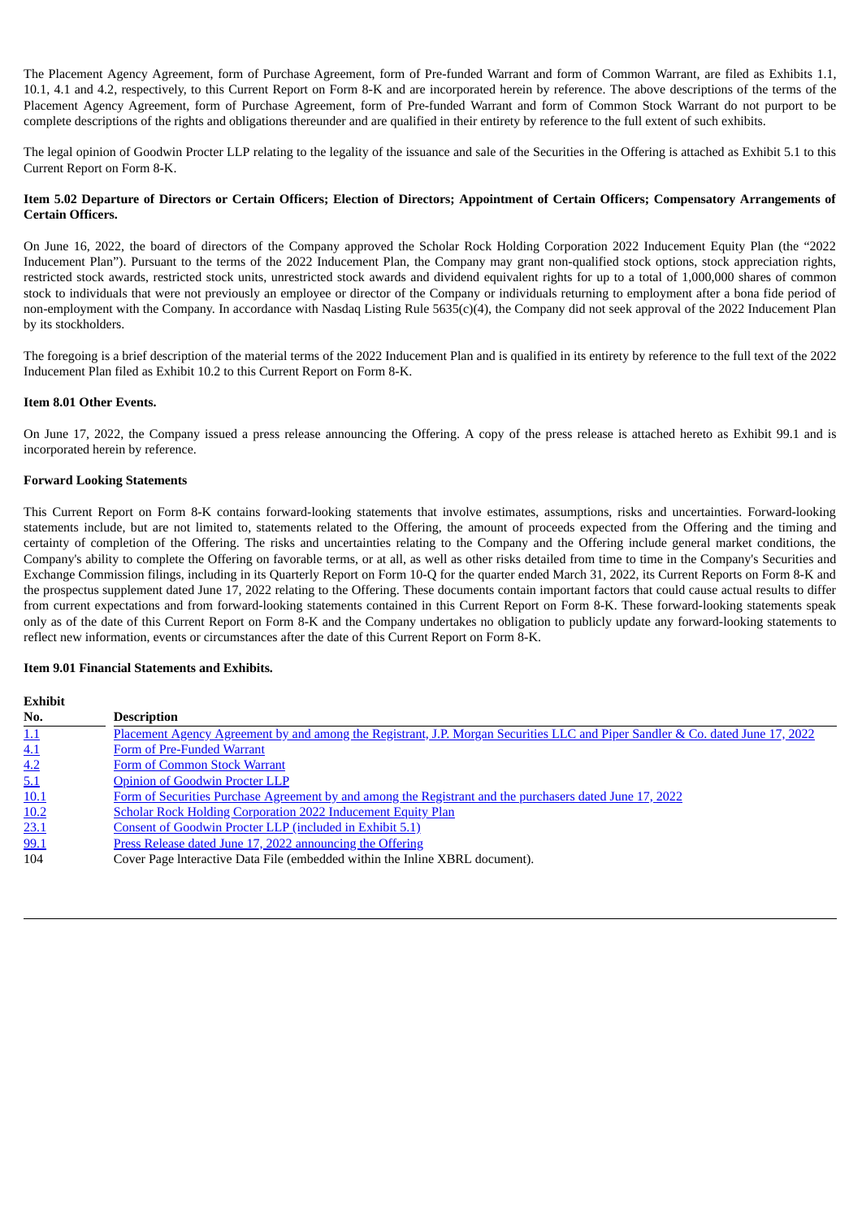The Placement Agency Agreement, form of Purchase Agreement, form of Pre-funded Warrant and form of Common Warrant, are filed as Exhibits 1.1, 10.1, 4.1 and 4.2, respectively, to this Current Report on Form 8-K and are incorporated herein by reference. The above descriptions of the terms of the Placement Agency Agreement, form of Purchase Agreement, form of Pre-funded Warrant and form of Common Stock Warrant do not purport to be complete descriptions of the rights and obligations thereunder and are qualified in their entirety by reference to the full extent of such exhibits.

The legal opinion of Goodwin Procter LLP relating to the legality of the issuance and sale of the Securities in the Offering is attached as Exhibit 5.1 to this Current Report on Form 8-K.

**Item 5.02 Departure of Directors or Certain Officers; Election of Directors; Appointment of Certain Officers; Compensatory Arrangements of Certain Officers.**

On June 16, 2022, the board of directors of the Company approved the Scholar Rock Holding Corporation 2022 Inducement Equity Plan (the "2022 Inducement Plan"). Pursuant to the terms of the 2022 Inducement Plan, the Company may grant non-qualified stock options, stock appreciation rights, restricted stock awards, restricted stock units, unrestricted stock awards and dividend equivalent rights for up to a total of 1,000,000 shares of common stock to individuals that were not previously an employee or director of the Company or individuals returning to employment after a bona fide period of non-employment with the Company. In accordance with Nasdaq Listing Rule 5635(c)(4), the Company did not seek approval of the 2022 Inducement Plan by its stockholders.

The foregoing is a brief description of the material terms of the 2022 Inducement Plan and is qualified in its entirety by reference to the full text of the 2022 Inducement Plan filed as Exhibit 10.2 to this Current Report on Form 8-K.

**Item 8.01 Other Events.**

On June 17, 2022, the Company issued a press release announcing the Offering. A copy of the press release is attached hereto as Exhibit 99.1 and is incorporated herein by reference.

**Forward Looking Statements**

This Current Report on Form 8-K contains forward-looking statements that involve estimates, assumptions, risks and uncertainties. Forward-looking statements include, but are not limited to, statements related to the Offering, the amount of proceeds expected from the Offering and the timing and certainty of completion of the Offering. The risks and uncertainties relating to the Company and the Offering include general market conditions, the Company's ability to complete the Offering on favorable terms, or at all, as well as other risks detailed from time to time in the Company's Securities and Exchange Commission filings, including in its Quarterly Report on Form 10-Q for the quarter ended March 31, 2022, its Current Reports on Form 8-K and the prospectus supplement dated June 17, 2022 relating to the Offering. These documents contain important factors that could cause actual results to differ from current expectations and from forward-looking statements contained in this Current Report on Form 8-K. These forward-looking statements speak only as of the date of this Current Report on Form 8-K and the Company undertakes no obligation to publicly update any forward-looking statements to reflect new information, events or circumstances after the date of this Current Report on Form 8-K.

**Item 9.01 Financial Statements and Exhibits.**

| Exhibit No. | Description |
|---|---|
| 1.1 | Placement Agency Agreement by and among the Registrant, J.P. Morgan Securities LLC and Piper Sandler & Co. dated June 17, 2022 |
| 4.1 | Form of Pre-Funded Warrant |
| 4.2 | Form of Common Stock Warrant |
| 5.1 | Opinion of Goodwin Procter LLP |
| 10.1 | Form of Securities Purchase Agreement by and among the Registrant and the purchasers dated June 17, 2022 |
| 10.2 | Scholar Rock Holding Corporation 2022 Inducement Equity Plan |
| 23.1 | Consent of Goodwin Procter LLP (included in Exhibit 5.1) |
| 99.1 | Press Release dated June 17, 2022 announcing the Offering |
| 104 | Cover Page Interactive Data File (embedded within the Inline XBRL document). |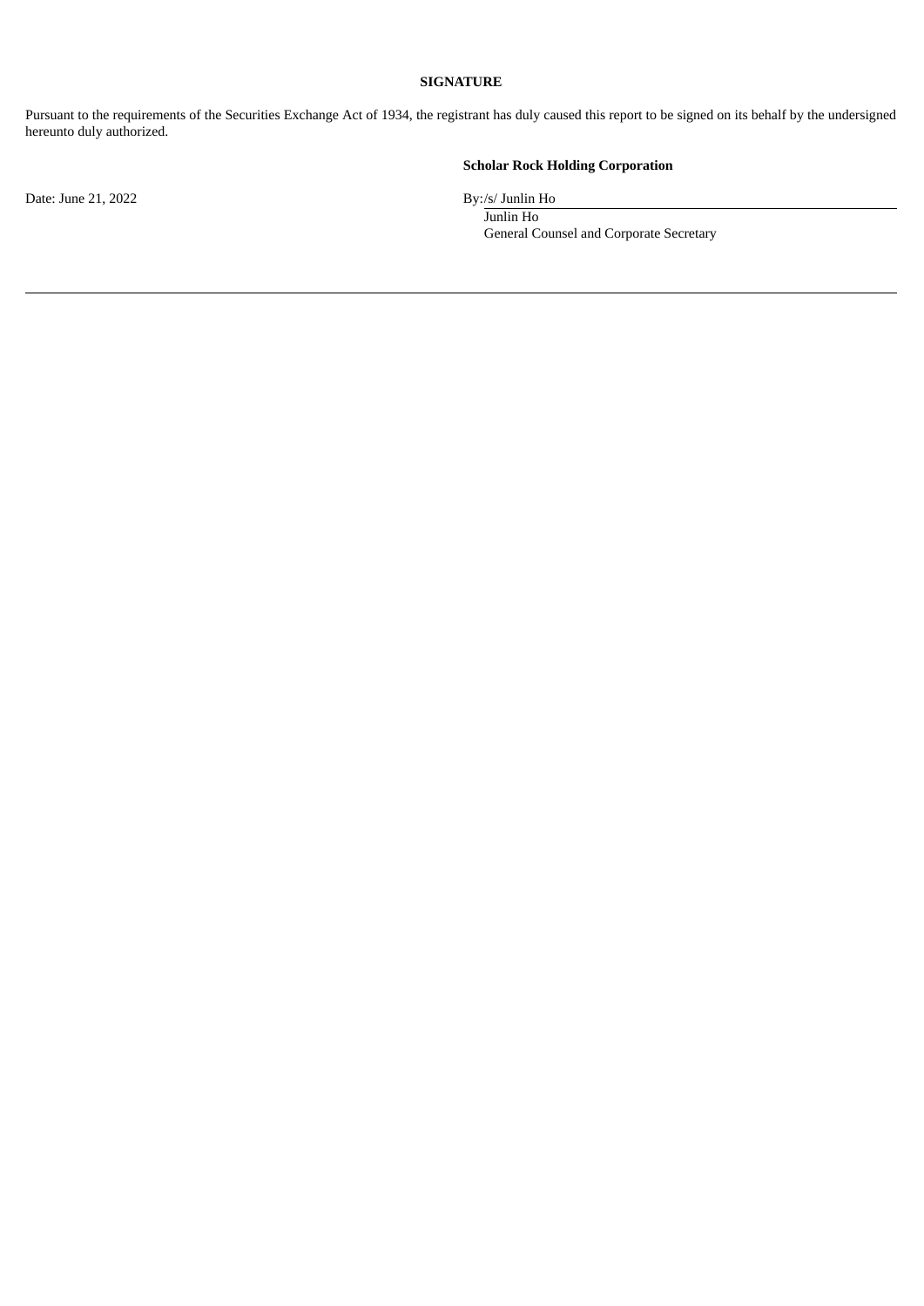**SIGNATURE**

Pursuant to the requirements of the Securities Exchange Act of 1934, the registrant has duly caused this report to be signed on its behalf by the undersigned hereunto duly authorized.

**Scholar Rock Holding Corporation**

Date: June 21, 2022

By:/s/ Junlin Ho
Junlin Ho
General Counsel and Corporate Secretary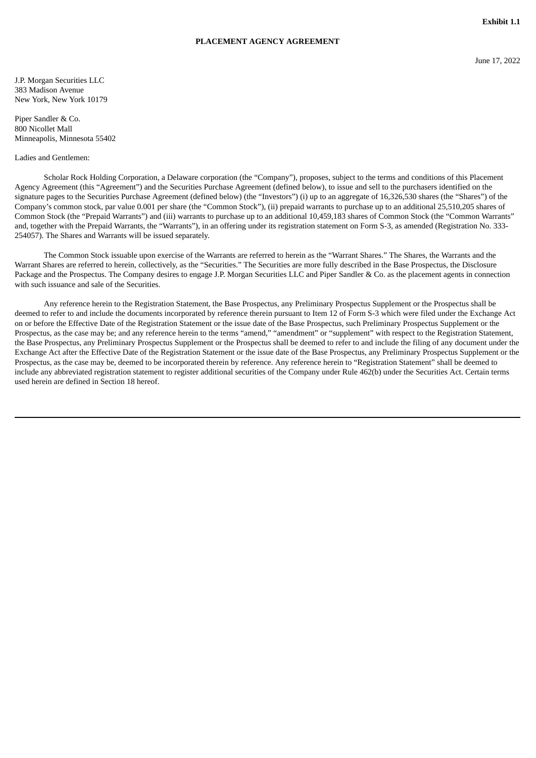**Exhibit 1.1**

**PLACEMENT AGENCY AGREEMENT**

June 17, 2022

J.P. Morgan Securities LLC
383 Madison Avenue
New York, New York 10179

Piper Sandler & Co.
800 Nicollet Mall
Minneapolis, Minnesota 55402

Ladies and Gentlemen:

Scholar Rock Holding Corporation, a Delaware corporation (the "Company"), proposes, subject to the terms and conditions of this Placement Agency Agreement (this "Agreement") and the Securities Purchase Agreement (defined below), to issue and sell to the purchasers identified on the signature pages to the Securities Purchase Agreement (defined below) (the "Investors") (i) up to an aggregate of 16,326,530 shares (the "Shares") of the Company's common stock, par value 0.001 per share (the "Common Stock"), (ii) prepaid warrants to purchase up to an additional 25,510,205 shares of Common Stock (the "Prepaid Warrants") and (iii) warrants to purchase up to an additional 10,459,183 shares of Common Stock (the "Common Warrants" and, together with the Prepaid Warrants, the "Warrants"), in an offering under its registration statement on Form S-3, as amended (Registration No. 333-254057). The Shares and Warrants will be issued separately.

The Common Stock issuable upon exercise of the Warrants are referred to herein as the "Warrant Shares." The Shares, the Warrants and the Warrant Shares are referred to herein, collectively, as the "Securities." The Securities are more fully described in the Base Prospectus, the Disclosure Package and the Prospectus. The Company desires to engage J.P. Morgan Securities LLC and Piper Sandler & Co. as the placement agents in connection with such issuance and sale of the Securities.

Any reference herein to the Registration Statement, the Base Prospectus, any Preliminary Prospectus Supplement or the Prospectus shall be deemed to refer to and include the documents incorporated by reference therein pursuant to Item 12 of Form S-3 which were filed under the Exchange Act on or before the Effective Date of the Registration Statement or the issue date of the Base Prospectus, such Preliminary Prospectus Supplement or the Prospectus, as the case may be; and any reference herein to the terms "amend," "amendment" or "supplement" with respect to the Registration Statement, the Base Prospectus, any Preliminary Prospectus Supplement or the Prospectus shall be deemed to refer to and include the filing of any document under the Exchange Act after the Effective Date of the Registration Statement or the issue date of the Base Prospectus, any Preliminary Prospectus Supplement or the Prospectus, as the case may be, deemed to be incorporated therein by reference. Any reference herein to "Registration Statement" shall be deemed to include any abbreviated registration statement to register additional securities of the Company under Rule 462(b) under the Securities Act. Certain terms used herein are defined in Section 18 hereof.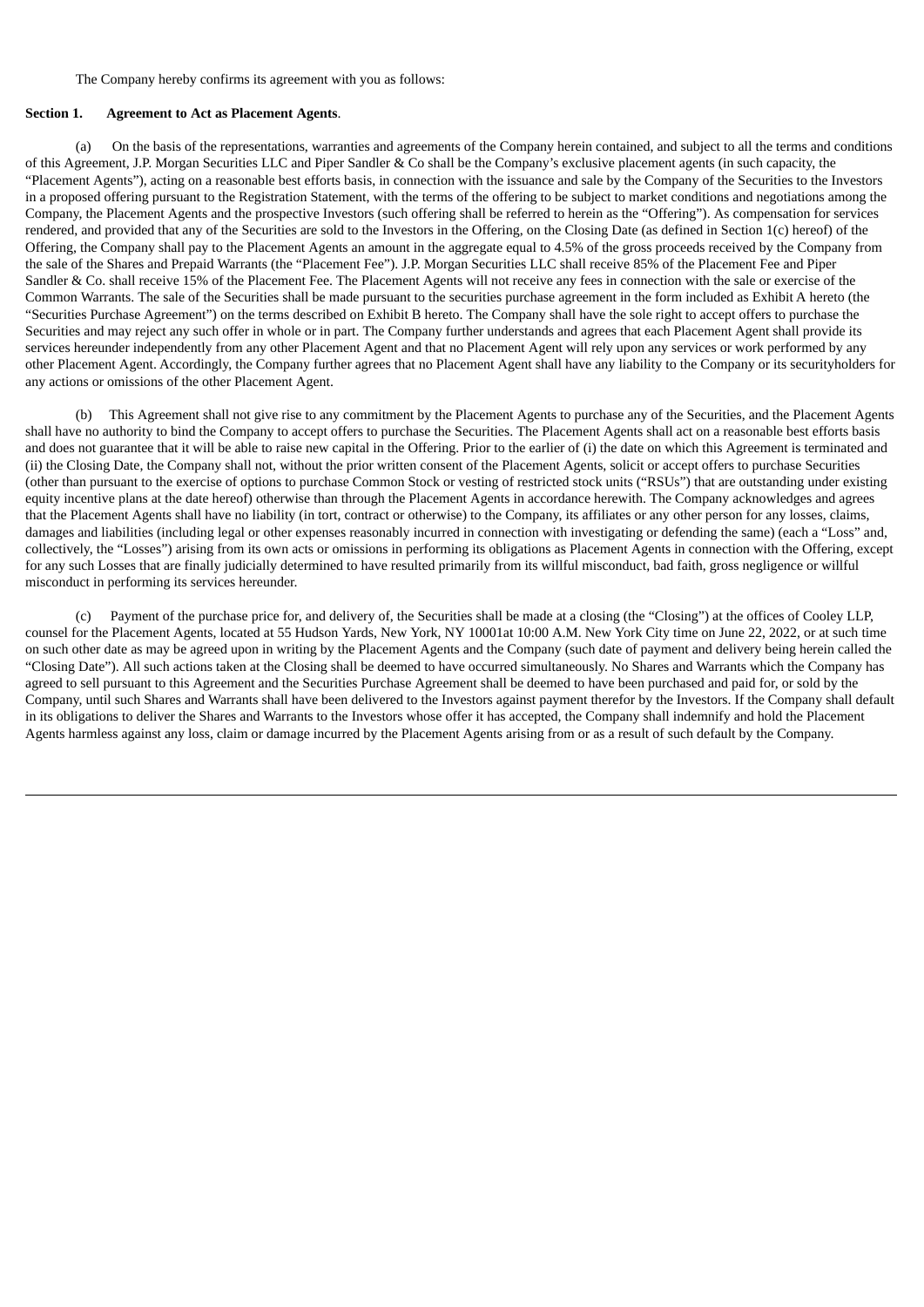The Company hereby confirms its agreement with you as follows:

**Section 1. Agreement to Act as Placement Agents**.

(a) On the basis of the representations, warranties and agreements of the Company herein contained, and subject to all the terms and conditions of this Agreement, J.P. Morgan Securities LLC and Piper Sandler & Co shall be the Company's exclusive placement agents (in such capacity, the "Placement Agents"), acting on a reasonable best efforts basis, in connection with the issuance and sale by the Company of the Securities to the Investors in a proposed offering pursuant to the Registration Statement, with the terms of the offering to be subject to market conditions and negotiations among the Company, the Placement Agents and the prospective Investors (such offering shall be referred to herein as the "Offering"). As compensation for services rendered, and provided that any of the Securities are sold to the Investors in the Offering, on the Closing Date (as defined in Section 1(c) hereof) of the Offering, the Company shall pay to the Placement Agents an amount in the aggregate equal to 4.5% of the gross proceeds received by the Company from the sale of the Shares and Prepaid Warrants (the "Placement Fee"). J.P. Morgan Securities LLC shall receive 85% of the Placement Fee and Piper Sandler & Co. shall receive 15% of the Placement Fee. The Placement Agents will not receive any fees in connection with the sale or exercise of the Common Warrants. The sale of the Securities shall be made pursuant to the securities purchase agreement in the form included as Exhibit A hereto (the "Securities Purchase Agreement") on the terms described on Exhibit B hereto. The Company shall have the sole right to accept offers to purchase the Securities and may reject any such offer in whole or in part. The Company further understands and agrees that each Placement Agent shall provide its services hereunder independently from any other Placement Agent and that no Placement Agent will rely upon any services or work performed by any other Placement Agent. Accordingly, the Company further agrees that no Placement Agent shall have any liability to the Company or its securityholders for any actions or omissions of the other Placement Agent.

(b) This Agreement shall not give rise to any commitment by the Placement Agents to purchase any of the Securities, and the Placement Agents shall have no authority to bind the Company to accept offers to purchase the Securities. The Placement Agents shall act on a reasonable best efforts basis and does not guarantee that it will be able to raise new capital in the Offering. Prior to the earlier of (i) the date on which this Agreement is terminated and (ii) the Closing Date, the Company shall not, without the prior written consent of the Placement Agents, solicit or accept offers to purchase Securities (other than pursuant to the exercise of options to purchase Common Stock or vesting of restricted stock units ("RSUs") that are outstanding under existing equity incentive plans at the date hereof) otherwise than through the Placement Agents in accordance herewith. The Company acknowledges and agrees that the Placement Agents shall have no liability (in tort, contract or otherwise) to the Company, its affiliates or any other person for any losses, claims, damages and liabilities (including legal or other expenses reasonably incurred in connection with investigating or defending the same) (each a "Loss" and, collectively, the "Losses") arising from its own acts or omissions in performing its obligations as Placement Agents in connection with the Offering, except for any such Losses that are finally judicially determined to have resulted primarily from its willful misconduct, bad faith, gross negligence or willful misconduct in performing its services hereunder.

(c) Payment of the purchase price for, and delivery of, the Securities shall be made at a closing (the "Closing") at the offices of Cooley LLP, counsel for the Placement Agents, located at 55 Hudson Yards, New York, NY 10001at 10:00 A.M. New York City time on June 22, 2022, or at such time on such other date as may be agreed upon in writing by the Placement Agents and the Company (such date of payment and delivery being herein called the "Closing Date"). All such actions taken at the Closing shall be deemed to have occurred simultaneously. No Shares and Warrants which the Company has agreed to sell pursuant to this Agreement and the Securities Purchase Agreement shall be deemed to have been purchased and paid for, or sold by the Company, until such Shares and Warrants shall have been delivered to the Investors against payment therefor by the Investors. If the Company shall default in its obligations to deliver the Shares and Warrants to the Investors whose offer it has accepted, the Company shall indemnify and hold the Placement Agents harmless against any loss, claim or damage incurred by the Placement Agents arising from or as a result of such default by the Company.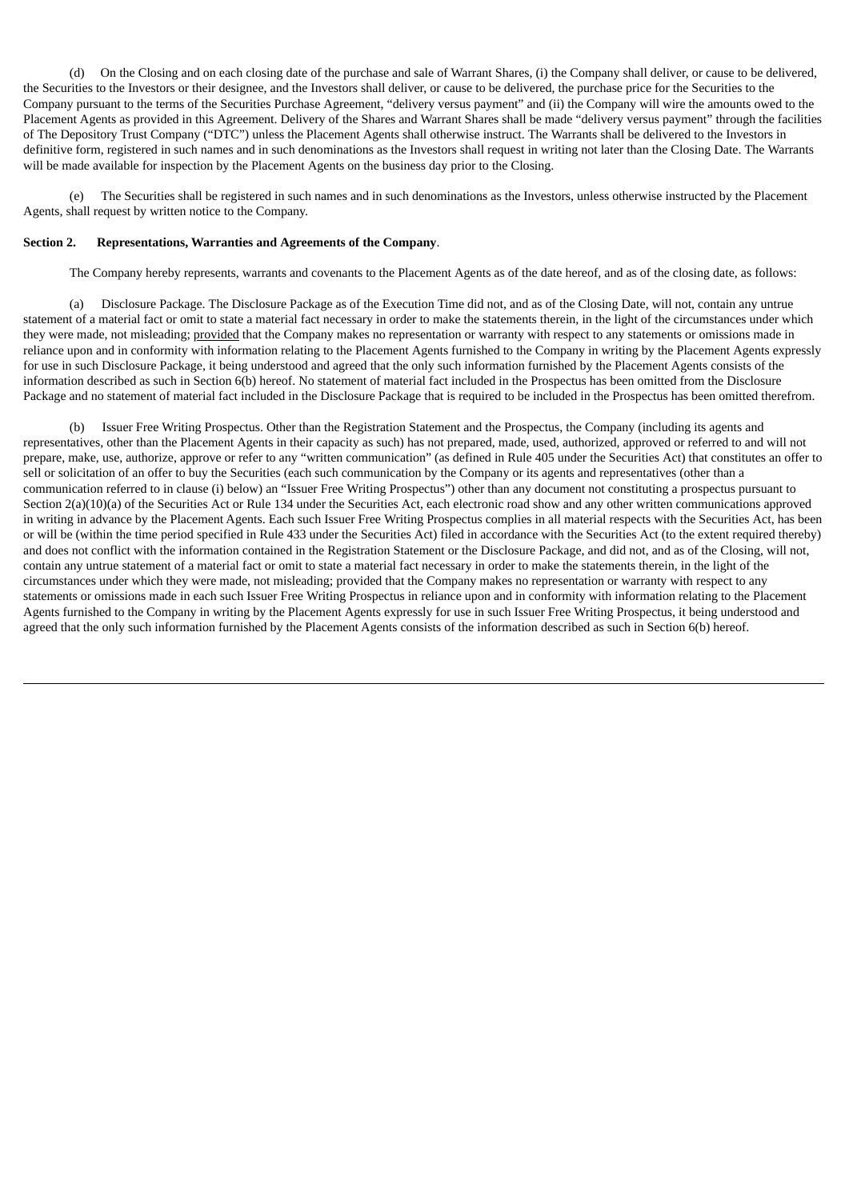(d) On the Closing and on each closing date of the purchase and sale of Warrant Shares, (i) the Company shall deliver, or cause to be delivered, the Securities to the Investors or their designee, and the Investors shall deliver, or cause to be delivered, the purchase price for the Securities to the Company pursuant to the terms of the Securities Purchase Agreement, "delivery versus payment" and (ii) the Company will wire the amounts owed to the Placement Agents as provided in this Agreement. Delivery of the Shares and Warrant Shares shall be made "delivery versus payment" through the facilities of The Depository Trust Company ("DTC") unless the Placement Agents shall otherwise instruct. The Warrants shall be delivered to the Investors in definitive form, registered in such names and in such denominations as the Investors shall request in writing not later than the Closing Date. The Warrants will be made available for inspection by the Placement Agents on the business day prior to the Closing.

(e) The Securities shall be registered in such names and in such denominations as the Investors, unless otherwise instructed by the Placement Agents, shall request by written notice to the Company.

**Section 2. Representations, Warranties and Agreements of the Company**.

The Company hereby represents, warrants and covenants to the Placement Agents as of the date hereof, and as of the closing date, as follows:

(a) Disclosure Package. The Disclosure Package as of the Execution Time did not, and as of the Closing Date, will not, contain any untrue statement of a material fact or omit to state a material fact necessary in order to make the statements therein, in the light of the circumstances under which they were made, not misleading; provided that the Company makes no representation or warranty with respect to any statements or omissions made in reliance upon and in conformity with information relating to the Placement Agents furnished to the Company in writing by the Placement Agents expressly for use in such Disclosure Package, it being understood and agreed that the only such information furnished by the Placement Agents consists of the information described as such in Section 6(b) hereof. No statement of material fact included in the Prospectus has been omitted from the Disclosure Package and no statement of material fact included in the Disclosure Package that is required to be included in the Prospectus has been omitted therefrom.

(b) Issuer Free Writing Prospectus. Other than the Registration Statement and the Prospectus, the Company (including its agents and representatives, other than the Placement Agents in their capacity as such) has not prepared, made, used, authorized, approved or referred to and will not prepare, make, use, authorize, approve or refer to any "written communication" (as defined in Rule 405 under the Securities Act) that constitutes an offer to sell or solicitation of an offer to buy the Securities (each such communication by the Company or its agents and representatives (other than a communication referred to in clause (i) below) an "Issuer Free Writing Prospectus") other than any document not constituting a prospectus pursuant to Section 2(a)(10)(a) of the Securities Act or Rule 134 under the Securities Act, each electronic road show and any other written communications approved in writing in advance by the Placement Agents. Each such Issuer Free Writing Prospectus complies in all material respects with the Securities Act, has been or will be (within the time period specified in Rule 433 under the Securities Act) filed in accordance with the Securities Act (to the extent required thereby) and does not conflict with the information contained in the Registration Statement or the Disclosure Package, and did not, and as of the Closing, will not, contain any untrue statement of a material fact or omit to state a material fact necessary in order to make the statements therein, in the light of the circumstances under which they were made, not misleading; provided that the Company makes no representation or warranty with respect to any statements or omissions made in each such Issuer Free Writing Prospectus in reliance upon and in conformity with information relating to the Placement Agents furnished to the Company in writing by the Placement Agents expressly for use in such Issuer Free Writing Prospectus, it being understood and agreed that the only such information furnished by the Placement Agents consists of the information described as such in Section 6(b) hereof.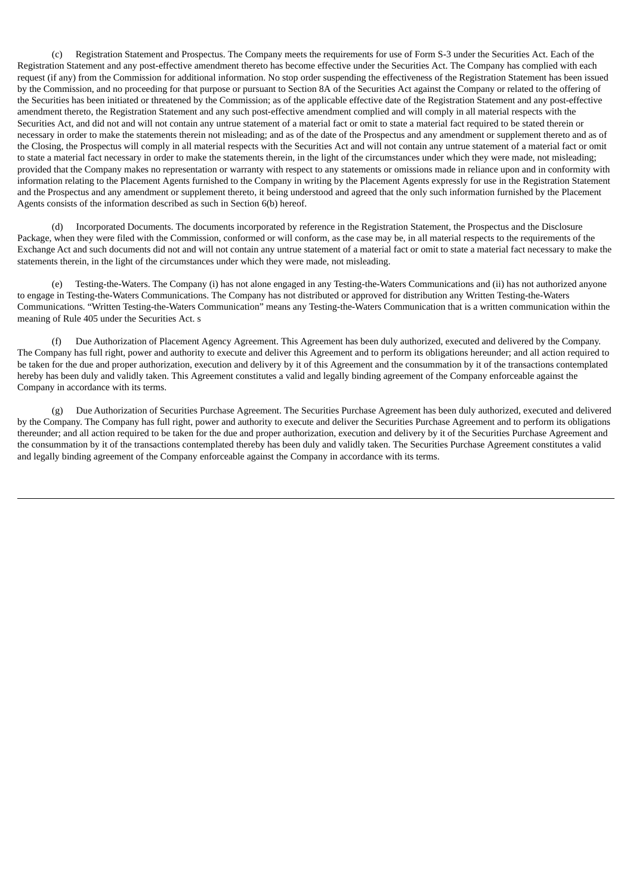(c) Registration Statement and Prospectus. The Company meets the requirements for use of Form S-3 under the Securities Act. Each of the Registration Statement and any post-effective amendment thereto has become effective under the Securities Act. The Company has complied with each request (if any) from the Commission for additional information. No stop order suspending the effectiveness of the Registration Statement has been issued by the Commission, and no proceeding for that purpose or pursuant to Section 8A of the Securities Act against the Company or related to the offering of the Securities has been initiated or threatened by the Commission; as of the applicable effective date of the Registration Statement and any post-effective amendment thereto, the Registration Statement and any such post-effective amendment complied and will comply in all material respects with the Securities Act, and did not and will not contain any untrue statement of a material fact or omit to state a material fact required to be stated therein or necessary in order to make the statements therein not misleading; and as of the date of the Prospectus and any amendment or supplement thereto and as of the Closing, the Prospectus will comply in all material respects with the Securities Act and will not contain any untrue statement of a material fact or omit to state a material fact necessary in order to make the statements therein, in the light of the circumstances under which they were made, not misleading; provided that the Company makes no representation or warranty with respect to any statements or omissions made in reliance upon and in conformity with information relating to the Placement Agents furnished to the Company in writing by the Placement Agents expressly for use in the Registration Statement and the Prospectus and any amendment or supplement thereto, it being understood and agreed that the only such information furnished by the Placement Agents consists of the information described as such in Section 6(b) hereof.

(d) Incorporated Documents. The documents incorporated by reference in the Registration Statement, the Prospectus and the Disclosure Package, when they were filed with the Commission, conformed or will conform, as the case may be, in all material respects to the requirements of the Exchange Act and such documents did not and will not contain any untrue statement of a material fact or omit to state a material fact necessary to make the statements therein, in the light of the circumstances under which they were made, not misleading.

(e) Testing-the-Waters. The Company (i) has not alone engaged in any Testing-the-Waters Communications and (ii) has not authorized anyone to engage in Testing-the-Waters Communications. The Company has not distributed or approved for distribution any Written Testing-the-Waters Communications. "Written Testing-the-Waters Communication" means any Testing-the-Waters Communication that is a written communication within the meaning of Rule 405 under the Securities Act. s

(f) Due Authorization of Placement Agency Agreement. This Agreement has been duly authorized, executed and delivered by the Company. The Company has full right, power and authority to execute and deliver this Agreement and to perform its obligations hereunder; and all action required to be taken for the due and proper authorization, execution and delivery by it of this Agreement and the consummation by it of the transactions contemplated hereby has been duly and validly taken. This Agreement constitutes a valid and legally binding agreement of the Company enforceable against the Company in accordance with its terms.

(g) Due Authorization of Securities Purchase Agreement. The Securities Purchase Agreement has been duly authorized, executed and delivered by the Company. The Company has full right, power and authority to execute and deliver the Securities Purchase Agreement and to perform its obligations thereunder; and all action required to be taken for the due and proper authorization, execution and delivery by it of the Securities Purchase Agreement and the consummation by it of the transactions contemplated thereby has been duly and validly taken. The Securities Purchase Agreement constitutes a valid and legally binding agreement of the Company enforceable against the Company in accordance with its terms.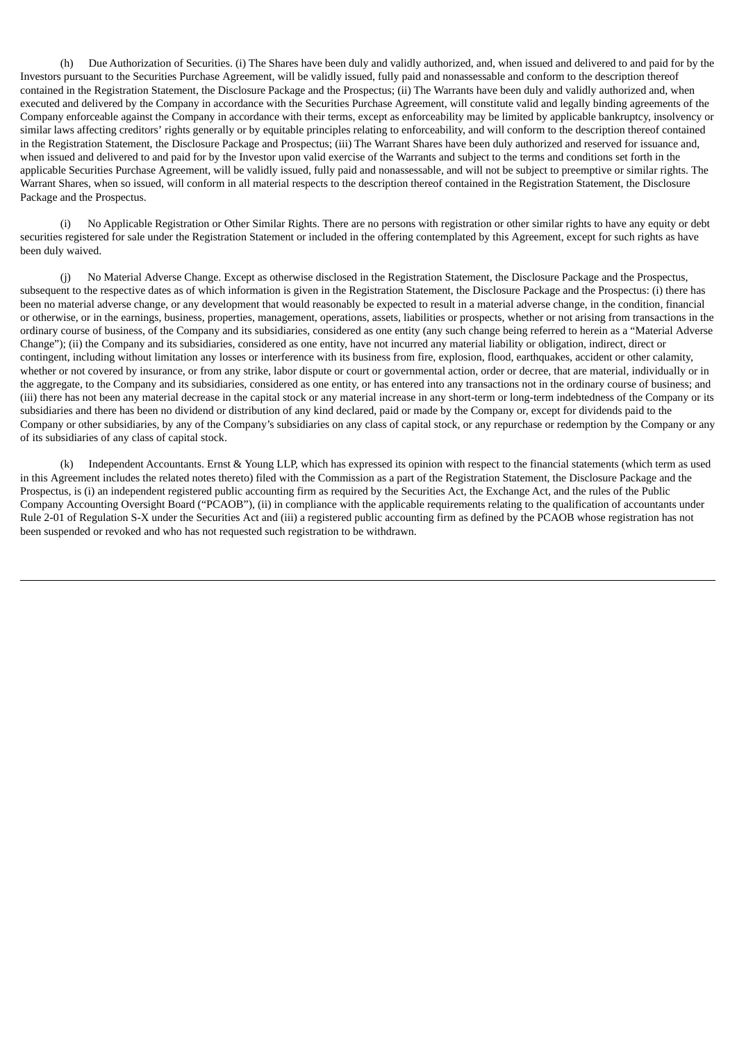(h) Due Authorization of Securities. (i) The Shares have been duly and validly authorized, and, when issued and delivered to and paid for by the Investors pursuant to the Securities Purchase Agreement, will be validly issued, fully paid and nonassessable and conform to the description thereof contained in the Registration Statement, the Disclosure Package and the Prospectus; (ii) The Warrants have been duly and validly authorized and, when executed and delivered by the Company in accordance with the Securities Purchase Agreement, will constitute valid and legally binding agreements of the Company enforceable against the Company in accordance with their terms, except as enforceability may be limited by applicable bankruptcy, insolvency or similar laws affecting creditors' rights generally or by equitable principles relating to enforceability, and will conform to the description thereof contained in the Registration Statement, the Disclosure Package and Prospectus; (iii) The Warrant Shares have been duly authorized and reserved for issuance and, when issued and delivered to and paid for by the Investor upon valid exercise of the Warrants and subject to the terms and conditions set forth in the applicable Securities Purchase Agreement, will be validly issued, fully paid and nonassessable, and will not be subject to preemptive or similar rights. The Warrant Shares, when so issued, will conform in all material respects to the description thereof contained in the Registration Statement, the Disclosure Package and the Prospectus.

(i) No Applicable Registration or Other Similar Rights. There are no persons with registration or other similar rights to have any equity or debt securities registered for sale under the Registration Statement or included in the offering contemplated by this Agreement, except for such rights as have been duly waived.

(j) No Material Adverse Change. Except as otherwise disclosed in the Registration Statement, the Disclosure Package and the Prospectus, subsequent to the respective dates as of which information is given in the Registration Statement, the Disclosure Package and the Prospectus: (i) there has been no material adverse change, or any development that would reasonably be expected to result in a material adverse change, in the condition, financial or otherwise, or in the earnings, business, properties, management, operations, assets, liabilities or prospects, whether or not arising from transactions in the ordinary course of business, of the Company and its subsidiaries, considered as one entity (any such change being referred to herein as a "Material Adverse Change"); (ii) the Company and its subsidiaries, considered as one entity, have not incurred any material liability or obligation, indirect, direct or contingent, including without limitation any losses or interference with its business from fire, explosion, flood, earthquakes, accident or other calamity, whether or not covered by insurance, or from any strike, labor dispute or court or governmental action, order or decree, that are material, individually or in the aggregate, to the Company and its subsidiaries, considered as one entity, or has entered into any transactions not in the ordinary course of business; and (iii) there has not been any material decrease in the capital stock or any material increase in any short-term or long-term indebtedness of the Company or its subsidiaries and there has been no dividend or distribution of any kind declared, paid or made by the Company or, except for dividends paid to the Company or other subsidiaries, by any of the Company's subsidiaries on any class of capital stock, or any repurchase or redemption by the Company or any of its subsidiaries of any class of capital stock.

(k) Independent Accountants. Ernst & Young LLP, which has expressed its opinion with respect to the financial statements (which term as used in this Agreement includes the related notes thereto) filed with the Commission as a part of the Registration Statement, the Disclosure Package and the Prospectus, is (i) an independent registered public accounting firm as required by the Securities Act, the Exchange Act, and the rules of the Public Company Accounting Oversight Board ("PCAOB"), (ii) in compliance with the applicable requirements relating to the qualification of accountants under Rule 2-01 of Regulation S-X under the Securities Act and (iii) a registered public accounting firm as defined by the PCAOB whose registration has not been suspended or revoked and who has not requested such registration to be withdrawn.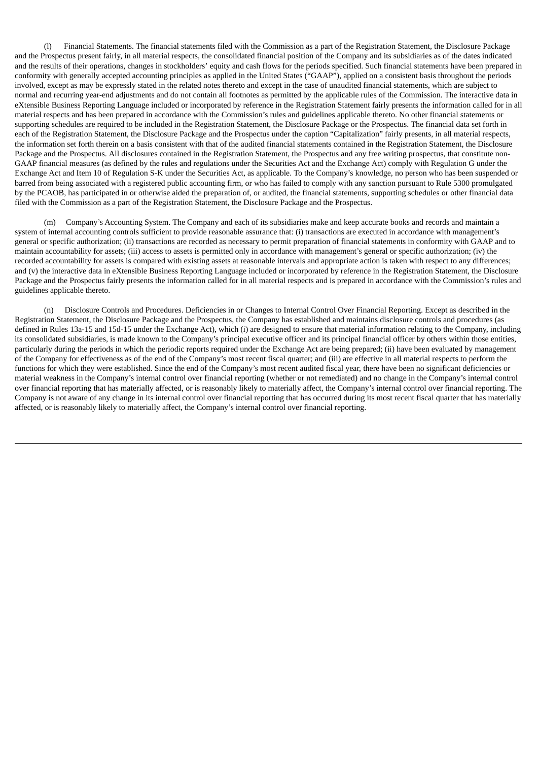(l) Financial Statements. The financial statements filed with the Commission as a part of the Registration Statement, the Disclosure Package and the Prospectus present fairly, in all material respects, the consolidated financial position of the Company and its subsidiaries as of the dates indicated and the results of their operations, changes in stockholders' equity and cash flows for the periods specified. Such financial statements have been prepared in conformity with generally accepted accounting principles as applied in the United States ("GAAP"), applied on a consistent basis throughout the periods involved, except as may be expressly stated in the related notes thereto and except in the case of unaudited financial statements, which are subject to normal and recurring year-end adjustments and do not contain all footnotes as permitted by the applicable rules of the Commission. The interactive data in eXtensible Business Reporting Language included or incorporated by reference in the Registration Statement fairly presents the information called for in all material respects and has been prepared in accordance with the Commission's rules and guidelines applicable thereto. No other financial statements or supporting schedules are required to be included in the Registration Statement, the Disclosure Package or the Prospectus. The financial data set forth in each of the Registration Statement, the Disclosure Package and the Prospectus under the caption "Capitalization" fairly presents, in all material respects, the information set forth therein on a basis consistent with that of the audited financial statements contained in the Registration Statement, the Disclosure Package and the Prospectus. All disclosures contained in the Registration Statement, the Prospectus and any free writing prospectus, that constitute non-GAAP financial measures (as defined by the rules and regulations under the Securities Act and the Exchange Act) comply with Regulation G under the Exchange Act and Item 10 of Regulation S-K under the Securities Act, as applicable. To the Company's knowledge, no person who has been suspended or barred from being associated with a registered public accounting firm, or who has failed to comply with any sanction pursuant to Rule 5300 promulgated by the PCAOB, has participated in or otherwise aided the preparation of, or audited, the financial statements, supporting schedules or other financial data filed with the Commission as a part of the Registration Statement, the Disclosure Package and the Prospectus.

(m) Company's Accounting System. The Company and each of its subsidiaries make and keep accurate books and records and maintain a system of internal accounting controls sufficient to provide reasonable assurance that: (i) transactions are executed in accordance with management's general or specific authorization; (ii) transactions are recorded as necessary to permit preparation of financial statements in conformity with GAAP and to maintain accountability for assets; (iii) access to assets is permitted only in accordance with management's general or specific authorization; (iv) the recorded accountability for assets is compared with existing assets at reasonable intervals and appropriate action is taken with respect to any differences; and (v) the interactive data in eXtensible Business Reporting Language included or incorporated by reference in the Registration Statement, the Disclosure Package and the Prospectus fairly presents the information called for in all material respects and is prepared in accordance with the Commission's rules and guidelines applicable thereto.

(n) Disclosure Controls and Procedures. Deficiencies in or Changes to Internal Control Over Financial Reporting. Except as described in the Registration Statement, the Disclosure Package and the Prospectus, the Company has established and maintains disclosure controls and procedures (as defined in Rules 13a-15 and 15d-15 under the Exchange Act), which (i) are designed to ensure that material information relating to the Company, including its consolidated subsidiaries, is made known to the Company's principal executive officer and its principal financial officer by others within those entities, particularly during the periods in which the periodic reports required under the Exchange Act are being prepared; (ii) have been evaluated by management of the Company for effectiveness as of the end of the Company's most recent fiscal quarter; and (iii) are effective in all material respects to perform the functions for which they were established. Since the end of the Company's most recent audited fiscal year, there have been no significant deficiencies or material weakness in the Company's internal control over financial reporting (whether or not remediated) and no change in the Company's internal control over financial reporting that has materially affected, or is reasonably likely to materially affect, the Company's internal control over financial reporting. The Company is not aware of any change in its internal control over financial reporting that has occurred during its most recent fiscal quarter that has materially affected, or is reasonably likely to materially affect, the Company's internal control over financial reporting.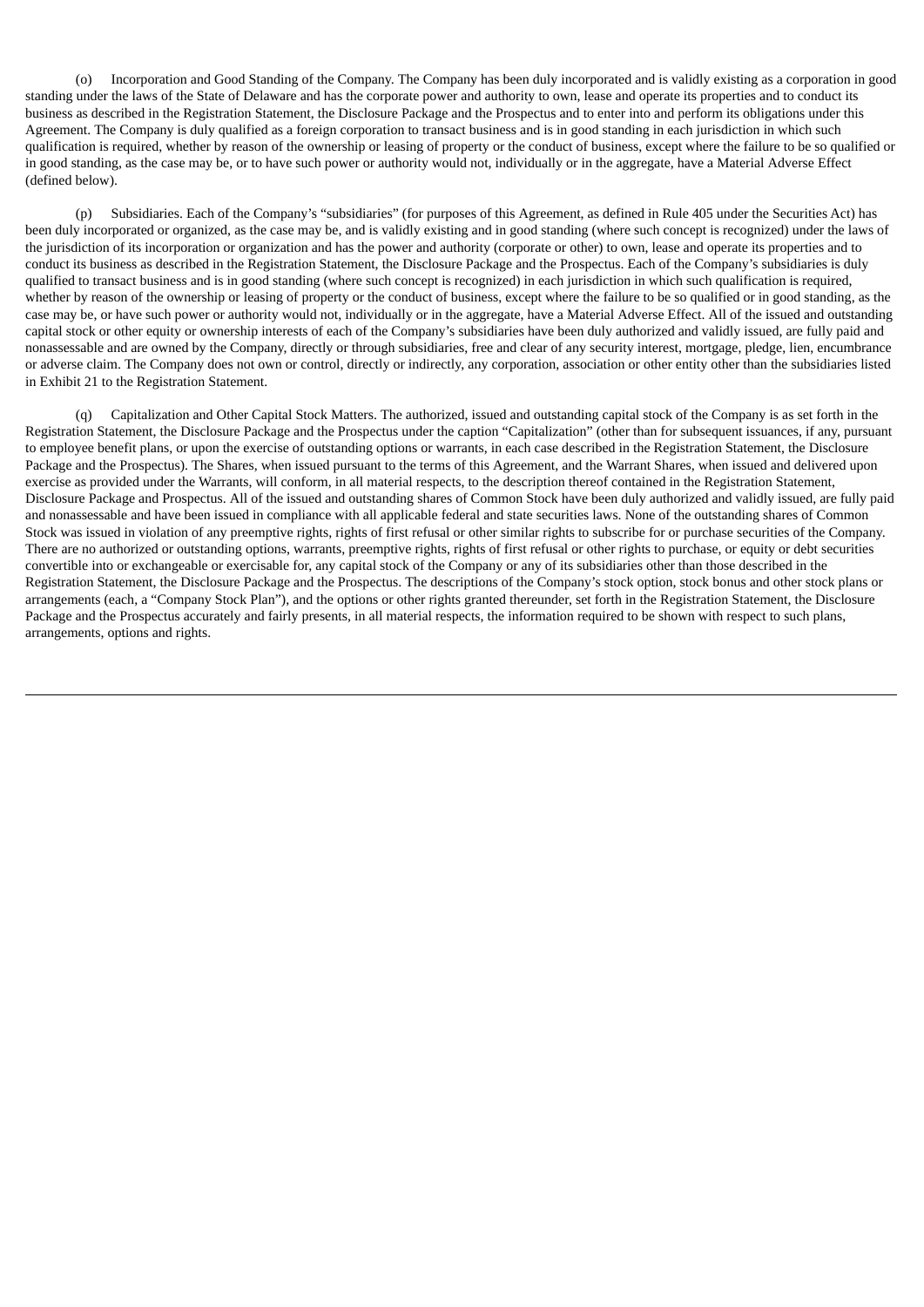(o) Incorporation and Good Standing of the Company. The Company has been duly incorporated and is validly existing as a corporation in good standing under the laws of the State of Delaware and has the corporate power and authority to own, lease and operate its properties and to conduct its business as described in the Registration Statement, the Disclosure Package and the Prospectus and to enter into and perform its obligations under this Agreement. The Company is duly qualified as a foreign corporation to transact business and is in good standing in each jurisdiction in which such qualification is required, whether by reason of the ownership or leasing of property or the conduct of business, except where the failure to be so qualified or in good standing, as the case may be, or to have such power or authority would not, individually or in the aggregate, have a Material Adverse Effect (defined below).

(p) Subsidiaries. Each of the Company's "subsidiaries" (for purposes of this Agreement, as defined in Rule 405 under the Securities Act) has been duly incorporated or organized, as the case may be, and is validly existing and in good standing (where such concept is recognized) under the laws of the jurisdiction of its incorporation or organization and has the power and authority (corporate or other) to own, lease and operate its properties and to conduct its business as described in the Registration Statement, the Disclosure Package and the Prospectus. Each of the Company's subsidiaries is duly qualified to transact business and is in good standing (where such concept is recognized) in each jurisdiction in which such qualification is required, whether by reason of the ownership or leasing of property or the conduct of business, except where the failure to be so qualified or in good standing, as the case may be, or have such power or authority would not, individually or in the aggregate, have a Material Adverse Effect. All of the issued and outstanding capital stock or other equity or ownership interests of each of the Company's subsidiaries have been duly authorized and validly issued, are fully paid and nonassessable and are owned by the Company, directly or through subsidiaries, free and clear of any security interest, mortgage, pledge, lien, encumbrance or adverse claim. The Company does not own or control, directly or indirectly, any corporation, association or other entity other than the subsidiaries listed in Exhibit 21 to the Registration Statement.

(q) Capitalization and Other Capital Stock Matters. The authorized, issued and outstanding capital stock of the Company is as set forth in the Registration Statement, the Disclosure Package and the Prospectus under the caption "Capitalization" (other than for subsequent issuances, if any, pursuant to employee benefit plans, or upon the exercise of outstanding options or warrants, in each case described in the Registration Statement, the Disclosure Package and the Prospectus). The Shares, when issued pursuant to the terms of this Agreement, and the Warrant Shares, when issued and delivered upon exercise as provided under the Warrants, will conform, in all material respects, to the description thereof contained in the Registration Statement, Disclosure Package and Prospectus. All of the issued and outstanding shares of Common Stock have been duly authorized and validly issued, are fully paid and nonassessable and have been issued in compliance with all applicable federal and state securities laws. None of the outstanding shares of Common Stock was issued in violation of any preemptive rights, rights of first refusal or other similar rights to subscribe for or purchase securities of the Company. There are no authorized or outstanding options, warrants, preemptive rights, rights of first refusal or other rights to purchase, or equity or debt securities convertible into or exchangeable or exercisable for, any capital stock of the Company or any of its subsidiaries other than those described in the Registration Statement, the Disclosure Package and the Prospectus. The descriptions of the Company's stock option, stock bonus and other stock plans or arrangements (each, a "Company Stock Plan"), and the options or other rights granted thereunder, set forth in the Registration Statement, the Disclosure Package and the Prospectus accurately and fairly presents, in all material respects, the information required to be shown with respect to such plans, arrangements, options and rights.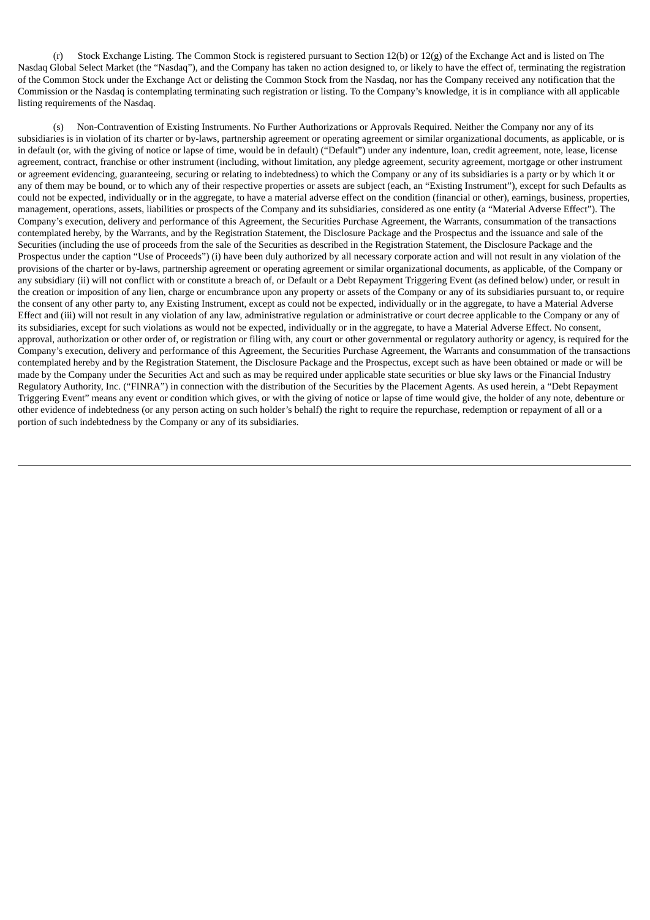(r) Stock Exchange Listing. The Common Stock is registered pursuant to Section 12(b) or 12(g) of the Exchange Act and is listed on The Nasdaq Global Select Market (the "Nasdaq"), and the Company has taken no action designed to, or likely to have the effect of, terminating the registration of the Common Stock under the Exchange Act or delisting the Common Stock from the Nasdaq, nor has the Company received any notification that the Commission or the Nasdaq is contemplating terminating such registration or listing. To the Company's knowledge, it is in compliance with all applicable listing requirements of the Nasdaq.

(s) Non-Contravention of Existing Instruments. No Further Authorizations or Approvals Required. Neither the Company nor any of its subsidiaries is in violation of its charter or by-laws, partnership agreement or operating agreement or similar organizational documents, as applicable, or is in default (or, with the giving of notice or lapse of time, would be in default) ("Default") under any indenture, loan, credit agreement, note, lease, license agreement, contract, franchise or other instrument (including, without limitation, any pledge agreement, security agreement, mortgage or other instrument or agreement evidencing, guaranteeing, securing or relating to indebtedness) to which the Company or any of its subsidiaries is a party or by which it or any of them may be bound, or to which any of their respective properties or assets are subject (each, an "Existing Instrument"), except for such Defaults as could not be expected, individually or in the aggregate, to have a material adverse effect on the condition (financial or other), earnings, business, properties, management, operations, assets, liabilities or prospects of the Company and its subsidiaries, considered as one entity (a "Material Adverse Effect"). The Company's execution, delivery and performance of this Agreement, the Securities Purchase Agreement, the Warrants, consummation of the transactions contemplated hereby, by the Warrants, and by the Registration Statement, the Disclosure Package and the Prospectus and the issuance and sale of the Securities (including the use of proceeds from the sale of the Securities as described in the Registration Statement, the Disclosure Package and the Prospectus under the caption "Use of Proceeds") (i) have been duly authorized by all necessary corporate action and will not result in any violation of the provisions of the charter or by-laws, partnership agreement or operating agreement or similar organizational documents, as applicable, of the Company or any subsidiary (ii) will not conflict with or constitute a breach of, or Default or a Debt Repayment Triggering Event (as defined below) under, or result in the creation or imposition of any lien, charge or encumbrance upon any property or assets of the Company or any of its subsidiaries pursuant to, or require the consent of any other party to, any Existing Instrument, except as could not be expected, individually or in the aggregate, to have a Material Adverse Effect and (iii) will not result in any violation of any law, administrative regulation or administrative or court decree applicable to the Company or any of its subsidiaries, except for such violations as would not be expected, individually or in the aggregate, to have a Material Adverse Effect. No consent, approval, authorization or other order of, or registration or filing with, any court or other governmental or regulatory authority or agency, is required for the Company's execution, delivery and performance of this Agreement, the Securities Purchase Agreement, the Warrants and consummation of the transactions contemplated hereby and by the Registration Statement, the Disclosure Package and the Prospectus, except such as have been obtained or made or will be made by the Company under the Securities Act and such as may be required under applicable state securities or blue sky laws or the Financial Industry Regulatory Authority, Inc. ("FINRA") in connection with the distribution of the Securities by the Placement Agents. As used herein, a "Debt Repayment Triggering Event" means any event or condition which gives, or with the giving of notice or lapse of time would give, the holder of any note, debenture or other evidence of indebtedness (or any person acting on such holder's behalf) the right to require the repurchase, redemption or repayment of all or a portion of such indebtedness by the Company or any of its subsidiaries.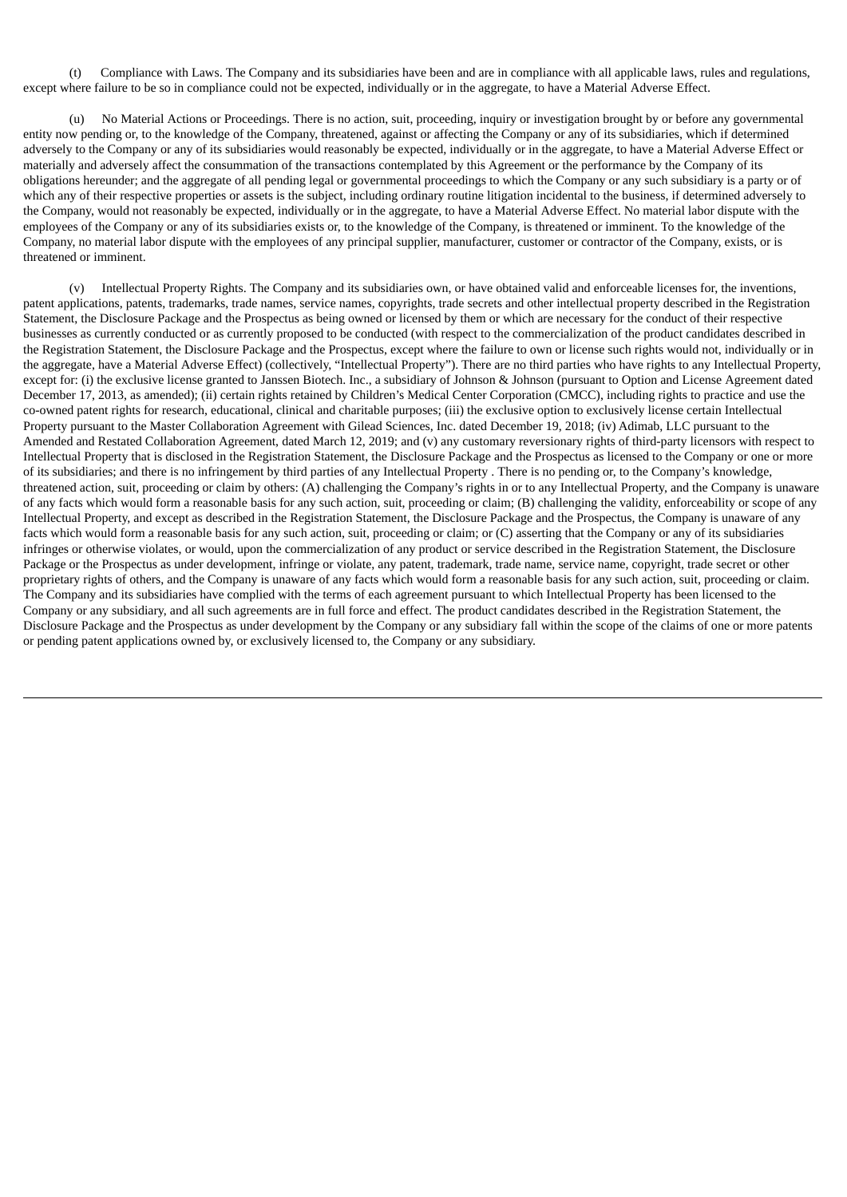(t) Compliance with Laws. The Company and its subsidiaries have been and are in compliance with all applicable laws, rules and regulations, except where failure to be so in compliance could not be expected, individually or in the aggregate, to have a Material Adverse Effect.

(u) No Material Actions or Proceedings. There is no action, suit, proceeding, inquiry or investigation brought by or before any governmental entity now pending or, to the knowledge of the Company, threatened, against or affecting the Company or any of its subsidiaries, which if determined adversely to the Company or any of its subsidiaries would reasonably be expected, individually or in the aggregate, to have a Material Adverse Effect or materially and adversely affect the consummation of the transactions contemplated by this Agreement or the performance by the Company of its obligations hereunder; and the aggregate of all pending legal or governmental proceedings to which the Company or any such subsidiary is a party or of which any of their respective properties or assets is the subject, including ordinary routine litigation incidental to the business, if determined adversely to the Company, would not reasonably be expected, individually or in the aggregate, to have a Material Adverse Effect. No material labor dispute with the employees of the Company or any of its subsidiaries exists or, to the knowledge of the Company, is threatened or imminent. To the knowledge of the Company, no material labor dispute with the employees of any principal supplier, manufacturer, customer or contractor of the Company, exists, or is threatened or imminent.

(v) Intellectual Property Rights. The Company and its subsidiaries own, or have obtained valid and enforceable licenses for, the inventions, patent applications, patents, trademarks, trade names, service names, copyrights, trade secrets and other intellectual property described in the Registration Statement, the Disclosure Package and the Prospectus as being owned or licensed by them or which are necessary for the conduct of their respective businesses as currently conducted or as currently proposed to be conducted (with respect to the commercialization of the product candidates described in the Registration Statement, the Disclosure Package and the Prospectus, except where the failure to own or license such rights would not, individually or in the aggregate, have a Material Adverse Effect) (collectively, "Intellectual Property"). There are no third parties who have rights to any Intellectual Property, except for: (i) the exclusive license granted to Janssen Biotech. Inc., a subsidiary of Johnson & Johnson (pursuant to Option and License Agreement dated December 17, 2013, as amended); (ii) certain rights retained by Children's Medical Center Corporation (CMCC), including rights to practice and use the co-owned patent rights for research, educational, clinical and charitable purposes; (iii) the exclusive option to exclusively license certain Intellectual Property pursuant to the Master Collaboration Agreement with Gilead Sciences, Inc. dated December 19, 2018; (iv) Adimab, LLC pursuant to the Amended and Restated Collaboration Agreement, dated March 12, 2019; and (v) any customary reversionary rights of third-party licensors with respect to Intellectual Property that is disclosed in the Registration Statement, the Disclosure Package and the Prospectus as licensed to the Company or one or more of its subsidiaries; and there is no infringement by third parties of any Intellectual Property . There is no pending or, to the Company's knowledge, threatened action, suit, proceeding or claim by others: (A) challenging the Company's rights in or to any Intellectual Property, and the Company is unaware of any facts which would form a reasonable basis for any such action, suit, proceeding or claim; (B) challenging the validity, enforceability or scope of any Intellectual Property, and except as described in the Registration Statement, the Disclosure Package and the Prospectus, the Company is unaware of any facts which would form a reasonable basis for any such action, suit, proceeding or claim; or (C) asserting that the Company or any of its subsidiaries infringes or otherwise violates, or would, upon the commercialization of any product or service described in the Registration Statement, the Disclosure Package or the Prospectus as under development, infringe or violate, any patent, trademark, trade name, service name, copyright, trade secret or other proprietary rights of others, and the Company is unaware of any facts which would form a reasonable basis for any such action, suit, proceeding or claim. The Company and its subsidiaries have complied with the terms of each agreement pursuant to which Intellectual Property has been licensed to the Company or any subsidiary, and all such agreements are in full force and effect. The product candidates described in the Registration Statement, the Disclosure Package and the Prospectus as under development by the Company or any subsidiary fall within the scope of the claims of one or more patents or pending patent applications owned by, or exclusively licensed to, the Company or any subsidiary.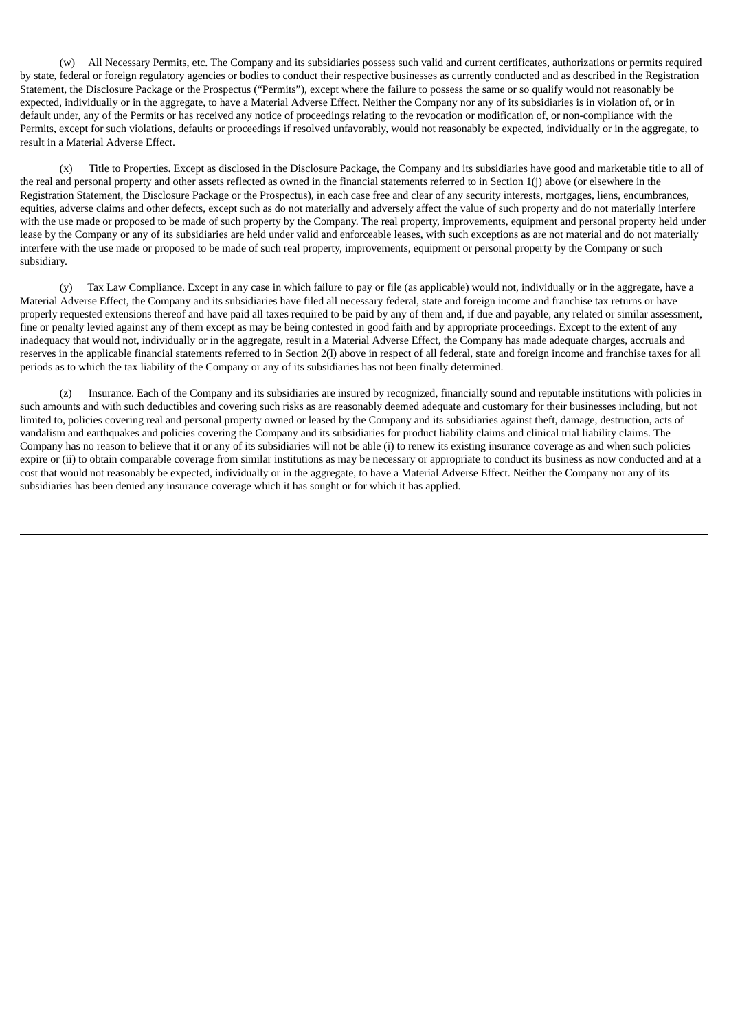(w) All Necessary Permits, etc. The Company and its subsidiaries possess such valid and current certificates, authorizations or permits required by state, federal or foreign regulatory agencies or bodies to conduct their respective businesses as currently conducted and as described in the Registration Statement, the Disclosure Package or the Prospectus ("Permits"), except where the failure to possess the same or so qualify would not reasonably be expected, individually or in the aggregate, to have a Material Adverse Effect. Neither the Company nor any of its subsidiaries is in violation of, or in default under, any of the Permits or has received any notice of proceedings relating to the revocation or modification of, or non-compliance with the Permits, except for such violations, defaults or proceedings if resolved unfavorably, would not reasonably be expected, individually or in the aggregate, to result in a Material Adverse Effect.

(x) Title to Properties. Except as disclosed in the Disclosure Package, the Company and its subsidiaries have good and marketable title to all of the real and personal property and other assets reflected as owned in the financial statements referred to in Section 1(j) above (or elsewhere in the Registration Statement, the Disclosure Package or the Prospectus), in each case free and clear of any security interests, mortgages, liens, encumbrances, equities, adverse claims and other defects, except such as do not materially and adversely affect the value of such property and do not materially interfere with the use made or proposed to be made of such property by the Company. The real property, improvements, equipment and personal property held under lease by the Company or any of its subsidiaries are held under valid and enforceable leases, with such exceptions as are not material and do not materially interfere with the use made or proposed to be made of such real property, improvements, equipment or personal property by the Company or such subsidiary.

(y) Tax Law Compliance. Except in any case in which failure to pay or file (as applicable) would not, individually or in the aggregate, have a Material Adverse Effect, the Company and its subsidiaries have filed all necessary federal, state and foreign income and franchise tax returns or have properly requested extensions thereof and have paid all taxes required to be paid by any of them and, if due and payable, any related or similar assessment, fine or penalty levied against any of them except as may be being contested in good faith and by appropriate proceedings. Except to the extent of any inadequacy that would not, individually or in the aggregate, result in a Material Adverse Effect, the Company has made adequate charges, accruals and reserves in the applicable financial statements referred to in Section 2(l) above in respect of all federal, state and foreign income and franchise taxes for all periods as to which the tax liability of the Company or any of its subsidiaries has not been finally determined.

(z) Insurance. Each of the Company and its subsidiaries are insured by recognized, financially sound and reputable institutions with policies in such amounts and with such deductibles and covering such risks as are reasonably deemed adequate and customary for their businesses including, but not limited to, policies covering real and personal property owned or leased by the Company and its subsidiaries against theft, damage, destruction, acts of vandalism and earthquakes and policies covering the Company and its subsidiaries for product liability claims and clinical trial liability claims. The Company has no reason to believe that it or any of its subsidiaries will not be able (i) to renew its existing insurance coverage as and when such policies expire or (ii) to obtain comparable coverage from similar institutions as may be necessary or appropriate to conduct its business as now conducted and at a cost that would not reasonably be expected, individually or in the aggregate, to have a Material Adverse Effect. Neither the Company nor any of its subsidiaries has been denied any insurance coverage which it has sought or for which it has applied.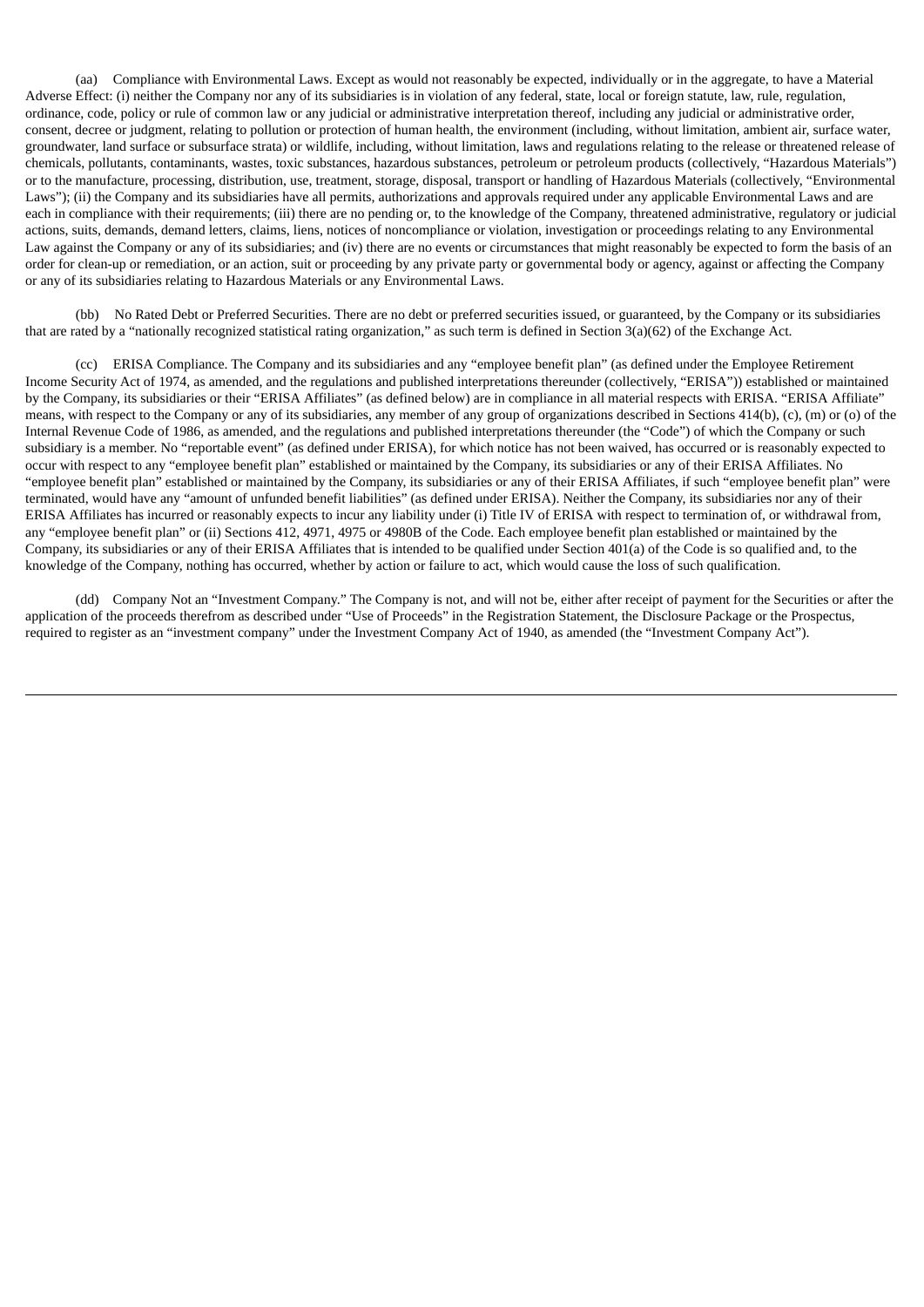(aa) Compliance with Environmental Laws. Except as would not reasonably be expected, individually or in the aggregate, to have a Material Adverse Effect: (i) neither the Company nor any of its subsidiaries is in violation of any federal, state, local or foreign statute, law, rule, regulation, ordinance, code, policy or rule of common law or any judicial or administrative interpretation thereof, including any judicial or administrative order, consent, decree or judgment, relating to pollution or protection of human health, the environment (including, without limitation, ambient air, surface water, groundwater, land surface or subsurface strata) or wildlife, including, without limitation, laws and regulations relating to the release or threatened release of chemicals, pollutants, contaminants, wastes, toxic substances, hazardous substances, petroleum or petroleum products (collectively, "Hazardous Materials") or to the manufacture, processing, distribution, use, treatment, storage, disposal, transport or handling of Hazardous Materials (collectively, "Environmental Laws"); (ii) the Company and its subsidiaries have all permits, authorizations and approvals required under any applicable Environmental Laws and are each in compliance with their requirements; (iii) there are no pending or, to the knowledge of the Company, threatened administrative, regulatory or judicial actions, suits, demands, demand letters, claims, liens, notices of noncompliance or violation, investigation or proceedings relating to any Environmental Law against the Company or any of its subsidiaries; and (iv) there are no events or circumstances that might reasonably be expected to form the basis of an order for clean-up or remediation, or an action, suit or proceeding by any private party or governmental body or agency, against or affecting the Company or any of its subsidiaries relating to Hazardous Materials or any Environmental Laws.

(bb) No Rated Debt or Preferred Securities. There are no debt or preferred securities issued, or guaranteed, by the Company or its subsidiaries that are rated by a "nationally recognized statistical rating organization," as such term is defined in Section 3(a)(62) of the Exchange Act.

(cc) ERISA Compliance. The Company and its subsidiaries and any "employee benefit plan" (as defined under the Employee Retirement Income Security Act of 1974, as amended, and the regulations and published interpretations thereunder (collectively, "ERISA")) established or maintained by the Company, its subsidiaries or their "ERISA Affiliates" (as defined below) are in compliance in all material respects with ERISA. "ERISA Affiliate" means, with respect to the Company or any of its subsidiaries, any member of any group of organizations described in Sections 414(b), (c), (m) or (o) of the Internal Revenue Code of 1986, as amended, and the regulations and published interpretations thereunder (the "Code") of which the Company or such subsidiary is a member. No "reportable event" (as defined under ERISA), for which notice has not been waived, has occurred or is reasonably expected to occur with respect to any "employee benefit plan" established or maintained by the Company, its subsidiaries or any of their ERISA Affiliates. No "employee benefit plan" established or maintained by the Company, its subsidiaries or any of their ERISA Affiliates, if such "employee benefit plan" were terminated, would have any "amount of unfunded benefit liabilities" (as defined under ERISA). Neither the Company, its subsidiaries nor any of their ERISA Affiliates has incurred or reasonably expects to incur any liability under (i) Title IV of ERISA with respect to termination of, or withdrawal from, any "employee benefit plan" or (ii) Sections 412, 4971, 4975 or 4980B of the Code. Each employee benefit plan established or maintained by the Company, its subsidiaries or any of their ERISA Affiliates that is intended to be qualified under Section 401(a) of the Code is so qualified and, to the knowledge of the Company, nothing has occurred, whether by action or failure to act, which would cause the loss of such qualification.

(dd) Company Not an "Investment Company." The Company is not, and will not be, either after receipt of payment for the Securities or after the application of the proceeds therefrom as described under "Use of Proceeds" in the Registration Statement, the Disclosure Package or the Prospectus, required to register as an "investment company" under the Investment Company Act of 1940, as amended (the "Investment Company Act").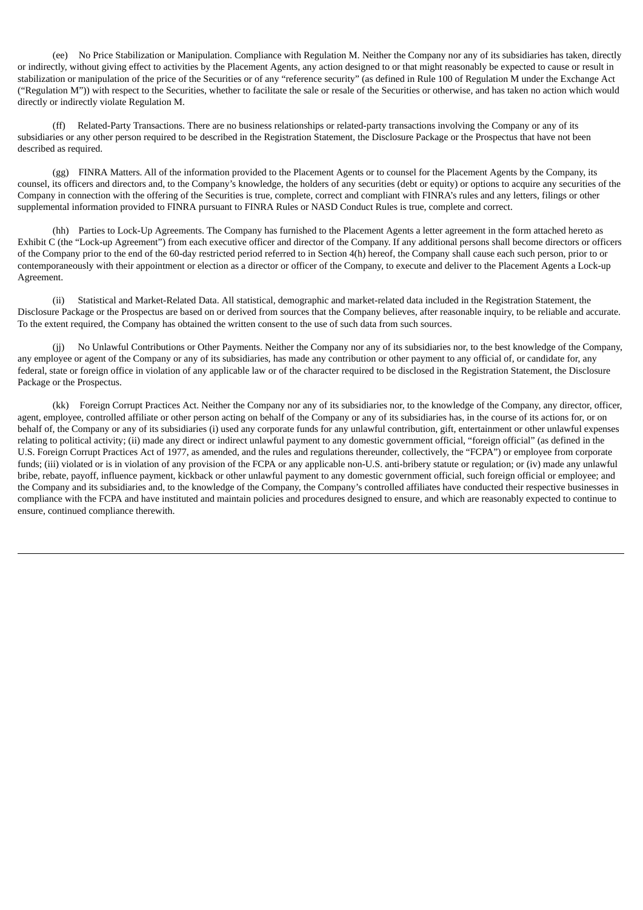(ee) No Price Stabilization or Manipulation. Compliance with Regulation M. Neither the Company nor any of its subsidiaries has taken, directly or indirectly, without giving effect to activities by the Placement Agents, any action designed to or that might reasonably be expected to cause or result in stabilization or manipulation of the price of the Securities or of any "reference security" (as defined in Rule 100 of Regulation M under the Exchange Act ("Regulation M")) with respect to the Securities, whether to facilitate the sale or resale of the Securities or otherwise, and has taken no action which would directly or indirectly violate Regulation M.

(ff) Related-Party Transactions. There are no business relationships or related-party transactions involving the Company or any of its subsidiaries or any other person required to be described in the Registration Statement, the Disclosure Package or the Prospectus that have not been described as required.

(gg) FINRA Matters. All of the information provided to the Placement Agents or to counsel for the Placement Agents by the Company, its counsel, its officers and directors and, to the Company's knowledge, the holders of any securities (debt or equity) or options to acquire any securities of the Company in connection with the offering of the Securities is true, complete, correct and compliant with FINRA's rules and any letters, filings or other supplemental information provided to FINRA pursuant to FINRA Rules or NASD Conduct Rules is true, complete and correct.

(hh) Parties to Lock-Up Agreements. The Company has furnished to the Placement Agents a letter agreement in the form attached hereto as Exhibit C (the "Lock-up Agreement") from each executive officer and director of the Company. If any additional persons shall become directors or officers of the Company prior to the end of the 60-day restricted period referred to in Section 4(h) hereof, the Company shall cause each such person, prior to or contemporaneously with their appointment or election as a director or officer of the Company, to execute and deliver to the Placement Agents a Lock-up Agreement.

(ii) Statistical and Market-Related Data. All statistical, demographic and market-related data included in the Registration Statement, the Disclosure Package or the Prospectus are based on or derived from sources that the Company believes, after reasonable inquiry, to be reliable and accurate. To the extent required, the Company has obtained the written consent to the use of such data from such sources.

(jj) No Unlawful Contributions or Other Payments. Neither the Company nor any of its subsidiaries nor, to the best knowledge of the Company, any employee or agent of the Company or any of its subsidiaries, has made any contribution or other payment to any official of, or candidate for, any federal, state or foreign office in violation of any applicable law or of the character required to be disclosed in the Registration Statement, the Disclosure Package or the Prospectus.

(kk) Foreign Corrupt Practices Act. Neither the Company nor any of its subsidiaries nor, to the knowledge of the Company, any director, officer, agent, employee, controlled affiliate or other person acting on behalf of the Company or any of its subsidiaries has, in the course of its actions for, or on behalf of, the Company or any of its subsidiaries (i) used any corporate funds for any unlawful contribution, gift, entertainment or other unlawful expenses relating to political activity; (ii) made any direct or indirect unlawful payment to any domestic government official, "foreign official" (as defined in the U.S. Foreign Corrupt Practices Act of 1977, as amended, and the rules and regulations thereunder, collectively, the "FCPA") or employee from corporate funds; (iii) violated or is in violation of any provision of the FCPA or any applicable non-U.S. anti-bribery statute or regulation; or (iv) made any unlawful bribe, rebate, payoff, influence payment, kickback or other unlawful payment to any domestic government official, such foreign official or employee; and the Company and its subsidiaries and, to the knowledge of the Company, the Company's controlled affiliates have conducted their respective businesses in compliance with the FCPA and have instituted and maintain policies and procedures designed to ensure, and which are reasonably expected to continue to ensure, continued compliance therewith.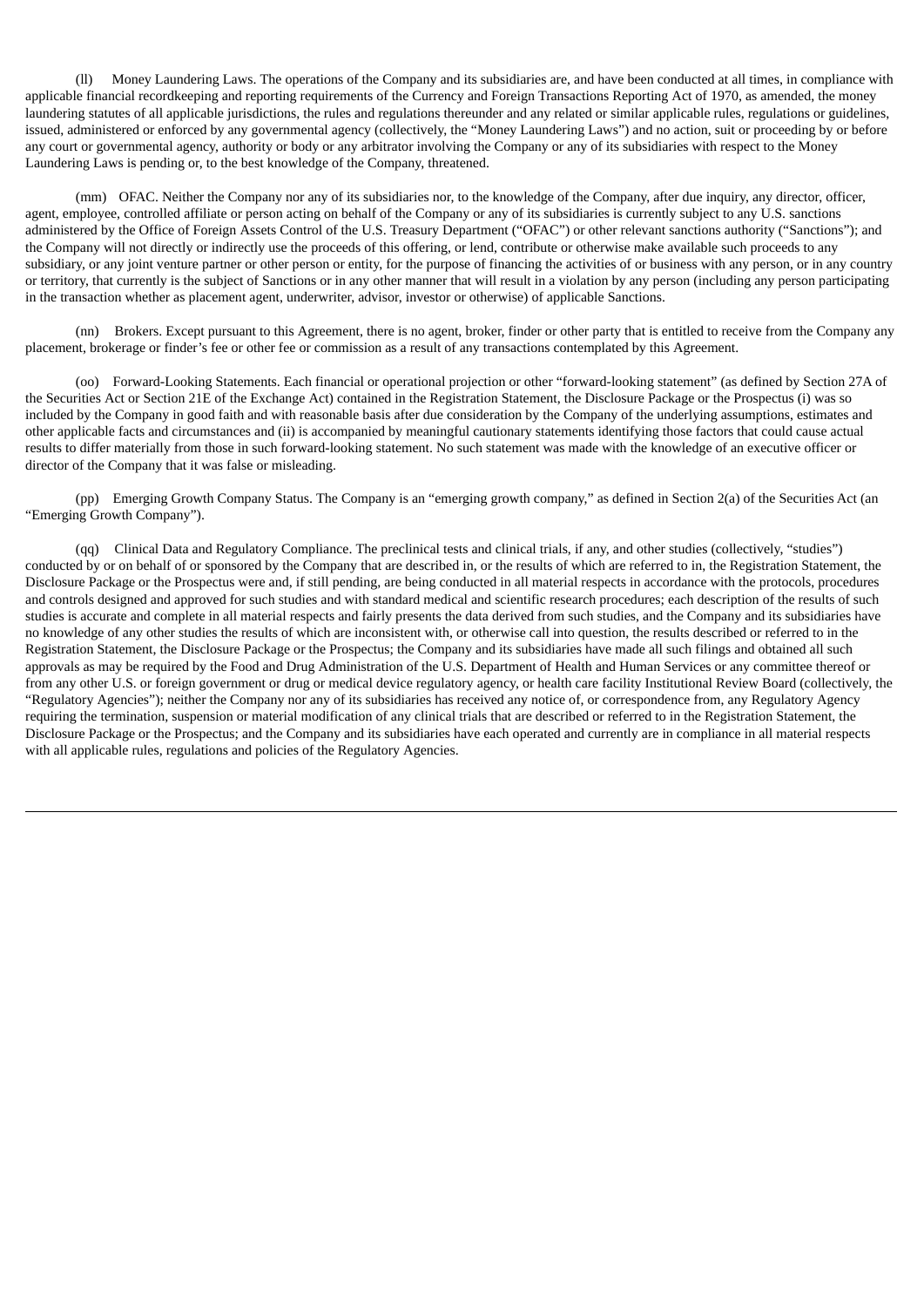(ll) Money Laundering Laws. The operations of the Company and its subsidiaries are, and have been conducted at all times, in compliance with applicable financial recordkeeping and reporting requirements of the Currency and Foreign Transactions Reporting Act of 1970, as amended, the money laundering statutes of all applicable jurisdictions, the rules and regulations thereunder and any related or similar applicable rules, regulations or guidelines, issued, administered or enforced by any governmental agency (collectively, the "Money Laundering Laws") and no action, suit or proceeding by or before any court or governmental agency, authority or body or any arbitrator involving the Company or any of its subsidiaries with respect to the Money Laundering Laws is pending or, to the best knowledge of the Company, threatened.

(mm) OFAC. Neither the Company nor any of its subsidiaries nor, to the knowledge of the Company, after due inquiry, any director, officer, agent, employee, controlled affiliate or person acting on behalf of the Company or any of its subsidiaries is currently subject to any U.S. sanctions administered by the Office of Foreign Assets Control of the U.S. Treasury Department ("OFAC") or other relevant sanctions authority ("Sanctions"); and the Company will not directly or indirectly use the proceeds of this offering, or lend, contribute or otherwise make available such proceeds to any subsidiary, or any joint venture partner or other person or entity, for the purpose of financing the activities of or business with any person, or in any country or territory, that currently is the subject of Sanctions or in any other manner that will result in a violation by any person (including any person participating in the transaction whether as placement agent, underwriter, advisor, investor or otherwise) of applicable Sanctions.

(nn) Brokers. Except pursuant to this Agreement, there is no agent, broker, finder or other party that is entitled to receive from the Company any placement, brokerage or finder's fee or other fee or commission as a result of any transactions contemplated by this Agreement.

(oo) Forward-Looking Statements. Each financial or operational projection or other "forward-looking statement" (as defined by Section 27A of the Securities Act or Section 21E of the Exchange Act) contained in the Registration Statement, the Disclosure Package or the Prospectus (i) was so included by the Company in good faith and with reasonable basis after due consideration by the Company of the underlying assumptions, estimates and other applicable facts and circumstances and (ii) is accompanied by meaningful cautionary statements identifying those factors that could cause actual results to differ materially from those in such forward-looking statement. No such statement was made with the knowledge of an executive officer or director of the Company that it was false or misleading.

(pp) Emerging Growth Company Status. The Company is an "emerging growth company," as defined in Section 2(a) of the Securities Act (an "Emerging Growth Company").

(qq) Clinical Data and Regulatory Compliance. The preclinical tests and clinical trials, if any, and other studies (collectively, "studies") conducted by or on behalf of or sponsored by the Company that are described in, or the results of which are referred to in, the Registration Statement, the Disclosure Package or the Prospectus were and, if still pending, are being conducted in all material respects in accordance with the protocols, procedures and controls designed and approved for such studies and with standard medical and scientific research procedures; each description of the results of such studies is accurate and complete in all material respects and fairly presents the data derived from such studies, and the Company and its subsidiaries have no knowledge of any other studies the results of which are inconsistent with, or otherwise call into question, the results described or referred to in the Registration Statement, the Disclosure Package or the Prospectus; the Company and its subsidiaries have made all such filings and obtained all such approvals as may be required by the Food and Drug Administration of the U.S. Department of Health and Human Services or any committee thereof or from any other U.S. or foreign government or drug or medical device regulatory agency, or health care facility Institutional Review Board (collectively, the "Regulatory Agencies"); neither the Company nor any of its subsidiaries has received any notice of, or correspondence from, any Regulatory Agency requiring the termination, suspension or material modification of any clinical trials that are described or referred to in the Registration Statement, the Disclosure Package or the Prospectus; and the Company and its subsidiaries have each operated and currently are in compliance in all material respects with all applicable rules, regulations and policies of the Regulatory Agencies.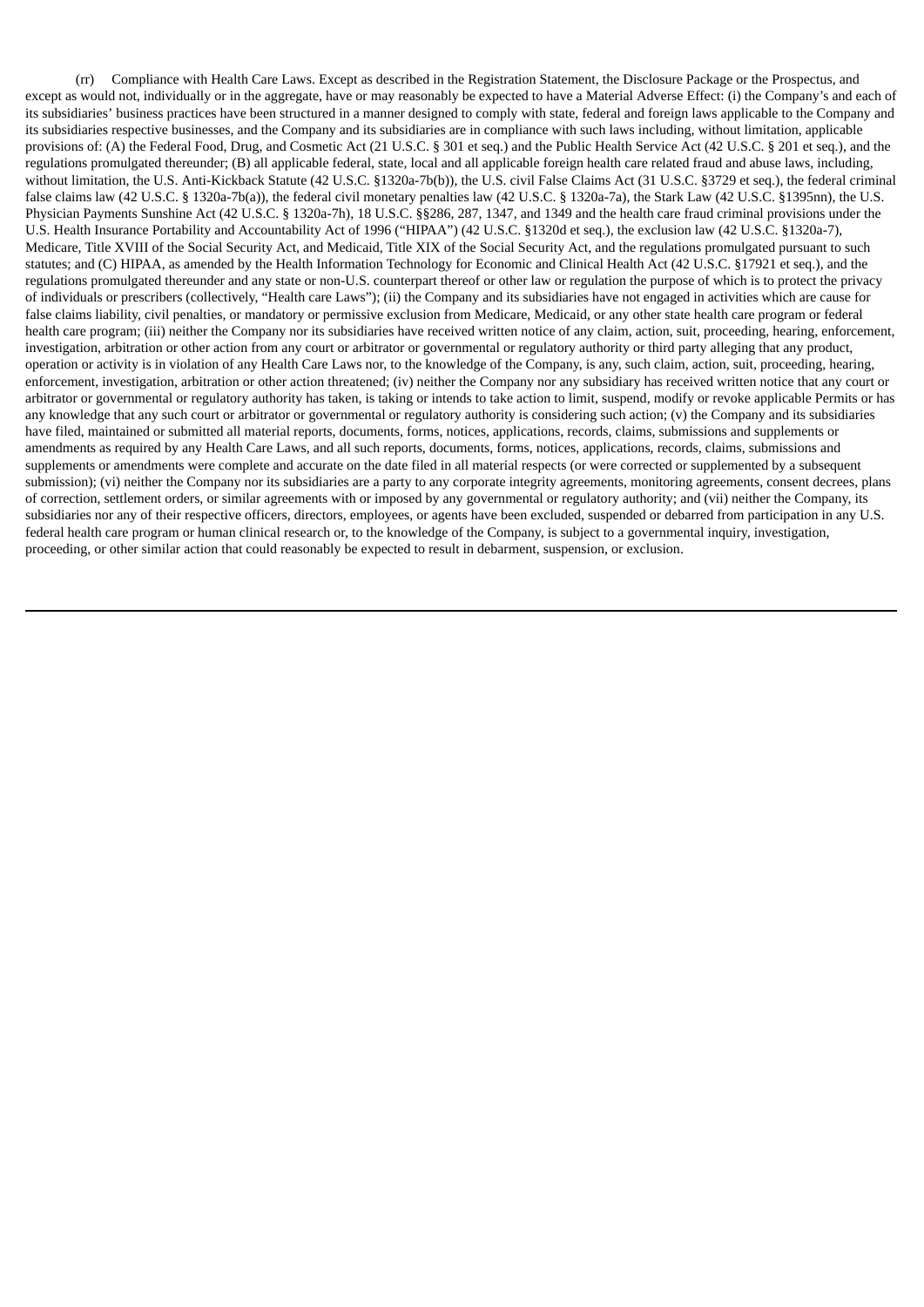(rr) Compliance with Health Care Laws. Except as described in the Registration Statement, the Disclosure Package or the Prospectus, and except as would not, individually or in the aggregate, have or may reasonably be expected to have a Material Adverse Effect: (i) the Company's and each of its subsidiaries' business practices have been structured in a manner designed to comply with state, federal and foreign laws applicable to the Company and its subsidiaries respective businesses, and the Company and its subsidiaries are in compliance with such laws including, without limitation, applicable provisions of: (A) the Federal Food, Drug, and Cosmetic Act (21 U.S.C. § 301 et seq.) and the Public Health Service Act (42 U.S.C. § 201 et seq.), and the regulations promulgated thereunder; (B) all applicable federal, state, local and all applicable foreign health care related fraud and abuse laws, including, without limitation, the U.S. Anti-Kickback Statute (42 U.S.C. §1320a-7b(b)), the U.S. civil False Claims Act (31 U.S.C. §3729 et seq.), the federal criminal false claims law (42 U.S.C. § 1320a-7b(a)), the federal civil monetary penalties law (42 U.S.C. § 1320a-7a), the Stark Law (42 U.S.C. §1395nn), the U.S. Physician Payments Sunshine Act (42 U.S.C. § 1320a-7h), 18 U.S.C. §§286, 287, 1347, and 1349 and the health care fraud criminal provisions under the U.S. Health Insurance Portability and Accountability Act of 1996 ("HIPAA") (42 U.S.C. §1320d et seq.), the exclusion law (42 U.S.C. §1320a-7), Medicare, Title XVIII of the Social Security Act, and Medicaid, Title XIX of the Social Security Act, and the regulations promulgated pursuant to such statutes; and (C) HIPAA, as amended by the Health Information Technology for Economic and Clinical Health Act (42 U.S.C. §17921 et seq.), and the regulations promulgated thereunder and any state or non-U.S. counterpart thereof or other law or regulation the purpose of which is to protect the privacy of individuals or prescribers (collectively, "Health care Laws"); (ii) the Company and its subsidiaries have not engaged in activities which are cause for false claims liability, civil penalties, or mandatory or permissive exclusion from Medicare, Medicaid, or any other state health care program or federal health care program; (iii) neither the Company nor its subsidiaries have received written notice of any claim, action, suit, proceeding, hearing, enforcement, investigation, arbitration or other action from any court or arbitrator or governmental or regulatory authority or third party alleging that any product, operation or activity is in violation of any Health Care Laws nor, to the knowledge of the Company, is any, such claim, action, suit, proceeding, hearing, enforcement, investigation, arbitration or other action threatened; (iv) neither the Company nor any subsidiary has received written notice that any court or arbitrator or governmental or regulatory authority has taken, is taking or intends to take action to limit, suspend, modify or revoke applicable Permits or has any knowledge that any such court or arbitrator or governmental or regulatory authority is considering such action; (v) the Company and its subsidiaries have filed, maintained or submitted all material reports, documents, forms, notices, applications, records, claims, submissions and supplements or amendments as required by any Health Care Laws, and all such reports, documents, forms, notices, applications, records, claims, submissions and supplements or amendments were complete and accurate on the date filed in all material respects (or were corrected or supplemented by a subsequent submission); (vi) neither the Company nor its subsidiaries are a party to any corporate integrity agreements, monitoring agreements, consent decrees, plans of correction, settlement orders, or similar agreements with or imposed by any governmental or regulatory authority; and (vii) neither the Company, its subsidiaries nor any of their respective officers, directors, employees, or agents have been excluded, suspended or debarred from participation in any U.S. federal health care program or human clinical research or, to the knowledge of the Company, is subject to a governmental inquiry, investigation, proceeding, or other similar action that could reasonably be expected to result in debarment, suspension, or exclusion.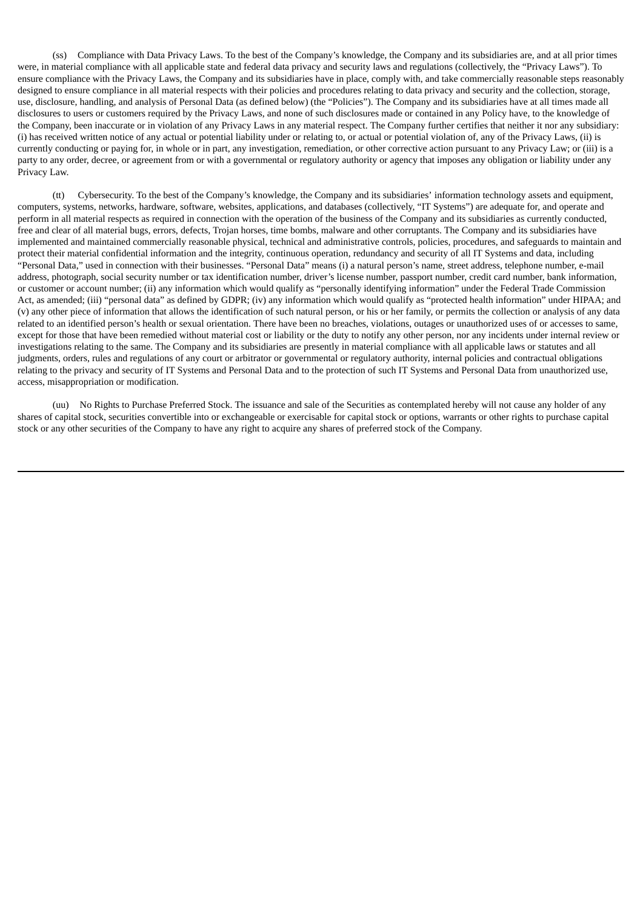(ss) Compliance with Data Privacy Laws. To the best of the Company's knowledge, the Company and its subsidiaries are, and at all prior times were, in material compliance with all applicable state and federal data privacy and security laws and regulations (collectively, the "Privacy Laws"). To ensure compliance with the Privacy Laws, the Company and its subsidiaries have in place, comply with, and take commercially reasonable steps reasonably designed to ensure compliance in all material respects with their policies and procedures relating to data privacy and security and the collection, storage, use, disclosure, handling, and analysis of Personal Data (as defined below) (the "Policies"). The Company and its subsidiaries have at all times made all disclosures to users or customers required by the Privacy Laws, and none of such disclosures made or contained in any Policy have, to the knowledge of the Company, been inaccurate or in violation of any Privacy Laws in any material respect. The Company further certifies that neither it nor any subsidiary: (i) has received written notice of any actual or potential liability under or relating to, or actual or potential violation of, any of the Privacy Laws, (ii) is currently conducting or paying for, in whole or in part, any investigation, remediation, or other corrective action pursuant to any Privacy Law; or (iii) is a party to any order, decree, or agreement from or with a governmental or regulatory authority or agency that imposes any obligation or liability under any Privacy Law.

(tt) Cybersecurity. To the best of the Company's knowledge, the Company and its subsidiaries' information technology assets and equipment, computers, systems, networks, hardware, software, websites, applications, and databases (collectively, "IT Systems") are adequate for, and operate and perform in all material respects as required in connection with the operation of the business of the Company and its subsidiaries as currently conducted, free and clear of all material bugs, errors, defects, Trojan horses, time bombs, malware and other corruptants. The Company and its subsidiaries have implemented and maintained commercially reasonable physical, technical and administrative controls, policies, procedures, and safeguards to maintain and protect their material confidential information and the integrity, continuous operation, redundancy and security of all IT Systems and data, including "Personal Data," used in connection with their businesses. "Personal Data" means (i) a natural person's name, street address, telephone number, e-mail address, photograph, social security number or tax identification number, driver's license number, passport number, credit card number, bank information, or customer or account number; (ii) any information which would qualify as "personally identifying information" under the Federal Trade Commission Act, as amended; (iii) "personal data" as defined by GDPR; (iv) any information which would qualify as "protected health information" under HIPAA; and (v) any other piece of information that allows the identification of such natural person, or his or her family, or permits the collection or analysis of any data related to an identified person's health or sexual orientation. There have been no breaches, violations, outages or unauthorized uses of or accesses to same, except for those that have been remedied without material cost or liability or the duty to notify any other person, nor any incidents under internal review or investigations relating to the same. The Company and its subsidiaries are presently in material compliance with all applicable laws or statutes and all judgments, orders, rules and regulations of any court or arbitrator or governmental or regulatory authority, internal policies and contractual obligations relating to the privacy and security of IT Systems and Personal Data and to the protection of such IT Systems and Personal Data from unauthorized use, access, misappropriation or modification.

(uu) No Rights to Purchase Preferred Stock. The issuance and sale of the Securities as contemplated hereby will not cause any holder of any shares of capital stock, securities convertible into or exchangeable or exercisable for capital stock or options, warrants or other rights to purchase capital stock or any other securities of the Company to have any right to acquire any shares of preferred stock of the Company.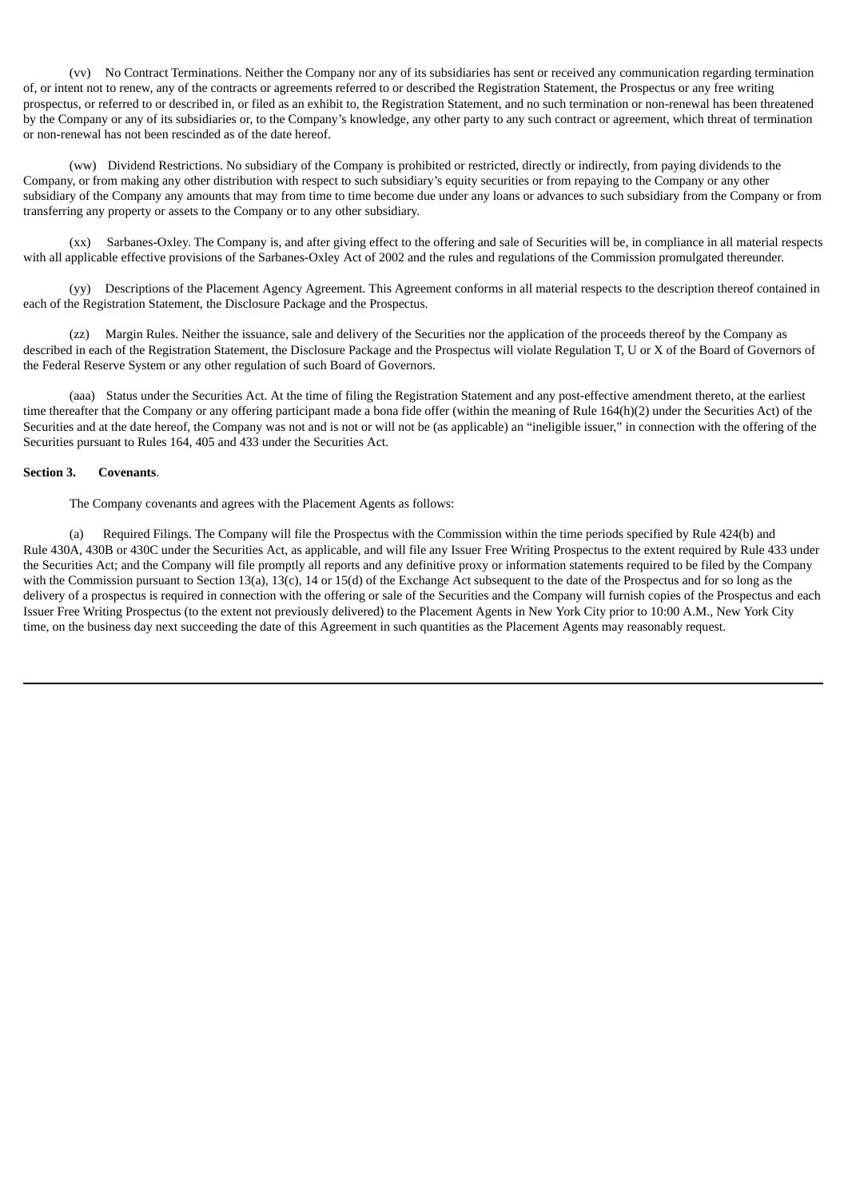(vv) No Contract Terminations. Neither the Company nor any of its subsidiaries has sent or received any communication regarding termination of, or intent not to renew, any of the contracts or agreements referred to or described the Registration Statement, the Prospectus or any free writing prospectus, or referred to or described in, or filed as an exhibit to, the Registration Statement, and no such termination or non-renewal has been threatened by the Company or any of its subsidiaries or, to the Company's knowledge, any other party to any such contract or agreement, which threat of termination or non-renewal has not been rescinded as of the date hereof.

(ww) Dividend Restrictions. No subsidiary of the Company is prohibited or restricted, directly or indirectly, from paying dividends to the Company, or from making any other distribution with respect to such subsidiary's equity securities or from repaying to the Company or any other subsidiary of the Company any amounts that may from time to time become due under any loans or advances to such subsidiary from the Company or from transferring any property or assets to the Company or to any other subsidiary.

(xx) Sarbanes-Oxley. The Company is, and after giving effect to the offering and sale of Securities will be, in compliance in all material respects with all applicable effective provisions of the Sarbanes-Oxley Act of 2002 and the rules and regulations of the Commission promulgated thereunder.

(yy) Descriptions of the Placement Agency Agreement. This Agreement conforms in all material respects to the description thereof contained in each of the Registration Statement, the Disclosure Package and the Prospectus.

(zz) Margin Rules. Neither the issuance, sale and delivery of the Securities nor the application of the proceeds thereof by the Company as described in each of the Registration Statement, the Disclosure Package and the Prospectus will violate Regulation T, U or X of the Board of Governors of the Federal Reserve System or any other regulation of such Board of Governors.

(aaa) Status under the Securities Act. At the time of filing the Registration Statement and any post-effective amendment thereto, at the earliest time thereafter that the Company or any offering participant made a bona fide offer (within the meaning of Rule 164(h)(2) under the Securities Act) of the Securities and at the date hereof, the Company was not and is not or will not be (as applicable) an "ineligible issuer," in connection with the offering of the Securities pursuant to Rules 164, 405 and 433 under the Securities Act.

**Section 3. Covenants**.

The Company covenants and agrees with the Placement Agents as follows:

(a) Required Filings. The Company will file the Prospectus with the Commission within the time periods specified by Rule 424(b) and Rule 430A, 430B or 430C under the Securities Act, as applicable, and will file any Issuer Free Writing Prospectus to the extent required by Rule 433 under the Securities Act; and the Company will file promptly all reports and any definitive proxy or information statements required to be filed by the Company with the Commission pursuant to Section 13(a), 13(c), 14 or 15(d) of the Exchange Act subsequent to the date of the Prospectus and for so long as the delivery of a prospectus is required in connection with the offering or sale of the Securities and the Company will furnish copies of the Prospectus and each Issuer Free Writing Prospectus (to the extent not previously delivered) to the Placement Agents in New York City prior to 10:00 A.M., New York City time, on the business day next succeeding the date of this Agreement in such quantities as the Placement Agents may reasonably request.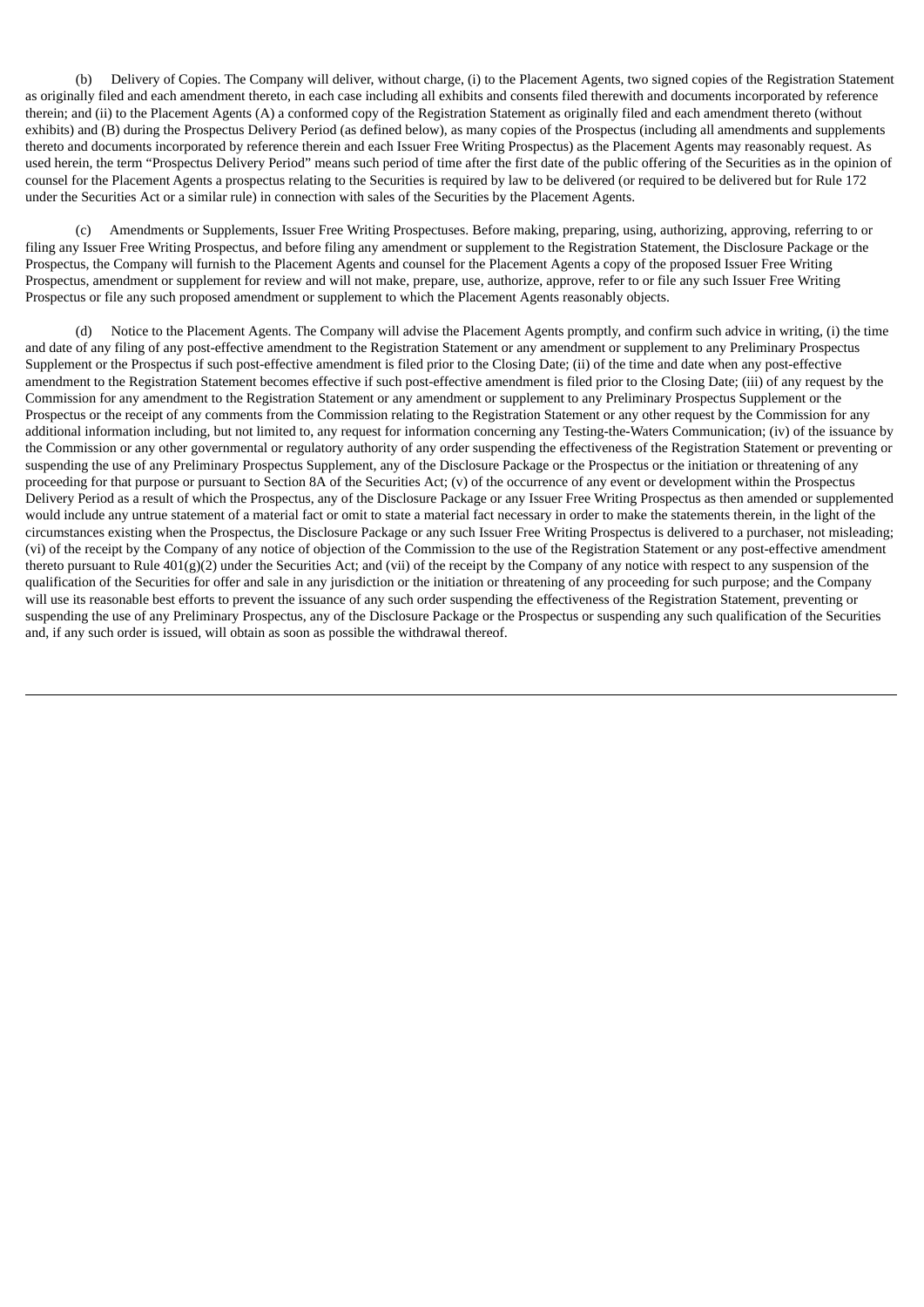(b) Delivery of Copies. The Company will deliver, without charge, (i) to the Placement Agents, two signed copies of the Registration Statement as originally filed and each amendment thereto, in each case including all exhibits and consents filed therewith and documents incorporated by reference therein; and (ii) to the Placement Agents (A) a conformed copy of the Registration Statement as originally filed and each amendment thereto (without exhibits) and (B) during the Prospectus Delivery Period (as defined below), as many copies of the Prospectus (including all amendments and supplements thereto and documents incorporated by reference therein and each Issuer Free Writing Prospectus) as the Placement Agents may reasonably request. As used herein, the term "Prospectus Delivery Period" means such period of time after the first date of the public offering of the Securities as in the opinion of counsel for the Placement Agents a prospectus relating to the Securities is required by law to be delivered (or required to be delivered but for Rule 172 under the Securities Act or a similar rule) in connection with sales of the Securities by the Placement Agents.

(c) Amendments or Supplements, Issuer Free Writing Prospectuses. Before making, preparing, using, authorizing, approving, referring to or filing any Issuer Free Writing Prospectus, and before filing any amendment or supplement to the Registration Statement, the Disclosure Package or the Prospectus, the Company will furnish to the Placement Agents and counsel for the Placement Agents a copy of the proposed Issuer Free Writing Prospectus, amendment or supplement for review and will not make, prepare, use, authorize, approve, refer to or file any such Issuer Free Writing Prospectus or file any such proposed amendment or supplement to which the Placement Agents reasonably objects.

(d) Notice to the Placement Agents. The Company will advise the Placement Agents promptly, and confirm such advice in writing, (i) the time and date of any filing of any post-effective amendment to the Registration Statement or any amendment or supplement to any Preliminary Prospectus Supplement or the Prospectus if such post-effective amendment is filed prior to the Closing Date; (ii) of the time and date when any post-effective amendment to the Registration Statement becomes effective if such post-effective amendment is filed prior to the Closing Date; (iii) of any request by the Commission for any amendment to the Registration Statement or any amendment or supplement to any Preliminary Prospectus Supplement or the Prospectus or the receipt of any comments from the Commission relating to the Registration Statement or any other request by the Commission for any additional information including, but not limited to, any request for information concerning any Testing-the-Waters Communication; (iv) of the issuance by the Commission or any other governmental or regulatory authority of any order suspending the effectiveness of the Registration Statement or preventing or suspending the use of any Preliminary Prospectus Supplement, any of the Disclosure Package or the Prospectus or the initiation or threatening of any proceeding for that purpose or pursuant to Section 8A of the Securities Act; (v) of the occurrence of any event or development within the Prospectus Delivery Period as a result of which the Prospectus, any of the Disclosure Package or any Issuer Free Writing Prospectus as then amended or supplemented would include any untrue statement of a material fact or omit to state a material fact necessary in order to make the statements therein, in the light of the circumstances existing when the Prospectus, the Disclosure Package or any such Issuer Free Writing Prospectus is delivered to a purchaser, not misleading; (vi) of the receipt by the Company of any notice of objection of the Commission to the use of the Registration Statement or any post-effective amendment thereto pursuant to Rule 401(g)(2) under the Securities Act; and (vii) of the receipt by the Company of any notice with respect to any suspension of the qualification of the Securities for offer and sale in any jurisdiction or the initiation or threatening of any proceeding for such purpose; and the Company will use its reasonable best efforts to prevent the issuance of any such order suspending the effectiveness of the Registration Statement, preventing or suspending the use of any Preliminary Prospectus, any of the Disclosure Package or the Prospectus or suspending any such qualification of the Securities and, if any such order is issued, will obtain as soon as possible the withdrawal thereof.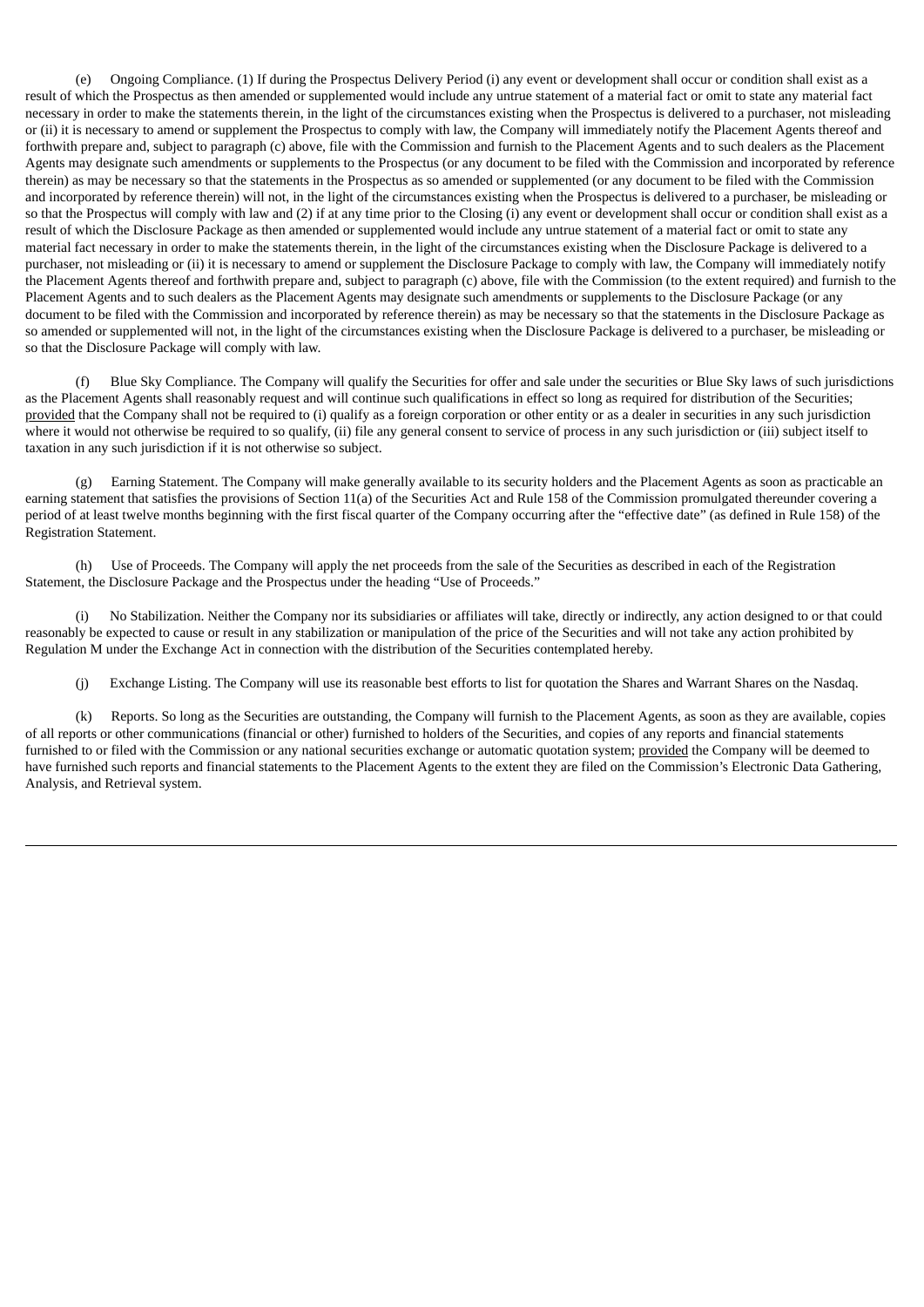(e) Ongoing Compliance. (1) If during the Prospectus Delivery Period (i) any event or development shall occur or condition shall exist as a result of which the Prospectus as then amended or supplemented would include any untrue statement of a material fact or omit to state any material fact necessary in order to make the statements therein, in the light of the circumstances existing when the Prospectus is delivered to a purchaser, not misleading or (ii) it is necessary to amend or supplement the Prospectus to comply with law, the Company will immediately notify the Placement Agents thereof and forthwith prepare and, subject to paragraph (c) above, file with the Commission and furnish to the Placement Agents and to such dealers as the Placement Agents may designate such amendments or supplements to the Prospectus (or any document to be filed with the Commission and incorporated by reference therein) as may be necessary so that the statements in the Prospectus as so amended or supplemented (or any document to be filed with the Commission and incorporated by reference therein) will not, in the light of the circumstances existing when the Prospectus is delivered to a purchaser, be misleading or so that the Prospectus will comply with law and (2) if at any time prior to the Closing (i) any event or development shall occur or condition shall exist as a result of which the Disclosure Package as then amended or supplemented would include any untrue statement of a material fact or omit to state any material fact necessary in order to make the statements therein, in the light of the circumstances existing when the Disclosure Package is delivered to a purchaser, not misleading or (ii) it is necessary to amend or supplement the Disclosure Package to comply with law, the Company will immediately notify the Placement Agents thereof and forthwith prepare and, subject to paragraph (c) above, file with the Commission (to the extent required) and furnish to the Placement Agents and to such dealers as the Placement Agents may designate such amendments or supplements to the Disclosure Package (or any document to be filed with the Commission and incorporated by reference therein) as may be necessary so that the statements in the Disclosure Package as so amended or supplemented will not, in the light of the circumstances existing when the Disclosure Package is delivered to a purchaser, be misleading or so that the Disclosure Package will comply with law.

(f) Blue Sky Compliance. The Company will qualify the Securities for offer and sale under the securities or Blue Sky laws of such jurisdictions as the Placement Agents shall reasonably request and will continue such qualifications in effect so long as required for distribution of the Securities; provided that the Company shall not be required to (i) qualify as a foreign corporation or other entity or as a dealer in securities in any such jurisdiction where it would not otherwise be required to so qualify, (ii) file any general consent to service of process in any such jurisdiction or (iii) subject itself to taxation in any such jurisdiction if it is not otherwise so subject.

(g) Earning Statement. The Company will make generally available to its security holders and the Placement Agents as soon as practicable an earning statement that satisfies the provisions of Section 11(a) of the Securities Act and Rule 158 of the Commission promulgated thereunder covering a period of at least twelve months beginning with the first fiscal quarter of the Company occurring after the "effective date" (as defined in Rule 158) of the Registration Statement.

(h) Use of Proceeds. The Company will apply the net proceeds from the sale of the Securities as described in each of the Registration Statement, the Disclosure Package and the Prospectus under the heading "Use of Proceeds."

(i) No Stabilization. Neither the Company nor its subsidiaries or affiliates will take, directly or indirectly, any action designed to or that could reasonably be expected to cause or result in any stabilization or manipulation of the price of the Securities and will not take any action prohibited by Regulation M under the Exchange Act in connection with the distribution of the Securities contemplated hereby.

(j) Exchange Listing. The Company will use its reasonable best efforts to list for quotation the Shares and Warrant Shares on the Nasdaq.

(k) Reports. So long as the Securities are outstanding, the Company will furnish to the Placement Agents, as soon as they are available, copies of all reports or other communications (financial or other) furnished to holders of the Securities, and copies of any reports and financial statements furnished to or filed with the Commission or any national securities exchange or automatic quotation system; provided the Company will be deemed to have furnished such reports and financial statements to the Placement Agents to the extent they are filed on the Commission's Electronic Data Gathering, Analysis, and Retrieval system.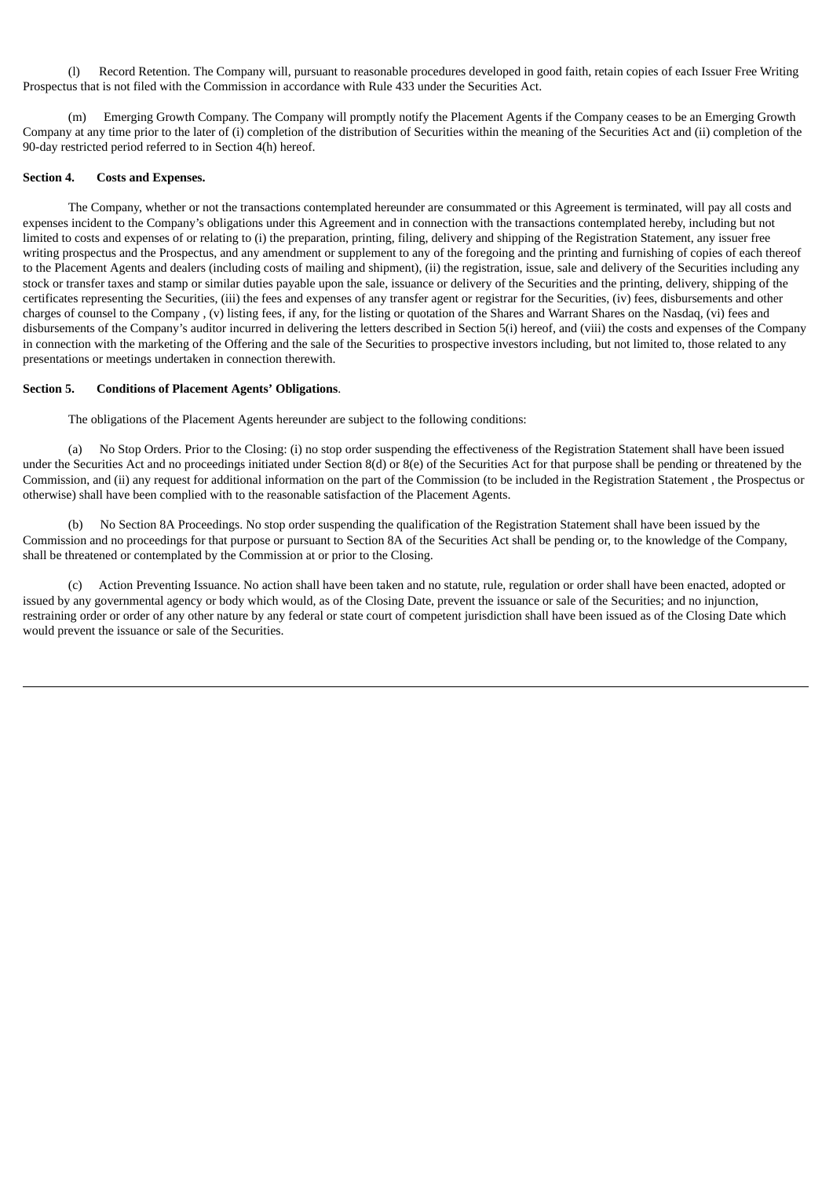(l) Record Retention. The Company will, pursuant to reasonable procedures developed in good faith, retain copies of each Issuer Free Writing Prospectus that is not filed with the Commission in accordance with Rule 433 under the Securities Act.

(m) Emerging Growth Company. The Company will promptly notify the Placement Agents if the Company ceases to be an Emerging Growth Company at any time prior to the later of (i) completion of the distribution of Securities within the meaning of the Securities Act and (ii) completion of the 90-day restricted period referred to in Section 4(h) hereof.

**Section 4. Costs and Expenses.**

The Company, whether or not the transactions contemplated hereunder are consummated or this Agreement is terminated, will pay all costs and expenses incident to the Company's obligations under this Agreement and in connection with the transactions contemplated hereby, including but not limited to costs and expenses of or relating to (i) the preparation, printing, filing, delivery and shipping of the Registration Statement, any issuer free writing prospectus and the Prospectus, and any amendment or supplement to any of the foregoing and the printing and furnishing of copies of each thereof to the Placement Agents and dealers (including costs of mailing and shipment), (ii) the registration, issue, sale and delivery of the Securities including any stock or transfer taxes and stamp or similar duties payable upon the sale, issuance or delivery of the Securities and the printing, delivery, shipping of the certificates representing the Securities, (iii) the fees and expenses of any transfer agent or registrar for the Securities, (iv) fees, disbursements and other charges of counsel to the Company , (v) listing fees, if any, for the listing or quotation of the Shares and Warrant Shares on the Nasdaq, (vi) fees and disbursements of the Company's auditor incurred in delivering the letters described in Section 5(i) hereof, and (viii) the costs and expenses of the Company in connection with the marketing of the Offering and the sale of the Securities to prospective investors including, but not limited to, those related to any presentations or meetings undertaken in connection therewith.

**Section 5. Conditions of Placement Agents' Obligations**.

The obligations of the Placement Agents hereunder are subject to the following conditions:

(a) No Stop Orders. Prior to the Closing: (i) no stop order suspending the effectiveness of the Registration Statement shall have been issued under the Securities Act and no proceedings initiated under Section 8(d) or 8(e) of the Securities Act for that purpose shall be pending or threatened by the Commission, and (ii) any request for additional information on the part of the Commission (to be included in the Registration Statement , the Prospectus or otherwise) shall have been complied with to the reasonable satisfaction of the Placement Agents.

(b) No Section 8A Proceedings. No stop order suspending the qualification of the Registration Statement shall have been issued by the Commission and no proceedings for that purpose or pursuant to Section 8A of the Securities Act shall be pending or, to the knowledge of the Company, shall be threatened or contemplated by the Commission at or prior to the Closing.

(c) Action Preventing Issuance. No action shall have been taken and no statute, rule, regulation or order shall have been enacted, adopted or issued by any governmental agency or body which would, as of the Closing Date, prevent the issuance or sale of the Securities; and no injunction, restraining order or order of any other nature by any federal or state court of competent jurisdiction shall have been issued as of the Closing Date which would prevent the issuance or sale of the Securities.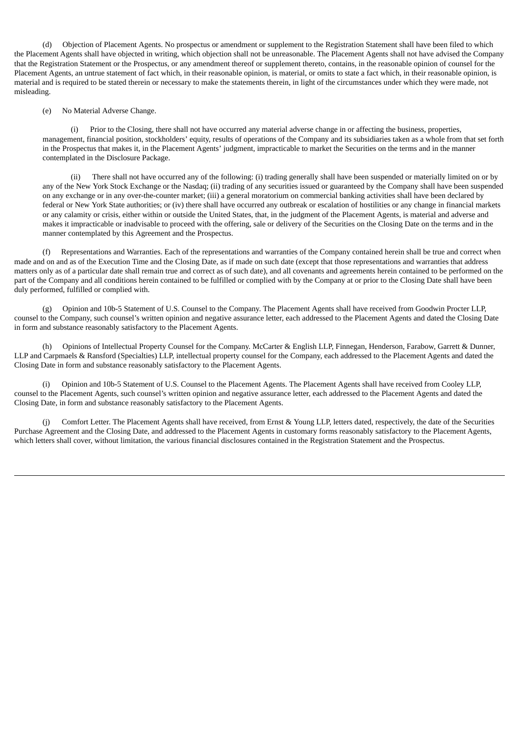(d) Objection of Placement Agents. No prospectus or amendment or supplement to the Registration Statement shall have been filed to which the Placement Agents shall have objected in writing, which objection shall not be unreasonable. The Placement Agents shall not have advised the Company that the Registration Statement or the Prospectus, or any amendment thereof or supplement thereto, contains, in the reasonable opinion of counsel for the Placement Agents, an untrue statement of fact which, in their reasonable opinion, is material, or omits to state a fact which, in their reasonable opinion, is material and is required to be stated therein or necessary to make the statements therein, in light of the circumstances under which they were made, not misleading.

(e) No Material Adverse Change.

(i) Prior to the Closing, there shall not have occurred any material adverse change in or affecting the business, properties, management, financial position, stockholders' equity, results of operations of the Company and its subsidiaries taken as a whole from that set forth in the Prospectus that makes it, in the Placement Agents' judgment, impracticable to market the Securities on the terms and in the manner contemplated in the Disclosure Package.

(ii) There shall not have occurred any of the following: (i) trading generally shall have been suspended or materially limited on or by any of the New York Stock Exchange or the Nasdaq; (ii) trading of any securities issued or guaranteed by the Company shall have been suspended on any exchange or in any over-the-counter market; (iii) a general moratorium on commercial banking activities shall have been declared by federal or New York State authorities; or (iv) there shall have occurred any outbreak or escalation of hostilities or any change in financial markets or any calamity or crisis, either within or outside the United States, that, in the judgment of the Placement Agents, is material and adverse and makes it impracticable or inadvisable to proceed with the offering, sale or delivery of the Securities on the Closing Date on the terms and in the manner contemplated by this Agreement and the Prospectus.

(f) Representations and Warranties. Each of the representations and warranties of the Company contained herein shall be true and correct when made and on and as of the Execution Time and the Closing Date, as if made on such date (except that those representations and warranties that address matters only as of a particular date shall remain true and correct as of such date), and all covenants and agreements herein contained to be performed on the part of the Company and all conditions herein contained to be fulfilled or complied with by the Company at or prior to the Closing Date shall have been duly performed, fulfilled or complied with.

(g) Opinion and 10b-5 Statement of U.S. Counsel to the Company. The Placement Agents shall have received from Goodwin Procter LLP, counsel to the Company, such counsel's written opinion and negative assurance letter, each addressed to the Placement Agents and dated the Closing Date in form and substance reasonably satisfactory to the Placement Agents.

(h) Opinions of Intellectual Property Counsel for the Company. McCarter & English LLP, Finnegan, Henderson, Farabow, Garrett & Dunner, LLP and Carpmaels & Ransford (Specialties) LLP, intellectual property counsel for the Company, each addressed to the Placement Agents and dated the Closing Date in form and substance reasonably satisfactory to the Placement Agents.

(i) Opinion and 10b-5 Statement of U.S. Counsel to the Placement Agents. The Placement Agents shall have received from Cooley LLP, counsel to the Placement Agents, such counsel's written opinion and negative assurance letter, each addressed to the Placement Agents and dated the Closing Date, in form and substance reasonably satisfactory to the Placement Agents.

(j) Comfort Letter. The Placement Agents shall have received, from Ernst & Young LLP, letters dated, respectively, the date of the Securities Purchase Agreement and the Closing Date, and addressed to the Placement Agents in customary forms reasonably satisfactory to the Placement Agents, which letters shall cover, without limitation, the various financial disclosures contained in the Registration Statement and the Prospectus.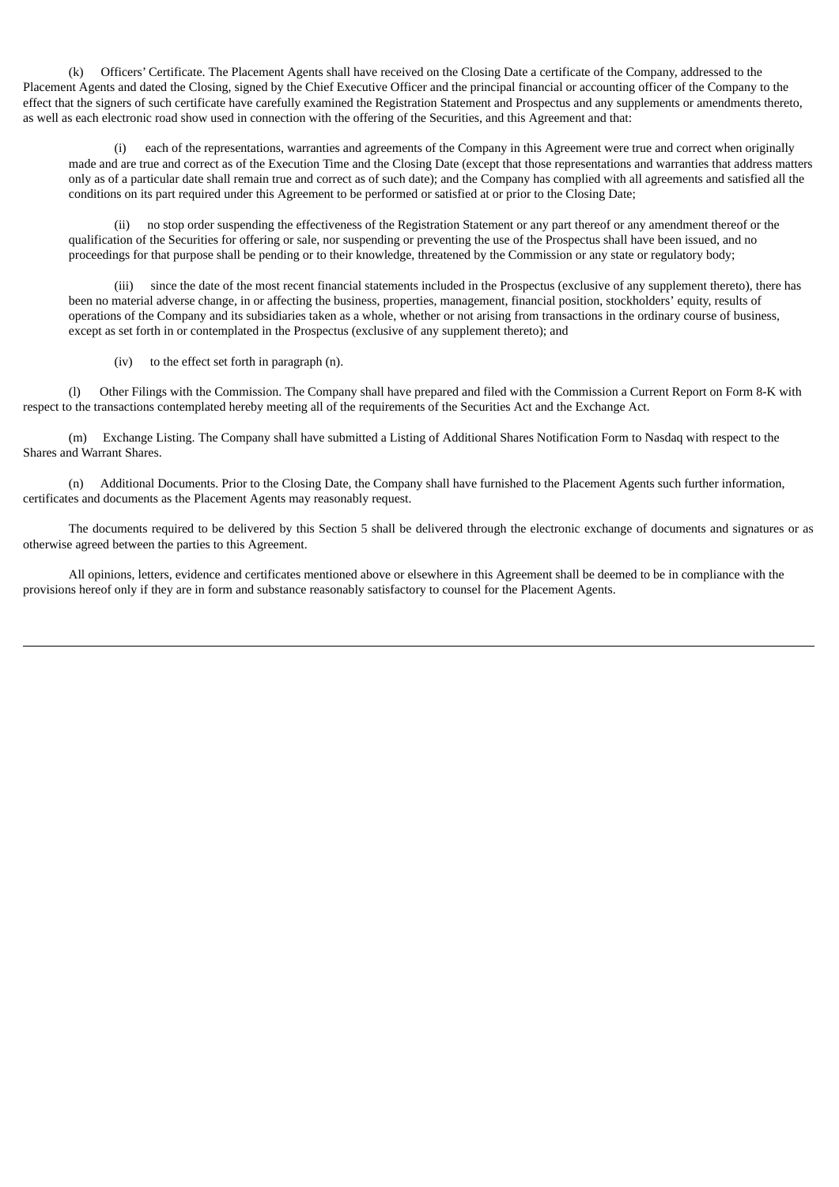(k) Officers' Certificate. The Placement Agents shall have received on the Closing Date a certificate of the Company, addressed to the Placement Agents and dated the Closing, signed by the Chief Executive Officer and the principal financial or accounting officer of the Company to the effect that the signers of such certificate have carefully examined the Registration Statement and Prospectus and any supplements or amendments thereto, as well as each electronic road show used in connection with the offering of the Securities, and this Agreement and that:

(i) each of the representations, warranties and agreements of the Company in this Agreement were true and correct when originally made and are true and correct as of the Execution Time and the Closing Date (except that those representations and warranties that address matters only as of a particular date shall remain true and correct as of such date); and the Company has complied with all agreements and satisfied all the conditions on its part required under this Agreement to be performed or satisfied at or prior to the Closing Date;

(ii) no stop order suspending the effectiveness of the Registration Statement or any part thereof or any amendment thereof or the qualification of the Securities for offering or sale, nor suspending or preventing the use of the Prospectus shall have been issued, and no proceedings for that purpose shall be pending or to their knowledge, threatened by the Commission or any state or regulatory body;

(iii) since the date of the most recent financial statements included in the Prospectus (exclusive of any supplement thereto), there has been no material adverse change, in or affecting the business, properties, management, financial position, stockholders' equity, results of operations of the Company and its subsidiaries taken as a whole, whether or not arising from transactions in the ordinary course of business, except as set forth in or contemplated in the Prospectus (exclusive of any supplement thereto); and

(iv) to the effect set forth in paragraph (n).

(l) Other Filings with the Commission. The Company shall have prepared and filed with the Commission a Current Report on Form 8-K with respect to the transactions contemplated hereby meeting all of the requirements of the Securities Act and the Exchange Act.

(m) Exchange Listing. The Company shall have submitted a Listing of Additional Shares Notification Form to Nasdaq with respect to the Shares and Warrant Shares.

(n) Additional Documents. Prior to the Closing Date, the Company shall have furnished to the Placement Agents such further information, certificates and documents as the Placement Agents may reasonably request.

The documents required to be delivered by this Section 5 shall be delivered through the electronic exchange of documents and signatures or as otherwise agreed between the parties to this Agreement.

All opinions, letters, evidence and certificates mentioned above or elsewhere in this Agreement shall be deemed to be in compliance with the provisions hereof only if they are in form and substance reasonably satisfactory to counsel for the Placement Agents.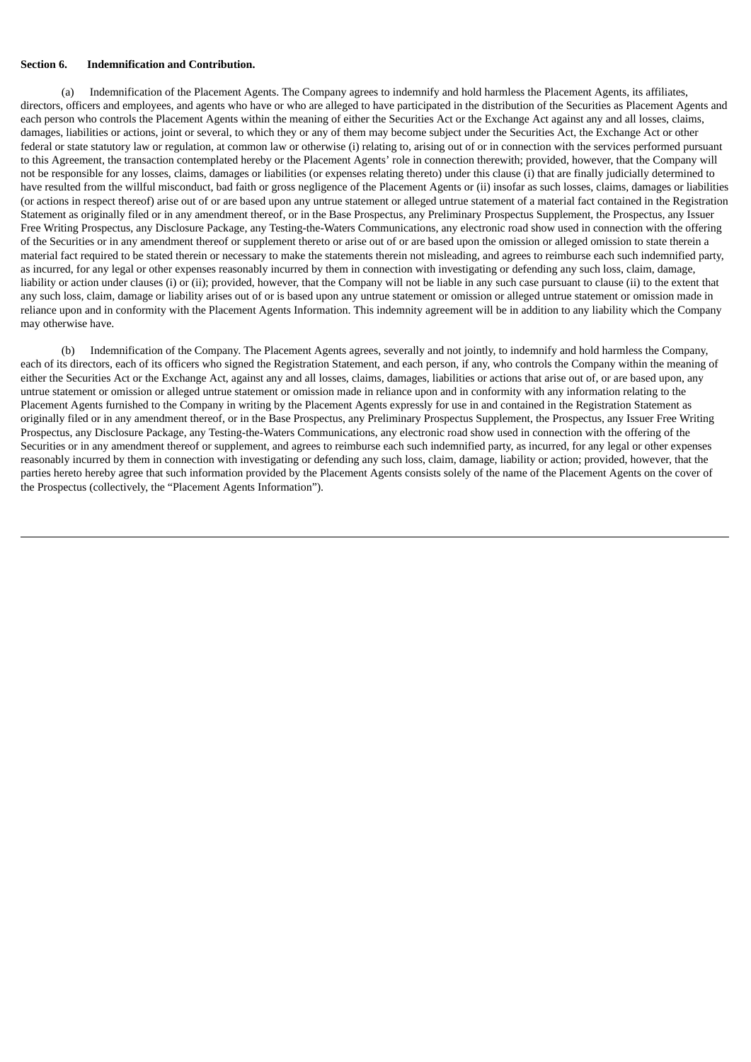**Section 6. Indemnification and Contribution.**

(a) Indemnification of the Placement Agents. The Company agrees to indemnify and hold harmless the Placement Agents, its affiliates, directors, officers and employees, and agents who have or who are alleged to have participated in the distribution of the Securities as Placement Agents and each person who controls the Placement Agents within the meaning of either the Securities Act or the Exchange Act against any and all losses, claims, damages, liabilities or actions, joint or several, to which they or any of them may become subject under the Securities Act, the Exchange Act or other federal or state statutory law or regulation, at common law or otherwise (i) relating to, arising out of or in connection with the services performed pursuant to this Agreement, the transaction contemplated hereby or the Placement Agents' role in connection therewith; provided, however, that the Company will not be responsible for any losses, claims, damages or liabilities (or expenses relating thereto) under this clause (i) that are finally judicially determined to have resulted from the willful misconduct, bad faith or gross negligence of the Placement Agents or (ii) insofar as such losses, claims, damages or liabilities (or actions in respect thereof) arise out of or are based upon any untrue statement or alleged untrue statement of a material fact contained in the Registration Statement as originally filed or in any amendment thereof, or in the Base Prospectus, any Preliminary Prospectus Supplement, the Prospectus, any Issuer Free Writing Prospectus, any Disclosure Package, any Testing-the-Waters Communications, any electronic road show used in connection with the offering of the Securities or in any amendment thereof or supplement thereto or arise out of or are based upon the omission or alleged omission to state therein a material fact required to be stated therein or necessary to make the statements therein not misleading, and agrees to reimburse each such indemnified party, as incurred, for any legal or other expenses reasonably incurred by them in connection with investigating or defending any such loss, claim, damage, liability or action under clauses (i) or (ii); provided, however, that the Company will not be liable in any such case pursuant to clause (ii) to the extent that any such loss, claim, damage or liability arises out of or is based upon any untrue statement or omission or alleged untrue statement or omission made in reliance upon and in conformity with the Placement Agents Information. This indemnity agreement will be in addition to any liability which the Company may otherwise have.

(b) Indemnification of the Company. The Placement Agents agrees, severally and not jointly, to indemnify and hold harmless the Company, each of its directors, each of its officers who signed the Registration Statement, and each person, if any, who controls the Company within the meaning of either the Securities Act or the Exchange Act, against any and all losses, claims, damages, liabilities or actions that arise out of, or are based upon, any untrue statement or omission or alleged untrue statement or omission made in reliance upon and in conformity with any information relating to the Placement Agents furnished to the Company in writing by the Placement Agents expressly for use in and contained in the Registration Statement as originally filed or in any amendment thereof, or in the Base Prospectus, any Preliminary Prospectus Supplement, the Prospectus, any Issuer Free Writing Prospectus, any Disclosure Package, any Testing-the-Waters Communications, any electronic road show used in connection with the offering of the Securities or in any amendment thereof or supplement, and agrees to reimburse each such indemnified party, as incurred, for any legal or other expenses reasonably incurred by them in connection with investigating or defending any such loss, claim, damage, liability or action; provided, however, that the parties hereto hereby agree that such information provided by the Placement Agents consists solely of the name of the Placement Agents on the cover of the Prospectus (collectively, the "Placement Agents Information").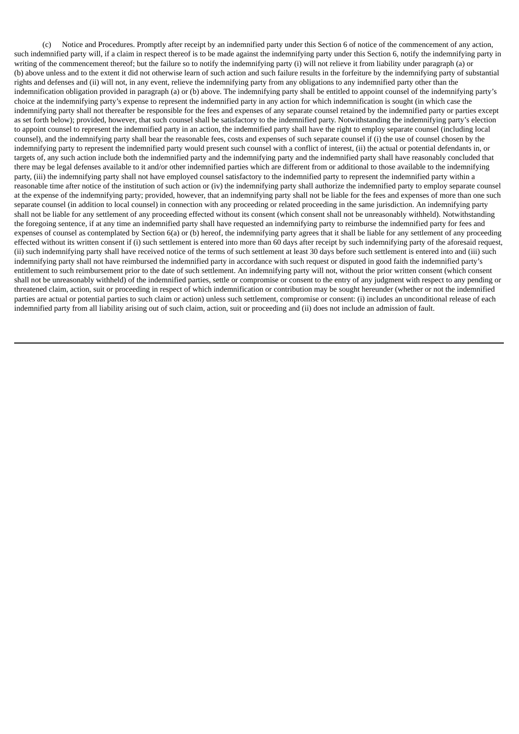(c) Notice and Procedures. Promptly after receipt by an indemnified party under this Section 6 of notice of the commencement of any action, such indemnified party will, if a claim in respect thereof is to be made against the indemnifying party under this Section 6, notify the indemnifying party in writing of the commencement thereof; but the failure so to notify the indemnifying party (i) will not relieve it from liability under paragraph (a) or (b) above unless and to the extent it did not otherwise learn of such action and such failure results in the forfeiture by the indemnifying party of substantial rights and defenses and (ii) will not, in any event, relieve the indemnifying party from any obligations to any indemnified party other than the indemnification obligation provided in paragraph (a) or (b) above. The indemnifying party shall be entitled to appoint counsel of the indemnifying party's choice at the indemnifying party's expense to represent the indemnified party in any action for which indemnification is sought (in which case the indemnifying party shall not thereafter be responsible for the fees and expenses of any separate counsel retained by the indemnified party or parties except as set forth below); provided, however, that such counsel shall be satisfactory to the indemnified party. Notwithstanding the indemnifying party's election to appoint counsel to represent the indemnified party in an action, the indemnified party shall have the right to employ separate counsel (including local counsel), and the indemnifying party shall bear the reasonable fees, costs and expenses of such separate counsel if (i) the use of counsel chosen by the indemnifying party to represent the indemnified party would present such counsel with a conflict of interest, (ii) the actual or potential defendants in, or targets of, any such action include both the indemnified party and the indemnifying party and the indemnified party shall have reasonably concluded that there may be legal defenses available to it and/or other indemnified parties which are different from or additional to those available to the indemnifying party, (iii) the indemnifying party shall not have employed counsel satisfactory to the indemnified party to represent the indemnified party within a reasonable time after notice of the institution of such action or (iv) the indemnifying party shall authorize the indemnified party to employ separate counsel at the expense of the indemnifying party; provided, however, that an indemnifying party shall not be liable for the fees and expenses of more than one such separate counsel (in addition to local counsel) in connection with any proceeding or related proceeding in the same jurisdiction. An indemnifying party shall not be liable for any settlement of any proceeding effected without its consent (which consent shall not be unreasonably withheld). Notwithstanding the foregoing sentence, if at any time an indemnified party shall have requested an indemnifying party to reimburse the indemnified party for fees and expenses of counsel as contemplated by Section 6(a) or (b) hereof, the indemnifying party agrees that it shall be liable for any settlement of any proceeding effected without its written consent if (i) such settlement is entered into more than 60 days after receipt by such indemnifying party of the aforesaid request, (ii) such indemnifying party shall have received notice of the terms of such settlement at least 30 days before such settlement is entered into and (iii) such indemnifying party shall not have reimbursed the indemnified party in accordance with such request or disputed in good faith the indemnified party's entitlement to such reimbursement prior to the date of such settlement. An indemnifying party will not, without the prior written consent (which consent shall not be unreasonably withheld) of the indemnified parties, settle or compromise or consent to the entry of any judgment with respect to any pending or threatened claim, action, suit or proceeding in respect of which indemnification or contribution may be sought hereunder (whether or not the indemnified parties are actual or potential parties to such claim or action) unless such settlement, compromise or consent: (i) includes an unconditional release of each indemnified party from all liability arising out of such claim, action, suit or proceeding and (ii) does not include an admission of fault.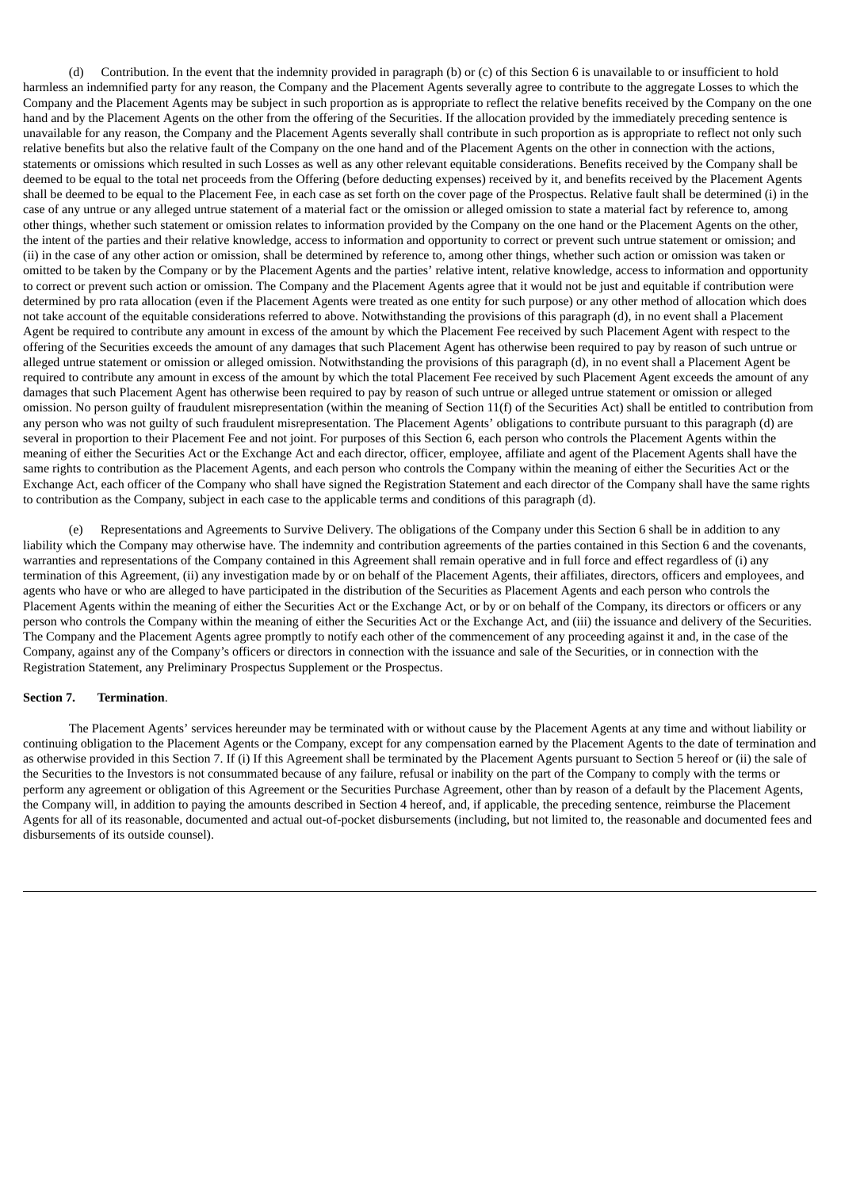(d) Contribution. In the event that the indemnity provided in paragraph (b) or (c) of this Section 6 is unavailable to or insufficient to hold harmless an indemnified party for any reason, the Company and the Placement Agents severally agree to contribute to the aggregate Losses to which the Company and the Placement Agents may be subject in such proportion as is appropriate to reflect the relative benefits received by the Company on the one hand and by the Placement Agents on the other from the offering of the Securities. If the allocation provided by the immediately preceding sentence is unavailable for any reason, the Company and the Placement Agents severally shall contribute in such proportion as is appropriate to reflect not only such relative benefits but also the relative fault of the Company on the one hand and of the Placement Agents on the other in connection with the actions, statements or omissions which resulted in such Losses as well as any other relevant equitable considerations. Benefits received by the Company shall be deemed to be equal to the total net proceeds from the Offering (before deducting expenses) received by it, and benefits received by the Placement Agents shall be deemed to be equal to the Placement Fee, in each case as set forth on the cover page of the Prospectus. Relative fault shall be determined (i) in the case of any untrue or any alleged untrue statement of a material fact or the omission or alleged omission to state a material fact by reference to, among other things, whether such statement or omission relates to information provided by the Company on the one hand or the Placement Agents on the other, the intent of the parties and their relative knowledge, access to information and opportunity to correct or prevent such untrue statement or omission; and (ii) in the case of any other action or omission, shall be determined by reference to, among other things, whether such action or omission was taken or omitted to be taken by the Company or by the Placement Agents and the parties' relative intent, relative knowledge, access to information and opportunity to correct or prevent such action or omission. The Company and the Placement Agents agree that it would not be just and equitable if contribution were determined by pro rata allocation (even if the Placement Agents were treated as one entity for such purpose) or any other method of allocation which does not take account of the equitable considerations referred to above. Notwithstanding the provisions of this paragraph (d), in no event shall a Placement Agent be required to contribute any amount in excess of the amount by which the Placement Fee received by such Placement Agent with respect to the offering of the Securities exceeds the amount of any damages that such Placement Agent has otherwise been required to pay by reason of such untrue or alleged untrue statement or omission or alleged omission. Notwithstanding the provisions of this paragraph (d), in no event shall a Placement Agent be required to contribute any amount in excess of the amount by which the total Placement Fee received by such Placement Agent exceeds the amount of any damages that such Placement Agent has otherwise been required to pay by reason of such untrue or alleged untrue statement or omission or alleged omission. No person guilty of fraudulent misrepresentation (within the meaning of Section 11(f) of the Securities Act) shall be entitled to contribution from any person who was not guilty of such fraudulent misrepresentation. The Placement Agents' obligations to contribute pursuant to this paragraph (d) are several in proportion to their Placement Fee and not joint. For purposes of this Section 6, each person who controls the Placement Agents within the meaning of either the Securities Act or the Exchange Act and each director, officer, employee, affiliate and agent of the Placement Agents shall have the same rights to contribution as the Placement Agents, and each person who controls the Company within the meaning of either the Securities Act or the Exchange Act, each officer of the Company who shall have signed the Registration Statement and each director of the Company shall have the same rights to contribution as the Company, subject in each case to the applicable terms and conditions of this paragraph (d).

(e) Representations and Agreements to Survive Delivery. The obligations of the Company under this Section 6 shall be in addition to any liability which the Company may otherwise have. The indemnity and contribution agreements of the parties contained in this Section 6 and the covenants, warranties and representations of the Company contained in this Agreement shall remain operative and in full force and effect regardless of (i) any termination of this Agreement, (ii) any investigation made by or on behalf of the Placement Agents, their affiliates, directors, officers and employees, and agents who have or who are alleged to have participated in the distribution of the Securities as Placement Agents and each person who controls the Placement Agents within the meaning of either the Securities Act or the Exchange Act, or by or on behalf of the Company, its directors or officers or any person who controls the Company within the meaning of either the Securities Act or the Exchange Act, and (iii) the issuance and delivery of the Securities. The Company and the Placement Agents agree promptly to notify each other of the commencement of any proceeding against it and, in the case of the Company, against any of the Company's officers or directors in connection with the issuance and sale of the Securities, or in connection with the Registration Statement, any Preliminary Prospectus Supplement or the Prospectus.

**Section 7. Termination**.

The Placement Agents' services hereunder may be terminated with or without cause by the Placement Agents at any time and without liability or continuing obligation to the Placement Agents or the Company, except for any compensation earned by the Placement Agents to the date of termination and as otherwise provided in this Section 7. If (i) If this Agreement shall be terminated by the Placement Agents pursuant to Section 5 hereof or (ii) the sale of the Securities to the Investors is not consummated because of any failure, refusal or inability on the part of the Company to comply with the terms or perform any agreement or obligation of this Agreement or the Securities Purchase Agreement, other than by reason of a default by the Placement Agents, the Company will, in addition to paying the amounts described in Section 4 hereof, and, if applicable, the preceding sentence, reimburse the Placement Agents for all of its reasonable, documented and actual out-of-pocket disbursements (including, but not limited to, the reasonable and documented fees and disbursements of its outside counsel).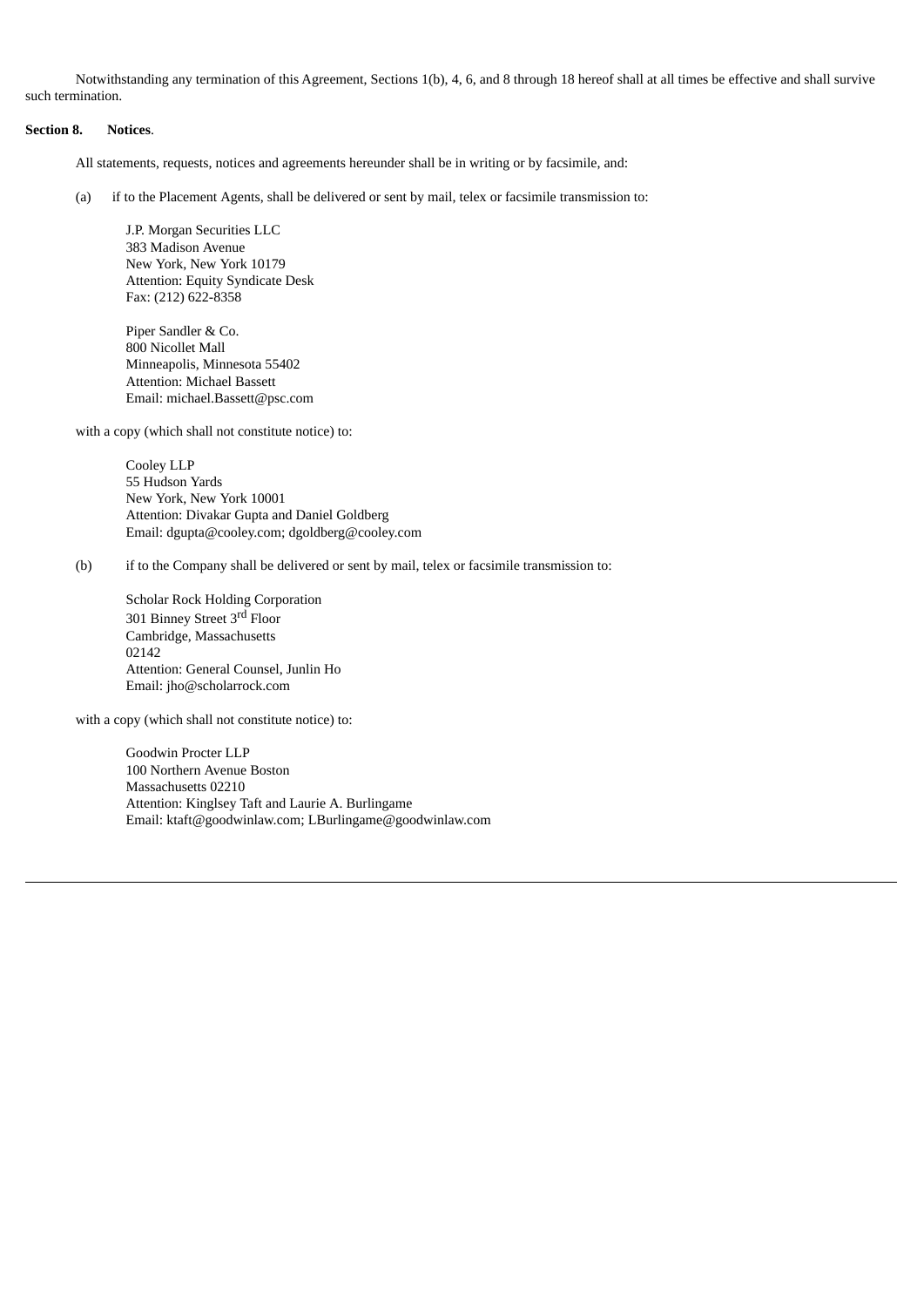Notwithstanding any termination of this Agreement, Sections 1(b), 4, 6, and 8 through 18 hereof shall at all times be effective and shall survive such termination.

**Section 8. Notices**.

All statements, requests, notices and agreements hereunder shall be in writing or by facsimile, and:

(a) if to the Placement Agents, shall be delivered or sent by mail, telex or facsimile transmission to:

J.P. Morgan Securities LLC
383 Madison Avenue
New York, New York 10179
Attention: Equity Syndicate Desk
Fax: (212) 622-8358

Piper Sandler & Co.
800 Nicollet Mall
Minneapolis, Minnesota 55402
Attention: Michael Bassett
Email: michael.Bassett@psc.com

with a copy (which shall not constitute notice) to:

Cooley LLP
55 Hudson Yards
New York, New York 10001
Attention: Divakar Gupta and Daniel Goldberg
Email: dgupta@cooley.com; dgoldberg@cooley.com

(b) if to the Company shall be delivered or sent by mail, telex or facsimile transmission to:

Scholar Rock Holding Corporation
301 Binney Street 3rd Floor
Cambridge, Massachusetts
02142
Attention: General Counsel, Junlin Ho
Email: jho@scholarrock.com

with a copy (which shall not constitute notice) to:

Goodwin Procter LLP
100 Northern Avenue Boston
Massachusetts 02210
Attention: Kinglsey Taft and Laurie A. Burlingame
Email: ktaft@goodwinlaw.com; LBurlingame@goodwinlaw.com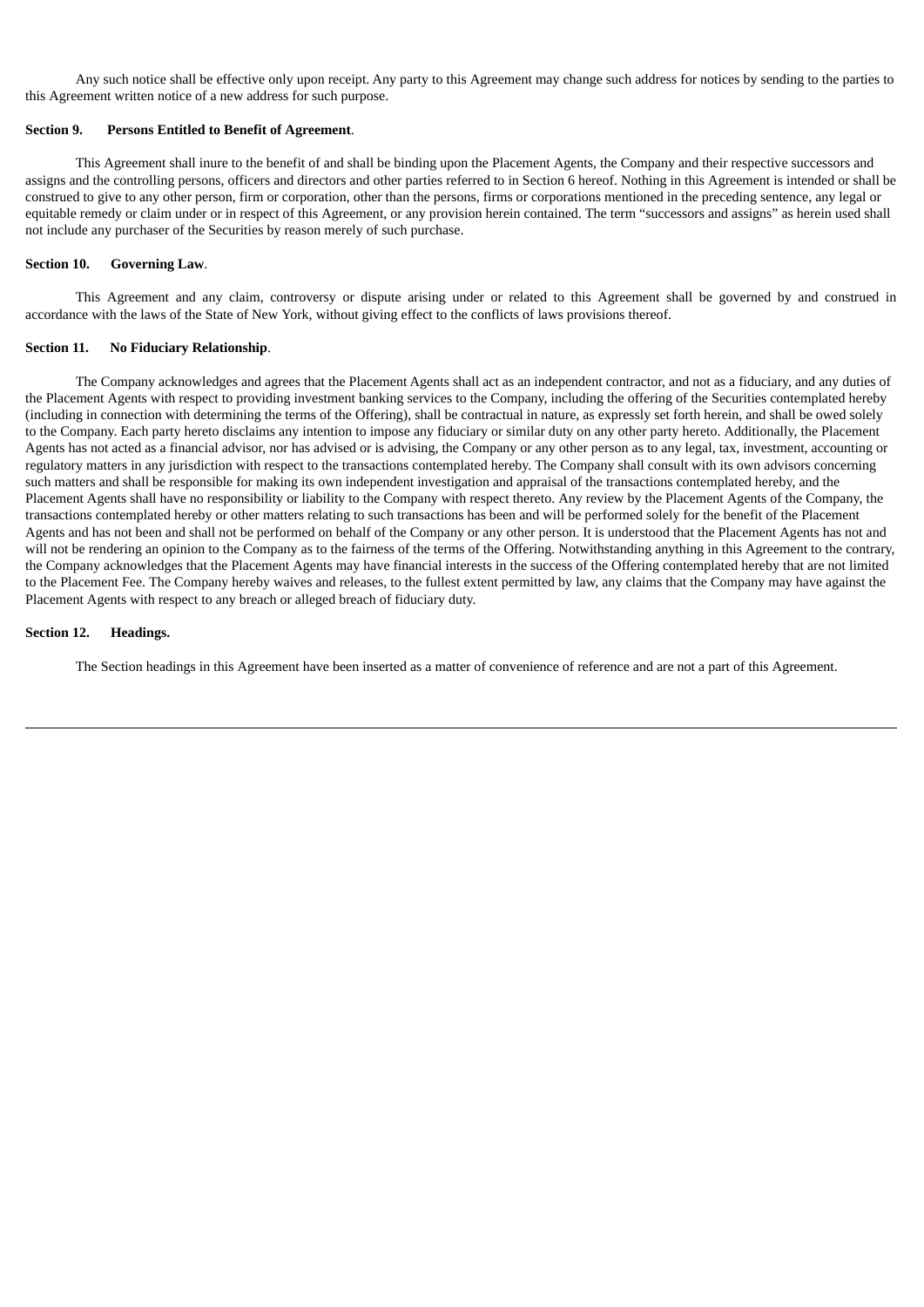Any such notice shall be effective only upon receipt. Any party to this Agreement may change such address for notices by sending to the parties to this Agreement written notice of a new address for such purpose.

**Section 9. Persons Entitled to Benefit of Agreement**.

This Agreement shall inure to the benefit of and shall be binding upon the Placement Agents, the Company and their respective successors and assigns and the controlling persons, officers and directors and other parties referred to in Section 6 hereof. Nothing in this Agreement is intended or shall be construed to give to any other person, firm or corporation, other than the persons, firms or corporations mentioned in the preceding sentence, any legal or equitable remedy or claim under or in respect of this Agreement, or any provision herein contained. The term "successors and assigns" as herein used shall not include any purchaser of the Securities by reason merely of such purchase.

**Section 10. Governing Law**.

This Agreement and any claim, controversy or dispute arising under or related to this Agreement shall be governed by and construed in accordance with the laws of the State of New York, without giving effect to the conflicts of laws provisions thereof.

**Section 11. No Fiduciary Relationship**.

The Company acknowledges and agrees that the Placement Agents shall act as an independent contractor, and not as a fiduciary, and any duties of the Placement Agents with respect to providing investment banking services to the Company, including the offering of the Securities contemplated hereby (including in connection with determining the terms of the Offering), shall be contractual in nature, as expressly set forth herein, and shall be owed solely to the Company. Each party hereto disclaims any intention to impose any fiduciary or similar duty on any other party hereto. Additionally, the Placement Agents has not acted as a financial advisor, nor has advised or is advising, the Company or any other person as to any legal, tax, investment, accounting or regulatory matters in any jurisdiction with respect to the transactions contemplated hereby. The Company shall consult with its own advisors concerning such matters and shall be responsible for making its own independent investigation and appraisal of the transactions contemplated hereby, and the Placement Agents shall have no responsibility or liability to the Company with respect thereto. Any review by the Placement Agents of the Company, the transactions contemplated hereby or other matters relating to such transactions has been and will be performed solely for the benefit of the Placement Agents and has not been and shall not be performed on behalf of the Company or any other person. It is understood that the Placement Agents has not and will not be rendering an opinion to the Company as to the fairness of the terms of the Offering. Notwithstanding anything in this Agreement to the contrary, the Company acknowledges that the Placement Agents may have financial interests in the success of the Offering contemplated hereby that are not limited to the Placement Fee. The Company hereby waives and releases, to the fullest extent permitted by law, any claims that the Company may have against the Placement Agents with respect to any breach or alleged breach of fiduciary duty.

**Section 12. Headings.**

The Section headings in this Agreement have been inserted as a matter of convenience of reference and are not a part of this Agreement.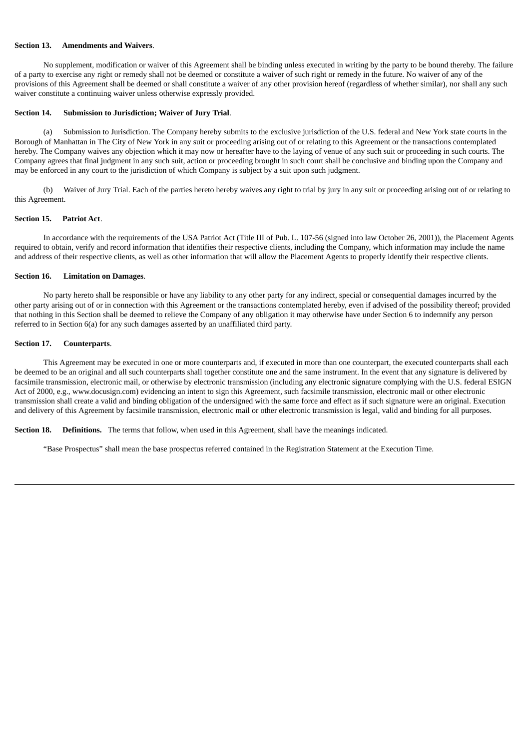**Section 13. Amendments and Waivers**.

No supplement, modification or waiver of this Agreement shall be binding unless executed in writing by the party to be bound thereby. The failure of a party to exercise any right or remedy shall not be deemed or constitute a waiver of such right or remedy in the future. No waiver of any of the provisions of this Agreement shall be deemed or shall constitute a waiver of any other provision hereof (regardless of whether similar), nor shall any such waiver constitute a continuing waiver unless otherwise expressly provided.

**Section 14. Submission to Jurisdiction; Waiver of Jury Trial**.

(a) Submission to Jurisdiction. The Company hereby submits to the exclusive jurisdiction of the U.S. federal and New York state courts in the Borough of Manhattan in The City of New York in any suit or proceeding arising out of or relating to this Agreement or the transactions contemplated hereby. The Company waives any objection which it may now or hereafter have to the laying of venue of any such suit or proceeding in such courts. The Company agrees that final judgment in any such suit, action or proceeding brought in such court shall be conclusive and binding upon the Company and may be enforced in any court to the jurisdiction of which Company is subject by a suit upon such judgment.

(b) Waiver of Jury Trial. Each of the parties hereto hereby waives any right to trial by jury in any suit or proceeding arising out of or relating to this Agreement.

**Section 15. Patriot Act**.

In accordance with the requirements of the USA Patriot Act (Title III of Pub. L. 107-56 (signed into law October 26, 2001)), the Placement Agents required to obtain, verify and record information that identifies their respective clients, including the Company, which information may include the name and address of their respective clients, as well as other information that will allow the Placement Agents to properly identify their respective clients.

**Section 16. Limitation on Damages**.

No party hereto shall be responsible or have any liability to any other party for any indirect, special or consequential damages incurred by the other party arising out of or in connection with this Agreement or the transactions contemplated hereby, even if advised of the possibility thereof; provided that nothing in this Section shall be deemed to relieve the Company of any obligation it may otherwise have under Section 6 to indemnify any person referred to in Section 6(a) for any such damages asserted by an unaffiliated third party.

**Section 17. Counterparts**.

This Agreement may be executed in one or more counterparts and, if executed in more than one counterpart, the executed counterparts shall each be deemed to be an original and all such counterparts shall together constitute one and the same instrument. In the event that any signature is delivered by facsimile transmission, electronic mail, or otherwise by electronic transmission (including any electronic signature complying with the U.S. federal ESIGN Act of 2000, e.g., www.docusign.com) evidencing an intent to sign this Agreement, such facsimile transmission, electronic mail or other electronic transmission shall create a valid and binding obligation of the undersigned with the same force and effect as if such signature were an original. Execution and delivery of this Agreement by facsimile transmission, electronic mail or other electronic transmission is legal, valid and binding for all purposes.

**Section 18. Definitions.** The terms that follow, when used in this Agreement, shall have the meanings indicated.

"Base Prospectus" shall mean the base prospectus referred contained in the Registration Statement at the Execution Time.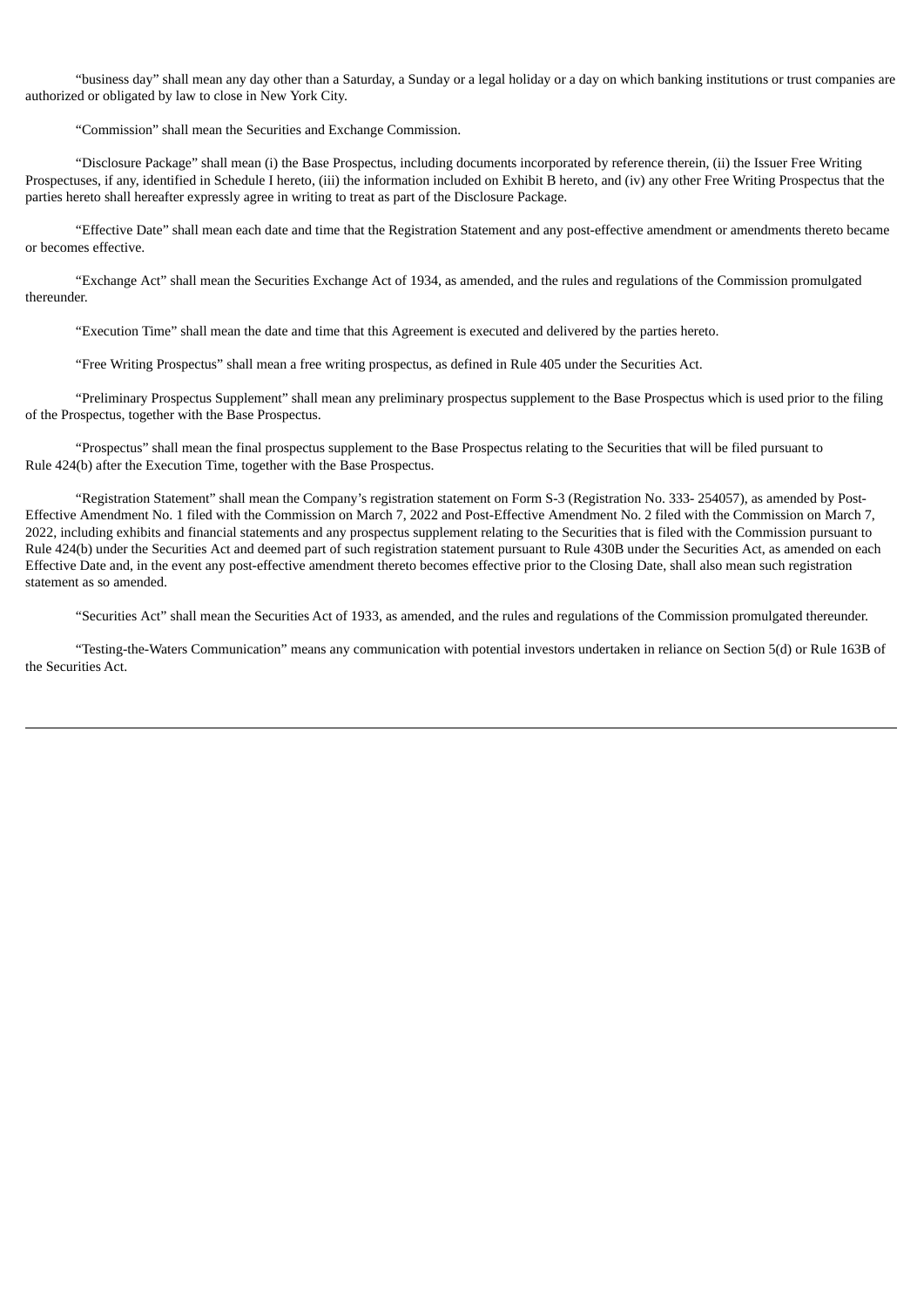"business day" shall mean any day other than a Saturday, a Sunday or a legal holiday or a day on which banking institutions or trust companies are authorized or obligated by law to close in New York City.

"Commission" shall mean the Securities and Exchange Commission.

"Disclosure Package" shall mean (i) the Base Prospectus, including documents incorporated by reference therein, (ii) the Issuer Free Writing Prospectuses, if any, identified in Schedule I hereto, (iii) the information included on Exhibit B hereto, and (iv) any other Free Writing Prospectus that the parties hereto shall hereafter expressly agree in writing to treat as part of the Disclosure Package.

"Effective Date" shall mean each date and time that the Registration Statement and any post-effective amendment or amendments thereto became or becomes effective.

"Exchange Act" shall mean the Securities Exchange Act of 1934, as amended, and the rules and regulations of the Commission promulgated thereunder.

"Execution Time" shall mean the date and time that this Agreement is executed and delivered by the parties hereto.

"Free Writing Prospectus" shall mean a free writing prospectus, as defined in Rule 405 under the Securities Act.

"Preliminary Prospectus Supplement" shall mean any preliminary prospectus supplement to the Base Prospectus which is used prior to the filing of the Prospectus, together with the Base Prospectus.

"Prospectus" shall mean the final prospectus supplement to the Base Prospectus relating to the Securities that will be filed pursuant to Rule 424(b) after the Execution Time, together with the Base Prospectus.

"Registration Statement" shall mean the Company's registration statement on Form S-3 (Registration No. 333- 254057), as amended by Post-Effective Amendment No. 1 filed with the Commission on March 7, 2022 and Post-Effective Amendment No. 2 filed with the Commission on March 7, 2022, including exhibits and financial statements and any prospectus supplement relating to the Securities that is filed with the Commission pursuant to Rule 424(b) under the Securities Act and deemed part of such registration statement pursuant to Rule 430B under the Securities Act, as amended on each Effective Date and, in the event any post-effective amendment thereto becomes effective prior to the Closing Date, shall also mean such registration statement as so amended.

"Securities Act" shall mean the Securities Act of 1933, as amended, and the rules and regulations of the Commission promulgated thereunder.

"Testing-the-Waters Communication" means any communication with potential investors undertaken in reliance on Section 5(d) or Rule 163B of the Securities Act.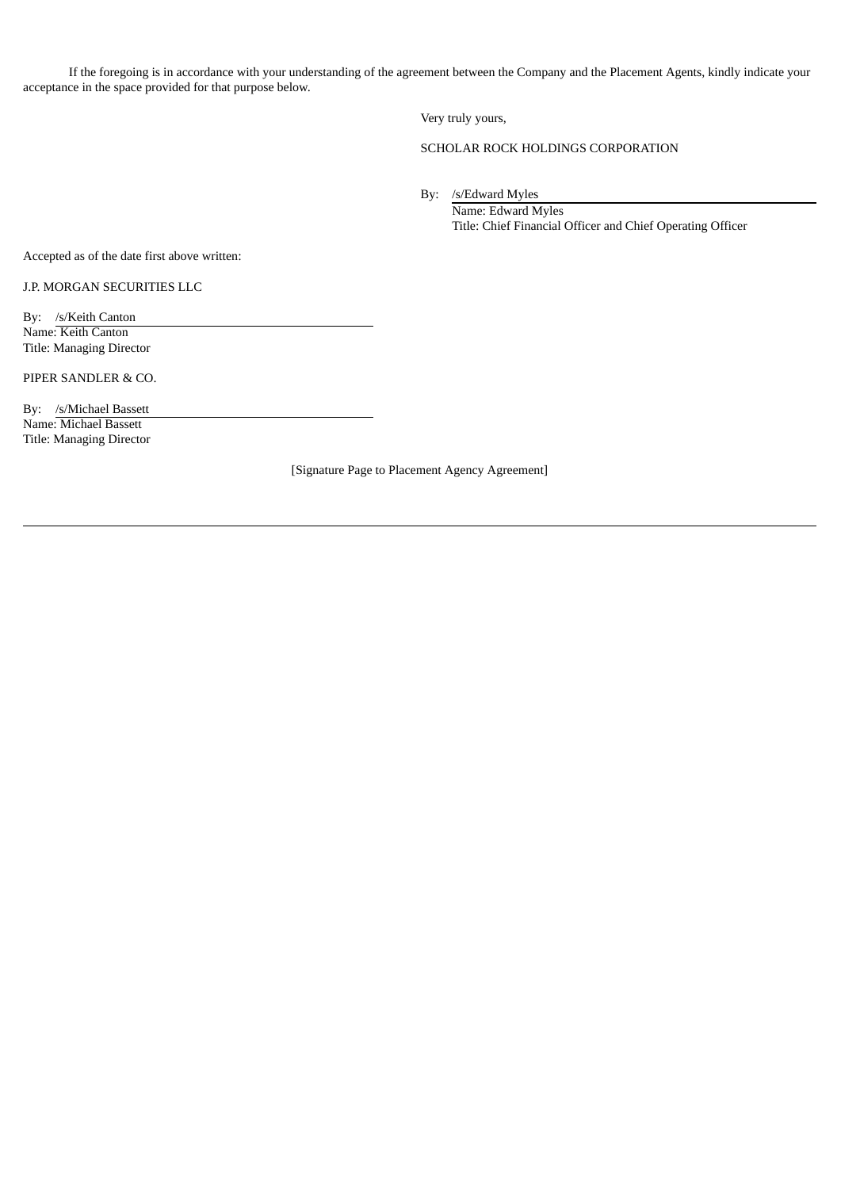If the foregoing is in accordance with your understanding of the agreement between the Company and the Placement Agents, kindly indicate your acceptance in the space provided for that purpose below.

Very truly yours,

SCHOLAR ROCK HOLDINGS CORPORATION

By: /s/Edward Myles
Name: Edward Myles
Title: Chief Financial Officer and Chief Operating Officer

Accepted as of the date first above written:

J.P. MORGAN SECURITIES LLC

By: /s/Keith Canton
Name: Keith Canton
Title: Managing Director

PIPER SANDLER & CO.

By: /s/Michael Bassett
Name: Michael Bassett
Title: Managing Director

[Signature Page to Placement Agency Agreement]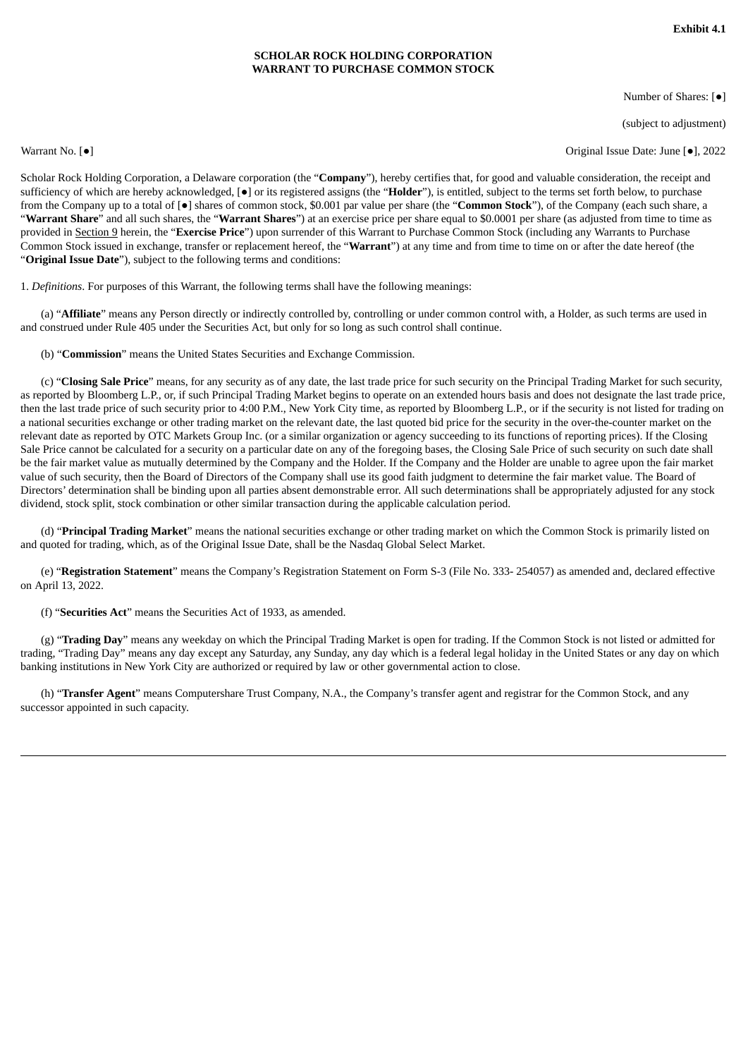**Exhibit 4.1**

**SCHOLAR ROCK HOLDING CORPORATION**
**WARRANT TO PURCHASE COMMON STOCK**

Number of Shares: [●]

(subject to adjustment)

Warrant No. [●]

Original Issue Date: June [●], 2022

Scholar Rock Holding Corporation, a Delaware corporation (the "**Company**"), hereby certifies that, for good and valuable consideration, the receipt and sufficiency of which are hereby acknowledged, [●] or its registered assigns (the "**Holder**"), is entitled, subject to the terms set forth below, to purchase from the Company up to a total of [●] shares of common stock, $0.001 par value per share (the "**Common Stock**"), of the Company (each such share, a "**Warrant Share**" and all such shares, the "**Warrant Shares**") at an exercise price per share equal to $0.0001 per share (as adjusted from time to time as provided in Section 9 herein, the "**Exercise Price**") upon surrender of this Warrant to Purchase Common Stock (including any Warrants to Purchase Common Stock issued in exchange, transfer or replacement hereof, the "**Warrant**") at any time and from time to time on or after the date hereof (the "**Original Issue Date**"), subject to the following terms and conditions:

1. *Definitions*. For purposes of this Warrant, the following terms shall have the following meanings:

(a) "**Affiliate**" means any Person directly or indirectly controlled by, controlling or under common control with, a Holder, as such terms are used in and construed under Rule 405 under the Securities Act, but only for so long as such control shall continue.

(b) "**Commission**" means the United States Securities and Exchange Commission.

(c) "**Closing Sale Price**" means, for any security as of any date, the last trade price for such security on the Principal Trading Market for such security, as reported by Bloomberg L.P., or, if such Principal Trading Market begins to operate on an extended hours basis and does not designate the last trade price, then the last trade price of such security prior to 4:00 P.M., New York City time, as reported by Bloomberg L.P., or if the security is not listed for trading on a national securities exchange or other trading market on the relevant date, the last quoted bid price for the security in the over-the-counter market on the relevant date as reported by OTC Markets Group Inc. (or a similar organization or agency succeeding to its functions of reporting prices). If the Closing Sale Price cannot be calculated for a security on a particular date on any of the foregoing bases, the Closing Sale Price of such security on such date shall be the fair market value as mutually determined by the Company and the Holder. If the Company and the Holder are unable to agree upon the fair market value of such security, then the Board of Directors of the Company shall use its good faith judgment to determine the fair market value. The Board of Directors' determination shall be binding upon all parties absent demonstrable error. All such determinations shall be appropriately adjusted for any stock dividend, stock split, stock combination or other similar transaction during the applicable calculation period.

(d) "**Principal Trading Market**" means the national securities exchange or other trading market on which the Common Stock is primarily listed on and quoted for trading, which, as of the Original Issue Date, shall be the Nasdaq Global Select Market.

(e) "**Registration Statement**" means the Company's Registration Statement on Form S-3 (File No. 333- 254057) as amended and, declared effective on April 13, 2022.

(f) "**Securities Act**" means the Securities Act of 1933, as amended.

(g) "**Trading Day**" means any weekday on which the Principal Trading Market is open for trading. If the Common Stock is not listed or admitted for trading, "Trading Day" means any day except any Saturday, any Sunday, any day which is a federal legal holiday in the United States or any day on which banking institutions in New York City are authorized or required by law or other governmental action to close.

(h) "**Transfer Agent**" means Computershare Trust Company, N.A., the Company's transfer agent and registrar for the Common Stock, and any successor appointed in such capacity.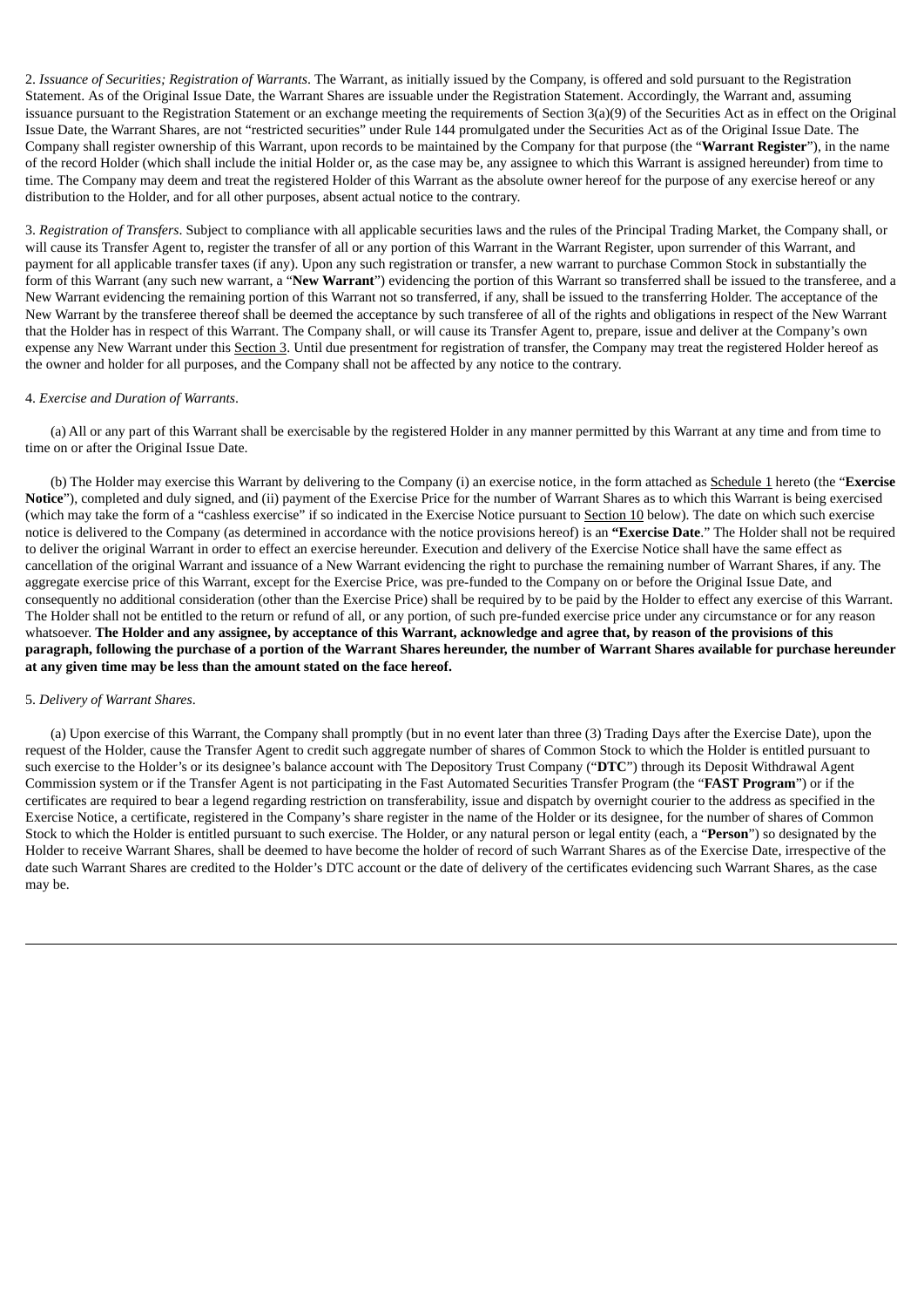2. *Issuance of Securities; Registration of Warrants*. The Warrant, as initially issued by the Company, is offered and sold pursuant to the Registration Statement. As of the Original Issue Date, the Warrant Shares are issuable under the Registration Statement. Accordingly, the Warrant and, assuming issuance pursuant to the Registration Statement or an exchange meeting the requirements of Section 3(a)(9) of the Securities Act as in effect on the Original Issue Date, the Warrant Shares, are not "restricted securities" under Rule 144 promulgated under the Securities Act as of the Original Issue Date. The Company shall register ownership of this Warrant, upon records to be maintained by the Company for that purpose (the "**Warrant Register**"), in the name of the record Holder (which shall include the initial Holder or, as the case may be, any assignee to which this Warrant is assigned hereunder) from time to time. The Company may deem and treat the registered Holder of this Warrant as the absolute owner hereof for the purpose of any exercise hereof or any distribution to the Holder, and for all other purposes, absent actual notice to the contrary.

3. *Registration of Transfers*. Subject to compliance with all applicable securities laws and the rules of the Principal Trading Market, the Company shall, or will cause its Transfer Agent to, register the transfer of all or any portion of this Warrant in the Warrant Register, upon surrender of this Warrant, and payment for all applicable transfer taxes (if any). Upon any such registration or transfer, a new warrant to purchase Common Stock in substantially the form of this Warrant (any such new warrant, a "**New Warrant**") evidencing the portion of this Warrant so transferred shall be issued to the transferee, and a New Warrant evidencing the remaining portion of this Warrant not so transferred, if any, shall be issued to the transferring Holder. The acceptance of the New Warrant by the transferee thereof shall be deemed the acceptance by such transferee of all of the rights and obligations in respect of the New Warrant that the Holder has in respect of this Warrant. The Company shall, or will cause its Transfer Agent to, prepare, issue and deliver at the Company's own expense any New Warrant under this Section 3. Until due presentment for registration of transfer, the Company may treat the registered Holder hereof as the owner and holder for all purposes, and the Company shall not be affected by any notice to the contrary.

4. *Exercise and Duration of Warrants*.

(a) All or any part of this Warrant shall be exercisable by the registered Holder in any manner permitted by this Warrant at any time and from time to time on or after the Original Issue Date.

(b) The Holder may exercise this Warrant by delivering to the Company (i) an exercise notice, in the form attached as Schedule 1 hereto (the "**Exercise Notice**"), completed and duly signed, and (ii) payment of the Exercise Price for the number of Warrant Shares as to which this Warrant is being exercised (which may take the form of a "cashless exercise" if so indicated in the Exercise Notice pursuant to Section 10 below). The date on which such exercise notice is delivered to the Company (as determined in accordance with the notice provisions hereof) is an **"Exercise Date**." The Holder shall not be required to deliver the original Warrant in order to effect an exercise hereunder. Execution and delivery of the Exercise Notice shall have the same effect as cancellation of the original Warrant and issuance of a New Warrant evidencing the right to purchase the remaining number of Warrant Shares, if any. The aggregate exercise price of this Warrant, except for the Exercise Price, was pre-funded to the Company on or before the Original Issue Date, and consequently no additional consideration (other than the Exercise Price) shall be required by to be paid by the Holder to effect any exercise of this Warrant. The Holder shall not be entitled to the return or refund of all, or any portion, of such pre-funded exercise price under any circumstance or for any reason whatsoever. **The Holder and any assignee, by acceptance of this Warrant, acknowledge and agree that, by reason of the provisions of this paragraph, following the purchase of a portion of the Warrant Shares hereunder, the number of Warrant Shares available for purchase hereunder at any given time may be less than the amount stated on the face hereof.**

5. *Delivery of Warrant Shares*.

(a) Upon exercise of this Warrant, the Company shall promptly (but in no event later than three (3) Trading Days after the Exercise Date), upon the request of the Holder, cause the Transfer Agent to credit such aggregate number of shares of Common Stock to which the Holder is entitled pursuant to such exercise to the Holder's or its designee's balance account with The Depository Trust Company ("**DTC**") through its Deposit Withdrawal Agent Commission system or if the Transfer Agent is not participating in the Fast Automated Securities Transfer Program (the "**FAST Program**") or if the certificates are required to bear a legend regarding restriction on transferability, issue and dispatch by overnight courier to the address as specified in the Exercise Notice, a certificate, registered in the Company's share register in the name of the Holder or its designee, for the number of shares of Common Stock to which the Holder is entitled pursuant to such exercise. The Holder, or any natural person or legal entity (each, a "**Person**") so designated by the Holder to receive Warrant Shares, shall be deemed to have become the holder of record of such Warrant Shares as of the Exercise Date, irrespective of the date such Warrant Shares are credited to the Holder's DTC account or the date of delivery of the certificates evidencing such Warrant Shares, as the case may be.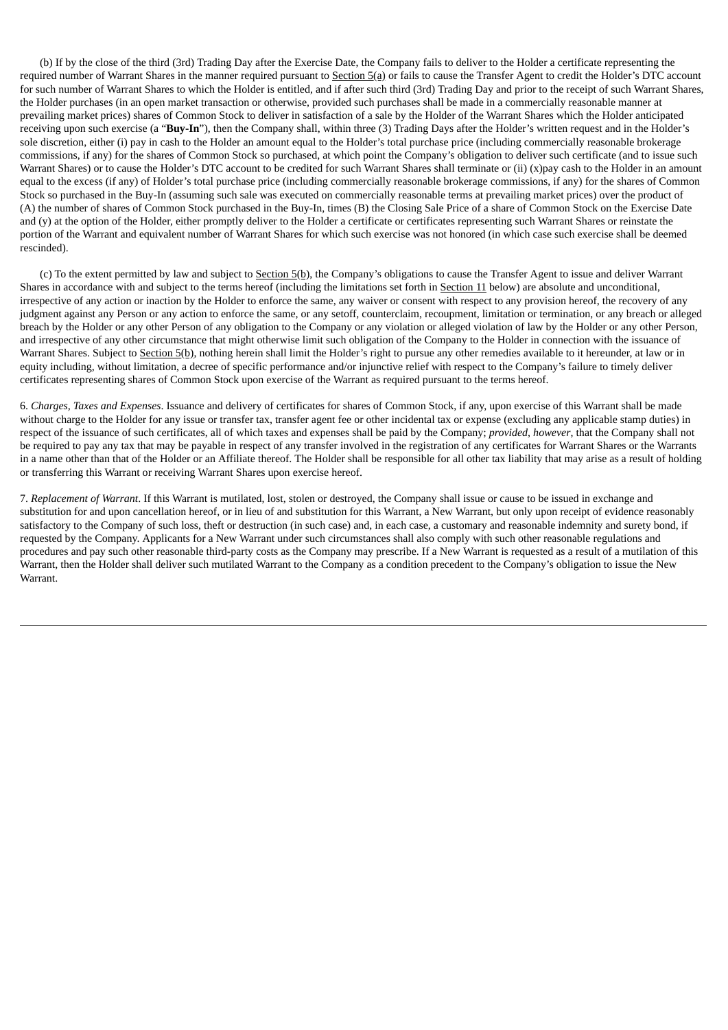(b) If by the close of the third (3rd) Trading Day after the Exercise Date, the Company fails to deliver to the Holder a certificate representing the required number of Warrant Shares in the manner required pursuant to Section 5(a) or fails to cause the Transfer Agent to credit the Holder's DTC account for such number of Warrant Shares to which the Holder is entitled, and if after such third (3rd) Trading Day and prior to the receipt of such Warrant Shares, the Holder purchases (in an open market transaction or otherwise, provided such purchases shall be made in a commercially reasonable manner at prevailing market prices) shares of Common Stock to deliver in satisfaction of a sale by the Holder of the Warrant Shares which the Holder anticipated receiving upon such exercise (a "**Buy-In**"), then the Company shall, within three (3) Trading Days after the Holder's written request and in the Holder's sole discretion, either (i) pay in cash to the Holder an amount equal to the Holder's total purchase price (including commercially reasonable brokerage commissions, if any) for the shares of Common Stock so purchased, at which point the Company's obligation to deliver such certificate (and to issue such Warrant Shares) or to cause the Holder's DTC account to be credited for such Warrant Shares shall terminate or (ii) (x)pay cash to the Holder in an amount equal to the excess (if any) of Holder's total purchase price (including commercially reasonable brokerage commissions, if any) for the shares of Common Stock so purchased in the Buy-In (assuming such sale was executed on commercially reasonable terms at prevailing market prices) over the product of (A) the number of shares of Common Stock purchased in the Buy-In, times (B) the Closing Sale Price of a share of Common Stock on the Exercise Date and (y) at the option of the Holder, either promptly deliver to the Holder a certificate or certificates representing such Warrant Shares or reinstate the portion of the Warrant and equivalent number of Warrant Shares for which such exercise was not honored (in which case such exercise shall be deemed rescinded).

(c) To the extent permitted by law and subject to Section 5(b), the Company's obligations to cause the Transfer Agent to issue and deliver Warrant Shares in accordance with and subject to the terms hereof (including the limitations set forth in Section 11 below) are absolute and unconditional, irrespective of any action or inaction by the Holder to enforce the same, any waiver or consent with respect to any provision hereof, the recovery of any judgment against any Person or any action to enforce the same, or any setoff, counterclaim, recoupment, limitation or termination, or any breach or alleged breach by the Holder or any other Person of any obligation to the Company or any violation or alleged violation of law by the Holder or any other Person, and irrespective of any other circumstance that might otherwise limit such obligation of the Company to the Holder in connection with the issuance of Warrant Shares. Subject to Section 5(b), nothing herein shall limit the Holder's right to pursue any other remedies available to it hereunder, at law or in equity including, without limitation, a decree of specific performance and/or injunctive relief with respect to the Company's failure to timely deliver certificates representing shares of Common Stock upon exercise of the Warrant as required pursuant to the terms hereof.

6. *Charges, Taxes and Expenses*. Issuance and delivery of certificates for shares of Common Stock, if any, upon exercise of this Warrant shall be made without charge to the Holder for any issue or transfer tax, transfer agent fee or other incidental tax or expense (excluding any applicable stamp duties) in respect of the issuance of such certificates, all of which taxes and expenses shall be paid by the Company; *provided*, *however*, that the Company shall not be required to pay any tax that may be payable in respect of any transfer involved in the registration of any certificates for Warrant Shares or the Warrants in a name other than that of the Holder or an Affiliate thereof. The Holder shall be responsible for all other tax liability that may arise as a result of holding or transferring this Warrant or receiving Warrant Shares upon exercise hereof.

7. *Replacement of Warrant*. If this Warrant is mutilated, lost, stolen or destroyed, the Company shall issue or cause to be issued in exchange and substitution for and upon cancellation hereof, or in lieu of and substitution for this Warrant, a New Warrant, but only upon receipt of evidence reasonably satisfactory to the Company of such loss, theft or destruction (in such case) and, in each case, a customary and reasonable indemnity and surety bond, if requested by the Company. Applicants for a New Warrant under such circumstances shall also comply with such other reasonable regulations and procedures and pay such other reasonable third-party costs as the Company may prescribe. If a New Warrant is requested as a result of a mutilation of this Warrant, then the Holder shall deliver such mutilated Warrant to the Company as a condition precedent to the Company's obligation to issue the New Warrant.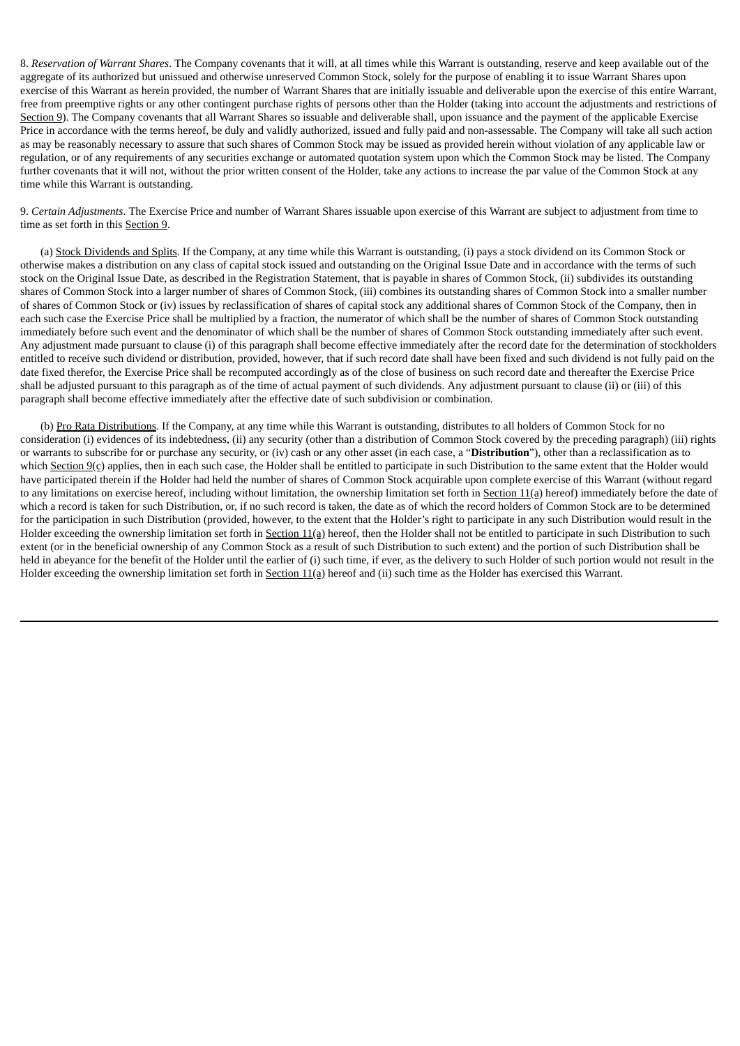8. *Reservation of Warrant Shares*. The Company covenants that it will, at all times while this Warrant is outstanding, reserve and keep available out of the aggregate of its authorized but unissued and otherwise unreserved Common Stock, solely for the purpose of enabling it to issue Warrant Shares upon exercise of this Warrant as herein provided, the number of Warrant Shares that are initially issuable and deliverable upon the exercise of this entire Warrant, free from preemptive rights or any other contingent purchase rights of persons other than the Holder (taking into account the adjustments and restrictions of Section 9). The Company covenants that all Warrant Shares so issuable and deliverable shall, upon issuance and the payment of the applicable Exercise Price in accordance with the terms hereof, be duly and validly authorized, issued and fully paid and non-assessable. The Company will take all such action as may be reasonably necessary to assure that such shares of Common Stock may be issued as provided herein without violation of any applicable law or regulation, or of any requirements of any securities exchange or automated quotation system upon which the Common Stock may be listed. The Company further covenants that it will not, without the prior written consent of the Holder, take any actions to increase the par value of the Common Stock at any time while this Warrant is outstanding.

9. *Certain Adjustments*. The Exercise Price and number of Warrant Shares issuable upon exercise of this Warrant are subject to adjustment from time to time as set forth in this Section 9.

(a) Stock Dividends and Splits. If the Company, at any time while this Warrant is outstanding, (i) pays a stock dividend on its Common Stock or otherwise makes a distribution on any class of capital stock issued and outstanding on the Original Issue Date and in accordance with the terms of such stock on the Original Issue Date, as described in the Registration Statement, that is payable in shares of Common Stock, (ii) subdivides its outstanding shares of Common Stock into a larger number of shares of Common Stock, (iii) combines its outstanding shares of Common Stock into a smaller number of shares of Common Stock or (iv) issues by reclassification of shares of capital stock any additional shares of Common Stock of the Company, then in each such case the Exercise Price shall be multiplied by a fraction, the numerator of which shall be the number of shares of Common Stock outstanding immediately before such event and the denominator of which shall be the number of shares of Common Stock outstanding immediately after such event. Any adjustment made pursuant to clause (i) of this paragraph shall become effective immediately after the record date for the determination of stockholders entitled to receive such dividend or distribution, provided, however, that if such record date shall have been fixed and such dividend is not fully paid on the date fixed therefor, the Exercise Price shall be recomputed accordingly as of the close of business on such record date and thereafter the Exercise Price shall be adjusted pursuant to this paragraph as of the time of actual payment of such dividends. Any adjustment pursuant to clause (ii) or (iii) of this paragraph shall become effective immediately after the effective date of such subdivision or combination.

(b) Pro Rata Distributions. If the Company, at any time while this Warrant is outstanding, distributes to all holders of Common Stock for no consideration (i) evidences of its indebtedness, (ii) any security (other than a distribution of Common Stock covered by the preceding paragraph) (iii) rights or warrants to subscribe for or purchase any security, or (iv) cash or any other asset (in each case, a "**Distribution**"), other than a reclassification as to which Section 9(c) applies, then in each such case, the Holder shall be entitled to participate in such Distribution to the same extent that the Holder would have participated therein if the Holder had held the number of shares of Common Stock acquirable upon complete exercise of this Warrant (without regard to any limitations on exercise hereof, including without limitation, the ownership limitation set forth in Section 11(a) hereof) immediately before the date of which a record is taken for such Distribution, or, if no such record is taken, the date as of which the record holders of Common Stock are to be determined for the participation in such Distribution (provided, however, to the extent that the Holder's right to participate in any such Distribution would result in the Holder exceeding the ownership limitation set forth in Section 11(a) hereof, then the Holder shall not be entitled to participate in such Distribution to such extent (or in the beneficial ownership of any Common Stock as a result of such Distribution to such extent) and the portion of such Distribution shall be held in abeyance for the benefit of the Holder until the earlier of (i) such time, if ever, as the delivery to such Holder of such portion would not result in the Holder exceeding the ownership limitation set forth in Section 11(a) hereof and (ii) such time as the Holder has exercised this Warrant.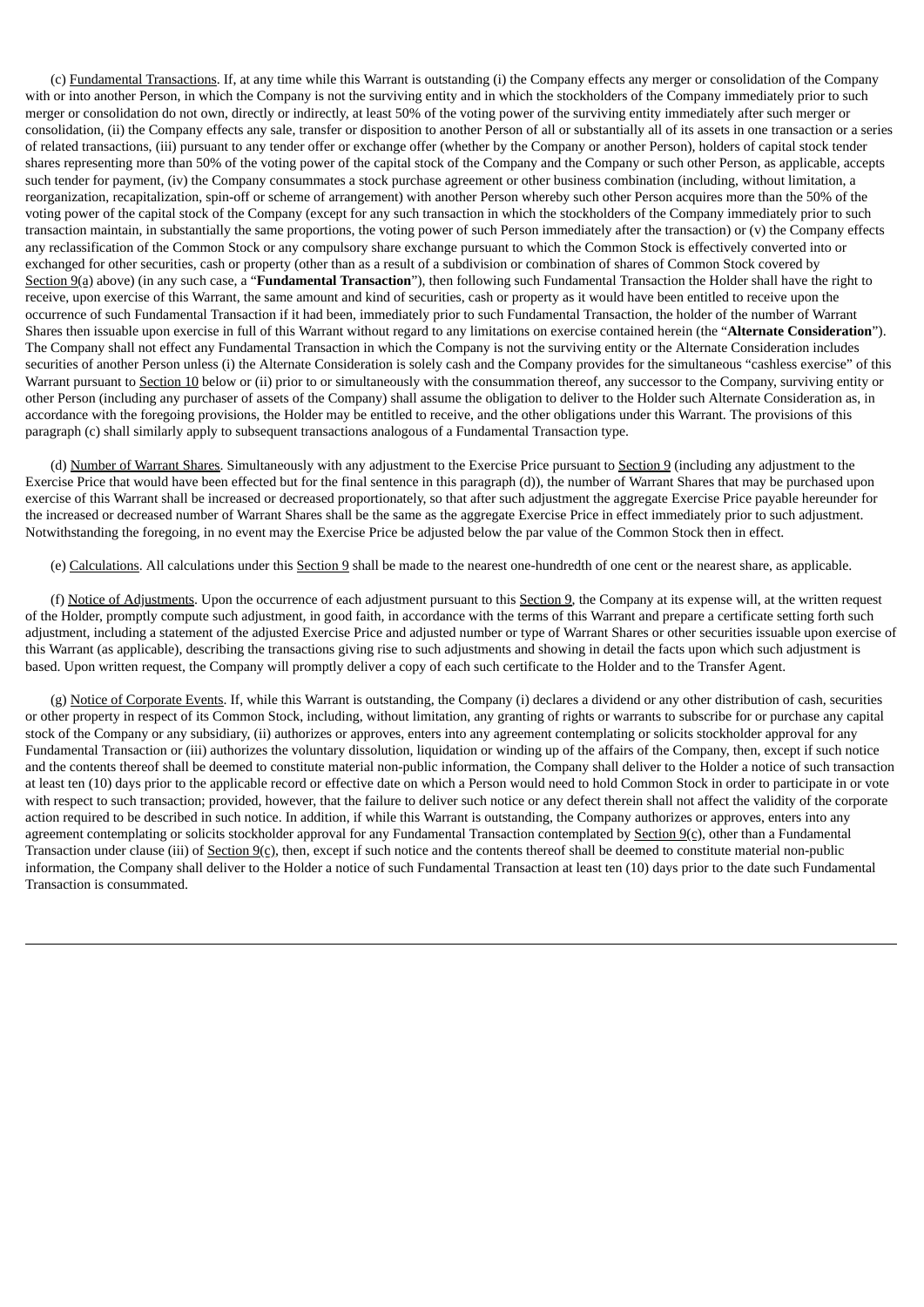(c) Fundamental Transactions. If, at any time while this Warrant is outstanding (i) the Company effects any merger or consolidation of the Company with or into another Person, in which the Company is not the surviving entity and in which the stockholders of the Company immediately prior to such merger or consolidation do not own, directly or indirectly, at least 50% of the voting power of the surviving entity immediately after such merger or consolidation, (ii) the Company effects any sale, transfer or disposition to another Person of all or substantially all of its assets in one transaction or a series of related transactions, (iii) pursuant to any tender offer or exchange offer (whether by the Company or another Person), holders of capital stock tender shares representing more than 50% of the voting power of the capital stock of the Company and the Company or such other Person, as applicable, accepts such tender for payment, (iv) the Company consummates a stock purchase agreement or other business combination (including, without limitation, a reorganization, recapitalization, spin-off or scheme of arrangement) with another Person whereby such other Person acquires more than the 50% of the voting power of the capital stock of the Company (except for any such transaction in which the stockholders of the Company immediately prior to such transaction maintain, in substantially the same proportions, the voting power of such Person immediately after the transaction) or (v) the Company effects any reclassification of the Common Stock or any compulsory share exchange pursuant to which the Common Stock is effectively converted into or exchanged for other securities, cash or property (other than as a result of a subdivision or combination of shares of Common Stock covered by Section 9(a) above) (in any such case, a "**Fundamental Transaction**"), then following such Fundamental Transaction the Holder shall have the right to receive, upon exercise of this Warrant, the same amount and kind of securities, cash or property as it would have been entitled to receive upon the occurrence of such Fundamental Transaction if it had been, immediately prior to such Fundamental Transaction, the holder of the number of Warrant Shares then issuable upon exercise in full of this Warrant without regard to any limitations on exercise contained herein (the "**Alternate Consideration**"). The Company shall not effect any Fundamental Transaction in which the Company is not the surviving entity or the Alternate Consideration includes securities of another Person unless (i) the Alternate Consideration is solely cash and the Company provides for the simultaneous "cashless exercise" of this Warrant pursuant to Section 10 below or (ii) prior to or simultaneously with the consummation thereof, any successor to the Company, surviving entity or other Person (including any purchaser of assets of the Company) shall assume the obligation to deliver to the Holder such Alternate Consideration as, in accordance with the foregoing provisions, the Holder may be entitled to receive, and the other obligations under this Warrant. The provisions of this paragraph (c) shall similarly apply to subsequent transactions analogous of a Fundamental Transaction type.

(d) Number of Warrant Shares. Simultaneously with any adjustment to the Exercise Price pursuant to Section 9 (including any adjustment to the Exercise Price that would have been effected but for the final sentence in this paragraph (d)), the number of Warrant Shares that may be purchased upon exercise of this Warrant shall be increased or decreased proportionately, so that after such adjustment the aggregate Exercise Price payable hereunder for the increased or decreased number of Warrant Shares shall be the same as the aggregate Exercise Price in effect immediately prior to such adjustment. Notwithstanding the foregoing, in no event may the Exercise Price be adjusted below the par value of the Common Stock then in effect.

(e) Calculations. All calculations under this Section 9 shall be made to the nearest one-hundredth of one cent or the nearest share, as applicable.

(f) Notice of Adjustments. Upon the occurrence of each adjustment pursuant to this Section 9, the Company at its expense will, at the written request of the Holder, promptly compute such adjustment, in good faith, in accordance with the terms of this Warrant and prepare a certificate setting forth such adjustment, including a statement of the adjusted Exercise Price and adjusted number or type of Warrant Shares or other securities issuable upon exercise of this Warrant (as applicable), describing the transactions giving rise to such adjustments and showing in detail the facts upon which such adjustment is based. Upon written request, the Company will promptly deliver a copy of each such certificate to the Holder and to the Transfer Agent.

(g) Notice of Corporate Events. If, while this Warrant is outstanding, the Company (i) declares a dividend or any other distribution of cash, securities or other property in respect of its Common Stock, including, without limitation, any granting of rights or warrants to subscribe for or purchase any capital stock of the Company or any subsidiary, (ii) authorizes or approves, enters into any agreement contemplating or solicits stockholder approval for any Fundamental Transaction or (iii) authorizes the voluntary dissolution, liquidation or winding up of the affairs of the Company, then, except if such notice and the contents thereof shall be deemed to constitute material non-public information, the Company shall deliver to the Holder a notice of such transaction at least ten (10) days prior to the applicable record or effective date on which a Person would need to hold Common Stock in order to participate in or vote with respect to such transaction; provided, however, that the failure to deliver such notice or any defect therein shall not affect the validity of the corporate action required to be described in such notice. In addition, if while this Warrant is outstanding, the Company authorizes or approves, enters into any agreement contemplating or solicits stockholder approval for any Fundamental Transaction contemplated by Section 9(c), other than a Fundamental Transaction under clause (iii) of Section 9(c), then, except if such notice and the contents thereof shall be deemed to constitute material non-public information, the Company shall deliver to the Holder a notice of such Fundamental Transaction at least ten (10) days prior to the date such Fundamental Transaction is consummated.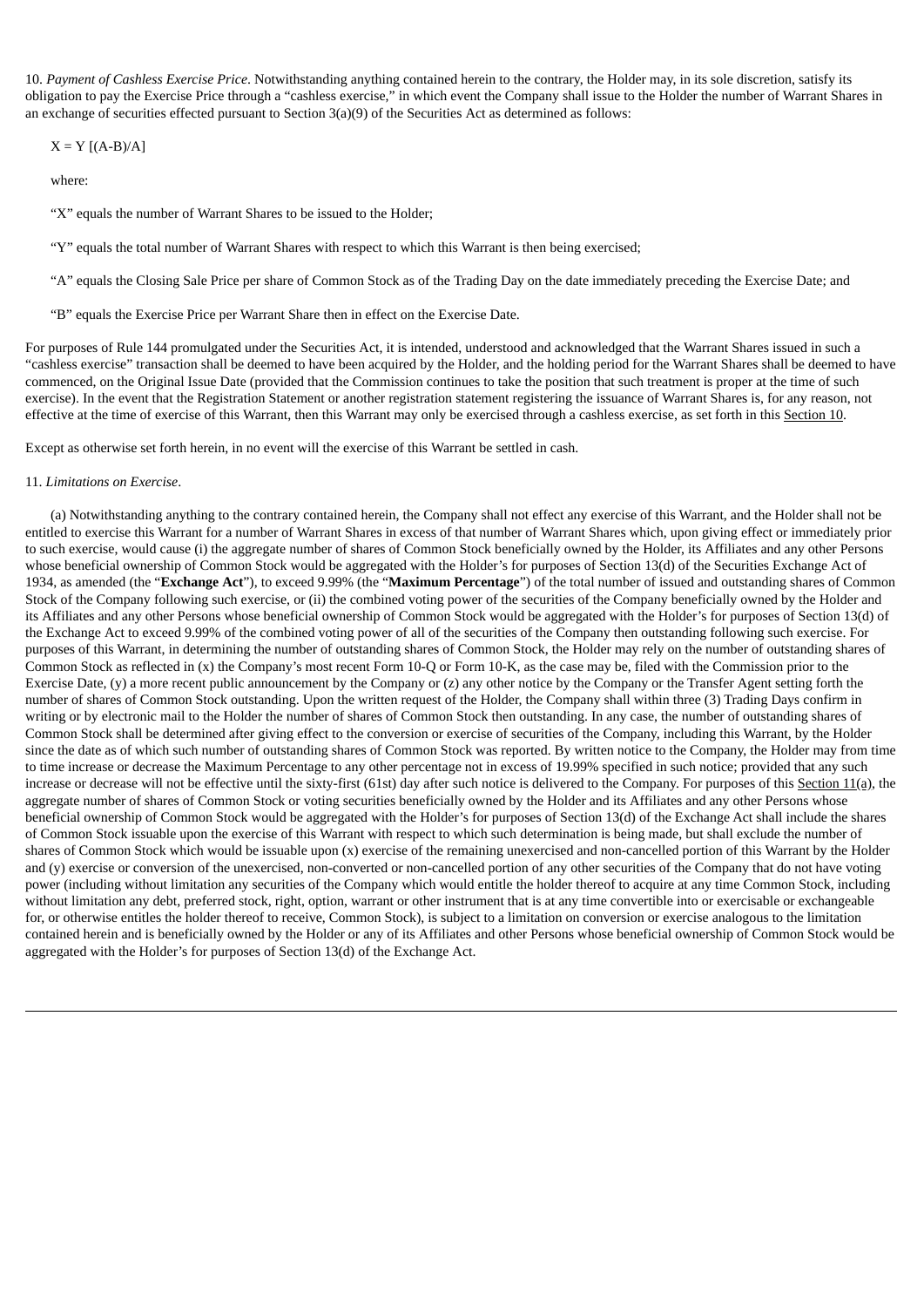10. *Payment of Cashless Exercise Price*. Notwithstanding anything contained herein to the contrary, the Holder may, in its sole discretion, satisfy its obligation to pay the Exercise Price through a "cashless exercise," in which event the Company shall issue to the Holder the number of Warrant Shares in an exchange of securities effected pursuant to Section 3(a)(9) of the Securities Act as determined as follows:

$X = Y [(A-B)/A]$

where:

"X" equals the number of Warrant Shares to be issued to the Holder;

"Y" equals the total number of Warrant Shares with respect to which this Warrant is then being exercised;

"A" equals the Closing Sale Price per share of Common Stock as of the Trading Day on the date immediately preceding the Exercise Date; and

"B" equals the Exercise Price per Warrant Share then in effect on the Exercise Date.

For purposes of Rule 144 promulgated under the Securities Act, it is intended, understood and acknowledged that the Warrant Shares issued in such a "cashless exercise" transaction shall be deemed to have been acquired by the Holder, and the holding period for the Warrant Shares shall be deemed to have commenced, on the Original Issue Date (provided that the Commission continues to take the position that such treatment is proper at the time of such exercise). In the event that the Registration Statement or another registration statement registering the issuance of Warrant Shares is, for any reason, not effective at the time of exercise of this Warrant, then this Warrant may only be exercised through a cashless exercise, as set forth in this Section 10.

Except as otherwise set forth herein, in no event will the exercise of this Warrant be settled in cash.

11. *Limitations on Exercise*.

(a) Notwithstanding anything to the contrary contained herein, the Company shall not effect any exercise of this Warrant, and the Holder shall not be entitled to exercise this Warrant for a number of Warrant Shares in excess of that number of Warrant Shares which, upon giving effect or immediately prior to such exercise, would cause (i) the aggregate number of shares of Common Stock beneficially owned by the Holder, its Affiliates and any other Persons whose beneficial ownership of Common Stock would be aggregated with the Holder's for purposes of Section 13(d) of the Securities Exchange Act of 1934, as amended (the "**Exchange Act**"), to exceed 9.99% (the "**Maximum Percentage**") of the total number of issued and outstanding shares of Common Stock of the Company following such exercise, or (ii) the combined voting power of the securities of the Company beneficially owned by the Holder and its Affiliates and any other Persons whose beneficial ownership of Common Stock would be aggregated with the Holder's for purposes of Section 13(d) of the Exchange Act to exceed 9.99% of the combined voting power of all of the securities of the Company then outstanding following such exercise. For purposes of this Warrant, in determining the number of outstanding shares of Common Stock, the Holder may rely on the number of outstanding shares of Common Stock as reflected in (x) the Company's most recent Form 10-Q or Form 10-K, as the case may be, filed with the Commission prior to the Exercise Date, (y) a more recent public announcement by the Company or (z) any other notice by the Company or the Transfer Agent setting forth the number of shares of Common Stock outstanding. Upon the written request of the Holder, the Company shall within three (3) Trading Days confirm in writing or by electronic mail to the Holder the number of shares of Common Stock then outstanding. In any case, the number of outstanding shares of Common Stock shall be determined after giving effect to the conversion or exercise of securities of the Company, including this Warrant, by the Holder since the date as of which such number of outstanding shares of Common Stock was reported. By written notice to the Company, the Holder may from time to time increase or decrease the Maximum Percentage to any other percentage not in excess of 19.99% specified in such notice; provided that any such increase or decrease will not be effective until the sixty-first (61st) day after such notice is delivered to the Company. For purposes of this Section 11(a), the aggregate number of shares of Common Stock or voting securities beneficially owned by the Holder and its Affiliates and any other Persons whose beneficial ownership of Common Stock would be aggregated with the Holder's for purposes of Section 13(d) of the Exchange Act shall include the shares of Common Stock issuable upon the exercise of this Warrant with respect to which such determination is being made, but shall exclude the number of shares of Common Stock which would be issuable upon (x) exercise of the remaining unexercised and non-cancelled portion of this Warrant by the Holder and (y) exercise or conversion of the unexercised, non-converted or non-cancelled portion of any other securities of the Company that do not have voting power (including without limitation any securities of the Company which would entitle the holder thereof to acquire at any time Common Stock, including without limitation any debt, preferred stock, right, option, warrant or other instrument that is at any time convertible into or exercisable or exchangeable for, or otherwise entitles the holder thereof to receive, Common Stock), is subject to a limitation on conversion or exercise analogous to the limitation contained herein and is beneficially owned by the Holder or any of its Affiliates and other Persons whose beneficial ownership of Common Stock would be aggregated with the Holder's for purposes of Section 13(d) of the Exchange Act.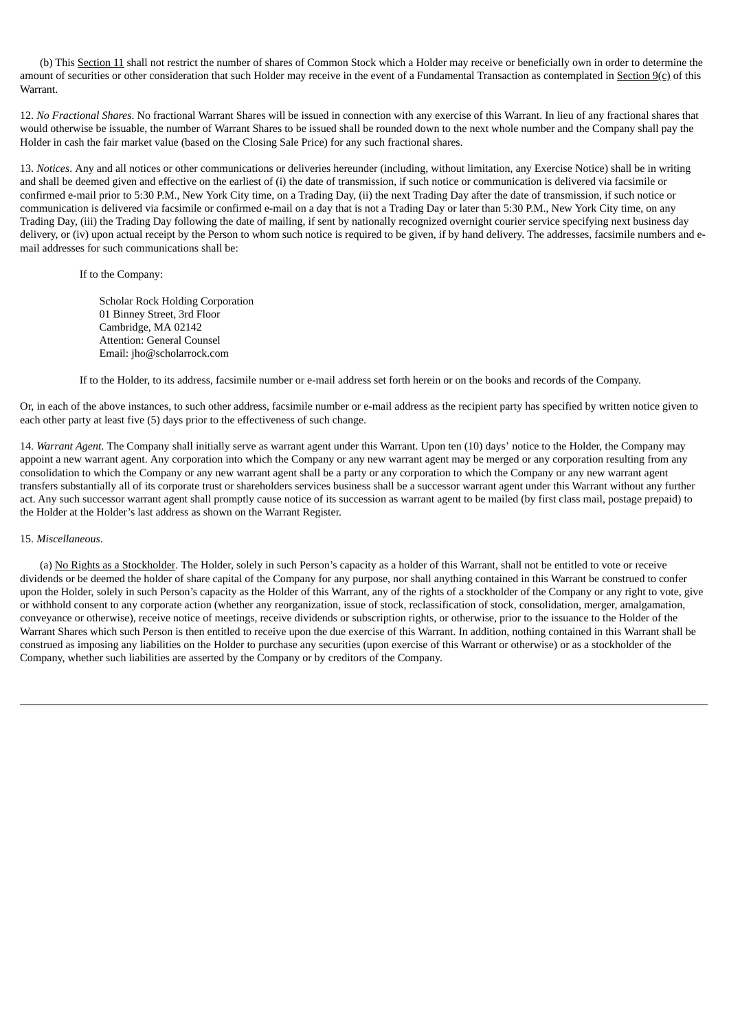(b) This Section 11 shall not restrict the number of shares of Common Stock which a Holder may receive or beneficially own in order to determine the amount of securities or other consideration that such Holder may receive in the event of a Fundamental Transaction as contemplated in Section 9(c) of this Warrant.

12. *No Fractional Shares*. No fractional Warrant Shares will be issued in connection with any exercise of this Warrant. In lieu of any fractional shares that would otherwise be issuable, the number of Warrant Shares to be issued shall be rounded down to the next whole number and the Company shall pay the Holder in cash the fair market value (based on the Closing Sale Price) for any such fractional shares.

13. *Notices*. Any and all notices or other communications or deliveries hereunder (including, without limitation, any Exercise Notice) shall be in writing and shall be deemed given and effective on the earliest of (i) the date of transmission, if such notice or communication is delivered via facsimile or confirmed e-mail prior to 5:30 P.M., New York City time, on a Trading Day, (ii) the next Trading Day after the date of transmission, if such notice or communication is delivered via facsimile or confirmed e-mail on a day that is not a Trading Day or later than 5:30 P.M., New York City time, on any Trading Day, (iii) the Trading Day following the date of mailing, if sent by nationally recognized overnight courier service specifying next business day delivery, or (iv) upon actual receipt by the Person to whom such notice is required to be given, if by hand delivery. The addresses, facsimile numbers and e-mail addresses for such communications shall be:

If to the Company:

Scholar Rock Holding Corporation
01 Binney Street, 3rd Floor
Cambridge, MA 02142
Attention: General Counsel
Email: jho@scholarrock.com

If to the Holder, to its address, facsimile number or e-mail address set forth herein or on the books and records of the Company.

Or, in each of the above instances, to such other address, facsimile number or e-mail address as the recipient party has specified by written notice given to each other party at least five (5) days prior to the effectiveness of such change.

14. *Warrant Agent*. The Company shall initially serve as warrant agent under this Warrant. Upon ten (10) days' notice to the Holder, the Company may appoint a new warrant agent. Any corporation into which the Company or any new warrant agent may be merged or any corporation resulting from any consolidation to which the Company or any new warrant agent shall be a party or any corporation to which the Company or any new warrant agent transfers substantially all of its corporate trust or shareholders services business shall be a successor warrant agent under this Warrant without any further act. Any such successor warrant agent shall promptly cause notice of its succession as warrant agent to be mailed (by first class mail, postage prepaid) to the Holder at the Holder's last address as shown on the Warrant Register.

15. *Miscellaneous*.

(a) No Rights as a Stockholder. The Holder, solely in such Person's capacity as a holder of this Warrant, shall not be entitled to vote or receive dividends or be deemed the holder of share capital of the Company for any purpose, nor shall anything contained in this Warrant be construed to confer upon the Holder, solely in such Person's capacity as the Holder of this Warrant, any of the rights of a stockholder of the Company or any right to vote, give or withhold consent to any corporate action (whether any reorganization, issue of stock, reclassification of stock, consolidation, merger, amalgamation, conveyance or otherwise), receive notice of meetings, receive dividends or subscription rights, or otherwise, prior to the issuance to the Holder of the Warrant Shares which such Person is then entitled to receive upon the due exercise of this Warrant. In addition, nothing contained in this Warrant shall be construed as imposing any liabilities on the Holder to purchase any securities (upon exercise of this Warrant or otherwise) or as a stockholder of the Company, whether such liabilities are asserted by the Company or by creditors of the Company.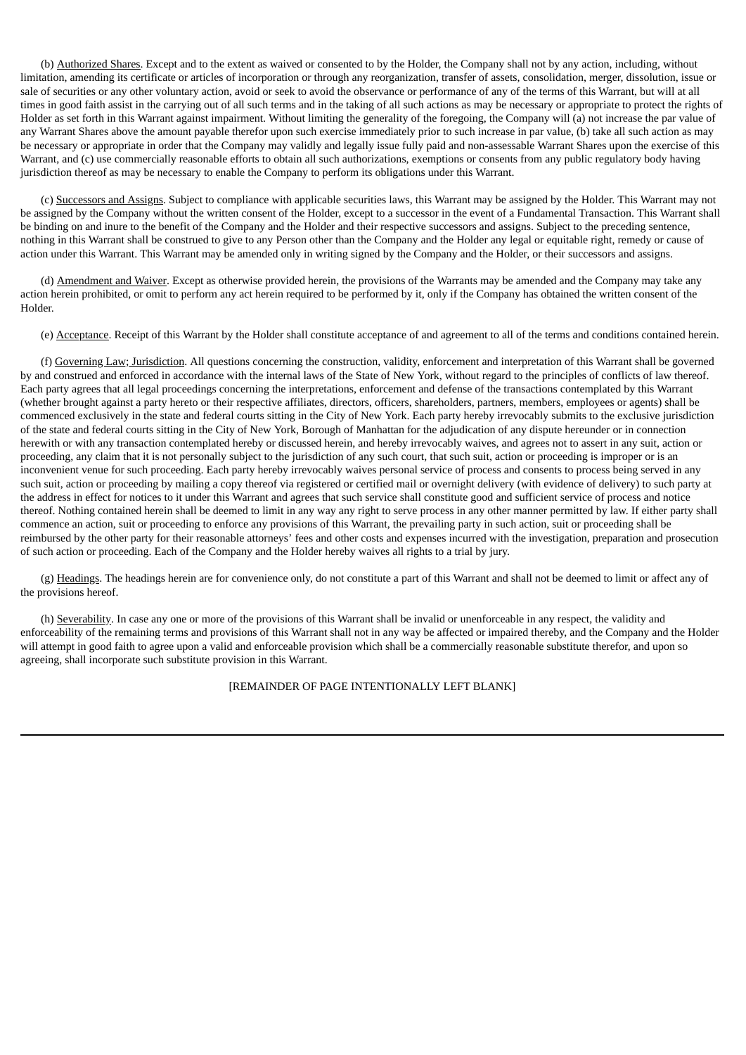(b) Authorized Shares. Except and to the extent as waived or consented to by the Holder, the Company shall not by any action, including, without limitation, amending its certificate or articles of incorporation or through any reorganization, transfer of assets, consolidation, merger, dissolution, issue or sale of securities or any other voluntary action, avoid or seek to avoid the observance or performance of any of the terms of this Warrant, but will at all times in good faith assist in the carrying out of all such terms and in the taking of all such actions as may be necessary or appropriate to protect the rights of Holder as set forth in this Warrant against impairment. Without limiting the generality of the foregoing, the Company will (a) not increase the par value of any Warrant Shares above the amount payable therefor upon such exercise immediately prior to such increase in par value, (b) take all such action as may be necessary or appropriate in order that the Company may validly and legally issue fully paid and non-assessable Warrant Shares upon the exercise of this Warrant, and (c) use commercially reasonable efforts to obtain all such authorizations, exemptions or consents from any public regulatory body having jurisdiction thereof as may be necessary to enable the Company to perform its obligations under this Warrant.

(c) Successors and Assigns. Subject to compliance with applicable securities laws, this Warrant may be assigned by the Holder. This Warrant may not be assigned by the Company without the written consent of the Holder, except to a successor in the event of a Fundamental Transaction. This Warrant shall be binding on and inure to the benefit of the Company and the Holder and their respective successors and assigns. Subject to the preceding sentence, nothing in this Warrant shall be construed to give to any Person other than the Company and the Holder any legal or equitable right, remedy or cause of action under this Warrant. This Warrant may be amended only in writing signed by the Company and the Holder, or their successors and assigns.

(d) Amendment and Waiver. Except as otherwise provided herein, the provisions of the Warrants may be amended and the Company may take any action herein prohibited, or omit to perform any act herein required to be performed by it, only if the Company has obtained the written consent of the Holder.

(e) Acceptance. Receipt of this Warrant by the Holder shall constitute acceptance of and agreement to all of the terms and conditions contained herein.

(f) Governing Law; Jurisdiction. All questions concerning the construction, validity, enforcement and interpretation of this Warrant shall be governed by and construed and enforced in accordance with the internal laws of the State of New York, without regard to the principles of conflicts of law thereof. Each party agrees that all legal proceedings concerning the interpretations, enforcement and defense of the transactions contemplated by this Warrant (whether brought against a party hereto or their respective affiliates, directors, officers, shareholders, partners, members, employees or agents) shall be commenced exclusively in the state and federal courts sitting in the City of New York. Each party hereby irrevocably submits to the exclusive jurisdiction of the state and federal courts sitting in the City of New York, Borough of Manhattan for the adjudication of any dispute hereunder or in connection herewith or with any transaction contemplated hereby or discussed herein, and hereby irrevocably waives, and agrees not to assert in any suit, action or proceeding, any claim that it is not personally subject to the jurisdiction of any such court, that such suit, action or proceeding is improper or is an inconvenient venue for such proceeding. Each party hereby irrevocably waives personal service of process and consents to process being served in any such suit, action or proceeding by mailing a copy thereof via registered or certified mail or overnight delivery (with evidence of delivery) to such party at the address in effect for notices to it under this Warrant and agrees that such service shall constitute good and sufficient service of process and notice thereof. Nothing contained herein shall be deemed to limit in any way any right to serve process in any other manner permitted by law. If either party shall commence an action, suit or proceeding to enforce any provisions of this Warrant, the prevailing party in such action, suit or proceeding shall be reimbursed by the other party for their reasonable attorneys' fees and other costs and expenses incurred with the investigation, preparation and prosecution of such action or proceeding. Each of the Company and the Holder hereby waives all rights to a trial by jury.

(g) Headings. The headings herein are for convenience only, do not constitute a part of this Warrant and shall not be deemed to limit or affect any of the provisions hereof.

(h) Severability. In case any one or more of the provisions of this Warrant shall be invalid or unenforceable in any respect, the validity and enforceability of the remaining terms and provisions of this Warrant shall not in any way be affected or impaired thereby, and the Company and the Holder will attempt in good faith to agree upon a valid and enforceable provision which shall be a commercially reasonable substitute therefor, and upon so agreeing, shall incorporate such substitute provision in this Warrant.

[REMAINDER OF PAGE INTENTIONALLY LEFT BLANK]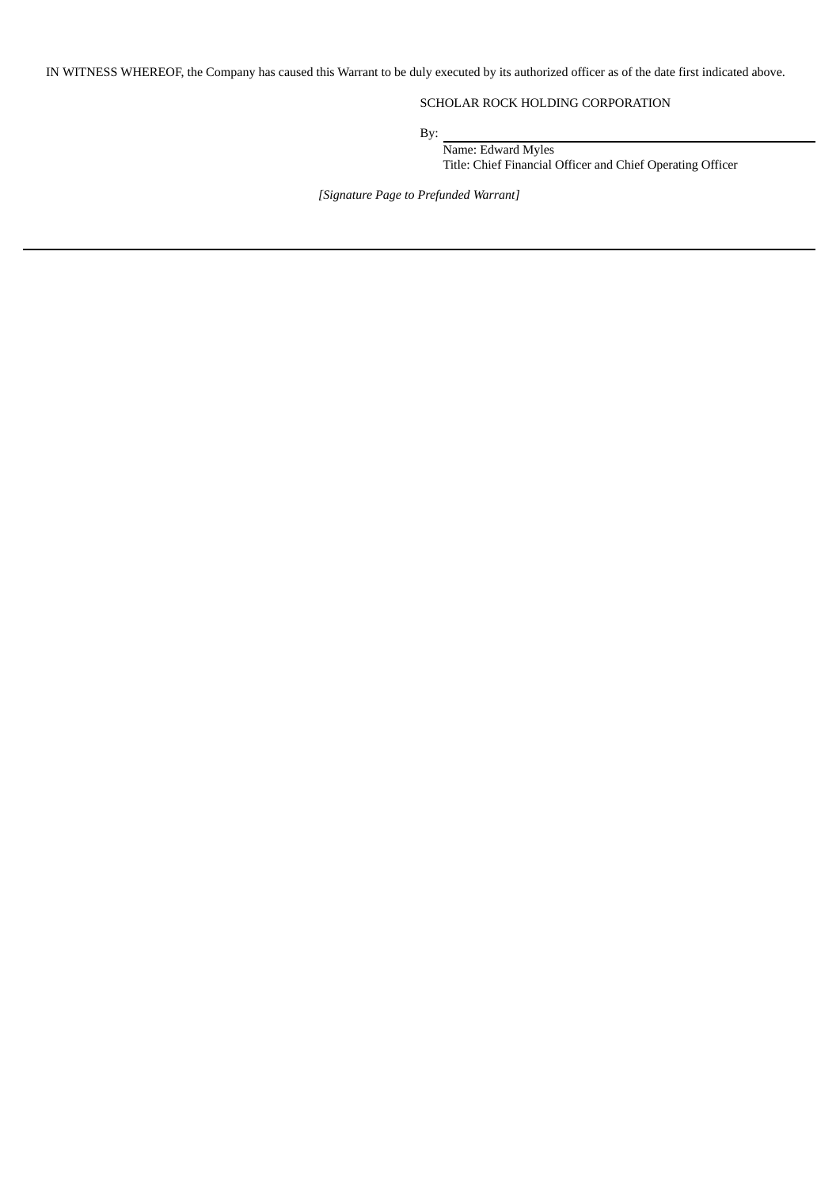IN WITNESS WHEREOF, the Company has caused this Warrant to be duly executed by its authorized officer as of the date first indicated above.

SCHOLAR ROCK HOLDING CORPORATION

By: \_\_\_\_\_\_\_\_\_\_\_\_\_\_\_\_\_\_\_\_\_\_\_\_\_\_\_\_\_\_

Name: Edward Myles
Title: Chief Financial Officer and Chief Operating Officer

*[Signature Page to Prefunded Warrant]*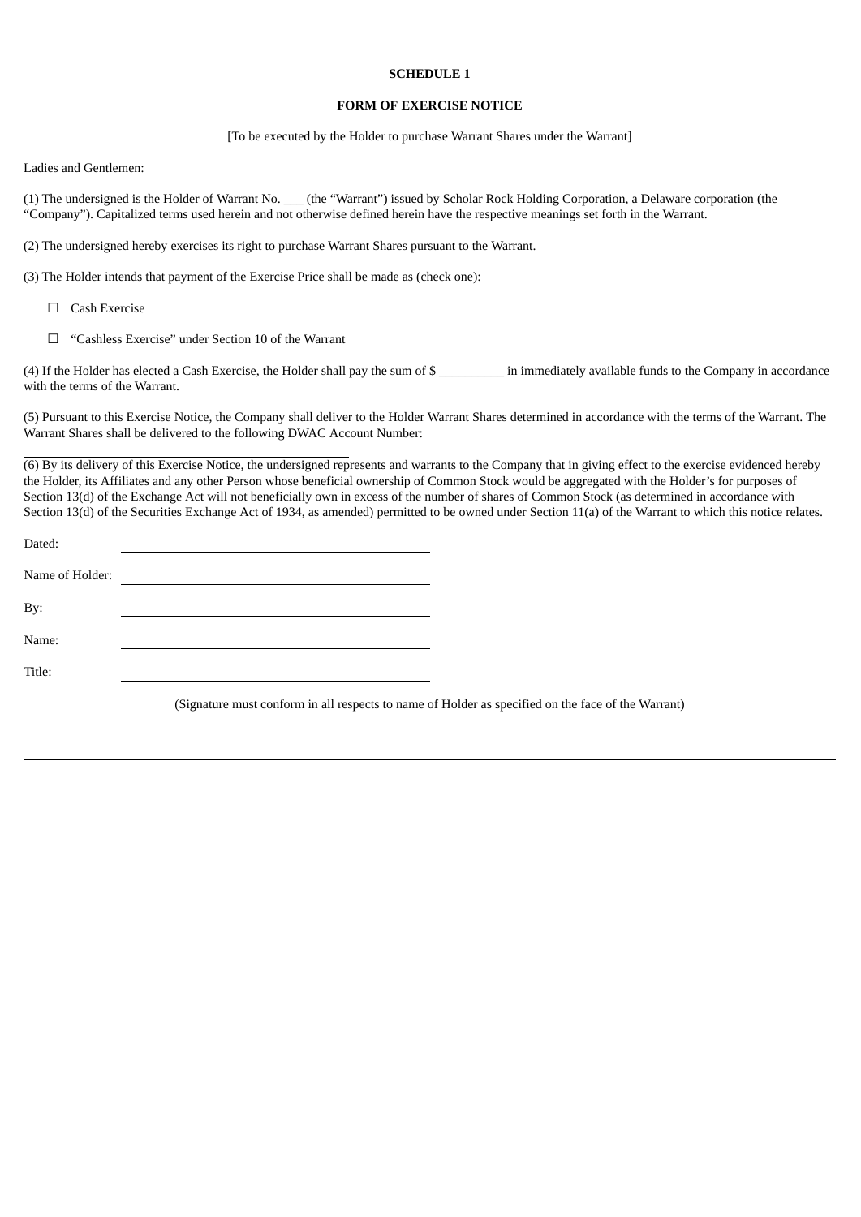**SCHEDULE 1**

**FORM OF EXERCISE NOTICE**

[To be executed by the Holder to purchase Warrant Shares under the Warrant]

Ladies and Gentlemen:

(1) The undersigned is the Holder of Warrant No. ___ (the "Warrant") issued by Scholar Rock Holding Corporation, a Delaware corporation (the "Company"). Capitalized terms used herein and not otherwise defined herein have the respective meanings set forth in the Warrant.

(2) The undersigned hereby exercises its right to purchase Warrant Shares pursuant to the Warrant.

(3) The Holder intends that payment of the Exercise Price shall be made as (check one):

☐ Cash Exercise

☐ "Cashless Exercise" under Section 10 of the Warrant

(4) If the Holder has elected a Cash Exercise, the Holder shall pay the sum of $ __________ in immediately available funds to the Company in accordance with the terms of the Warrant.

(5) Pursuant to this Exercise Notice, the Company shall deliver to the Holder Warrant Shares determined in accordance with the terms of the Warrant. The Warrant Shares shall be delivered to the following DWAC Account Number:

______________________________________________

(6) By its delivery of this Exercise Notice, the undersigned represents and warrants to the Company that in giving effect to the exercise evidenced hereby the Holder, its Affiliates and any other Person whose beneficial ownership of Common Stock would be aggregated with the Holder's for purposes of Section 13(d) of the Exchange Act will not beneficially own in excess of the number of shares of Common Stock (as determined in accordance with Section 13(d) of the Securities Exchange Act of 1934, as amended) permitted to be owned under Section 11(a) of the Warrant to which this notice relates.

Dated: ______________________________________

Name of Holder: ______________________________________

By: ______________________________________

Name: ______________________________________

Title: ______________________________________

(Signature must conform in all respects to name of Holder as specified on the face of the Warrant)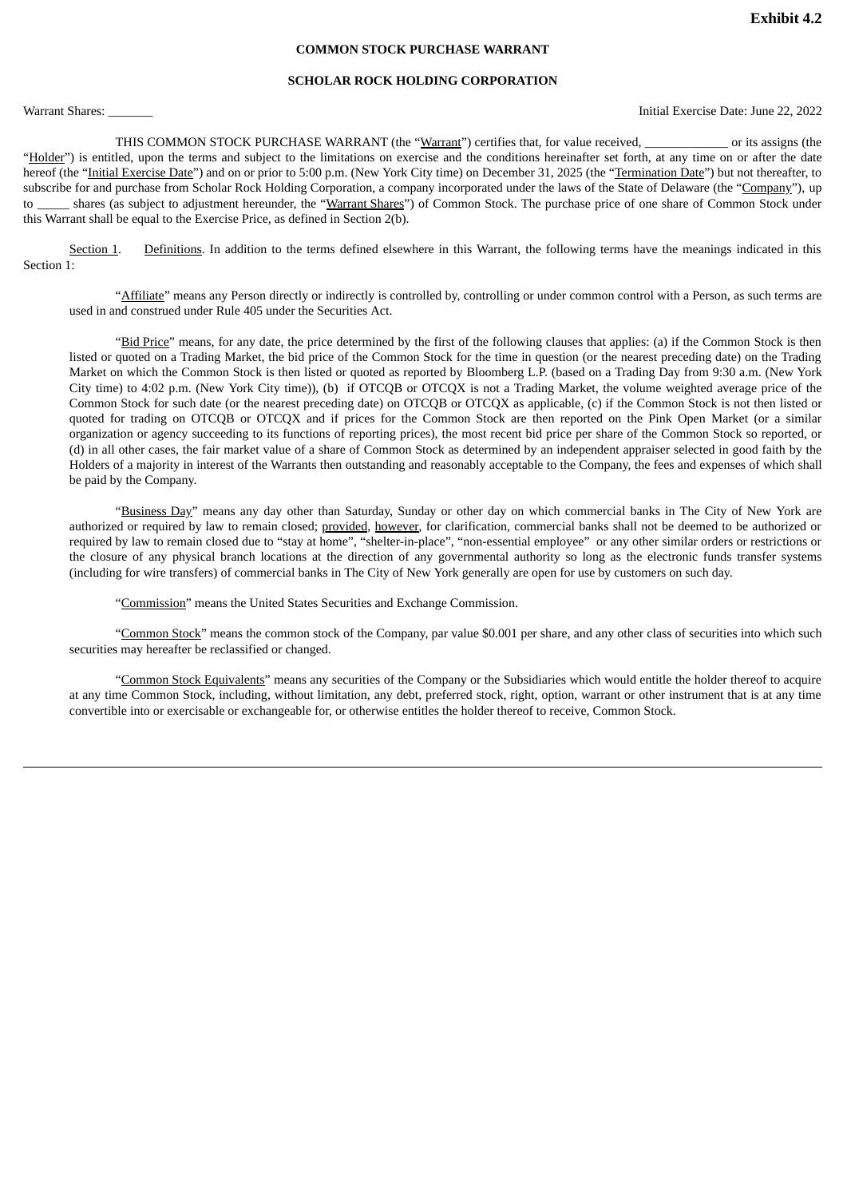**Exhibit 4.2**

**COMMON STOCK PURCHASE WARRANT**

**SCHOLAR ROCK HOLDING CORPORATION**

Warrant Shares: _______ Initial Exercise Date: June 22, 2022

THIS COMMON STOCK PURCHASE WARRANT (the "Warrant") certifies that, for value received, _____________ or its assigns (the "Holder") is entitled, upon the terms and subject to the limitations on exercise and the conditions hereinafter set forth, at any time on or after the date hereof (the "Initial Exercise Date") and on or prior to 5:00 p.m. (New York City time) on December 31, 2025 (the "Termination Date") but not thereafter, to subscribe for and purchase from Scholar Rock Holding Corporation, a company incorporated under the laws of the State of Delaware (the "Company"), up to _____ shares (as subject to adjustment hereunder, the "Warrant Shares") of Common Stock. The purchase price of one share of Common Stock under this Warrant shall be equal to the Exercise Price, as defined in Section 2(b).

Section 1. Definitions. In addition to the terms defined elsewhere in this Warrant, the following terms have the meanings indicated in this Section 1:

"Affiliate" means any Person directly or indirectly is controlled by, controlling or under common control with a Person, as such terms are used in and construed under Rule 405 under the Securities Act.

"Bid Price" means, for any date, the price determined by the first of the following clauses that applies: (a) if the Common Stock is then listed or quoted on a Trading Market, the bid price of the Common Stock for the time in question (or the nearest preceding date) on the Trading Market on which the Common Stock is then listed or quoted as reported by Bloomberg L.P. (based on a Trading Day from 9:30 a.m. (New York City time) to 4:02 p.m. (New York City time)), (b) if OTCQB or OTCQX is not a Trading Market, the volume weighted average price of the Common Stock for such date (or the nearest preceding date) on OTCQB or OTCQX as applicable, (c) if the Common Stock is not then listed or quoted for trading on OTCQB or OTCQX and if prices for the Common Stock are then reported on the Pink Open Market (or a similar organization or agency succeeding to its functions of reporting prices), the most recent bid price per share of the Common Stock so reported, or (d) in all other cases, the fair market value of a share of Common Stock as determined by an independent appraiser selected in good faith by the Holders of a majority in interest of the Warrants then outstanding and reasonably acceptable to the Company, the fees and expenses of which shall be paid by the Company.

"Business Day" means any day other than Saturday, Sunday or other day on which commercial banks in The City of New York are authorized or required by law to remain closed; provided, however, for clarification, commercial banks shall not be deemed to be authorized or required by law to remain closed due to "stay at home", "shelter-in-place", "non-essential employee" or any other similar orders or restrictions or the closure of any physical branch locations at the direction of any governmental authority so long as the electronic funds transfer systems (including for wire transfers) of commercial banks in The City of New York generally are open for use by customers on such day.

"Commission" means the United States Securities and Exchange Commission.

"Common Stock" means the common stock of the Company, par value $0.001 per share, and any other class of securities into which such securities may hereafter be reclassified or changed.

"Common Stock Equivalents" means any securities of the Company or the Subsidiaries which would entitle the holder thereof to acquire at any time Common Stock, including, without limitation, any debt, preferred stock, right, option, warrant or other instrument that is at any time convertible into or exercisable or exchangeable for, or otherwise entitles the holder thereof to receive, Common Stock.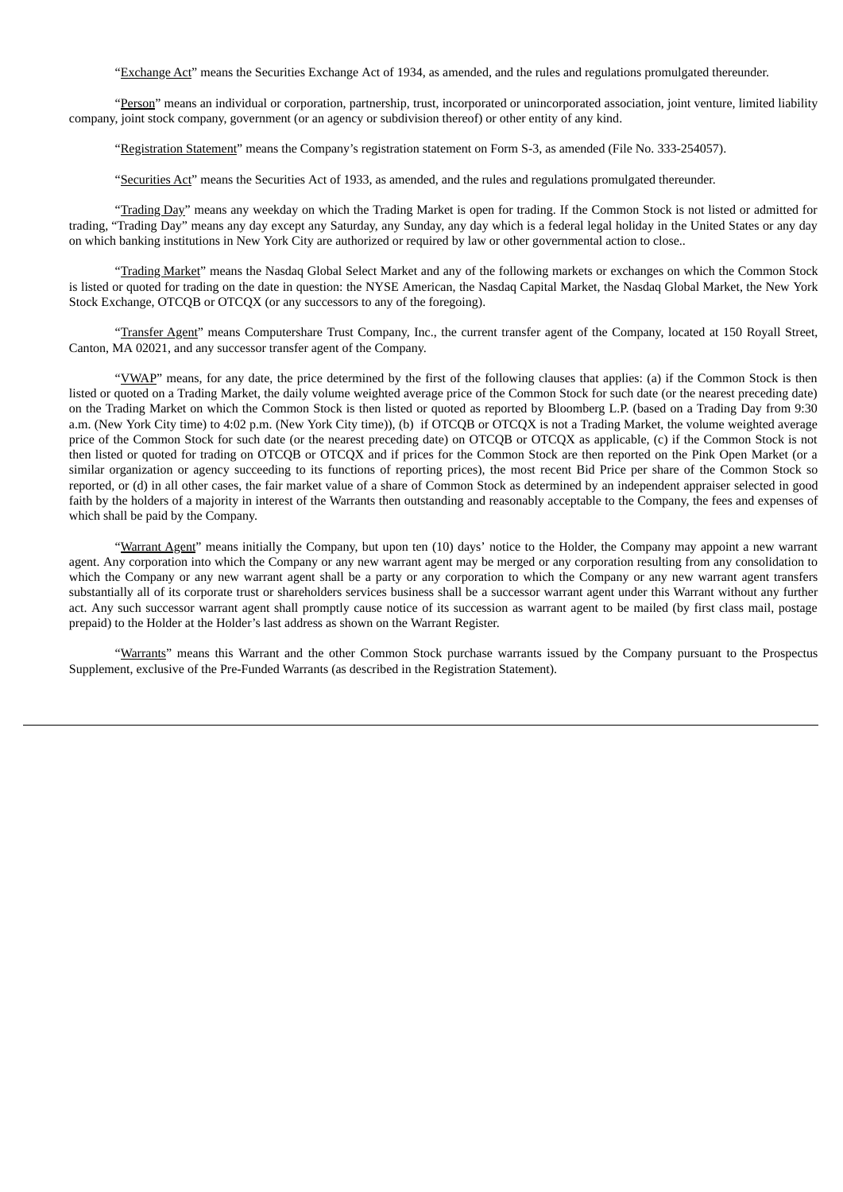"Exchange Act" means the Securities Exchange Act of 1934, as amended, and the rules and regulations promulgated thereunder.

"Person" means an individual or corporation, partnership, trust, incorporated or unincorporated association, joint venture, limited liability company, joint stock company, government (or an agency or subdivision thereof) or other entity of any kind.

"Registration Statement" means the Company's registration statement on Form S-3, as amended (File No. 333-254057).

"Securities Act" means the Securities Act of 1933, as amended, and the rules and regulations promulgated thereunder.

"Trading Day" means any weekday on which the Trading Market is open for trading. If the Common Stock is not listed or admitted for trading, "Trading Day" means any day except any Saturday, any Sunday, any day which is a federal legal holiday in the United States or any day on which banking institutions in New York City are authorized or required by law or other governmental action to close..

"Trading Market" means the Nasdaq Global Select Market and any of the following markets or exchanges on which the Common Stock is listed or quoted for trading on the date in question: the NYSE American, the Nasdaq Capital Market, the Nasdaq Global Market, the New York Stock Exchange, OTCQB or OTCQX (or any successors to any of the foregoing).

"Transfer Agent" means Computershare Trust Company, Inc., the current transfer agent of the Company, located at 150 Royall Street, Canton, MA 02021, and any successor transfer agent of the Company.

"VWAP" means, for any date, the price determined by the first of the following clauses that applies: (a) if the Common Stock is then listed or quoted on a Trading Market, the daily volume weighted average price of the Common Stock for such date (or the nearest preceding date) on the Trading Market on which the Common Stock is then listed or quoted as reported by Bloomberg L.P. (based on a Trading Day from 9:30 a.m. (New York City time) to 4:02 p.m. (New York City time)), (b) if OTCQB or OTCQX is not a Trading Market, the volume weighted average price of the Common Stock for such date (or the nearest preceding date) on OTCQB or OTCQX as applicable, (c) if the Common Stock is not then listed or quoted for trading on OTCQB or OTCQX and if prices for the Common Stock are then reported on the Pink Open Market (or a similar organization or agency succeeding to its functions of reporting prices), the most recent Bid Price per share of the Common Stock so reported, or (d) in all other cases, the fair market value of a share of Common Stock as determined by an independent appraiser selected in good faith by the holders of a majority in interest of the Warrants then outstanding and reasonably acceptable to the Company, the fees and expenses of which shall be paid by the Company.

"Warrant Agent" means initially the Company, but upon ten (10) days' notice to the Holder, the Company may appoint a new warrant agent. Any corporation into which the Company or any new warrant agent may be merged or any corporation resulting from any consolidation to which the Company or any new warrant agent shall be a party or any corporation to which the Company or any new warrant agent transfers substantially all of its corporate trust or shareholders services business shall be a successor warrant agent under this Warrant without any further act. Any such successor warrant agent shall promptly cause notice of its succession as warrant agent to be mailed (by first class mail, postage prepaid) to the Holder at the Holder's last address as shown on the Warrant Register.

"Warrants" means this Warrant and the other Common Stock purchase warrants issued by the Company pursuant to the Prospectus Supplement, exclusive of the Pre-Funded Warrants (as described in the Registration Statement).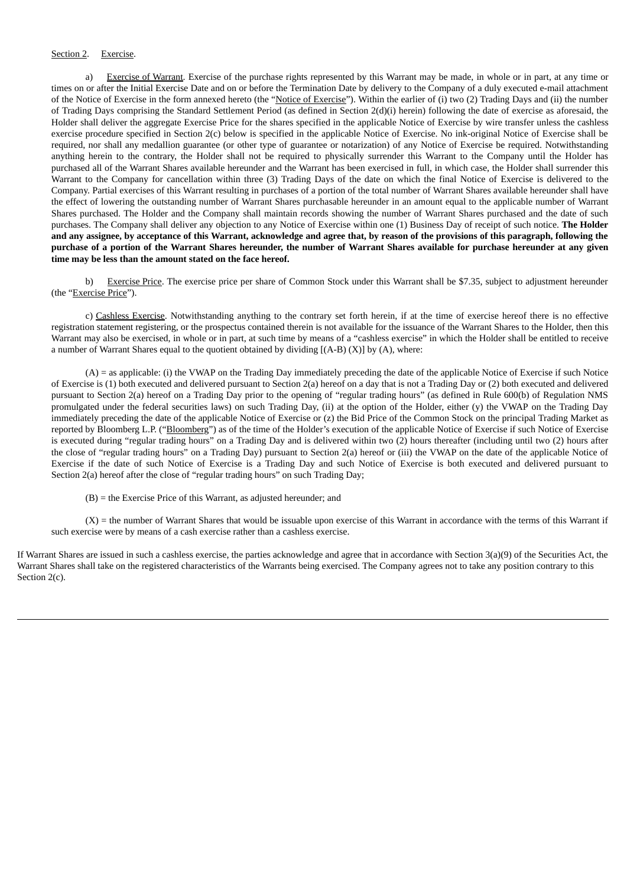Section 2. Exercise.

a) Exercise of Warrant. Exercise of the purchase rights represented by this Warrant may be made, in whole or in part, at any time or times on or after the Initial Exercise Date and on or before the Termination Date by delivery to the Company of a duly executed e-mail attachment of the Notice of Exercise in the form annexed hereto (the "Notice of Exercise"). Within the earlier of (i) two (2) Trading Days and (ii) the number of Trading Days comprising the Standard Settlement Period (as defined in Section 2(d)(i) herein) following the date of exercise as aforesaid, the Holder shall deliver the aggregate Exercise Price for the shares specified in the applicable Notice of Exercise by wire transfer unless the cashless exercise procedure specified in Section 2(c) below is specified in the applicable Notice of Exercise. No ink-original Notice of Exercise shall be required, nor shall any medallion guarantee (or other type of guarantee or notarization) of any Notice of Exercise be required. Notwithstanding anything herein to the contrary, the Holder shall not be required to physically surrender this Warrant to the Company until the Holder has purchased all of the Warrant Shares available hereunder and the Warrant has been exercised in full, in which case, the Holder shall surrender this Warrant to the Company for cancellation within three (3) Trading Days of the date on which the final Notice of Exercise is delivered to the Company. Partial exercises of this Warrant resulting in purchases of a portion of the total number of Warrant Shares available hereunder shall have the effect of lowering the outstanding number of Warrant Shares purchasable hereunder in an amount equal to the applicable number of Warrant Shares purchased. The Holder and the Company shall maintain records showing the number of Warrant Shares purchased and the date of such purchases. The Company shall deliver any objection to any Notice of Exercise within one (1) Business Day of receipt of such notice. **The Holder and any assignee, by acceptance of this Warrant, acknowledge and agree that, by reason of the provisions of this paragraph, following the purchase of a portion of the Warrant Shares hereunder, the number of Warrant Shares available for purchase hereunder at any given time may be less than the amount stated on the face hereof.**

b) Exercise Price. The exercise price per share of Common Stock under this Warrant shall be $7.35, subject to adjustment hereunder (the "Exercise Price").

c) Cashless Exercise. Notwithstanding anything to the contrary set forth herein, if at the time of exercise hereof there is no effective registration statement registering, or the prospectus contained therein is not available for the issuance of the Warrant Shares to the Holder, then this Warrant may also be exercised, in whole or in part, at such time by means of a "cashless exercise" in which the Holder shall be entitled to receive a number of Warrant Shares equal to the quotient obtained by dividing [(A-B) (X)] by (A), where:

(A) = as applicable: (i) the VWAP on the Trading Day immediately preceding the date of the applicable Notice of Exercise if such Notice of Exercise is (1) both executed and delivered pursuant to Section 2(a) hereof on a day that is not a Trading Day or (2) both executed and delivered pursuant to Section 2(a) hereof on a Trading Day prior to the opening of "regular trading hours" (as defined in Rule 600(b) of Regulation NMS promulgated under the federal securities laws) on such Trading Day, (ii) at the option of the Holder, either (y) the VWAP on the Trading Day immediately preceding the date of the applicable Notice of Exercise or (z) the Bid Price of the Common Stock on the principal Trading Market as reported by Bloomberg L.P. ("Bloomberg") as of the time of the Holder's execution of the applicable Notice of Exercise if such Notice of Exercise is executed during "regular trading hours" on a Trading Day and is delivered within two (2) hours thereafter (including until two (2) hours after the close of "regular trading hours" on a Trading Day) pursuant to Section 2(a) hereof or (iii) the VWAP on the date of the applicable Notice of Exercise if the date of such Notice of Exercise is a Trading Day and such Notice of Exercise is both executed and delivered pursuant to Section 2(a) hereof after the close of "regular trading hours" on such Trading Day;

(B) = the Exercise Price of this Warrant, as adjusted hereunder; and

(X) = the number of Warrant Shares that would be issuable upon exercise of this Warrant in accordance with the terms of this Warrant if such exercise were by means of a cash exercise rather than a cashless exercise.

If Warrant Shares are issued in such a cashless exercise, the parties acknowledge and agree that in accordance with Section 3(a)(9) of the Securities Act, the Warrant Shares shall take on the registered characteristics of the Warrants being exercised. The Company agrees not to take any position contrary to this Section 2(c).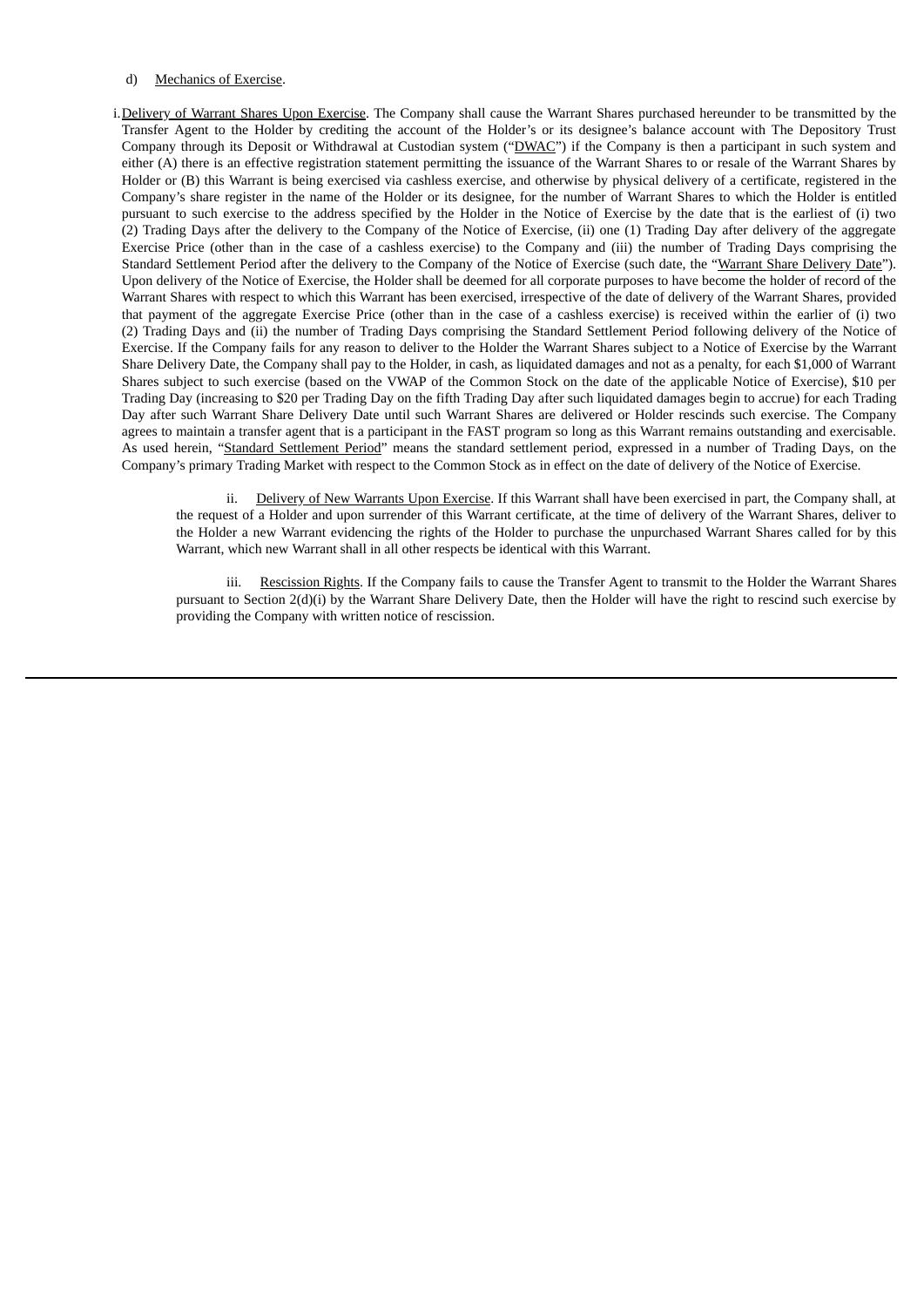d) Mechanics of Exercise.

i. Delivery of Warrant Shares Upon Exercise. The Company shall cause the Warrant Shares purchased hereunder to be transmitted by the Transfer Agent to the Holder by crediting the account of the Holder's or its designee's balance account with The Depository Trust Company through its Deposit or Withdrawal at Custodian system ("DWAC") if the Company is then a participant in such system and either (A) there is an effective registration statement permitting the issuance of the Warrant Shares to or resale of the Warrant Shares by Holder or (B) this Warrant is being exercised via cashless exercise, and otherwise by physical delivery of a certificate, registered in the Company's share register in the name of the Holder or its designee, for the number of Warrant Shares to which the Holder is entitled pursuant to such exercise to the address specified by the Holder in the Notice of Exercise by the date that is the earliest of (i) two (2) Trading Days after the delivery to the Company of the Notice of Exercise, (ii) one (1) Trading Day after delivery of the aggregate Exercise Price (other than in the case of a cashless exercise) to the Company and (iii) the number of Trading Days comprising the Standard Settlement Period after the delivery to the Company of the Notice of Exercise (such date, the "Warrant Share Delivery Date"). Upon delivery of the Notice of Exercise, the Holder shall be deemed for all corporate purposes to have become the holder of record of the Warrant Shares with respect to which this Warrant has been exercised, irrespective of the date of delivery of the Warrant Shares, provided that payment of the aggregate Exercise Price (other than in the case of a cashless exercise) is received within the earlier of (i) two (2) Trading Days and (ii) the number of Trading Days comprising the Standard Settlement Period following delivery of the Notice of Exercise. If the Company fails for any reason to deliver to the Holder the Warrant Shares subject to a Notice of Exercise by the Warrant Share Delivery Date, the Company shall pay to the Holder, in cash, as liquidated damages and not as a penalty, for each $1,000 of Warrant Shares subject to such exercise (based on the VWAP of the Common Stock on the date of the applicable Notice of Exercise), $10 per Trading Day (increasing to $20 per Trading Day on the fifth Trading Day after such liquidated damages begin to accrue) for each Trading Day after such Warrant Share Delivery Date until such Warrant Shares are delivered or Holder rescinds such exercise. The Company agrees to maintain a transfer agent that is a participant in the FAST program so long as this Warrant remains outstanding and exercisable. As used herein, "Standard Settlement Period" means the standard settlement period, expressed in a number of Trading Days, on the Company's primary Trading Market with respect to the Common Stock as in effect on the date of delivery of the Notice of Exercise.

ii. Delivery of New Warrants Upon Exercise. If this Warrant shall have been exercised in part, the Company shall, at the request of a Holder and upon surrender of this Warrant certificate, at the time of delivery of the Warrant Shares, deliver to the Holder a new Warrant evidencing the rights of the Holder to purchase the unpurchased Warrant Shares called for by this Warrant, which new Warrant shall in all other respects be identical with this Warrant.

iii. Rescission Rights. If the Company fails to cause the Transfer Agent to transmit to the Holder the Warrant Shares pursuant to Section 2(d)(i) by the Warrant Share Delivery Date, then the Holder will have the right to rescind such exercise by providing the Company with written notice of rescission.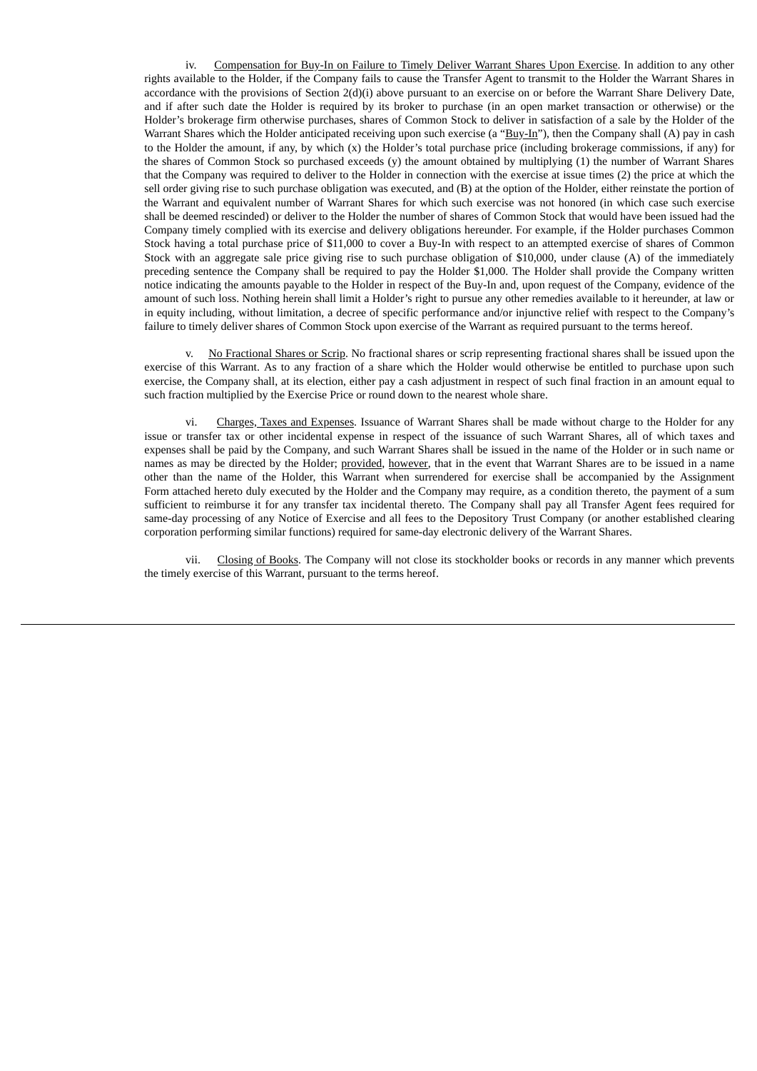iv. Compensation for Buy-In on Failure to Timely Deliver Warrant Shares Upon Exercise. In addition to any other rights available to the Holder, if the Company fails to cause the Transfer Agent to transmit to the Holder the Warrant Shares in accordance with the provisions of Section 2(d)(i) above pursuant to an exercise on or before the Warrant Share Delivery Date, and if after such date the Holder is required by its broker to purchase (in an open market transaction or otherwise) or the Holder's brokerage firm otherwise purchases, shares of Common Stock to deliver in satisfaction of a sale by the Holder of the Warrant Shares which the Holder anticipated receiving upon such exercise (a "Buy-In"), then the Company shall (A) pay in cash to the Holder the amount, if any, by which (x) the Holder's total purchase price (including brokerage commissions, if any) for the shares of Common Stock so purchased exceeds (y) the amount obtained by multiplying (1) the number of Warrant Shares that the Company was required to deliver to the Holder in connection with the exercise at issue times (2) the price at which the sell order giving rise to such purchase obligation was executed, and (B) at the option of the Holder, either reinstate the portion of the Warrant and equivalent number of Warrant Shares for which such exercise was not honored (in which case such exercise shall be deemed rescinded) or deliver to the Holder the number of shares of Common Stock that would have been issued had the Company timely complied with its exercise and delivery obligations hereunder. For example, if the Holder purchases Common Stock having a total purchase price of $11,000 to cover a Buy-In with respect to an attempted exercise of shares of Common Stock with an aggregate sale price giving rise to such purchase obligation of $10,000, under clause (A) of the immediately preceding sentence the Company shall be required to pay the Holder $1,000. The Holder shall provide the Company written notice indicating the amounts payable to the Holder in respect of the Buy-In and, upon request of the Company, evidence of the amount of such loss. Nothing herein shall limit a Holder's right to pursue any other remedies available to it hereunder, at law or in equity including, without limitation, a decree of specific performance and/or injunctive relief with respect to the Company's failure to timely deliver shares of Common Stock upon exercise of the Warrant as required pursuant to the terms hereof.

v. No Fractional Shares or Scrip. No fractional shares or scrip representing fractional shares shall be issued upon the exercise of this Warrant. As to any fraction of a share which the Holder would otherwise be entitled to purchase upon such exercise, the Company shall, at its election, either pay a cash adjustment in respect of such final fraction in an amount equal to such fraction multiplied by the Exercise Price or round down to the nearest whole share.

vi. Charges, Taxes and Expenses. Issuance of Warrant Shares shall be made without charge to the Holder for any issue or transfer tax or other incidental expense in respect of the issuance of such Warrant Shares, all of which taxes and expenses shall be paid by the Company, and such Warrant Shares shall be issued in the name of the Holder or in such name or names as may be directed by the Holder; provided, however, that in the event that Warrant Shares are to be issued in a name other than the name of the Holder, this Warrant when surrendered for exercise shall be accompanied by the Assignment Form attached hereto duly executed by the Holder and the Company may require, as a condition thereto, the payment of a sum sufficient to reimburse it for any transfer tax incidental thereto. The Company shall pay all Transfer Agent fees required for same-day processing of any Notice of Exercise and all fees to the Depository Trust Company (or another established clearing corporation performing similar functions) required for same-day electronic delivery of the Warrant Shares.

vii. Closing of Books. The Company will not close its stockholder books or records in any manner which prevents the timely exercise of this Warrant, pursuant to the terms hereof.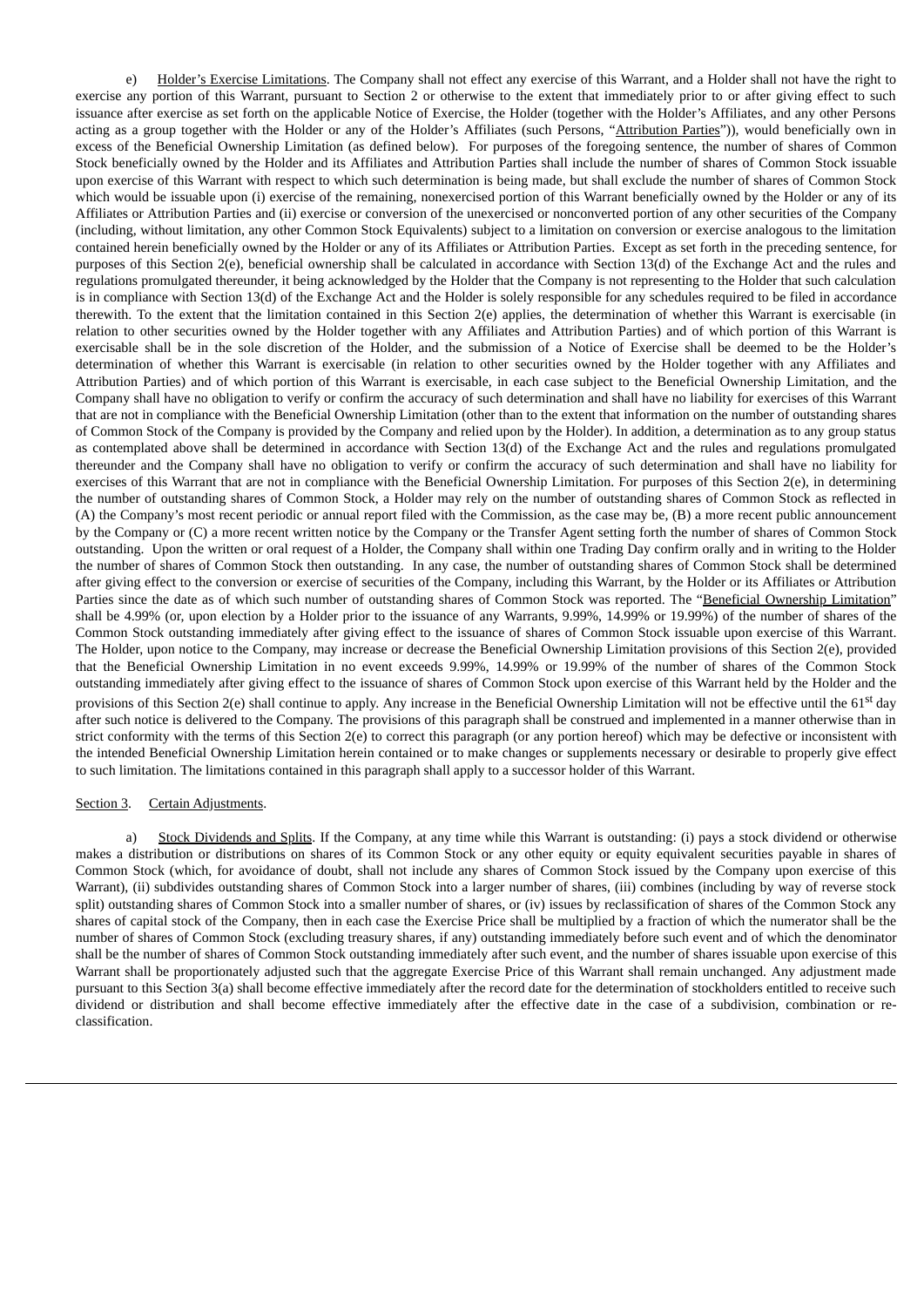e) Holder's Exercise Limitations. The Company shall not effect any exercise of this Warrant, and a Holder shall not have the right to exercise any portion of this Warrant, pursuant to Section 2 or otherwise to the extent that immediately prior to or after giving effect to such issuance after exercise as set forth on the applicable Notice of Exercise, the Holder (together with the Holder's Affiliates, and any other Persons acting as a group together with the Holder or any of the Holder's Affiliates (such Persons, "Attribution Parties")), would beneficially own in excess of the Beneficial Ownership Limitation (as defined below). For purposes of the foregoing sentence, the number of shares of Common Stock beneficially owned by the Holder and its Affiliates and Attribution Parties shall include the number of shares of Common Stock issuable upon exercise of this Warrant with respect to which such determination is being made, but shall exclude the number of shares of Common Stock which would be issuable upon (i) exercise of the remaining, nonexercised portion of this Warrant beneficially owned by the Holder or any of its Affiliates or Attribution Parties and (ii) exercise or conversion of the unexercised or nonconverted portion of any other securities of the Company (including, without limitation, any other Common Stock Equivalents) subject to a limitation on conversion or exercise analogous to the limitation contained herein beneficially owned by the Holder or any of its Affiliates or Attribution Parties. Except as set forth in the preceding sentence, for purposes of this Section 2(e), beneficial ownership shall be calculated in accordance with Section 13(d) of the Exchange Act and the rules and regulations promulgated thereunder, it being acknowledged by the Holder that the Company is not representing to the Holder that such calculation is in compliance with Section 13(d) of the Exchange Act and the Holder is solely responsible for any schedules required to be filed in accordance therewith. To the extent that the limitation contained in this Section 2(e) applies, the determination of whether this Warrant is exercisable (in relation to other securities owned by the Holder together with any Affiliates and Attribution Parties) and of which portion of this Warrant is exercisable shall be in the sole discretion of the Holder, and the submission of a Notice of Exercise shall be deemed to be the Holder's determination of whether this Warrant is exercisable (in relation to other securities owned by the Holder together with any Affiliates and Attribution Parties) and of which portion of this Warrant is exercisable, in each case subject to the Beneficial Ownership Limitation, and the Company shall have no obligation to verify or confirm the accuracy of such determination and shall have no liability for exercises of this Warrant that are not in compliance with the Beneficial Ownership Limitation (other than to the extent that information on the number of outstanding shares of Common Stock of the Company is provided by the Company and relied upon by the Holder). In addition, a determination as to any group status as contemplated above shall be determined in accordance with Section 13(d) of the Exchange Act and the rules and regulations promulgated thereunder and the Company shall have no obligation to verify or confirm the accuracy of such determination and shall have no liability for exercises of this Warrant that are not in compliance with the Beneficial Ownership Limitation. For purposes of this Section 2(e), in determining the number of outstanding shares of Common Stock, a Holder may rely on the number of outstanding shares of Common Stock as reflected in (A) the Company's most recent periodic or annual report filed with the Commission, as the case may be, (B) a more recent public announcement by the Company or (C) a more recent written notice by the Company or the Transfer Agent setting forth the number of shares of Common Stock outstanding. Upon the written or oral request of a Holder, the Company shall within one Trading Day confirm orally and in writing to the Holder the number of shares of Common Stock then outstanding. In any case, the number of outstanding shares of Common Stock shall be determined after giving effect to the conversion or exercise of securities of the Company, including this Warrant, by the Holder or its Affiliates or Attribution Parties since the date as of which such number of outstanding shares of Common Stock was reported. The "Beneficial Ownership Limitation" shall be 4.99% (or, upon election by a Holder prior to the issuance of any Warrants, 9.99%, 14.99% or 19.99%) of the number of shares of the Common Stock outstanding immediately after giving effect to the issuance of shares of Common Stock issuable upon exercise of this Warrant. The Holder, upon notice to the Company, may increase or decrease the Beneficial Ownership Limitation provisions of this Section 2(e), provided that the Beneficial Ownership Limitation in no event exceeds 9.99%, 14.99% or 19.99% of the number of shares of the Common Stock outstanding immediately after giving effect to the issuance of shares of Common Stock upon exercise of this Warrant held by the Holder and the provisions of this Section 2(e) shall continue to apply. Any increase in the Beneficial Ownership Limitation will not be effective until the 61st day after such notice is delivered to the Company. The provisions of this paragraph shall be construed and implemented in a manner otherwise than in strict conformity with the terms of this Section 2(e) to correct this paragraph (or any portion hereof) which may be defective or inconsistent with the intended Beneficial Ownership Limitation herein contained or to make changes or supplements necessary or desirable to properly give effect to such limitation. The limitations contained in this paragraph shall apply to a successor holder of this Warrant.

Section 3. Certain Adjustments.

a) Stock Dividends and Splits. If the Company, at any time while this Warrant is outstanding: (i) pays a stock dividend or otherwise makes a distribution or distributions on shares of its Common Stock or any other equity or equity equivalent securities payable in shares of Common Stock (which, for avoidance of doubt, shall not include any shares of Common Stock issued by the Company upon exercise of this Warrant), (ii) subdivides outstanding shares of Common Stock into a larger number of shares, (iii) combines (including by way of reverse stock split) outstanding shares of Common Stock into a smaller number of shares, or (iv) issues by reclassification of shares of the Common Stock any shares of capital stock of the Company, then in each case the Exercise Price shall be multiplied by a fraction of which the numerator shall be the number of shares of Common Stock (excluding treasury shares, if any) outstanding immediately before such event and of which the denominator shall be the number of shares of Common Stock outstanding immediately after such event, and the number of shares issuable upon exercise of this Warrant shall be proportionately adjusted such that the aggregate Exercise Price of this Warrant shall remain unchanged. Any adjustment made pursuant to this Section 3(a) shall become effective immediately after the record date for the determination of stockholders entitled to receive such dividend or distribution and shall become effective immediately after the effective date in the case of a subdivision, combination or re-classification.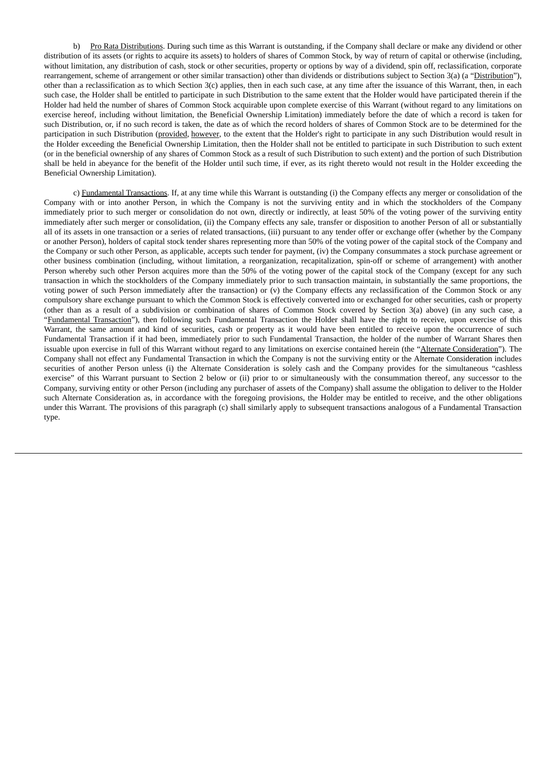b) Pro Rata Distributions. During such time as this Warrant is outstanding, if the Company shall declare or make any dividend or other distribution of its assets (or rights to acquire its assets) to holders of shares of Common Stock, by way of return of capital or otherwise (including, without limitation, any distribution of cash, stock or other securities, property or options by way of a dividend, spin off, reclassification, corporate rearrangement, scheme of arrangement or other similar transaction) other than dividends or distributions subject to Section 3(a) (a "Distribution"), other than a reclassification as to which Section 3(c) applies, then in each such case, at any time after the issuance of this Warrant, then, in each such case, the Holder shall be entitled to participate in such Distribution to the same extent that the Holder would have participated therein if the Holder had held the number of shares of Common Stock acquirable upon complete exercise of this Warrant (without regard to any limitations on exercise hereof, including without limitation, the Beneficial Ownership Limitation) immediately before the date of which a record is taken for such Distribution, or, if no such record is taken, the date as of which the record holders of shares of Common Stock are to be determined for the participation in such Distribution (provided, however, to the extent that the Holder's right to participate in any such Distribution would result in the Holder exceeding the Beneficial Ownership Limitation, then the Holder shall not be entitled to participate in such Distribution to such extent (or in the beneficial ownership of any shares of Common Stock as a result of such Distribution to such extent) and the portion of such Distribution shall be held in abeyance for the benefit of the Holder until such time, if ever, as its right thereto would not result in the Holder exceeding the Beneficial Ownership Limitation).

c) Fundamental Transactions. If, at any time while this Warrant is outstanding (i) the Company effects any merger or consolidation of the Company with or into another Person, in which the Company is not the surviving entity and in which the stockholders of the Company immediately prior to such merger or consolidation do not own, directly or indirectly, at least 50% of the voting power of the surviving entity immediately after such merger or consolidation, (ii) the Company effects any sale, transfer or disposition to another Person of all or substantially all of its assets in one transaction or a series of related transactions, (iii) pursuant to any tender offer or exchange offer (whether by the Company or another Person), holders of capital stock tender shares representing more than 50% of the voting power of the capital stock of the Company and the Company or such other Person, as applicable, accepts such tender for payment, (iv) the Company consummates a stock purchase agreement or other business combination (including, without limitation, a reorganization, recapitalization, spin-off or scheme of arrangement) with another Person whereby such other Person acquires more than the 50% of the voting power of the capital stock of the Company (except for any such transaction in which the stockholders of the Company immediately prior to such transaction maintain, in substantially the same proportions, the voting power of such Person immediately after the transaction) or (v) the Company effects any reclassification of the Common Stock or any compulsory share exchange pursuant to which the Common Stock is effectively converted into or exchanged for other securities, cash or property (other than as a result of a subdivision or combination of shares of Common Stock covered by Section 3(a) above) (in any such case, a "Fundamental Transaction"), then following such Fundamental Transaction the Holder shall have the right to receive, upon exercise of this Warrant, the same amount and kind of securities, cash or property as it would have been entitled to receive upon the occurrence of such Fundamental Transaction if it had been, immediately prior to such Fundamental Transaction, the holder of the number of Warrant Shares then issuable upon exercise in full of this Warrant without regard to any limitations on exercise contained herein (the "Alternate Consideration"). The Company shall not effect any Fundamental Transaction in which the Company is not the surviving entity or the Alternate Consideration includes securities of another Person unless (i) the Alternate Consideration is solely cash and the Company provides for the simultaneous "cashless exercise" of this Warrant pursuant to Section 2 below or (ii) prior to or simultaneously with the consummation thereof, any successor to the Company, surviving entity or other Person (including any purchaser of assets of the Company) shall assume the obligation to deliver to the Holder such Alternate Consideration as, in accordance with the foregoing provisions, the Holder may be entitled to receive, and the other obligations under this Warrant. The provisions of this paragraph (c) shall similarly apply to subsequent transactions analogous of a Fundamental Transaction type.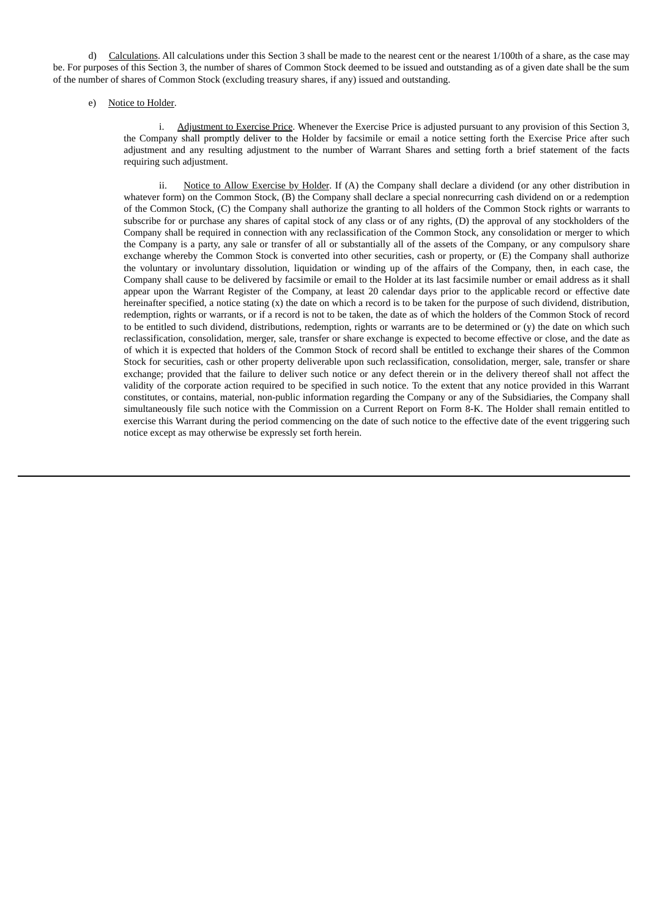d) Calculations. All calculations under this Section 3 shall be made to the nearest cent or the nearest 1/100th of a share, as the case may be. For purposes of this Section 3, the number of shares of Common Stock deemed to be issued and outstanding as of a given date shall be the sum of the number of shares of Common Stock (excluding treasury shares, if any) issued and outstanding.

e) Notice to Holder.

i. Adjustment to Exercise Price. Whenever the Exercise Price is adjusted pursuant to any provision of this Section 3, the Company shall promptly deliver to the Holder by facsimile or email a notice setting forth the Exercise Price after such adjustment and any resulting adjustment to the number of Warrant Shares and setting forth a brief statement of the facts requiring such adjustment.

ii. Notice to Allow Exercise by Holder. If (A) the Company shall declare a dividend (or any other distribution in whatever form) on the Common Stock, (B) the Company shall declare a special nonrecurring cash dividend on or a redemption of the Common Stock, (C) the Company shall authorize the granting to all holders of the Common Stock rights or warrants to subscribe for or purchase any shares of capital stock of any class or of any rights, (D) the approval of any stockholders of the Company shall be required in connection with any reclassification of the Common Stock, any consolidation or merger to which the Company is a party, any sale or transfer of all or substantially all of the assets of the Company, or any compulsory share exchange whereby the Common Stock is converted into other securities, cash or property, or (E) the Company shall authorize the voluntary or involuntary dissolution, liquidation or winding up of the affairs of the Company, then, in each case, the Company shall cause to be delivered by facsimile or email to the Holder at its last facsimile number or email address as it shall appear upon the Warrant Register of the Company, at least 20 calendar days prior to the applicable record or effective date hereinafter specified, a notice stating (x) the date on which a record is to be taken for the purpose of such dividend, distribution, redemption, rights or warrants, or if a record is not to be taken, the date as of which the holders of the Common Stock of record to be entitled to such dividend, distributions, redemption, rights or warrants are to be determined or (y) the date on which such reclassification, consolidation, merger, sale, transfer or share exchange is expected to become effective or close, and the date as of which it is expected that holders of the Common Stock of record shall be entitled to exchange their shares of the Common Stock for securities, cash or other property deliverable upon such reclassification, consolidation, merger, sale, transfer or share exchange; provided that the failure to deliver such notice or any defect therein or in the delivery thereof shall not affect the validity of the corporate action required to be specified in such notice. To the extent that any notice provided in this Warrant constitutes, or contains, material, non-public information regarding the Company or any of the Subsidiaries, the Company shall simultaneously file such notice with the Commission on a Current Report on Form 8-K. The Holder shall remain entitled to exercise this Warrant during the period commencing on the date of such notice to the effective date of the event triggering such notice except as may otherwise be expressly set forth herein.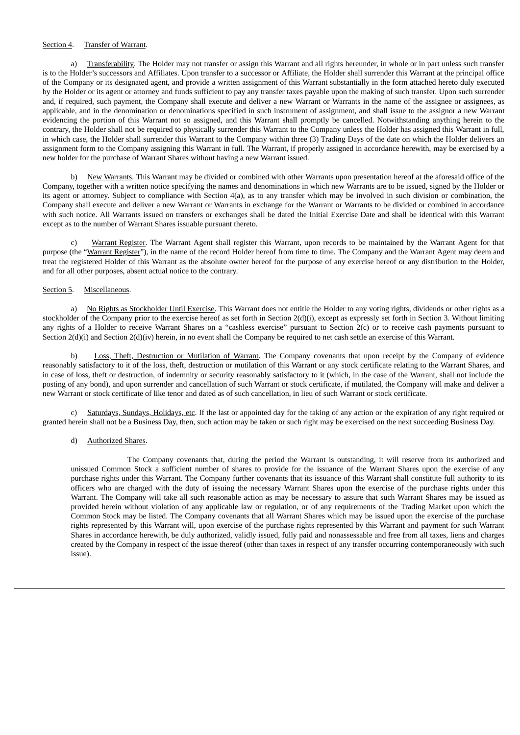Section 4. Transfer of Warrant.

a) Transferability. The Holder may not transfer or assign this Warrant and all rights hereunder, in whole or in part unless such transfer is to the Holder's successors and Affiliates. Upon transfer to a successor or Affiliate, the Holder shall surrender this Warrant at the principal office of the Company or its designated agent, and provide a written assignment of this Warrant substantially in the form attached hereto duly executed by the Holder or its agent or attorney and funds sufficient to pay any transfer taxes payable upon the making of such transfer. Upon such surrender and, if required, such payment, the Company shall execute and deliver a new Warrant or Warrants in the name of the assignee or assignees, as applicable, and in the denomination or denominations specified in such instrument of assignment, and shall issue to the assignor a new Warrant evidencing the portion of this Warrant not so assigned, and this Warrant shall promptly be cancelled. Notwithstanding anything herein to the contrary, the Holder shall not be required to physically surrender this Warrant to the Company unless the Holder has assigned this Warrant in full, in which case, the Holder shall surrender this Warrant to the Company within three (3) Trading Days of the date on which the Holder delivers an assignment form to the Company assigning this Warrant in full. The Warrant, if properly assigned in accordance herewith, may be exercised by a new holder for the purchase of Warrant Shares without having a new Warrant issued.

b) New Warrants. This Warrant may be divided or combined with other Warrants upon presentation hereof at the aforesaid office of the Company, together with a written notice specifying the names and denominations in which new Warrants are to be issued, signed by the Holder or its agent or attorney. Subject to compliance with Section 4(a), as to any transfer which may be involved in such division or combination, the Company shall execute and deliver a new Warrant or Warrants in exchange for the Warrant or Warrants to be divided or combined in accordance with such notice. All Warrants issued on transfers or exchanges shall be dated the Initial Exercise Date and shall be identical with this Warrant except as to the number of Warrant Shares issuable pursuant thereto.

c) Warrant Register. The Warrant Agent shall register this Warrant, upon records to be maintained by the Warrant Agent for that purpose (the "Warrant Register"), in the name of the record Holder hereof from time to time. The Company and the Warrant Agent may deem and treat the registered Holder of this Warrant as the absolute owner hereof for the purpose of any exercise hereof or any distribution to the Holder, and for all other purposes, absent actual notice to the contrary.

Section 5. Miscellaneous.

a) No Rights as Stockholder Until Exercise. This Warrant does not entitle the Holder to any voting rights, dividends or other rights as a stockholder of the Company prior to the exercise hereof as set forth in Section 2(d)(i), except as expressly set forth in Section 3. Without limiting any rights of a Holder to receive Warrant Shares on a "cashless exercise" pursuant to Section 2(c) or to receive cash payments pursuant to Section 2(d)(i) and Section 2(d)(iv) herein, in no event shall the Company be required to net cash settle an exercise of this Warrant.

b) Loss, Theft, Destruction or Mutilation of Warrant. The Company covenants that upon receipt by the Company of evidence reasonably satisfactory to it of the loss, theft, destruction or mutilation of this Warrant or any stock certificate relating to the Warrant Shares, and in case of loss, theft or destruction, of indemnity or security reasonably satisfactory to it (which, in the case of the Warrant, shall not include the posting of any bond), and upon surrender and cancellation of such Warrant or stock certificate, if mutilated, the Company will make and deliver a new Warrant or stock certificate of like tenor and dated as of such cancellation, in lieu of such Warrant or stock certificate.

c) Saturdays, Sundays, Holidays, etc. If the last or appointed day for the taking of any action or the expiration of any right required or granted herein shall not be a Business Day, then, such action may be taken or such right may be exercised on the next succeeding Business Day.

d) Authorized Shares.

The Company covenants that, during the period the Warrant is outstanding, it will reserve from its authorized and unissued Common Stock a sufficient number of shares to provide for the issuance of the Warrant Shares upon the exercise of any purchase rights under this Warrant. The Company further covenants that its issuance of this Warrant shall constitute full authority to its officers who are charged with the duty of issuing the necessary Warrant Shares upon the exercise of the purchase rights under this Warrant. The Company will take all such reasonable action as may be necessary to assure that such Warrant Shares may be issued as provided herein without violation of any applicable law or regulation, or of any requirements of the Trading Market upon which the Common Stock may be listed. The Company covenants that all Warrant Shares which may be issued upon the exercise of the purchase rights represented by this Warrant will, upon exercise of the purchase rights represented by this Warrant and payment for such Warrant Shares in accordance herewith, be duly authorized, validly issued, fully paid and nonassessable and free from all taxes, liens and charges created by the Company in respect of the issue thereof (other than taxes in respect of any transfer occurring contemporaneously with such issue).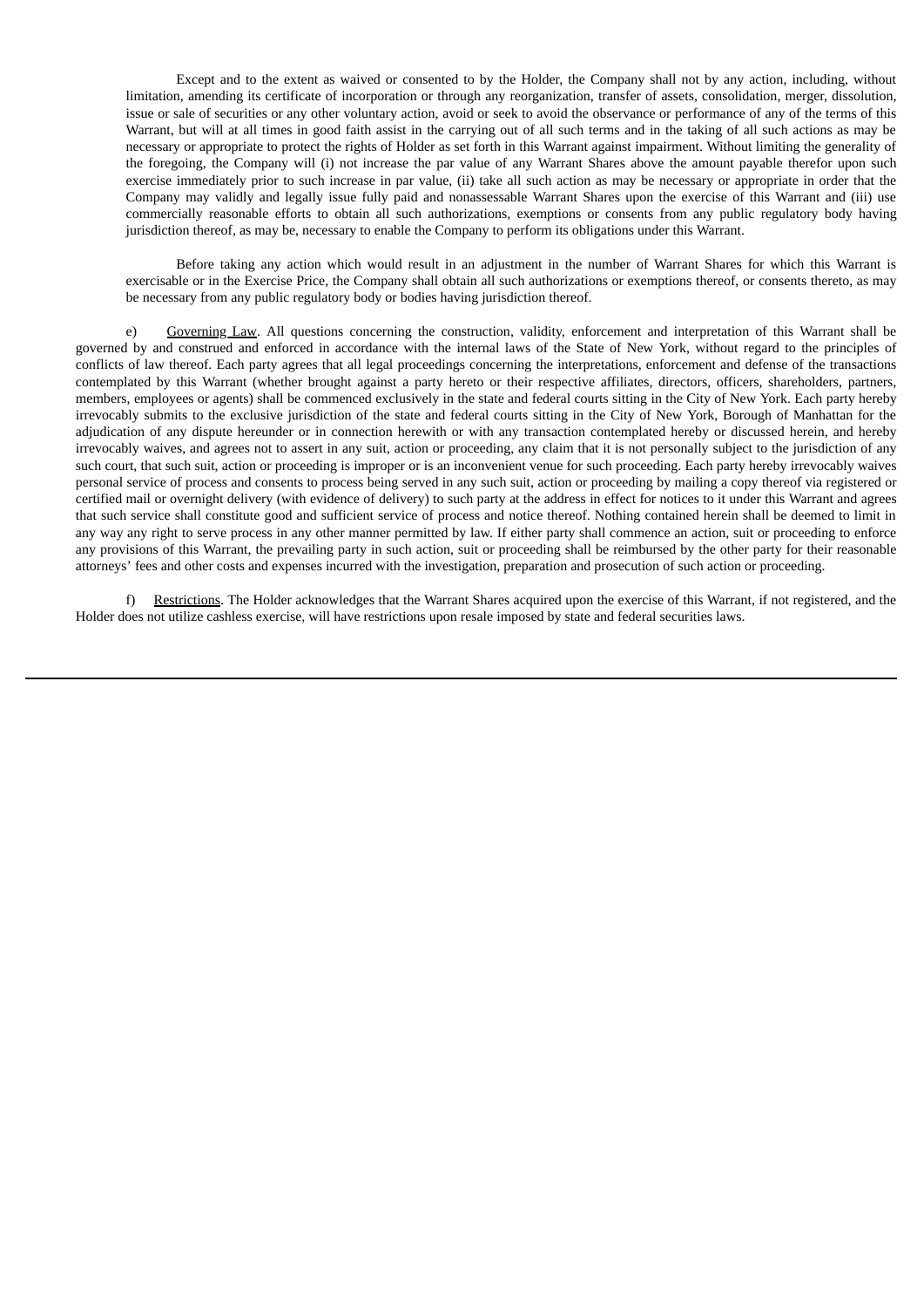Except and to the extent as waived or consented to by the Holder, the Company shall not by any action, including, without limitation, amending its certificate of incorporation or through any reorganization, transfer of assets, consolidation, merger, dissolution, issue or sale of securities or any other voluntary action, avoid or seek to avoid the observance or performance of any of the terms of this Warrant, but will at all times in good faith assist in the carrying out of all such terms and in the taking of all such actions as may be necessary or appropriate to protect the rights of Holder as set forth in this Warrant against impairment. Without limiting the generality of the foregoing, the Company will (i) not increase the par value of any Warrant Shares above the amount payable therefor upon such exercise immediately prior to such increase in par value, (ii) take all such action as may be necessary or appropriate in order that the Company may validly and legally issue fully paid and nonassessable Warrant Shares upon the exercise of this Warrant and (iii) use commercially reasonable efforts to obtain all such authorizations, exemptions or consents from any public regulatory body having jurisdiction thereof, as may be, necessary to enable the Company to perform its obligations under this Warrant.

Before taking any action which would result in an adjustment in the number of Warrant Shares for which this Warrant is exercisable or in the Exercise Price, the Company shall obtain all such authorizations or exemptions thereof, or consents thereto, as may be necessary from any public regulatory body or bodies having jurisdiction thereof.

e) Governing Law. All questions concerning the construction, validity, enforcement and interpretation of this Warrant shall be governed by and construed and enforced in accordance with the internal laws of the State of New York, without regard to the principles of conflicts of law thereof. Each party agrees that all legal proceedings concerning the interpretations, enforcement and defense of the transactions contemplated by this Warrant (whether brought against a party hereto or their respective affiliates, directors, officers, shareholders, partners, members, employees or agents) shall be commenced exclusively in the state and federal courts sitting in the City of New York. Each party hereby irrevocably submits to the exclusive jurisdiction of the state and federal courts sitting in the City of New York, Borough of Manhattan for the adjudication of any dispute hereunder or in connection herewith or with any transaction contemplated hereby or discussed herein, and hereby irrevocably waives, and agrees not to assert in any suit, action or proceeding, any claim that it is not personally subject to the jurisdiction of any such court, that such suit, action or proceeding is improper or is an inconvenient venue for such proceeding. Each party hereby irrevocably waives personal service of process and consents to process being served in any such suit, action or proceeding by mailing a copy thereof via registered or certified mail or overnight delivery (with evidence of delivery) to such party at the address in effect for notices to it under this Warrant and agrees that such service shall constitute good and sufficient service of process and notice thereof. Nothing contained herein shall be deemed to limit in any way any right to serve process in any other manner permitted by law. If either party shall commence an action, suit or proceeding to enforce any provisions of this Warrant, the prevailing party in such action, suit or proceeding shall be reimbursed by the other party for their reasonable attorneys' fees and other costs and expenses incurred with the investigation, preparation and prosecution of such action or proceeding.

f) Restrictions. The Holder acknowledges that the Warrant Shares acquired upon the exercise of this Warrant, if not registered, and the Holder does not utilize cashless exercise, will have restrictions upon resale imposed by state and federal securities laws.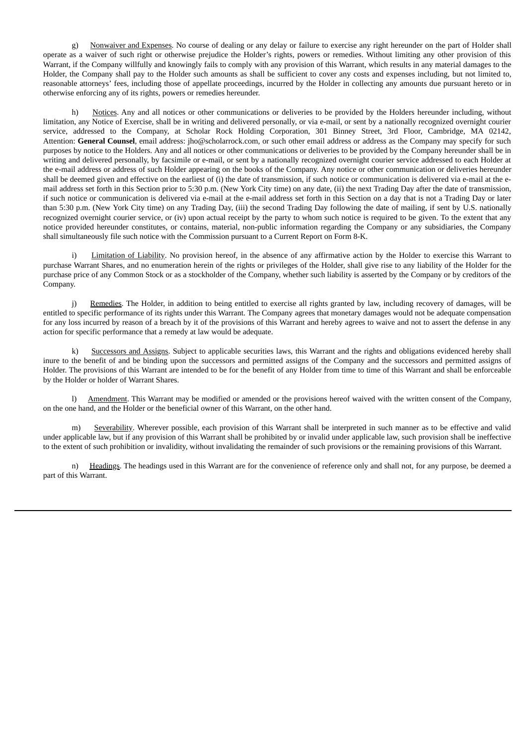g) Nonwaiver and Expenses. No course of dealing or any delay or failure to exercise any right hereunder on the part of Holder shall operate as a waiver of such right or otherwise prejudice the Holder's rights, powers or remedies. Without limiting any other provision of this Warrant, if the Company willfully and knowingly fails to comply with any provision of this Warrant, which results in any material damages to the Holder, the Company shall pay to the Holder such amounts as shall be sufficient to cover any costs and expenses including, but not limited to, reasonable attorneys' fees, including those of appellate proceedings, incurred by the Holder in collecting any amounts due pursuant hereto or in otherwise enforcing any of its rights, powers or remedies hereunder.

h) Notices. Any and all notices or other communications or deliveries to be provided by the Holders hereunder including, without limitation, any Notice of Exercise, shall be in writing and delivered personally, or via e-mail, or sent by a nationally recognized overnight courier service, addressed to the Company, at Scholar Rock Holding Corporation, 301 Binney Street, 3rd Floor, Cambridge, MA 02142, Attention: **General Counsel**, email address: jho@scholarrock.com, or such other email address or address as the Company may specify for such purposes by notice to the Holders. Any and all notices or other communications or deliveries to be provided by the Company hereunder shall be in writing and delivered personally, by facsimile or e-mail, or sent by a nationally recognized overnight courier service addressed to each Holder at the e-mail address or address of such Holder appearing on the books of the Company. Any notice or other communication or deliveries hereunder shall be deemed given and effective on the earliest of (i) the date of transmission, if such notice or communication is delivered via e-mail at the e-mail address set forth in this Section prior to 5:30 p.m. (New York City time) on any date, (ii) the next Trading Day after the date of transmission, if such notice or communication is delivered via e-mail at the e-mail address set forth in this Section on a day that is not a Trading Day or later than 5:30 p.m. (New York City time) on any Trading Day, (iii) the second Trading Day following the date of mailing, if sent by U.S. nationally recognized overnight courier service, or (iv) upon actual receipt by the party to whom such notice is required to be given. To the extent that any notice provided hereunder constitutes, or contains, material, non-public information regarding the Company or any subsidiaries, the Company shall simultaneously file such notice with the Commission pursuant to a Current Report on Form 8-K.

i) Limitation of Liability. No provision hereof, in the absence of any affirmative action by the Holder to exercise this Warrant to purchase Warrant Shares, and no enumeration herein of the rights or privileges of the Holder, shall give rise to any liability of the Holder for the purchase price of any Common Stock or as a stockholder of the Company, whether such liability is asserted by the Company or by creditors of the Company.

j) Remedies. The Holder, in addition to being entitled to exercise all rights granted by law, including recovery of damages, will be entitled to specific performance of its rights under this Warrant. The Company agrees that monetary damages would not be adequate compensation for any loss incurred by reason of a breach by it of the provisions of this Warrant and hereby agrees to waive and not to assert the defense in any action for specific performance that a remedy at law would be adequate.

k) Successors and Assigns. Subject to applicable securities laws, this Warrant and the rights and obligations evidenced hereby shall inure to the benefit of and be binding upon the successors and permitted assigns of the Company and the successors and permitted assigns of Holder. The provisions of this Warrant are intended to be for the benefit of any Holder from time to time of this Warrant and shall be enforceable by the Holder or holder of Warrant Shares.

l) Amendment. This Warrant may be modified or amended or the provisions hereof waived with the written consent of the Company, on the one hand, and the Holder or the beneficial owner of this Warrant, on the other hand.

m) Severability. Wherever possible, each provision of this Warrant shall be interpreted in such manner as to be effective and valid under applicable law, but if any provision of this Warrant shall be prohibited by or invalid under applicable law, such provision shall be ineffective to the extent of such prohibition or invalidity, without invalidating the remainder of such provisions or the remaining provisions of this Warrant.

n) Headings. The headings used in this Warrant are for the convenience of reference only and shall not, for any purpose, be deemed a part of this Warrant.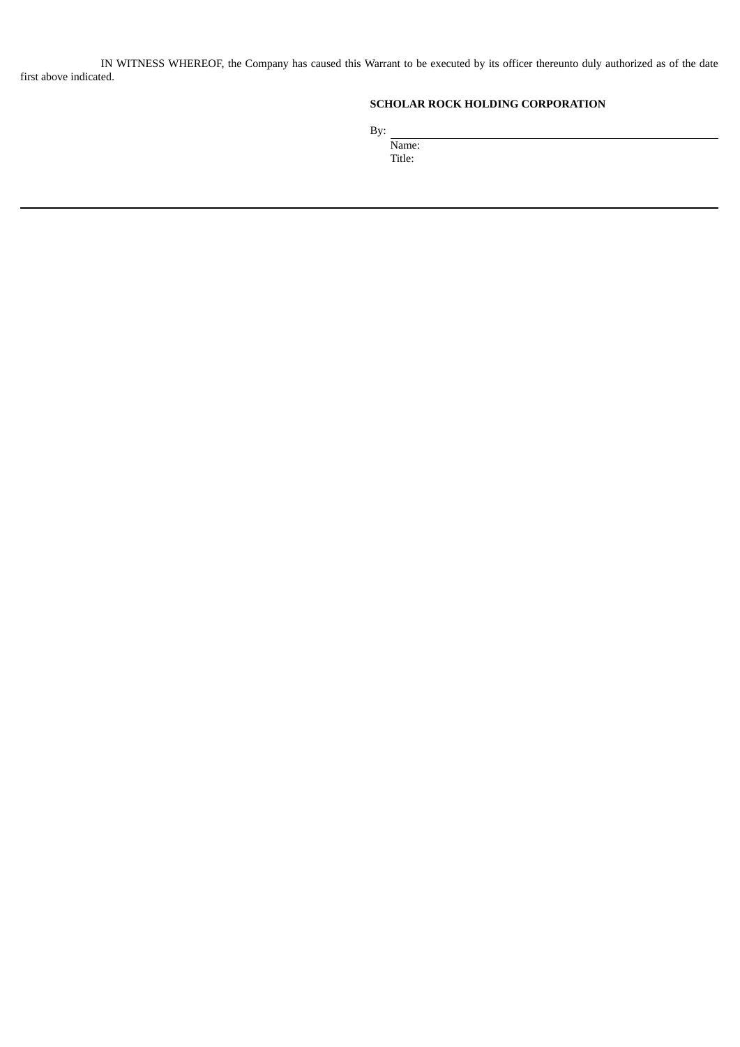IN WITNESS WHEREOF, the Company has caused this Warrant to be executed by its officer thereunto duly authorized as of the date first above indicated.

**SCHOLAR ROCK HOLDING CORPORATION**

By: ______________________________

Name:

Title: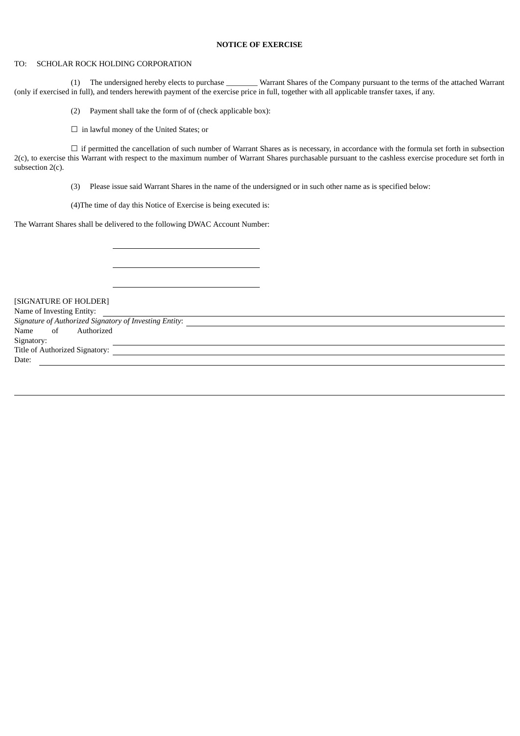**NOTICE OF EXERCISE**

TO: SCHOLAR ROCK HOLDING CORPORATION

(1) The undersigned hereby elects to purchase ________ Warrant Shares of the Company pursuant to the terms of the attached Warrant (only if exercised in full), and tenders herewith payment of the exercise price in full, together with all applicable transfer taxes, if any.

(2) Payment shall take the form of of (check applicable box):

☐ in lawful money of the United States; or

☐ if permitted the cancellation of such number of Warrant Shares as is necessary, in accordance with the formula set forth in subsection 2(c), to exercise this Warrant with respect to the maximum number of Warrant Shares purchasable pursuant to the cashless exercise procedure set forth in subsection 2(c).

(3) Please issue said Warrant Shares in the name of the undersigned or in such other name as is specified below:

(4)The time of day this Notice of Exercise is being executed is:

The Warrant Shares shall be delivered to the following DWAC Account Number:

\_\_\_\_\_\_\_\_\_\_\_\_\_\_\_\_\_\_\_\_\_\_\_\_\_\_\_\_\_\_

\_\_\_\_\_\_\_\_\_\_\_\_\_\_\_\_\_\_\_\_\_\_\_\_\_\_\_\_\_\_

\_\_\_\_\_\_\_\_\_\_\_\_\_\_\_\_\_\_\_\_\_\_\_\_\_\_\_\_\_\_

[SIGNATURE OF HOLDER]

Name of Investing Entity: \_\_\_\_\_\_\_\_\_\_\_\_\_\_\_\_\_\_\_\_\_\_\_\_\_\_\_\_\_\_

*Signature of Authorized Signatory of Investing Entity*: \_\_\_\_\_\_\_\_\_\_\_\_\_\_\_\_\_\_\_\_\_\_\_\_\_\_\_\_\_\_

Name of Authorized Signatory: \_\_\_\_\_\_\_\_\_\_\_\_\_\_\_\_\_\_\_\_\_\_\_\_\_\_\_\_\_\_

Title of Authorized Signatory: \_\_\_\_\_\_\_\_\_\_\_\_\_\_\_\_\_\_\_\_\_\_\_\_\_\_\_\_\_\_

Date: \_\_\_\_\_\_\_\_\_\_\_\_\_\_\_\_\_\_\_\_\_\_\_\_\_\_\_\_\_\_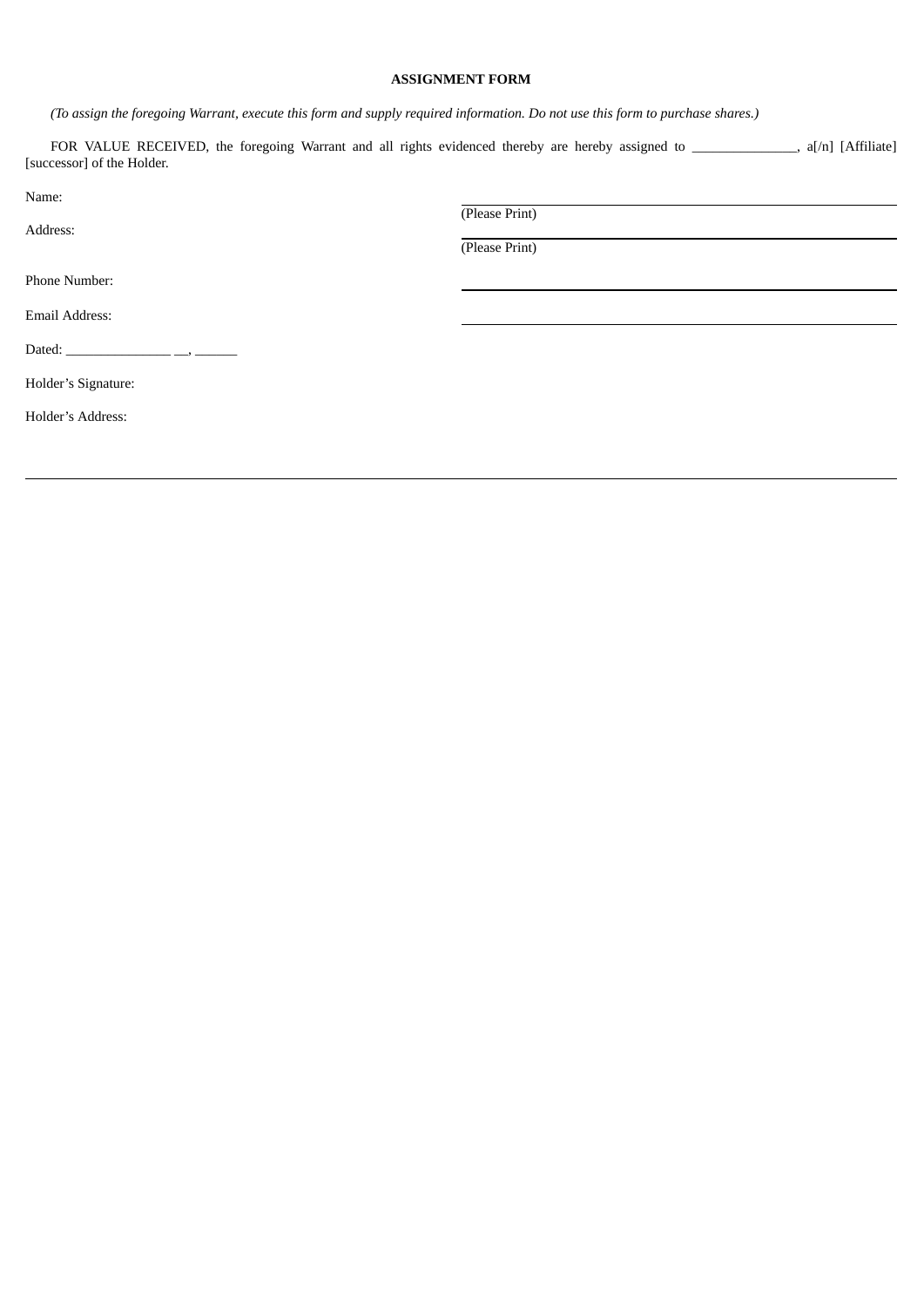**ASSIGNMENT FORM**

*(To assign the foregoing Warrant, execute this form and supply required information. Do not use this form to purchase shares.)*

FOR VALUE RECEIVED, the foregoing Warrant and all rights evidenced thereby are hereby assigned to _______________, a[/n] [Affiliate] [successor] of the Holder.

| | |
|---|---|
| Name: | ______________________ (Please Print) |
| Address: | ______________________ (Please Print) |
| Phone Number: | ______________________ |
| Email Address: | ______________________ |

Dated: _______________ __, ______

Holder's Signature:

Holder's Address: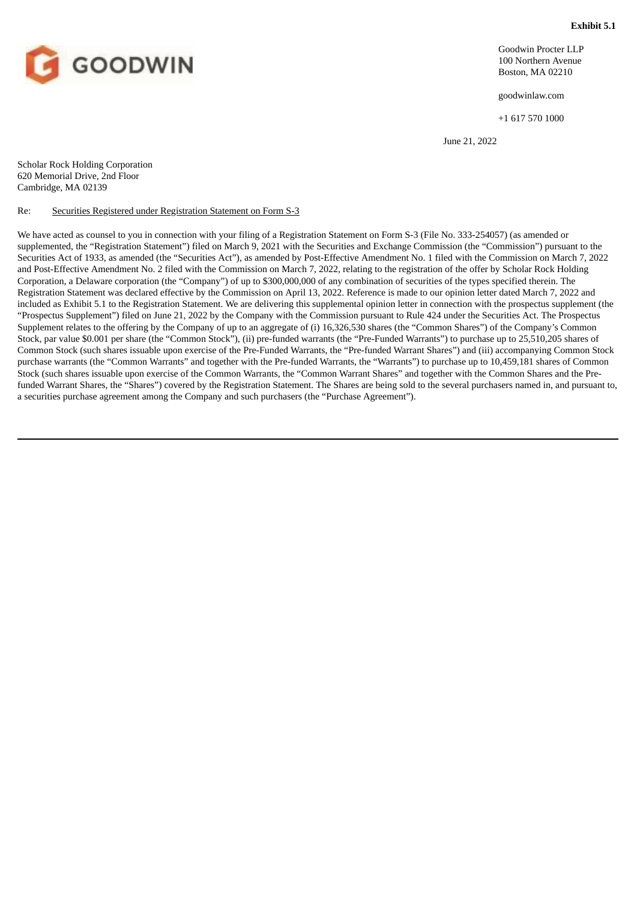**Exhibit 5.1**

GOODWIN

Goodwin Procter LLP
100 Northern Avenue
Boston, MA 02210

goodwinlaw.com

+1 617 570 1000

June 21, 2022

Scholar Rock Holding Corporation
620 Memorial Drive, 2nd Floor
Cambridge, MA 02139

Re: Securities Registered under Registration Statement on Form S-3

We have acted as counsel to you in connection with your filing of a Registration Statement on Form S-3 (File No. 333-254057) (as amended or supplemented, the "Registration Statement") filed on March 9, 2021 with the Securities and Exchange Commission (the "Commission") pursuant to the Securities Act of 1933, as amended (the "Securities Act"), as amended by Post-Effective Amendment No. 1 filed with the Commission on March 7, 2022 and Post-Effective Amendment No. 2 filed with the Commission on March 7, 2022, relating to the registration of the offer by Scholar Rock Holding Corporation, a Delaware corporation (the "Company") of up to $300,000,000 of any combination of securities of the types specified therein. The Registration Statement was declared effective by the Commission on April 13, 2022. Reference is made to our opinion letter dated March 7, 2022 and included as Exhibit 5.1 to the Registration Statement. We are delivering this supplemental opinion letter in connection with the prospectus supplement (the "Prospectus Supplement") filed on June 21, 2022 by the Company with the Commission pursuant to Rule 424 under the Securities Act. The Prospectus Supplement relates to the offering by the Company of up to an aggregate of (i) 16,326,530 shares (the "Common Shares") of the Company's Common Stock, par value $0.001 per share (the "Common Stock"), (ii) pre-funded warrants (the "Pre-Funded Warrants") to purchase up to 25,510,205 shares of Common Stock (such shares issuable upon exercise of the Pre-Funded Warrants, the "Pre-funded Warrant Shares") and (iii) accompanying Common Stock purchase warrants (the "Common Warrants" and together with the Pre-funded Warrants, the "Warrants") to purchase up to 10,459,181 shares of Common Stock (such shares issuable upon exercise of the Common Warrants, the "Common Warrant Shares" and together with the Common Shares and the Pre-funded Warrant Shares, the "Shares") covered by the Registration Statement. The Shares are being sold to the several purchasers named in, and pursuant to, a securities purchase agreement among the Company and such purchasers (the "Purchase Agreement").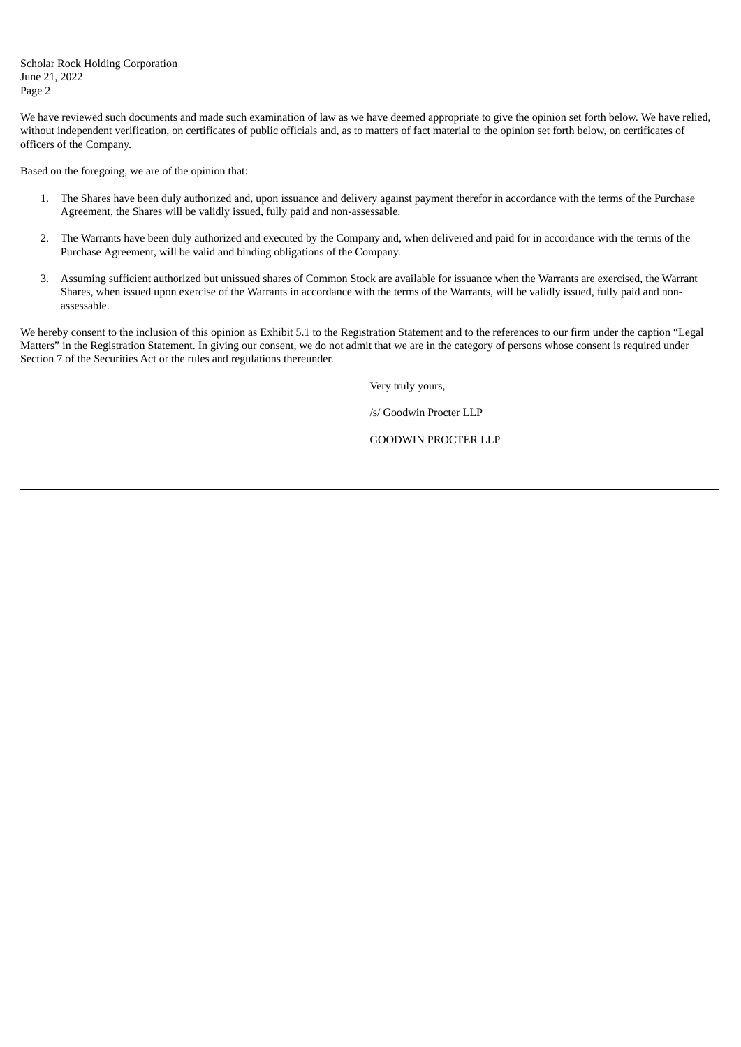We have reviewed such documents and made such examination of law as we have deemed appropriate to give the opinion set forth below. We have relied, without independent verification, on certificates of public officials and, as to matters of fact material to the opinion set forth below, on certificates of officers of the Company.

Based on the foregoing, we are of the opinion that:

1. The Shares have been duly authorized and, upon issuance and delivery against payment therefor in accordance with the terms of the Purchase Agreement, the Shares will be validly issued, fully paid and non-assessable.

2. The Warrants have been duly authorized and executed by the Company and, when delivered and paid for in accordance with the terms of the Purchase Agreement, will be valid and binding obligations of the Company.

3. Assuming sufficient authorized but unissued shares of Common Stock are available for issuance when the Warrants are exercised, the Warrant Shares, when issued upon exercise of the Warrants in accordance with the terms of the Warrants, will be validly issued, fully paid and non-assessable.

We hereby consent to the inclusion of this opinion as Exhibit 5.1 to the Registration Statement and to the references to our firm under the caption "Legal Matters" in the Registration Statement. In giving our consent, we do not admit that we are in the category of persons whose consent is required under Section 7 of the Securities Act or the rules and regulations thereunder.

Very truly yours,

/s/ Goodwin Procter LLP

GOODWIN PROCTER LLP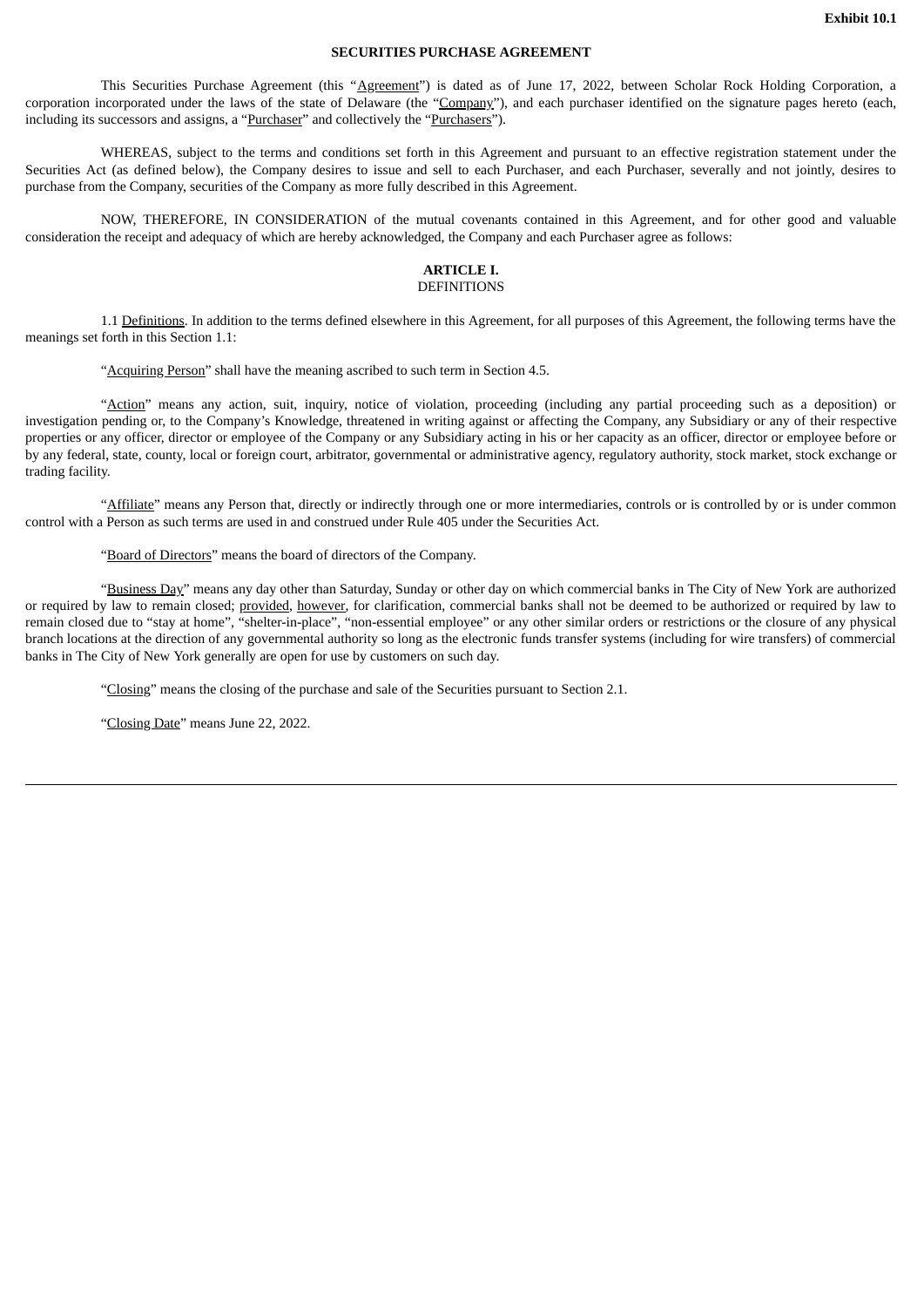**Exhibit 10.1**

**SECURITIES PURCHASE AGREEMENT**

This Securities Purchase Agreement (this "Agreement") is dated as of June 17, 2022, between Scholar Rock Holding Corporation, a corporation incorporated under the laws of the state of Delaware (the "Company"), and each purchaser identified on the signature pages hereto (each, including its successors and assigns, a "Purchaser" and collectively the "Purchasers").

WHEREAS, subject to the terms and conditions set forth in this Agreement and pursuant to an effective registration statement under the Securities Act (as defined below), the Company desires to issue and sell to each Purchaser, and each Purchaser, severally and not jointly, desires to purchase from the Company, securities of the Company as more fully described in this Agreement.

NOW, THEREFORE, IN CONSIDERATION of the mutual covenants contained in this Agreement, and for other good and valuable consideration the receipt and adequacy of which are hereby acknowledged, the Company and each Purchaser agree as follows:

**ARTICLE I.**
DEFINITIONS

1.1 Definitions. In addition to the terms defined elsewhere in this Agreement, for all purposes of this Agreement, the following terms have the meanings set forth in this Section 1.1:

"Acquiring Person" shall have the meaning ascribed to such term in Section 4.5.

"Action" means any action, suit, inquiry, notice of violation, proceeding (including any partial proceeding such as a deposition) or investigation pending or, to the Company's Knowledge, threatened in writing against or affecting the Company, any Subsidiary or any of their respective properties or any officer, director or employee of the Company or any Subsidiary acting in his or her capacity as an officer, director or employee before or by any federal, state, county, local or foreign court, arbitrator, governmental or administrative agency, regulatory authority, stock market, stock exchange or trading facility.

"Affiliate" means any Person that, directly or indirectly through one or more intermediaries, controls or is controlled by or is under common control with a Person as such terms are used in and construed under Rule 405 under the Securities Act.

"Board of Directors" means the board of directors of the Company.

"Business Day" means any day other than Saturday, Sunday or other day on which commercial banks in The City of New York are authorized or required by law to remain closed; provided, however, for clarification, commercial banks shall not be deemed to be authorized or required by law to remain closed due to "stay at home", "shelter-in-place", "non-essential employee" or any other similar orders or restrictions or the closure of any physical branch locations at the direction of any governmental authority so long as the electronic funds transfer systems (including for wire transfers) of commercial banks in The City of New York generally are open for use by customers on such day.

"Closing" means the closing of the purchase and sale of the Securities pursuant to Section 2.1.

"Closing Date" means June 22, 2022.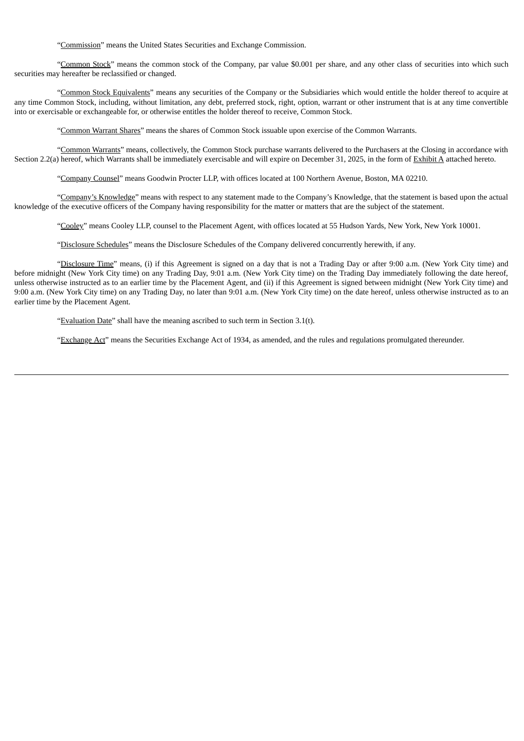"Commission" means the United States Securities and Exchange Commission.

"Common Stock" means the common stock of the Company, par value $0.001 per share, and any other class of securities into which such securities may hereafter be reclassified or changed.

"Common Stock Equivalents" means any securities of the Company or the Subsidiaries which would entitle the holder thereof to acquire at any time Common Stock, including, without limitation, any debt, preferred stock, right, option, warrant or other instrument that is at any time convertible into or exercisable or exchangeable for, or otherwise entitles the holder thereof to receive, Common Stock.

"Common Warrant Shares" means the shares of Common Stock issuable upon exercise of the Common Warrants.

"Common Warrants" means, collectively, the Common Stock purchase warrants delivered to the Purchasers at the Closing in accordance with Section 2.2(a) hereof, which Warrants shall be immediately exercisable and will expire on December 31, 2025, in the form of Exhibit A attached hereto.

"Company Counsel" means Goodwin Procter LLP, with offices located at 100 Northern Avenue, Boston, MA 02210.

"Company's Knowledge" means with respect to any statement made to the Company's Knowledge, that the statement is based upon the actual knowledge of the executive officers of the Company having responsibility for the matter or matters that are the subject of the statement.

"Cooley" means Cooley LLP, counsel to the Placement Agent, with offices located at 55 Hudson Yards, New York, New York 10001.

"Disclosure Schedules" means the Disclosure Schedules of the Company delivered concurrently herewith, if any.

"Disclosure Time" means, (i) if this Agreement is signed on a day that is not a Trading Day or after 9:00 a.m. (New York City time) and before midnight (New York City time) on any Trading Day, 9:01 a.m. (New York City time) on the Trading Day immediately following the date hereof, unless otherwise instructed as to an earlier time by the Placement Agent, and (ii) if this Agreement is signed between midnight (New York City time) and 9:00 a.m. (New York City time) on any Trading Day, no later than 9:01 a.m. (New York City time) on the date hereof, unless otherwise instructed as to an earlier time by the Placement Agent.

"Evaluation Date" shall have the meaning ascribed to such term in Section 3.1(t).

"Exchange Act" means the Securities Exchange Act of 1934, as amended, and the rules and regulations promulgated thereunder.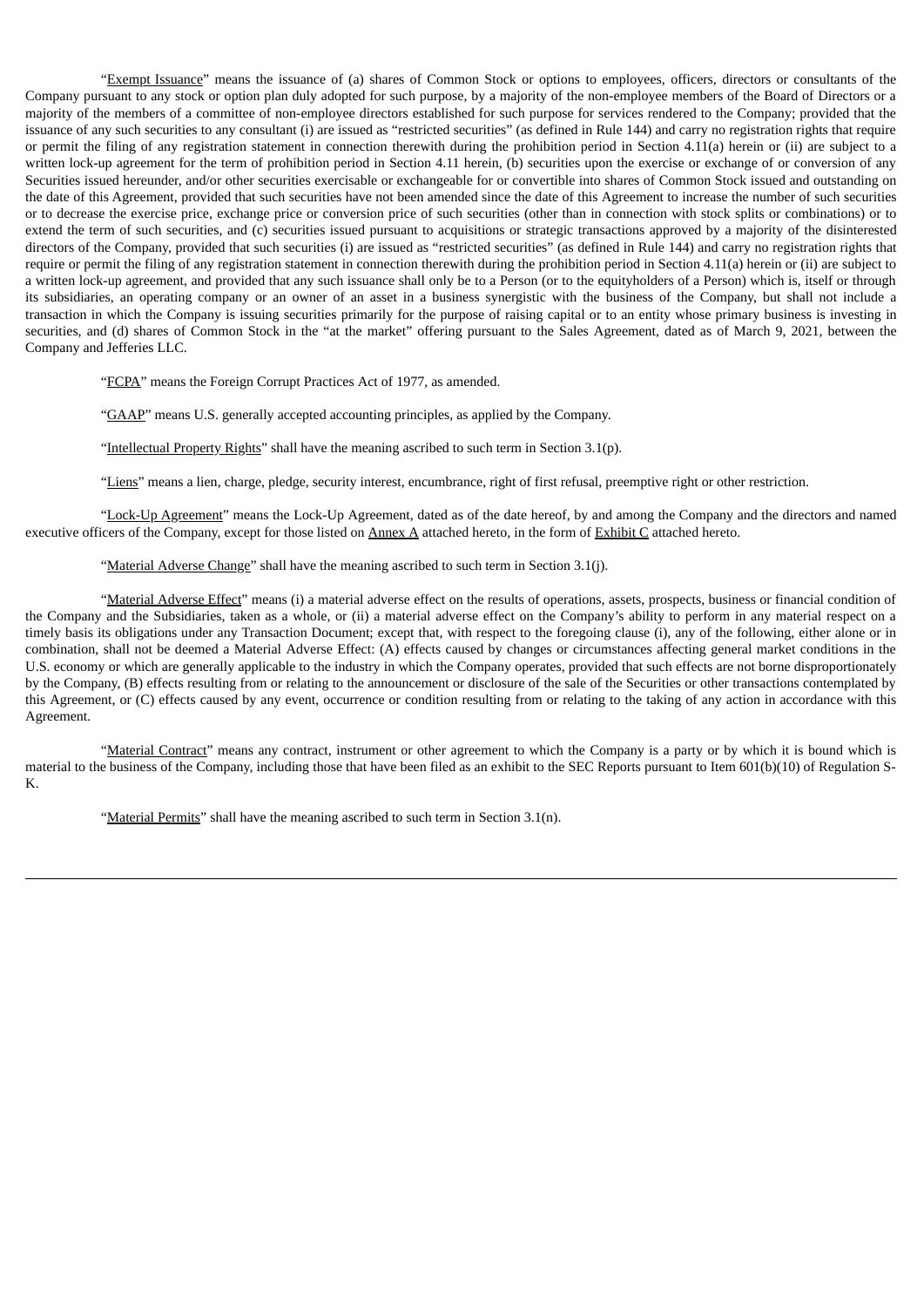"Exempt Issuance" means the issuance of (a) shares of Common Stock or options to employees, officers, directors or consultants of the Company pursuant to any stock or option plan duly adopted for such purpose, by a majority of the non-employee members of the Board of Directors or a majority of the members of a committee of non-employee directors established for such purpose for services rendered to the Company; provided that the issuance of any such securities to any consultant (i) are issued as "restricted securities" (as defined in Rule 144) and carry no registration rights that require or permit the filing of any registration statement in connection therewith during the prohibition period in Section 4.11(a) herein or (ii) are subject to a written lock-up agreement for the term of prohibition period in Section 4.11 herein, (b) securities upon the exercise or exchange of or conversion of any Securities issued hereunder, and/or other securities exercisable or exchangeable for or convertible into shares of Common Stock issued and outstanding on the date of this Agreement, provided that such securities have not been amended since the date of this Agreement to increase the number of such securities or to decrease the exercise price, exchange price or conversion price of such securities (other than in connection with stock splits or combinations) or to extend the term of such securities, and (c) securities issued pursuant to acquisitions or strategic transactions approved by a majority of the disinterested directors of the Company, provided that such securities (i) are issued as "restricted securities" (as defined in Rule 144) and carry no registration rights that require or permit the filing of any registration statement in connection therewith during the prohibition period in Section 4.11(a) herein or (ii) are subject to a written lock-up agreement, and provided that any such issuance shall only be to a Person (or to the equityholders of a Person) which is, itself or through its subsidiaries, an operating company or an owner of an asset in a business synergistic with the business of the Company, but shall not include a transaction in which the Company is issuing securities primarily for the purpose of raising capital or to an entity whose primary business is investing in securities, and (d) shares of Common Stock in the "at the market" offering pursuant to the Sales Agreement, dated as of March 9, 2021, between the Company and Jefferies LLC.

"FCPA" means the Foreign Corrupt Practices Act of 1977, as amended.

"GAAP" means U.S. generally accepted accounting principles, as applied by the Company.

"Intellectual Property Rights" shall have the meaning ascribed to such term in Section 3.1(p).

"Liens" means a lien, charge, pledge, security interest, encumbrance, right of first refusal, preemptive right or other restriction.

"Lock-Up Agreement" means the Lock-Up Agreement, dated as of the date hereof, by and among the Company and the directors and named executive officers of the Company, except for those listed on Annex A attached hereto, in the form of Exhibit C attached hereto.

"Material Adverse Change" shall have the meaning ascribed to such term in Section 3.1(j).

"Material Adverse Effect" means (i) a material adverse effect on the results of operations, assets, prospects, business or financial condition of the Company and the Subsidiaries, taken as a whole, or (ii) a material adverse effect on the Company's ability to perform in any material respect on a timely basis its obligations under any Transaction Document; except that, with respect to the foregoing clause (i), any of the following, either alone or in combination, shall not be deemed a Material Adverse Effect: (A) effects caused by changes or circumstances affecting general market conditions in the U.S. economy or which are generally applicable to the industry in which the Company operates, provided that such effects are not borne disproportionately by the Company, (B) effects resulting from or relating to the announcement or disclosure of the sale of the Securities or other transactions contemplated by this Agreement, or (C) effects caused by any event, occurrence or condition resulting from or relating to the taking of any action in accordance with this Agreement.

"Material Contract" means any contract, instrument or other agreement to which the Company is a party or by which it is bound which is material to the business of the Company, including those that have been filed as an exhibit to the SEC Reports pursuant to Item 601(b)(10) of Regulation S-K.

"Material Permits" shall have the meaning ascribed to such term in Section 3.1(n).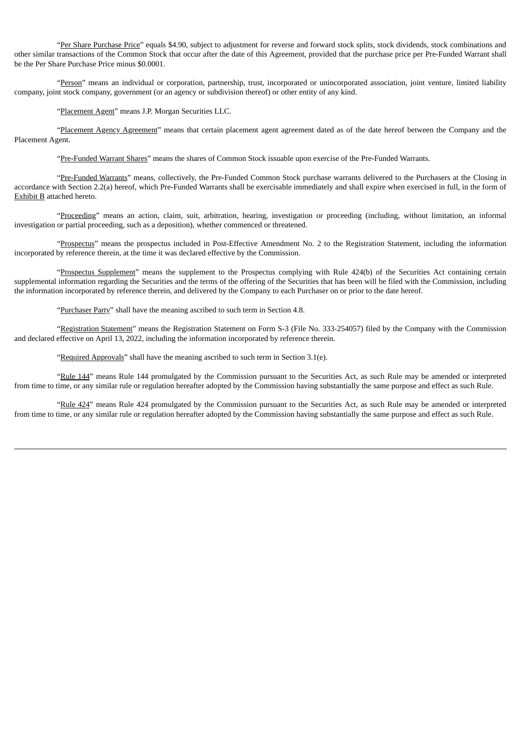"Per Share Purchase Price" equals $4.90, subject to adjustment for reverse and forward stock splits, stock dividends, stock combinations and other similar transactions of the Common Stock that occur after the date of this Agreement, provided that the purchase price per Pre-Funded Warrant shall be the Per Share Purchase Price minus $0.0001.

"Person" means an individual or corporation, partnership, trust, incorporated or unincorporated association, joint venture, limited liability company, joint stock company, government (or an agency or subdivision thereof) or other entity of any kind.

"Placement Agent" means J.P. Morgan Securities LLC.

"Placement Agency Agreement" means that certain placement agent agreement dated as of the date hereof between the Company and the Placement Agent.

"Pre-Funded Warrant Shares" means the shares of Common Stock issuable upon exercise of the Pre-Funded Warrants.

"Pre-Funded Warrants" means, collectively, the Pre-Funded Common Stock purchase warrants delivered to the Purchasers at the Closing in accordance with Section 2.2(a) hereof, which Pre-Funded Warrants shall be exercisable immediately and shall expire when exercised in full, in the form of Exhibit B attached hereto.

"Proceeding" means an action, claim, suit, arbitration, hearing, investigation or proceeding (including, without limitation, an informal investigation or partial proceeding, such as a deposition), whether commenced or threatened.

"Prospectus" means the prospectus included in Post-Effective Amendment No. 2 to the Registration Statement, including the information incorporated by reference therein, at the time it was declared effective by the Commission.

"Prospectus Supplement" means the supplement to the Prospectus complying with Rule 424(b) of the Securities Act containing certain supplemental information regarding the Securities and the terms of the offering of the Securities that has been will be filed with the Commission, including the information incorporated by reference therein, and delivered by the Company to each Purchaser on or prior to the date hereof.

"Purchaser Party" shall have the meaning ascribed to such term in Section 4.8.

"Registration Statement" means the Registration Statement on Form S-3 (File No. 333-254057) filed by the Company with the Commission and declared effective on April 13, 2022, including the information incorporated by reference therein.

"Required Approvals" shall have the meaning ascribed to such term in Section 3.1(e).

"Rule 144" means Rule 144 promulgated by the Commission pursuant to the Securities Act, as such Rule may be amended or interpreted from time to time, or any similar rule or regulation hereafter adopted by the Commission having substantially the same purpose and effect as such Rule.

"Rule 424" means Rule 424 promulgated by the Commission pursuant to the Securities Act, as such Rule may be amended or interpreted from time to time, or any similar rule or regulation hereafter adopted by the Commission having substantially the same purpose and effect as such Rule.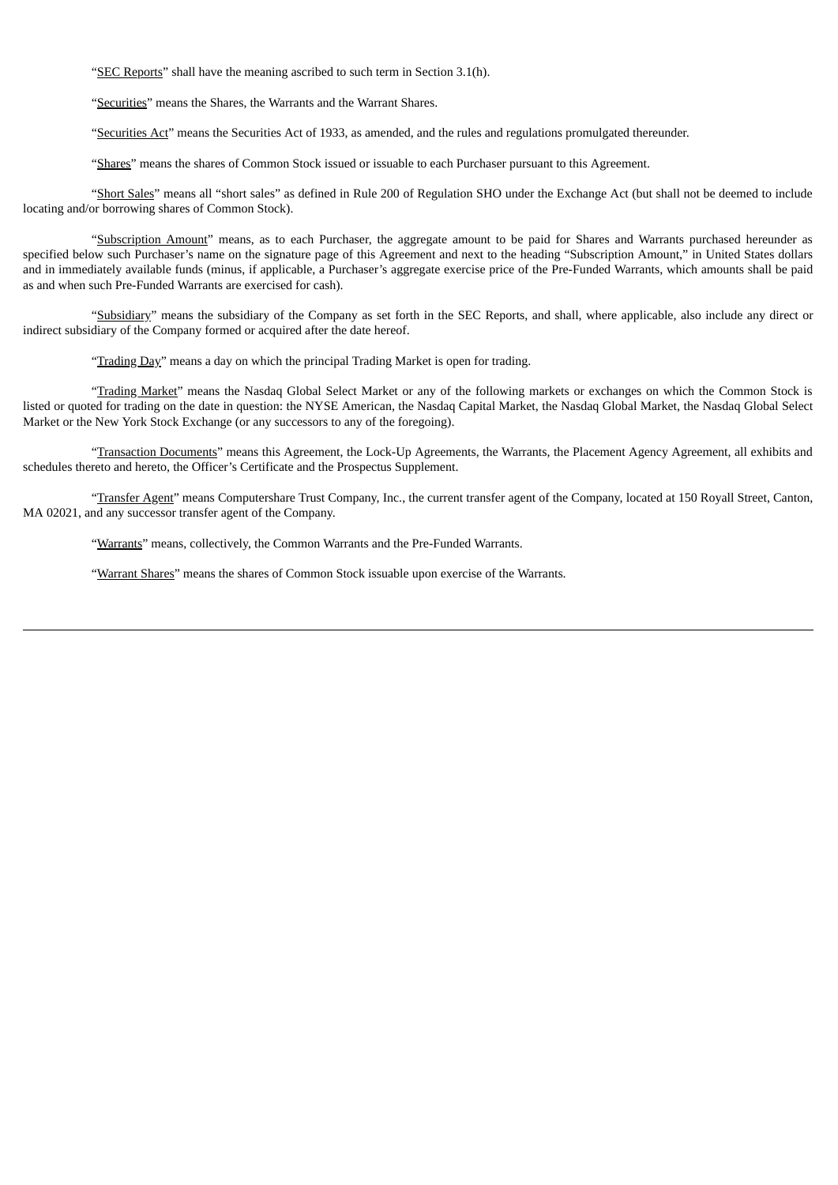"SEC Reports" shall have the meaning ascribed to such term in Section 3.1(h).

"Securities" means the Shares, the Warrants and the Warrant Shares.

"Securities Act" means the Securities Act of 1933, as amended, and the rules and regulations promulgated thereunder.

"Shares" means the shares of Common Stock issued or issuable to each Purchaser pursuant to this Agreement.

"Short Sales" means all "short sales" as defined in Rule 200 of Regulation SHO under the Exchange Act (but shall not be deemed to include locating and/or borrowing shares of Common Stock).

"Subscription Amount" means, as to each Purchaser, the aggregate amount to be paid for Shares and Warrants purchased hereunder as specified below such Purchaser's name on the signature page of this Agreement and next to the heading "Subscription Amount," in United States dollars and in immediately available funds (minus, if applicable, a Purchaser's aggregate exercise price of the Pre-Funded Warrants, which amounts shall be paid as and when such Pre-Funded Warrants are exercised for cash).

"Subsidiary" means the subsidiary of the Company as set forth in the SEC Reports, and shall, where applicable, also include any direct or indirect subsidiary of the Company formed or acquired after the date hereof.

"Trading Day" means a day on which the principal Trading Market is open for trading.

"Trading Market" means the Nasdaq Global Select Market or any of the following markets or exchanges on which the Common Stock is listed or quoted for trading on the date in question: the NYSE American, the Nasdaq Capital Market, the Nasdaq Global Market, the Nasdaq Global Select Market or the New York Stock Exchange (or any successors to any of the foregoing).

"Transaction Documents" means this Agreement, the Lock-Up Agreements, the Warrants, the Placement Agency Agreement, all exhibits and schedules thereto and hereto, the Officer's Certificate and the Prospectus Supplement.

"Transfer Agent" means Computershare Trust Company, Inc., the current transfer agent of the Company, located at 150 Royall Street, Canton, MA 02021, and any successor transfer agent of the Company.

"Warrants" means, collectively, the Common Warrants and the Pre-Funded Warrants.

"Warrant Shares" means the shares of Common Stock issuable upon exercise of the Warrants.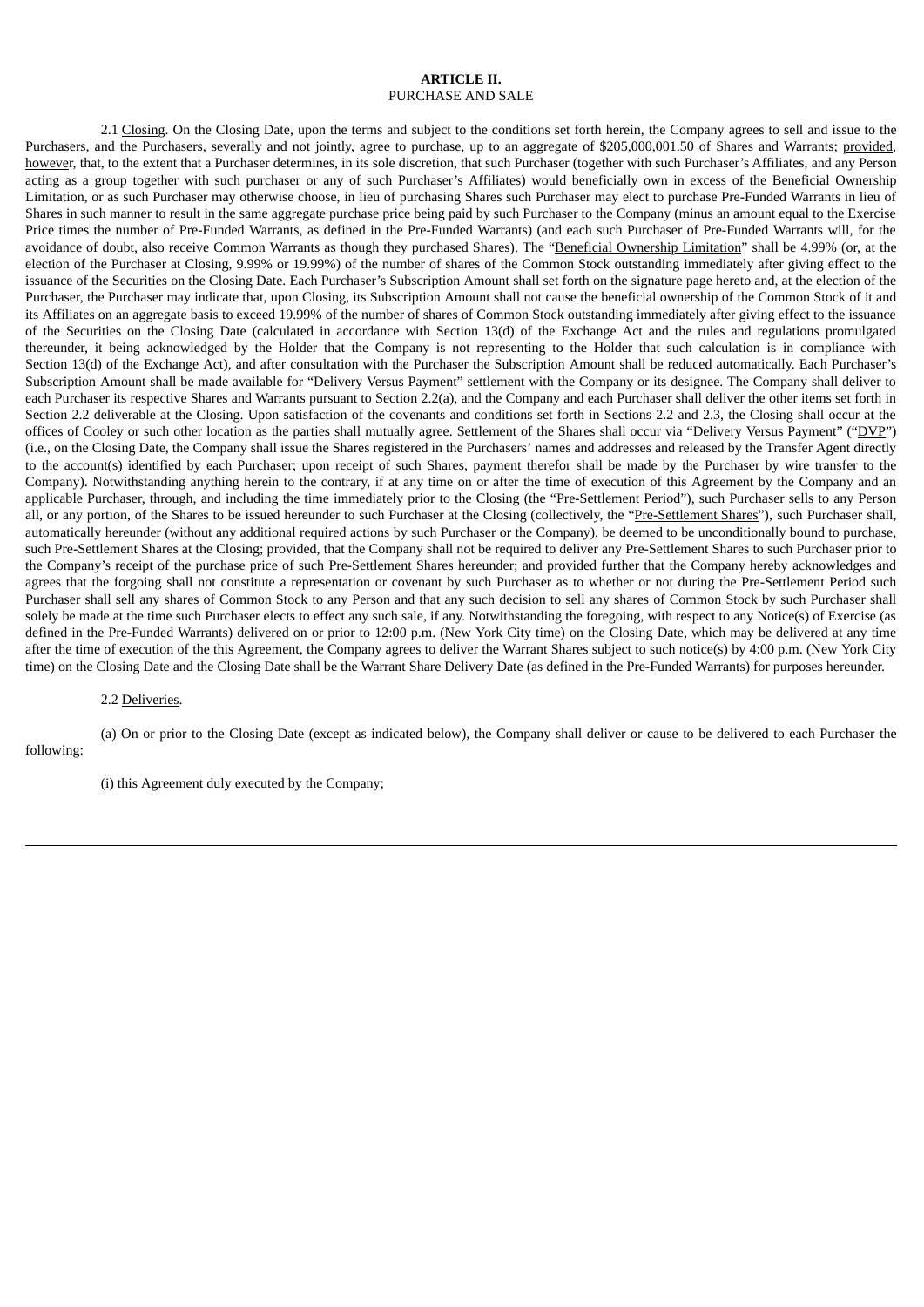**ARTICLE II.**
PURCHASE AND SALE

2.1 Closing. On the Closing Date, upon the terms and subject to the conditions set forth herein, the Company agrees to sell and issue to the Purchasers, and the Purchasers, severally and not jointly, agree to purchase, up to an aggregate of $205,000,001.50 of Shares and Warrants; provided, however, that, to the extent that a Purchaser determines, in its sole discretion, that such Purchaser (together with such Purchaser's Affiliates, and any Person acting as a group together with such purchaser or any of such Purchaser's Affiliates) would beneficially own in excess of the Beneficial Ownership Limitation, or as such Purchaser may otherwise choose, in lieu of purchasing Shares such Purchaser may elect to purchase Pre-Funded Warrants in lieu of Shares in such manner to result in the same aggregate purchase price being paid by such Purchaser to the Company (minus an amount equal to the Exercise Price times the number of Pre-Funded Warrants, as defined in the Pre-Funded Warrants) (and each such Purchaser of Pre-Funded Warrants will, for the avoidance of doubt, also receive Common Warrants as though they purchased Shares). The "Beneficial Ownership Limitation" shall be 4.99% (or, at the election of the Purchaser at Closing, 9.99% or 19.99%) of the number of shares of the Common Stock outstanding immediately after giving effect to the issuance of the Securities on the Closing Date. Each Purchaser's Subscription Amount shall set forth on the signature page hereto and, at the election of the Purchaser, the Purchaser may indicate that, upon Closing, its Subscription Amount shall not cause the beneficial ownership of the Common Stock of it and its Affiliates on an aggregate basis to exceed 19.99% of the number of shares of Common Stock outstanding immediately after giving effect to the issuance of the Securities on the Closing Date (calculated in accordance with Section 13(d) of the Exchange Act and the rules and regulations promulgated thereunder, it being acknowledged by the Holder that the Company is not representing to the Holder that such calculation is in compliance with Section 13(d) of the Exchange Act), and after consultation with the Purchaser the Subscription Amount shall be reduced automatically. Each Purchaser's Subscription Amount shall be made available for "Delivery Versus Payment" settlement with the Company or its designee. The Company shall deliver to each Purchaser its respective Shares and Warrants pursuant to Section 2.2(a), and the Company and each Purchaser shall deliver the other items set forth in Section 2.2 deliverable at the Closing. Upon satisfaction of the covenants and conditions set forth in Sections 2.2 and 2.3, the Closing shall occur at the offices of Cooley or such other location as the parties shall mutually agree. Settlement of the Shares shall occur via "Delivery Versus Payment" ("DVP") (i.e., on the Closing Date, the Company shall issue the Shares registered in the Purchasers' names and addresses and released by the Transfer Agent directly to the account(s) identified by each Purchaser; upon receipt of such Shares, payment therefor shall be made by the Purchaser by wire transfer to the Company). Notwithstanding anything herein to the contrary, if at any time on or after the time of execution of this Agreement by the Company and an applicable Purchaser, through, and including the time immediately prior to the Closing (the "Pre-Settlement Period"), such Purchaser sells to any Person all, or any portion, of the Shares to be issued hereunder to such Purchaser at the Closing (collectively, the "Pre-Settlement Shares"), such Purchaser shall, automatically hereunder (without any additional required actions by such Purchaser or the Company), be deemed to be unconditionally bound to purchase, such Pre-Settlement Shares at the Closing; provided, that the Company shall not be required to deliver any Pre-Settlement Shares to such Purchaser prior to the Company's receipt of the purchase price of such Pre-Settlement Shares hereunder; and provided further that the Company hereby acknowledges and agrees that the forgoing shall not constitute a representation or covenant by such Purchaser as to whether or not during the Pre-Settlement Period such Purchaser shall sell any shares of Common Stock to any Person and that any such decision to sell any shares of Common Stock by such Purchaser shall solely be made at the time such Purchaser elects to effect any such sale, if any. Notwithstanding the foregoing, with respect to any Notice(s) of Exercise (as defined in the Pre-Funded Warrants) delivered on or prior to 12:00 p.m. (New York City time) on the Closing Date, which may be delivered at any time after the time of execution of the this Agreement, the Company agrees to deliver the Warrant Shares subject to such notice(s) by 4:00 p.m. (New York City time) on the Closing Date and the Closing Date shall be the Warrant Share Delivery Date (as defined in the Pre-Funded Warrants) for purposes hereunder.

2.2 Deliveries.

(a) On or prior to the Closing Date (except as indicated below), the Company shall deliver or cause to be delivered to each Purchaser the following:

(i) this Agreement duly executed by the Company;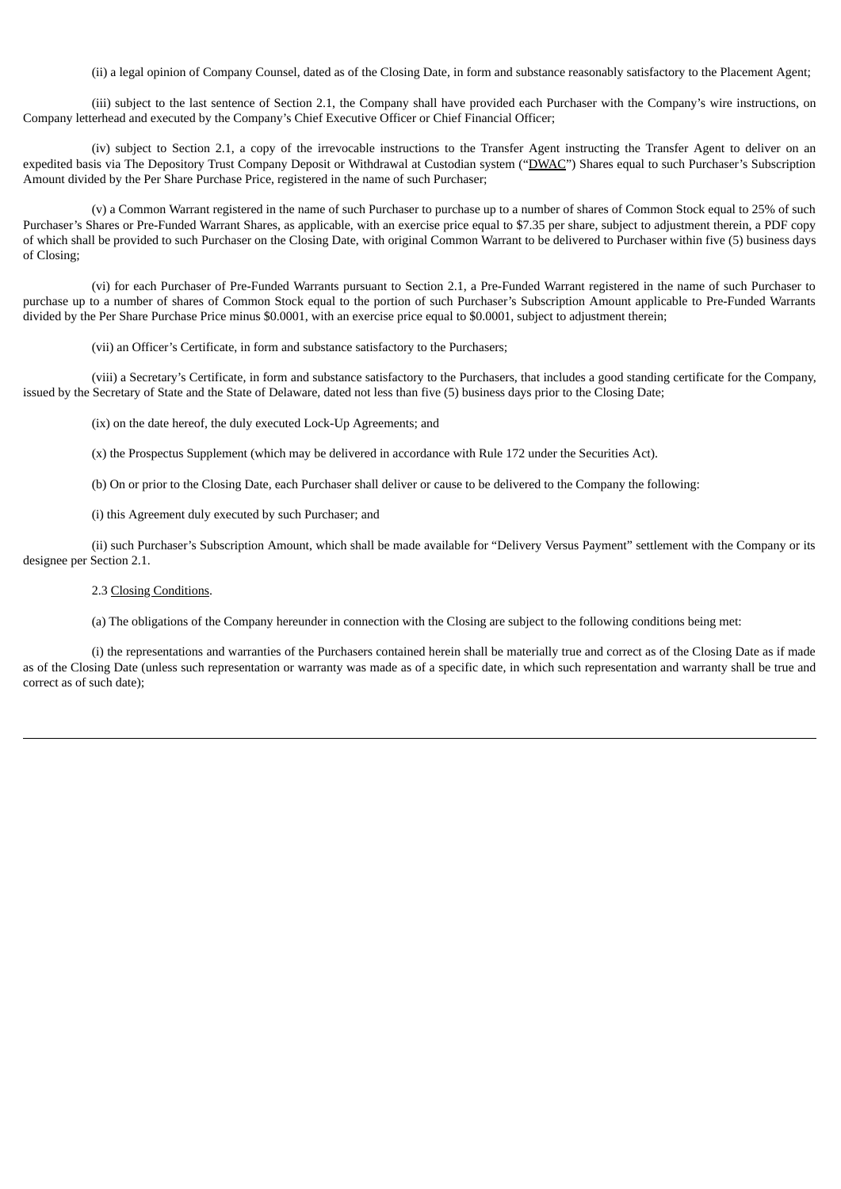(ii) a legal opinion of Company Counsel, dated as of the Closing Date, in form and substance reasonably satisfactory to the Placement Agent;

(iii) subject to the last sentence of Section 2.1, the Company shall have provided each Purchaser with the Company's wire instructions, on Company letterhead and executed by the Company's Chief Executive Officer or Chief Financial Officer;

(iv) subject to Section 2.1, a copy of the irrevocable instructions to the Transfer Agent instructing the Transfer Agent to deliver on an expedited basis via The Depository Trust Company Deposit or Withdrawal at Custodian system ("DWAC") Shares equal to such Purchaser's Subscription Amount divided by the Per Share Purchase Price, registered in the name of such Purchaser;

(v) a Common Warrant registered in the name of such Purchaser to purchase up to a number of shares of Common Stock equal to 25% of such Purchaser's Shares or Pre-Funded Warrant Shares, as applicable, with an exercise price equal to $7.35 per share, subject to adjustment therein, a PDF copy of which shall be provided to such Purchaser on the Closing Date, with original Common Warrant to be delivered to Purchaser within five (5) business days of Closing;

(vi) for each Purchaser of Pre-Funded Warrants pursuant to Section 2.1, a Pre-Funded Warrant registered in the name of such Purchaser to purchase up to a number of shares of Common Stock equal to the portion of such Purchaser's Subscription Amount applicable to Pre-Funded Warrants divided by the Per Share Purchase Price minus $0.0001, with an exercise price equal to $0.0001, subject to adjustment therein;

(vii) an Officer's Certificate, in form and substance satisfactory to the Purchasers;

(viii) a Secretary's Certificate, in form and substance satisfactory to the Purchasers, that includes a good standing certificate for the Company, issued by the Secretary of State and the State of Delaware, dated not less than five (5) business days prior to the Closing Date;

(ix) on the date hereof, the duly executed Lock-Up Agreements; and

(x) the Prospectus Supplement (which may be delivered in accordance with Rule 172 under the Securities Act).

(b) On or prior to the Closing Date, each Purchaser shall deliver or cause to be delivered to the Company the following:

(i) this Agreement duly executed by such Purchaser; and

(ii) such Purchaser's Subscription Amount, which shall be made available for "Delivery Versus Payment" settlement with the Company or its designee per Section 2.1.

2.3 Closing Conditions.

(a) The obligations of the Company hereunder in connection with the Closing are subject to the following conditions being met:

(i) the representations and warranties of the Purchasers contained herein shall be materially true and correct as of the Closing Date as if made as of the Closing Date (unless such representation or warranty was made as of a specific date, in which such representation and warranty shall be true and correct as of such date);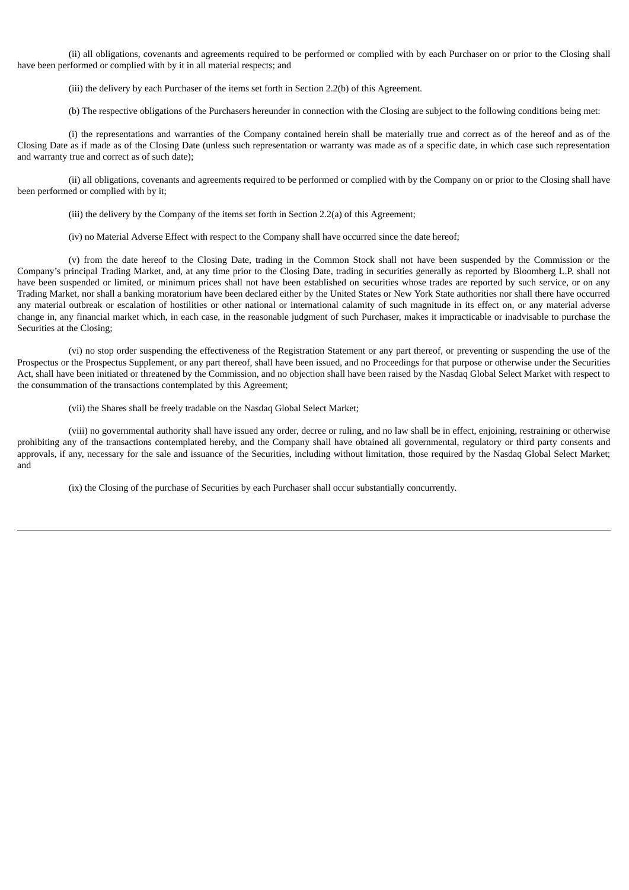(ii) all obligations, covenants and agreements required to be performed or complied with by each Purchaser on or prior to the Closing shall have been performed or complied with by it in all material respects; and

(iii) the delivery by each Purchaser of the items set forth in Section 2.2(b) of this Agreement.

(b) The respective obligations of the Purchasers hereunder in connection with the Closing are subject to the following conditions being met:

(i) the representations and warranties of the Company contained herein shall be materially true and correct as of the hereof and as of the Closing Date as if made as of the Closing Date (unless such representation or warranty was made as of a specific date, in which case such representation and warranty true and correct as of such date);

(ii) all obligations, covenants and agreements required to be performed or complied with by the Company on or prior to the Closing shall have been performed or complied with by it;

(iii) the delivery by the Company of the items set forth in Section 2.2(a) of this Agreement;

(iv) no Material Adverse Effect with respect to the Company shall have occurred since the date hereof;

(v) from the date hereof to the Closing Date, trading in the Common Stock shall not have been suspended by the Commission or the Company's principal Trading Market, and, at any time prior to the Closing Date, trading in securities generally as reported by Bloomberg L.P. shall not have been suspended or limited, or minimum prices shall not have been established on securities whose trades are reported by such service, or on any Trading Market, nor shall a banking moratorium have been declared either by the United States or New York State authorities nor shall there have occurred any material outbreak or escalation of hostilities or other national or international calamity of such magnitude in its effect on, or any material adverse change in, any financial market which, in each case, in the reasonable judgment of such Purchaser, makes it impracticable or inadvisable to purchase the Securities at the Closing;

(vi) no stop order suspending the effectiveness of the Registration Statement or any part thereof, or preventing or suspending the use of the Prospectus or the Prospectus Supplement, or any part thereof, shall have been issued, and no Proceedings for that purpose or otherwise under the Securities Act, shall have been initiated or threatened by the Commission, and no objection shall have been raised by the Nasdaq Global Select Market with respect to the consummation of the transactions contemplated by this Agreement;

(vii) the Shares shall be freely tradable on the Nasdaq Global Select Market;

(viii) no governmental authority shall have issued any order, decree or ruling, and no law shall be in effect, enjoining, restraining or otherwise prohibiting any of the transactions contemplated hereby, and the Company shall have obtained all governmental, regulatory or third party consents and approvals, if any, necessary for the sale and issuance of the Securities, including without limitation, those required by the Nasdaq Global Select Market; and

(ix) the Closing of the purchase of Securities by each Purchaser shall occur substantially concurrently.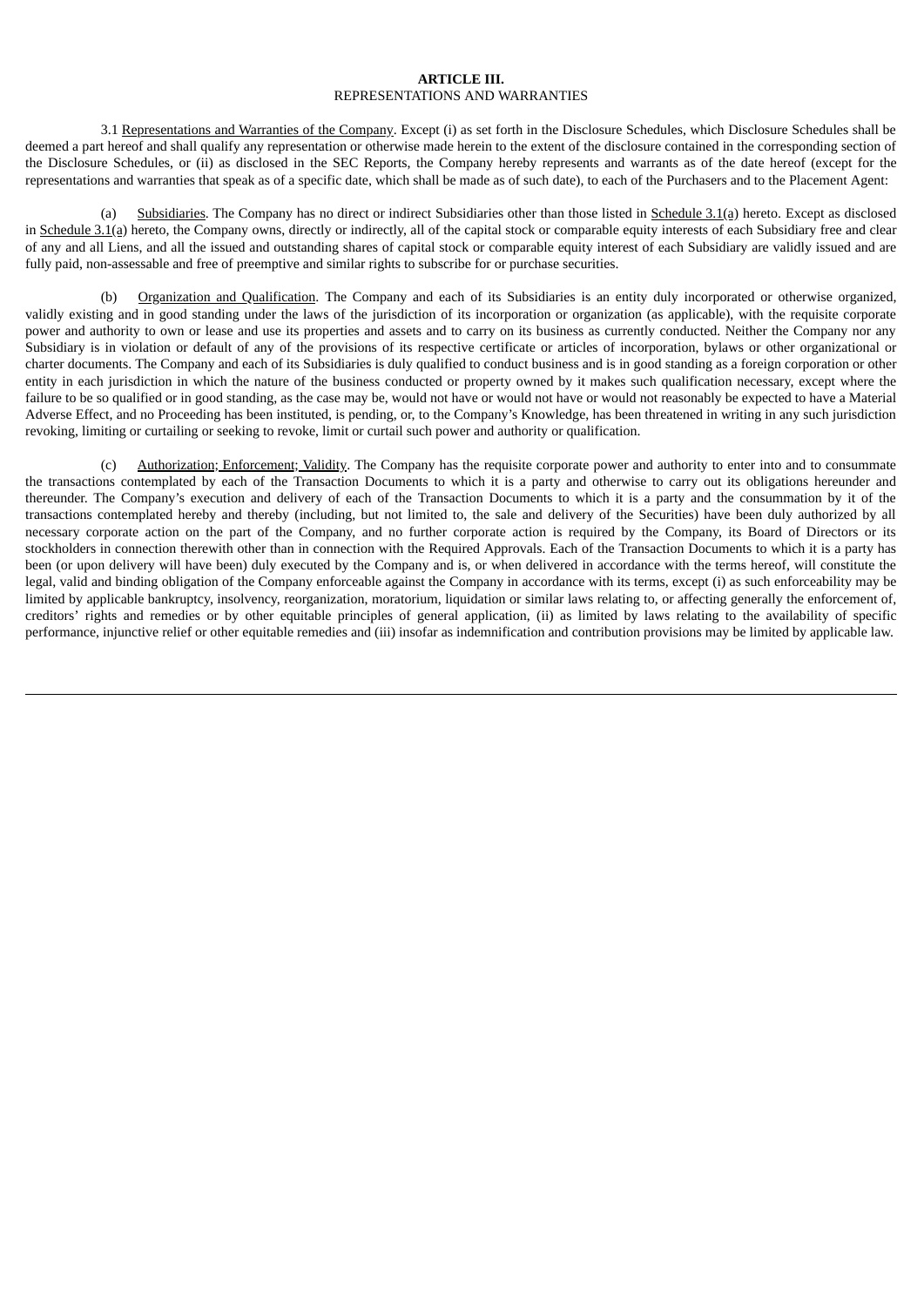**ARTICLE III.**
REPRESENTATIONS AND WARRANTIES

3.1 Representations and Warranties of the Company. Except (i) as set forth in the Disclosure Schedules, which Disclosure Schedules shall be deemed a part hereof and shall qualify any representation or otherwise made herein to the extent of the disclosure contained in the corresponding section of the Disclosure Schedules, or (ii) as disclosed in the SEC Reports, the Company hereby represents and warrants as of the date hereof (except for the representations and warranties that speak as of a specific date, which shall be made as of such date), to each of the Purchasers and to the Placement Agent:

(a) Subsidiaries. The Company has no direct or indirect Subsidiaries other than those listed in Schedule 3.1(a) hereto. Except as disclosed in Schedule 3.1(a) hereto, the Company owns, directly or indirectly, all of the capital stock or comparable equity interests of each Subsidiary free and clear of any and all Liens, and all the issued and outstanding shares of capital stock or comparable equity interest of each Subsidiary are validly issued and are fully paid, non-assessable and free of preemptive and similar rights to subscribe for or purchase securities.

(b) Organization and Qualification. The Company and each of its Subsidiaries is an entity duly incorporated or otherwise organized, validly existing and in good standing under the laws of the jurisdiction of its incorporation or organization (as applicable), with the requisite corporate power and authority to own or lease and use its properties and assets and to carry on its business as currently conducted. Neither the Company nor any Subsidiary is in violation or default of any of the provisions of its respective certificate or articles of incorporation, bylaws or other organizational or charter documents. The Company and each of its Subsidiaries is duly qualified to conduct business and is in good standing as a foreign corporation or other entity in each jurisdiction in which the nature of the business conducted or property owned by it makes such qualification necessary, except where the failure to be so qualified or in good standing, as the case may be, would not have or would not have or would not reasonably be expected to have a Material Adverse Effect, and no Proceeding has been instituted, is pending, or, to the Company's Knowledge, has been threatened in writing in any such jurisdiction revoking, limiting or curtailing or seeking to revoke, limit or curtail such power and authority or qualification.

(c) Authorization; Enforcement; Validity. The Company has the requisite corporate power and authority to enter into and to consummate the transactions contemplated by each of the Transaction Documents to which it is a party and otherwise to carry out its obligations hereunder and thereunder. The Company's execution and delivery of each of the Transaction Documents to which it is a party and the consummation by it of the transactions contemplated hereby and thereby (including, but not limited to, the sale and delivery of the Securities) have been duly authorized by all necessary corporate action on the part of the Company, and no further corporate action is required by the Company, its Board of Directors or its stockholders in connection therewith other than in connection with the Required Approvals. Each of the Transaction Documents to which it is a party has been (or upon delivery will have been) duly executed by the Company and is, or when delivered in accordance with the terms hereof, will constitute the legal, valid and binding obligation of the Company enforceable against the Company in accordance with its terms, except (i) as such enforceability may be limited by applicable bankruptcy, insolvency, reorganization, moratorium, liquidation or similar laws relating to, or affecting generally the enforcement of, creditors' rights and remedies or by other equitable principles of general application, (ii) as limited by laws relating to the availability of specific performance, injunctive relief or other equitable remedies and (iii) insofar as indemnification and contribution provisions may be limited by applicable law.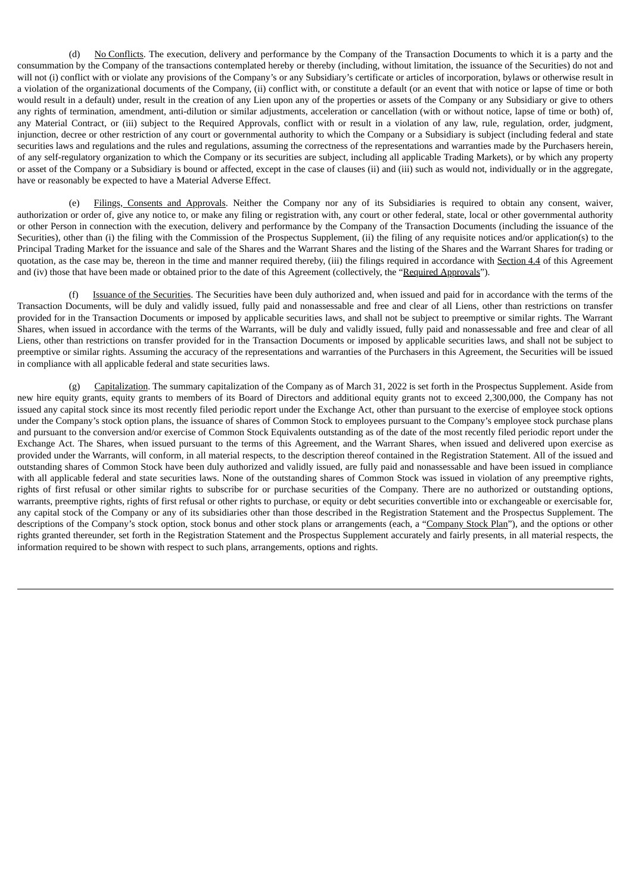(d) No Conflicts. The execution, delivery and performance by the Company of the Transaction Documents to which it is a party and the consummation by the Company of the transactions contemplated hereby or thereby (including, without limitation, the issuance of the Securities) do not and will not (i) conflict with or violate any provisions of the Company's or any Subsidiary's certificate or articles of incorporation, bylaws or otherwise result in a violation of the organizational documents of the Company, (ii) conflict with, or constitute a default (or an event that with notice or lapse of time or both would result in a default) under, result in the creation of any Lien upon any of the properties or assets of the Company or any Subsidiary or give to others any rights of termination, amendment, anti-dilution or similar adjustments, acceleration or cancellation (with or without notice, lapse of time or both) of, any Material Contract, or (iii) subject to the Required Approvals, conflict with or result in a violation of any law, rule, regulation, order, judgment, injunction, decree or other restriction of any court or governmental authority to which the Company or a Subsidiary is subject (including federal and state securities laws and regulations and the rules and regulations, assuming the correctness of the representations and warranties made by the Purchasers herein, of any self-regulatory organization to which the Company or its securities are subject, including all applicable Trading Markets), or by which any property or asset of the Company or a Subsidiary is bound or affected, except in the case of clauses (ii) and (iii) such as would not, individually or in the aggregate, have or reasonably be expected to have a Material Adverse Effect.

(e) Filings, Consents and Approvals. Neither the Company nor any of its Subsidiaries is required to obtain any consent, waiver, authorization or order of, give any notice to, or make any filing or registration with, any court or other federal, state, local or other governmental authority or other Person in connection with the execution, delivery and performance by the Company of the Transaction Documents (including the issuance of the Securities), other than (i) the filing with the Commission of the Prospectus Supplement, (ii) the filing of any requisite notices and/or application(s) to the Principal Trading Market for the issuance and sale of the Shares and the Warrant Shares and the listing of the Shares and the Warrant Shares for trading or quotation, as the case may be, thereon in the time and manner required thereby, (iii) the filings required in accordance with Section 4.4 of this Agreement and (iv) those that have been made or obtained prior to the date of this Agreement (collectively, the "Required Approvals").

(f) Issuance of the Securities. The Securities have been duly authorized and, when issued and paid for in accordance with the terms of the Transaction Documents, will be duly and validly issued, fully paid and nonassessable and free and clear of all Liens, other than restrictions on transfer provided for in the Transaction Documents or imposed by applicable securities laws, and shall not be subject to preemptive or similar rights. The Warrant Shares, when issued in accordance with the terms of the Warrants, will be duly and validly issued, fully paid and nonassessable and free and clear of all Liens, other than restrictions on transfer provided for in the Transaction Documents or imposed by applicable securities laws, and shall not be subject to preemptive or similar rights. Assuming the accuracy of the representations and warranties of the Purchasers in this Agreement, the Securities will be issued in compliance with all applicable federal and state securities laws.

(g) Capitalization. The summary capitalization of the Company as of March 31, 2022 is set forth in the Prospectus Supplement. Aside from new hire equity grants, equity grants to members of its Board of Directors and additional equity grants not to exceed 2,300,000, the Company has not issued any capital stock since its most recently filed periodic report under the Exchange Act, other than pursuant to the exercise of employee stock options under the Company's stock option plans, the issuance of shares of Common Stock to employees pursuant to the Company's employee stock purchase plans and pursuant to the conversion and/or exercise of Common Stock Equivalents outstanding as of the date of the most recently filed periodic report under the Exchange Act. The Shares, when issued pursuant to the terms of this Agreement, and the Warrant Shares, when issued and delivered upon exercise as provided under the Warrants, will conform, in all material respects, to the description thereof contained in the Registration Statement. All of the issued and outstanding shares of Common Stock have been duly authorized and validly issued, are fully paid and nonassessable and have been issued in compliance with all applicable federal and state securities laws. None of the outstanding shares of Common Stock was issued in violation of any preemptive rights, rights of first refusal or other similar rights to subscribe for or purchase securities of the Company. There are no authorized or outstanding options, warrants, preemptive rights, rights of first refusal or other rights to purchase, or equity or debt securities convertible into or exchangeable or exercisable for, any capital stock of the Company or any of its subsidiaries other than those described in the Registration Statement and the Prospectus Supplement. The descriptions of the Company's stock option, stock bonus and other stock plans or arrangements (each, a "Company Stock Plan"), and the options or other rights granted thereunder, set forth in the Registration Statement and the Prospectus Supplement accurately and fairly presents, in all material respects, the information required to be shown with respect to such plans, arrangements, options and rights.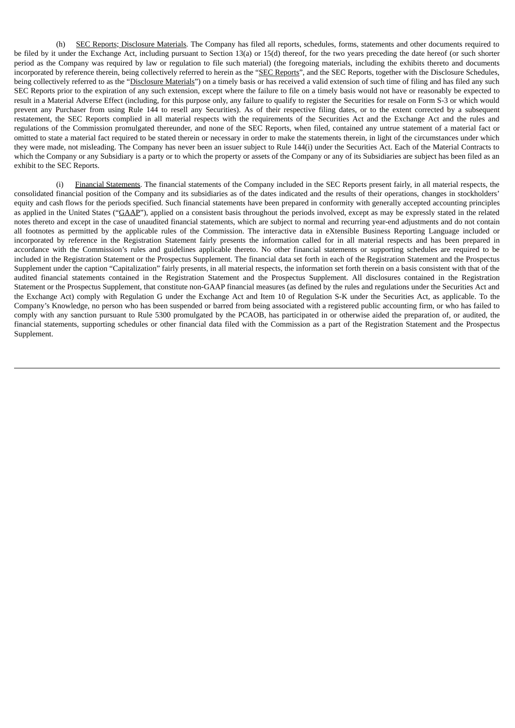(h) SEC Reports; Disclosure Materials. The Company has filed all reports, schedules, forms, statements and other documents required to be filed by it under the Exchange Act, including pursuant to Section 13(a) or 15(d) thereof, for the two years preceding the date hereof (or such shorter period as the Company was required by law or regulation to file such material) (the foregoing materials, including the exhibits thereto and documents incorporated by reference therein, being collectively referred to herein as the "SEC Reports", and the SEC Reports, together with the Disclosure Schedules, being collectively referred to as the "Disclosure Materials") on a timely basis or has received a valid extension of such time of filing and has filed any such SEC Reports prior to the expiration of any such extension, except where the failure to file on a timely basis would not have or reasonably be expected to result in a Material Adverse Effect (including, for this purpose only, any failure to qualify to register the Securities for resale on Form S-3 or which would prevent any Purchaser from using Rule 144 to resell any Securities). As of their respective filing dates, or to the extent corrected by a subsequent restatement, the SEC Reports complied in all material respects with the requirements of the Securities Act and the Exchange Act and the rules and regulations of the Commission promulgated thereunder, and none of the SEC Reports, when filed, contained any untrue statement of a material fact or omitted to state a material fact required to be stated therein or necessary in order to make the statements therein, in light of the circumstances under which they were made, not misleading. The Company has never been an issuer subject to Rule 144(i) under the Securities Act. Each of the Material Contracts to which the Company or any Subsidiary is a party or to which the property or assets of the Company or any of its Subsidiaries are subject has been filed as an exhibit to the SEC Reports.

(i) Financial Statements. The financial statements of the Company included in the SEC Reports present fairly, in all material respects, the consolidated financial position of the Company and its subsidiaries as of the dates indicated and the results of their operations, changes in stockholders' equity and cash flows for the periods specified. Such financial statements have been prepared in conformity with generally accepted accounting principles as applied in the United States ("GAAP"), applied on a consistent basis throughout the periods involved, except as may be expressly stated in the related notes thereto and except in the case of unaudited financial statements, which are subject to normal and recurring year-end adjustments and do not contain all footnotes as permitted by the applicable rules of the Commission. The interactive data in eXtensible Business Reporting Language included or incorporated by reference in the Registration Statement fairly presents the information called for in all material respects and has been prepared in accordance with the Commission's rules and guidelines applicable thereto. No other financial statements or supporting schedules are required to be included in the Registration Statement or the Prospectus Supplement. The financial data set forth in each of the Registration Statement and the Prospectus Supplement under the caption "Capitalization" fairly presents, in all material respects, the information set forth therein on a basis consistent with that of the audited financial statements contained in the Registration Statement and the Prospectus Supplement. All disclosures contained in the Registration Statement or the Prospectus Supplement, that constitute non-GAAP financial measures (as defined by the rules and regulations under the Securities Act and the Exchange Act) comply with Regulation G under the Exchange Act and Item 10 of Regulation S-K under the Securities Act, as applicable. To the Company's Knowledge, no person who has been suspended or barred from being associated with a registered public accounting firm, or who has failed to comply with any sanction pursuant to Rule 5300 promulgated by the PCAOB, has participated in or otherwise aided the preparation of, or audited, the financial statements, supporting schedules or other financial data filed with the Commission as a part of the Registration Statement and the Prospectus Supplement.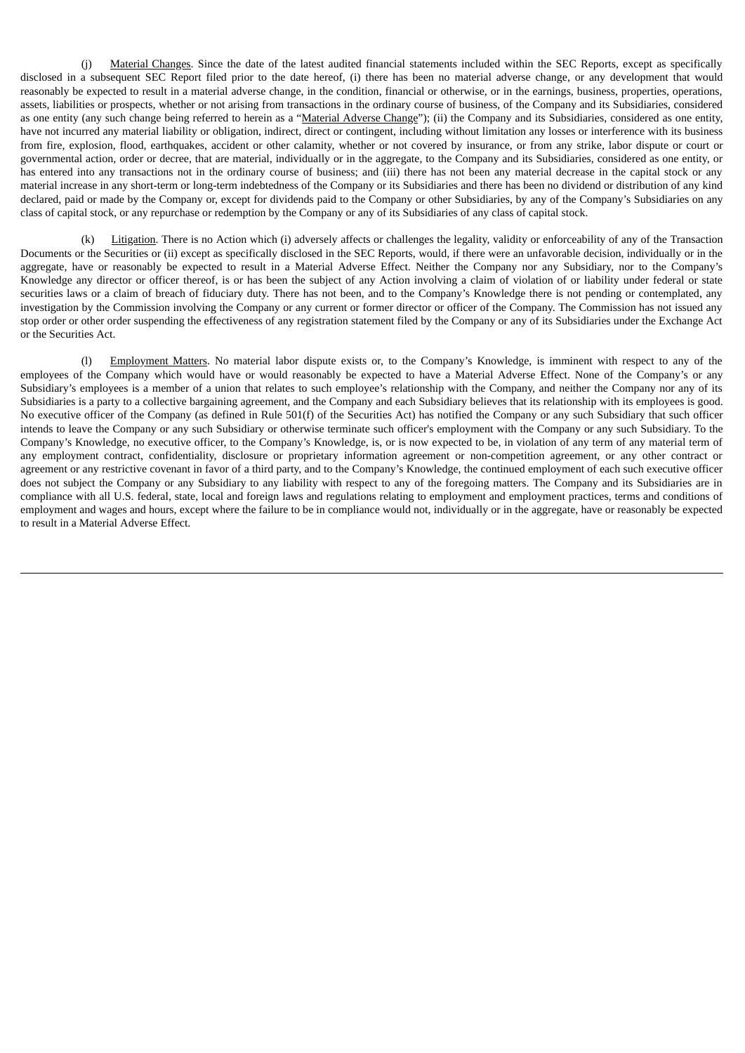(j) Material Changes. Since the date of the latest audited financial statements included within the SEC Reports, except as specifically disclosed in a subsequent SEC Report filed prior to the date hereof, (i) there has been no material adverse change, or any development that would reasonably be expected to result in a material adverse change, in the condition, financial or otherwise, or in the earnings, business, properties, operations, assets, liabilities or prospects, whether or not arising from transactions in the ordinary course of business, of the Company and its Subsidiaries, considered as one entity (any such change being referred to herein as a "Material Adverse Change"); (ii) the Company and its Subsidiaries, considered as one entity, have not incurred any material liability or obligation, indirect, direct or contingent, including without limitation any losses or interference with its business from fire, explosion, flood, earthquakes, accident or other calamity, whether or not covered by insurance, or from any strike, labor dispute or court or governmental action, order or decree, that are material, individually or in the aggregate, to the Company and its Subsidiaries, considered as one entity, or has entered into any transactions not in the ordinary course of business; and (iii) there has not been any material decrease in the capital stock or any material increase in any short-term or long-term indebtedness of the Company or its Subsidiaries and there has been no dividend or distribution of any kind declared, paid or made by the Company or, except for dividends paid to the Company or other Subsidiaries, by any of the Company's Subsidiaries on any class of capital stock, or any repurchase or redemption by the Company or any of its Subsidiaries of any class of capital stock.

(k) Litigation. There is no Action which (i) adversely affects or challenges the legality, validity or enforceability of any of the Transaction Documents or the Securities or (ii) except as specifically disclosed in the SEC Reports, would, if there were an unfavorable decision, individually or in the aggregate, have or reasonably be expected to result in a Material Adverse Effect. Neither the Company nor any Subsidiary, nor to the Company's Knowledge any director or officer thereof, is or has been the subject of any Action involving a claim of violation of or liability under federal or state securities laws or a claim of breach of fiduciary duty. There has not been, and to the Company's Knowledge there is not pending or contemplated, any investigation by the Commission involving the Company or any current or former director or officer of the Company. The Commission has not issued any stop order or other order suspending the effectiveness of any registration statement filed by the Company or any of its Subsidiaries under the Exchange Act or the Securities Act.

(l) Employment Matters. No material labor dispute exists or, to the Company's Knowledge, is imminent with respect to any of the employees of the Company which would have or would reasonably be expected to have a Material Adverse Effect. None of the Company's or any Subsidiary's employees is a member of a union that relates to such employee's relationship with the Company, and neither the Company nor any of its Subsidiaries is a party to a collective bargaining agreement, and the Company and each Subsidiary believes that its relationship with its employees is good. No executive officer of the Company (as defined in Rule 501(f) of the Securities Act) has notified the Company or any such Subsidiary that such officer intends to leave the Company or any such Subsidiary or otherwise terminate such officer's employment with the Company or any such Subsidiary. To the Company's Knowledge, no executive officer, to the Company's Knowledge, is, or is now expected to be, in violation of any term of any material term of any employment contract, confidentiality, disclosure or proprietary information agreement or non-competition agreement, or any other contract or agreement or any restrictive covenant in favor of a third party, and to the Company's Knowledge, the continued employment of each such executive officer does not subject the Company or any Subsidiary to any liability with respect to any of the foregoing matters. The Company and its Subsidiaries are in compliance with all U.S. federal, state, local and foreign laws and regulations relating to employment and employment practices, terms and conditions of employment and wages and hours, except where the failure to be in compliance would not, individually or in the aggregate, have or reasonably be expected to result in a Material Adverse Effect.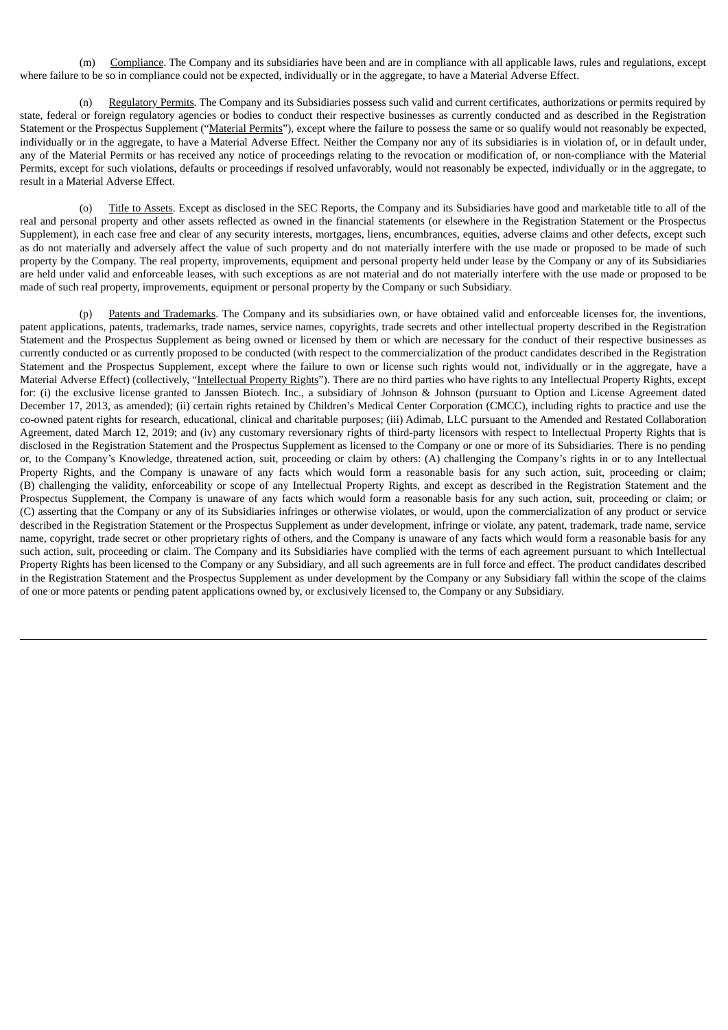(m) Compliance. The Company and its subsidiaries have been and are in compliance with all applicable laws, rules and regulations, except where failure to be so in compliance could not be expected, individually or in the aggregate, to have a Material Adverse Effect.

(n) Regulatory Permits. The Company and its Subsidiaries possess such valid and current certificates, authorizations or permits required by state, federal or foreign regulatory agencies or bodies to conduct their respective businesses as currently conducted and as described in the Registration Statement or the Prospectus Supplement ("Material Permits"), except where the failure to possess the same or so qualify would not reasonably be expected, individually or in the aggregate, to have a Material Adverse Effect. Neither the Company nor any of its subsidiaries is in violation of, or in default under, any of the Material Permits or has received any notice of proceedings relating to the revocation or modification of, or non-compliance with the Material Permits, except for such violations, defaults or proceedings if resolved unfavorably, would not reasonably be expected, individually or in the aggregate, to result in a Material Adverse Effect.

(o) Title to Assets. Except as disclosed in the SEC Reports, the Company and its Subsidiaries have good and marketable title to all of the real and personal property and other assets reflected as owned in the financial statements (or elsewhere in the Registration Statement or the Prospectus Supplement), in each case free and clear of any security interests, mortgages, liens, encumbrances, equities, adverse claims and other defects, except such as do not materially and adversely affect the value of such property and do not materially interfere with the use made or proposed to be made of such property by the Company. The real property, improvements, equipment and personal property held under lease by the Company or any of its Subsidiaries are held under valid and enforceable leases, with such exceptions as are not material and do not materially interfere with the use made or proposed to be made of such real property, improvements, equipment or personal property by the Company or such Subsidiary.

(p) Patents and Trademarks. The Company and its subsidiaries own, or have obtained valid and enforceable licenses for, the inventions, patent applications, patents, trademarks, trade names, service names, copyrights, trade secrets and other intellectual property described in the Registration Statement and the Prospectus Supplement as being owned or licensed by them or which are necessary for the conduct of their respective businesses as currently conducted or as currently proposed to be conducted (with respect to the commercialization of the product candidates described in the Registration Statement and the Prospectus Supplement, except where the failure to own or license such rights would not, individually or in the aggregate, have a Material Adverse Effect) (collectively, "Intellectual Property Rights"). There are no third parties who have rights to any Intellectual Property Rights, except for: (i) the exclusive license granted to Janssen Biotech. Inc., a subsidiary of Johnson & Johnson (pursuant to Option and License Agreement dated December 17, 2013, as amended); (ii) certain rights retained by Children's Medical Center Corporation (CMCC), including rights to practice and use the co-owned patent rights for research, educational, clinical and charitable purposes; (iii) Adimab, LLC pursuant to the Amended and Restated Collaboration Agreement, dated March 12, 2019; and (iv) any customary reversionary rights of third-party licensors with respect to Intellectual Property Rights that is disclosed in the Registration Statement and the Prospectus Supplement as licensed to the Company or one or more of its Subsidiaries. There is no pending or, to the Company's Knowledge, threatened action, suit, proceeding or claim by others: (A) challenging the Company's rights in or to any Intellectual Property Rights, and the Company is unaware of any facts which would form a reasonable basis for any such action, suit, proceeding or claim; (B) challenging the validity, enforceability or scope of any Intellectual Property Rights, and except as described in the Registration Statement and the Prospectus Supplement, the Company is unaware of any facts which would form a reasonable basis for any such action, suit, proceeding or claim; or (C) asserting that the Company or any of its Subsidiaries infringes or otherwise violates, or would, upon the commercialization of any product or service described in the Registration Statement or the Prospectus Supplement as under development, infringe or violate, any patent, trademark, trade name, service name, copyright, trade secret or other proprietary rights of others, and the Company is unaware of any facts which would form a reasonable basis for any such action, suit, proceeding or claim. The Company and its Subsidiaries have complied with the terms of each agreement pursuant to which Intellectual Property Rights has been licensed to the Company or any Subsidiary, and all such agreements are in full force and effect. The product candidates described in the Registration Statement and the Prospectus Supplement as under development by the Company or any Subsidiary fall within the scope of the claims of one or more patents or pending patent applications owned by, or exclusively licensed to, the Company or any Subsidiary.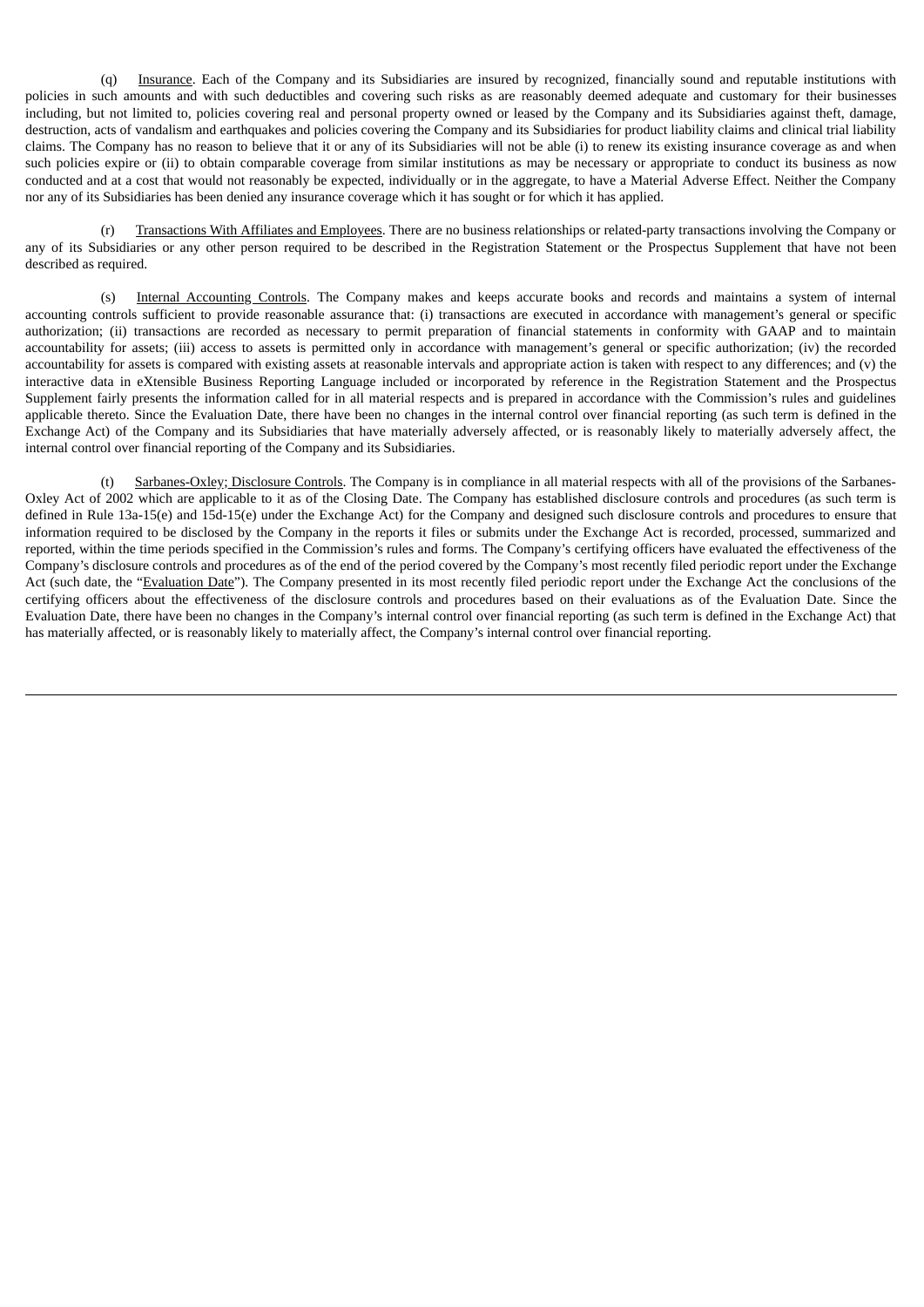(q) Insurance. Each of the Company and its Subsidiaries are insured by recognized, financially sound and reputable institutions with policies in such amounts and with such deductibles and covering such risks as are reasonably deemed adequate and customary for their businesses including, but not limited to, policies covering real and personal property owned or leased by the Company and its Subsidiaries against theft, damage, destruction, acts of vandalism and earthquakes and policies covering the Company and its Subsidiaries for product liability claims and clinical trial liability claims. The Company has no reason to believe that it or any of its Subsidiaries will not be able (i) to renew its existing insurance coverage as and when such policies expire or (ii) to obtain comparable coverage from similar institutions as may be necessary or appropriate to conduct its business as now conducted and at a cost that would not reasonably be expected, individually or in the aggregate, to have a Material Adverse Effect. Neither the Company nor any of its Subsidiaries has been denied any insurance coverage which it has sought or for which it has applied.

(r) Transactions With Affiliates and Employees. There are no business relationships or related-party transactions involving the Company or any of its Subsidiaries or any other person required to be described in the Registration Statement or the Prospectus Supplement that have not been described as required.

(s) Internal Accounting Controls. The Company makes and keeps accurate books and records and maintains a system of internal accounting controls sufficient to provide reasonable assurance that: (i) transactions are executed in accordance with management's general or specific authorization; (ii) transactions are recorded as necessary to permit preparation of financial statements in conformity with GAAP and to maintain accountability for assets; (iii) access to assets is permitted only in accordance with management's general or specific authorization; (iv) the recorded accountability for assets is compared with existing assets at reasonable intervals and appropriate action is taken with respect to any differences; and (v) the interactive data in eXtensible Business Reporting Language included or incorporated by reference in the Registration Statement and the Prospectus Supplement fairly presents the information called for in all material respects and is prepared in accordance with the Commission's rules and guidelines applicable thereto. Since the Evaluation Date, there have been no changes in the internal control over financial reporting (as such term is defined in the Exchange Act) of the Company and its Subsidiaries that have materially adversely affected, or is reasonably likely to materially adversely affect, the internal control over financial reporting of the Company and its Subsidiaries.

(t) Sarbanes-Oxley; Disclosure Controls. The Company is in compliance in all material respects with all of the provisions of the Sarbanes-Oxley Act of 2002 which are applicable to it as of the Closing Date. The Company has established disclosure controls and procedures (as such term is defined in Rule 13a-15(e) and 15d-15(e) under the Exchange Act) for the Company and designed such disclosure controls and procedures to ensure that information required to be disclosed by the Company in the reports it files or submits under the Exchange Act is recorded, processed, summarized and reported, within the time periods specified in the Commission's rules and forms. The Company's certifying officers have evaluated the effectiveness of the Company's disclosure controls and procedures as of the end of the period covered by the Company's most recently filed periodic report under the Exchange Act (such date, the "Evaluation Date"). The Company presented in its most recently filed periodic report under the Exchange Act the conclusions of the certifying officers about the effectiveness of the disclosure controls and procedures based on their evaluations as of the Evaluation Date. Since the Evaluation Date, there have been no changes in the Company's internal control over financial reporting (as such term is defined in the Exchange Act) that has materially affected, or is reasonably likely to materially affect, the Company's internal control over financial reporting.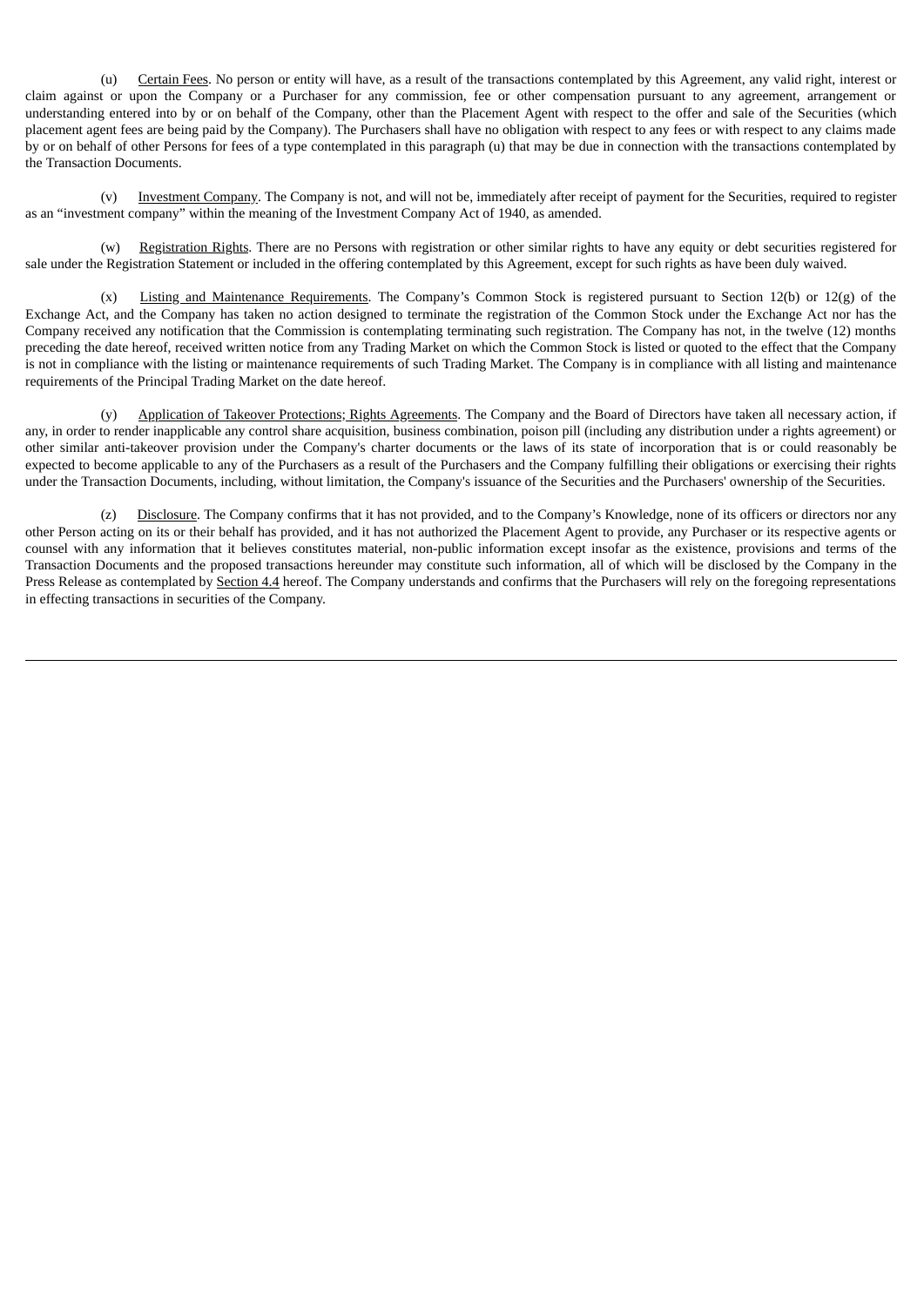(u) Certain Fees. No person or entity will have, as a result of the transactions contemplated by this Agreement, any valid right, interest or claim against or upon the Company or a Purchaser for any commission, fee or other compensation pursuant to any agreement, arrangement or understanding entered into by or on behalf of the Company, other than the Placement Agent with respect to the offer and sale of the Securities (which placement agent fees are being paid by the Company). The Purchasers shall have no obligation with respect to any fees or with respect to any claims made by or on behalf of other Persons for fees of a type contemplated in this paragraph (u) that may be due in connection with the transactions contemplated by the Transaction Documents.

(v) Investment Company. The Company is not, and will not be, immediately after receipt of payment for the Securities, required to register as an "investment company" within the meaning of the Investment Company Act of 1940, as amended.

(w) Registration Rights. There are no Persons with registration or other similar rights to have any equity or debt securities registered for sale under the Registration Statement or included in the offering contemplated by this Agreement, except for such rights as have been duly waived.

(x) Listing and Maintenance Requirements. The Company's Common Stock is registered pursuant to Section 12(b) or 12(g) of the Exchange Act, and the Company has taken no action designed to terminate the registration of the Common Stock under the Exchange Act nor has the Company received any notification that the Commission is contemplating terminating such registration. The Company has not, in the twelve (12) months preceding the date hereof, received written notice from any Trading Market on which the Common Stock is listed or quoted to the effect that the Company is not in compliance with the listing or maintenance requirements of such Trading Market. The Company is in compliance with all listing and maintenance requirements of the Principal Trading Market on the date hereof.

(y) Application of Takeover Protections; Rights Agreements. The Company and the Board of Directors have taken all necessary action, if any, in order to render inapplicable any control share acquisition, business combination, poison pill (including any distribution under a rights agreement) or other similar anti-takeover provision under the Company's charter documents or the laws of its state of incorporation that is or could reasonably be expected to become applicable to any of the Purchasers as a result of the Purchasers and the Company fulfilling their obligations or exercising their rights under the Transaction Documents, including, without limitation, the Company's issuance of the Securities and the Purchasers' ownership of the Securities.

(z) Disclosure. The Company confirms that it has not provided, and to the Company's Knowledge, none of its officers or directors nor any other Person acting on its or their behalf has provided, and it has not authorized the Placement Agent to provide, any Purchaser or its respective agents or counsel with any information that it believes constitutes material, non-public information except insofar as the existence, provisions and terms of the Transaction Documents and the proposed transactions hereunder may constitute such information, all of which will be disclosed by the Company in the Press Release as contemplated by Section 4.4 hereof. The Company understands and confirms that the Purchasers will rely on the foregoing representations in effecting transactions in securities of the Company.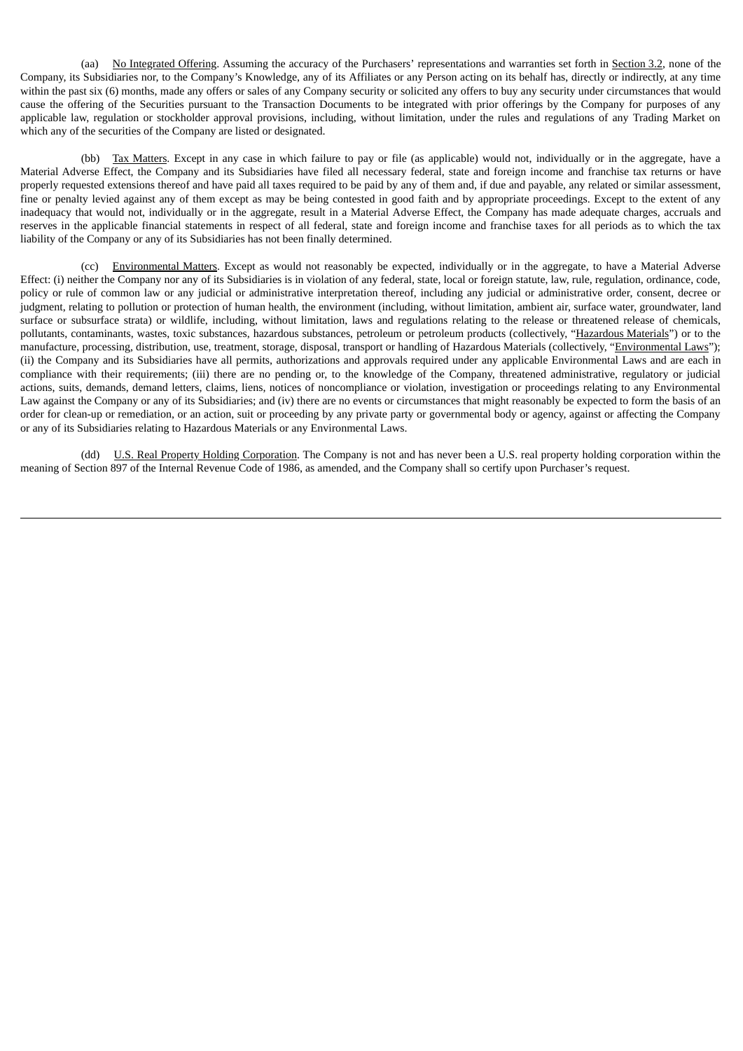(aa) <u>No Integrated Offering</u>. Assuming the accuracy of the Purchasers' representations and warranties set forth in <u>Section 3.2</u>, none of the Company, its Subsidiaries nor, to the Company's Knowledge, any of its Affiliates or any Person acting on its behalf has, directly or indirectly, at any time within the past six (6) months, made any offers or sales of any Company security or solicited any offers to buy any security under circumstances that would cause the offering of the Securities pursuant to the Transaction Documents to be integrated with prior offerings by the Company for purposes of any applicable law, regulation or stockholder approval provisions, including, without limitation, under the rules and regulations of any Trading Market on which any of the securities of the Company are listed or designated.

(bb) <u>Tax Matters</u>. Except in any case in which failure to pay or file (as applicable) would not, individually or in the aggregate, have a Material Adverse Effect, the Company and its Subsidiaries have filed all necessary federal, state and foreign income and franchise tax returns or have properly requested extensions thereof and have paid all taxes required to be paid by any of them and, if due and payable, any related or similar assessment, fine or penalty levied against any of them except as may be being contested in good faith and by appropriate proceedings. Except to the extent of any inadequacy that would not, individually or in the aggregate, result in a Material Adverse Effect, the Company has made adequate charges, accruals and reserves in the applicable financial statements in respect of all federal, state and foreign income and franchise taxes for all periods as to which the tax liability of the Company or any of its Subsidiaries has not been finally determined.

(cc) <u>Environmental Matters</u>. Except as would not reasonably be expected, individually or in the aggregate, to have a Material Adverse Effect: (i) neither the Company nor any of its Subsidiaries is in violation of any federal, state, local or foreign statute, law, rule, regulation, ordinance, code, policy or rule of common law or any judicial or administrative interpretation thereof, including any judicial or administrative order, consent, decree or judgment, relating to pollution or protection of human health, the environment (including, without limitation, ambient air, surface water, groundwater, land surface or subsurface strata) or wildlife, including, without limitation, laws and regulations relating to the release or threatened release of chemicals, pollutants, contaminants, wastes, toxic substances, hazardous substances, petroleum or petroleum products (collectively, "<u>Hazardous Materials</u>") or to the manufacture, processing, distribution, use, treatment, storage, disposal, transport or handling of Hazardous Materials (collectively, "<u>Environmental Laws</u>"); (ii) the Company and its Subsidiaries have all permits, authorizations and approvals required under any applicable Environmental Laws and are each in compliance with their requirements; (iii) there are no pending or, to the knowledge of the Company, threatened administrative, regulatory or judicial actions, suits, demands, demand letters, claims, liens, notices of noncompliance or violation, investigation or proceedings relating to any Environmental Law against the Company or any of its Subsidiaries; and (iv) there are no events or circumstances that might reasonably be expected to form the basis of an order for clean-up or remediation, or an action, suit or proceeding by any private party or governmental body or agency, against or affecting the Company or any of its Subsidiaries relating to Hazardous Materials or any Environmental Laws.

(dd) <u>U.S. Real Property Holding Corporation</u>. The Company is not and has never been a U.S. real property holding corporation within the meaning of Section 897 of the Internal Revenue Code of 1986, as amended, and the Company shall so certify upon Purchaser's request.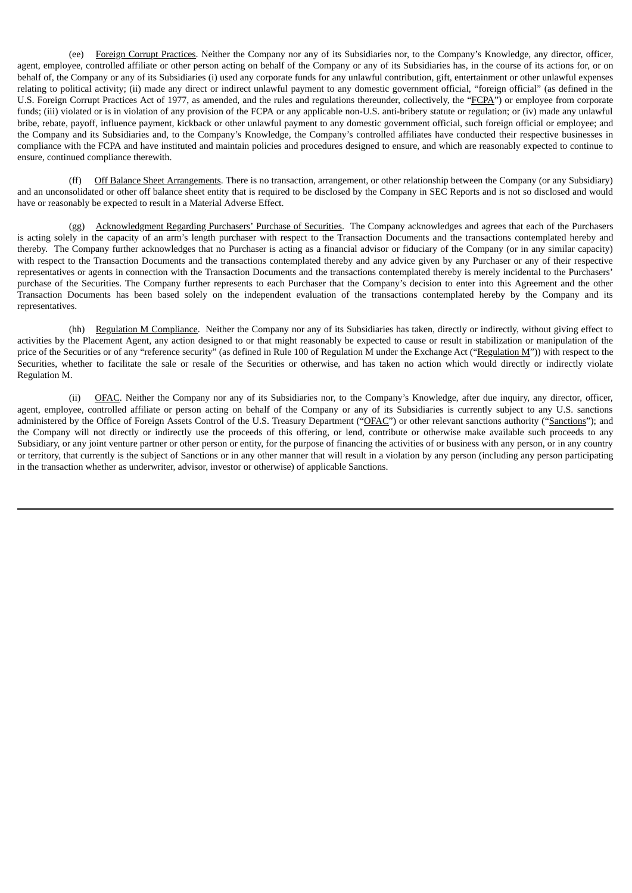(ee) Foreign Corrupt Practices. Neither the Company nor any of its Subsidiaries nor, to the Company's Knowledge, any director, officer, agent, employee, controlled affiliate or other person acting on behalf of the Company or any of its Subsidiaries has, in the course of its actions for, or on behalf of, the Company or any of its Subsidiaries (i) used any corporate funds for any unlawful contribution, gift, entertainment or other unlawful expenses relating to political activity; (ii) made any direct or indirect unlawful payment to any domestic government official, "foreign official" (as defined in the U.S. Foreign Corrupt Practices Act of 1977, as amended, and the rules and regulations thereunder, collectively, the "FCPA") or employee from corporate funds; (iii) violated or is in violation of any provision of the FCPA or any applicable non-U.S. anti-bribery statute or regulation; or (iv) made any unlawful bribe, rebate, payoff, influence payment, kickback or other unlawful payment to any domestic government official, such foreign official or employee; and the Company and its Subsidiaries and, to the Company's Knowledge, the Company's controlled affiliates have conducted their respective businesses in compliance with the FCPA and have instituted and maintain policies and procedures designed to ensure, and which are reasonably expected to continue to ensure, continued compliance therewith.

(ff) Off Balance Sheet Arrangements. There is no transaction, arrangement, or other relationship between the Company (or any Subsidiary) and an unconsolidated or other off balance sheet entity that is required to be disclosed by the Company in SEC Reports and is not so disclosed and would have or reasonably be expected to result in a Material Adverse Effect.

(gg) Acknowledgment Regarding Purchasers' Purchase of Securities. The Company acknowledges and agrees that each of the Purchasers is acting solely in the capacity of an arm's length purchaser with respect to the Transaction Documents and the transactions contemplated hereby and thereby. The Company further acknowledges that no Purchaser is acting as a financial advisor or fiduciary of the Company (or in any similar capacity) with respect to the Transaction Documents and the transactions contemplated thereby and any advice given by any Purchaser or any of their respective representatives or agents in connection with the Transaction Documents and the transactions contemplated thereby is merely incidental to the Purchasers' purchase of the Securities. The Company further represents to each Purchaser that the Company's decision to enter into this Agreement and the other Transaction Documents has been based solely on the independent evaluation of the transactions contemplated hereby by the Company and its representatives.

(hh) Regulation M Compliance. Neither the Company nor any of its Subsidiaries has taken, directly or indirectly, without giving effect to activities by the Placement Agent, any action designed to or that might reasonably be expected to cause or result in stabilization or manipulation of the price of the Securities or of any "reference security" (as defined in Rule 100 of Regulation M under the Exchange Act ("Regulation M")) with respect to the Securities, whether to facilitate the sale or resale of the Securities or otherwise, and has taken no action which would directly or indirectly violate Regulation M.

(ii) OFAC. Neither the Company nor any of its Subsidiaries nor, to the Company's Knowledge, after due inquiry, any director, officer, agent, employee, controlled affiliate or person acting on behalf of the Company or any of its Subsidiaries is currently subject to any U.S. sanctions administered by the Office of Foreign Assets Control of the U.S. Treasury Department ("OFAC") or other relevant sanctions authority ("Sanctions"); and the Company will not directly or indirectly use the proceeds of this offering, or lend, contribute or otherwise make available such proceeds to any Subsidiary, or any joint venture partner or other person or entity, for the purpose of financing the activities of or business with any person, or in any country or territory, that currently is the subject of Sanctions or in any other manner that will result in a violation by any person (including any person participating in the transaction whether as underwriter, advisor, investor or otherwise) of applicable Sanctions.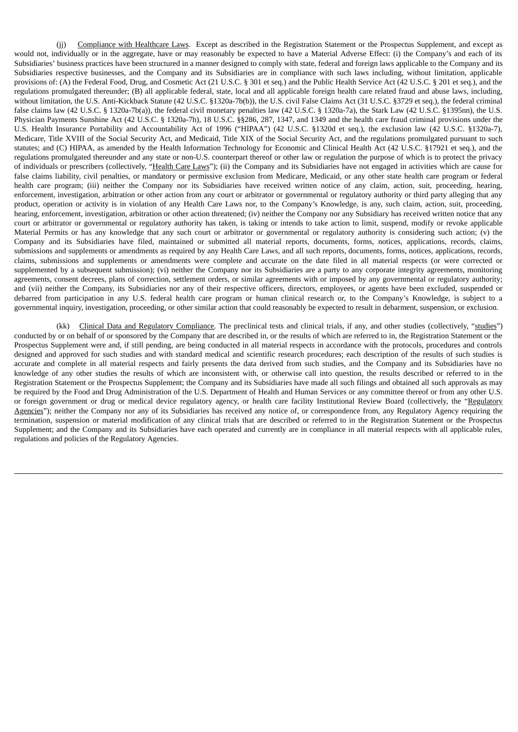(jj) Compliance with Healthcare Laws. Except as described in the Registration Statement or the Prospectus Supplement, and except as would not, individually or in the aggregate, have or may reasonably be expected to have a Material Adverse Effect: (i) the Company's and each of its Subsidiaries' business practices have been structured in a manner designed to comply with state, federal and foreign laws applicable to the Company and its Subsidiaries respective businesses, and the Company and its Subsidiaries are in compliance with such laws including, without limitation, applicable provisions of: (A) the Federal Food, Drug, and Cosmetic Act (21 U.S.C. § 301 et seq.) and the Public Health Service Act (42 U.S.C. § 201 et seq.), and the regulations promulgated thereunder; (B) all applicable federal, state, local and all applicable foreign health care related fraud and abuse laws, including, without limitation, the U.S. Anti-Kickback Statute (42 U.S.C. §1320a-7b(b)), the U.S. civil False Claims Act (31 U.S.C. §3729 et seq.), the federal criminal false claims law (42 U.S.C. § 1320a-7b(a)), the federal civil monetary penalties law (42 U.S.C. § 1320a-7a), the Stark Law (42 U.S.C. §1395nn), the U.S. Physician Payments Sunshine Act (42 U.S.C. § 1320a-7h), 18 U.S.C. §§286, 287, 1347, and 1349 and the health care fraud criminal provisions under the U.S. Health Insurance Portability and Accountability Act of 1996 ("HIPAA") (42 U.S.C. §1320d et seq.), the exclusion law (42 U.S.C. §1320a-7), Medicare, Title XVIII of the Social Security Act, and Medicaid, Title XIX of the Social Security Act, and the regulations promulgated pursuant to such statutes; and (C) HIPAA, as amended by the Health Information Technology for Economic and Clinical Health Act (42 U.S.C. §17921 et seq.), and the regulations promulgated thereunder and any state or non-U.S. counterpart thereof or other law or regulation the purpose of which is to protect the privacy of individuals or prescribers (collectively, "Health Care Laws"); (ii) the Company and its Subsidiaries have not engaged in activities which are cause for false claims liability, civil penalties, or mandatory or permissive exclusion from Medicare, Medicaid, or any other state health care program or federal health care program; (iii) neither the Company nor its Subsidiaries have received written notice of any claim, action, suit, proceeding, hearing, enforcement, investigation, arbitration or other action from any court or arbitrator or governmental or regulatory authority or third party alleging that any product, operation or activity is in violation of any Health Care Laws nor, to the Company's Knowledge, is any, such claim, action, suit, proceeding, hearing, enforcement, investigation, arbitration or other action threatened; (iv) neither the Company nor any Subsidiary has received written notice that any court or arbitrator or governmental or regulatory authority has taken, is taking or intends to take action to limit, suspend, modify or revoke applicable Material Permits or has any knowledge that any such court or arbitrator or governmental or regulatory authority is considering such action; (v) the Company and its Subsidiaries have filed, maintained or submitted all material reports, documents, forms, notices, applications, records, claims, submissions and supplements or amendments as required by any Health Care Laws, and all such reports, documents, forms, notices, applications, records, claims, submissions and supplements or amendments were complete and accurate on the date filed in all material respects (or were corrected or supplemented by a subsequent submission); (vi) neither the Company nor its Subsidiaries are a party to any corporate integrity agreements, monitoring agreements, consent decrees, plans of correction, settlement orders, or similar agreements with or imposed by any governmental or regulatory authority; and (vii) neither the Company, its Subsidiaries nor any of their respective officers, directors, employees, or agents have been excluded, suspended or debarred from participation in any U.S. federal health care program or human clinical research or, to the Company's Knowledge, is subject to a governmental inquiry, investigation, proceeding, or other similar action that could reasonably be expected to result in debarment, suspension, or exclusion.

(kk) Clinical Data and Regulatory Compliance. The preclinical tests and clinical trials, if any, and other studies (collectively, "studies") conducted by or on behalf of or sponsored by the Company that are described in, or the results of which are referred to in, the Registration Statement or the Prospectus Supplement were and, if still pending, are being conducted in all material respects in accordance with the protocols, procedures and controls designed and approved for such studies and with standard medical and scientific research procedures; each description of the results of such studies is accurate and complete in all material respects and fairly presents the data derived from such studies, and the Company and its Subsidiaries have no knowledge of any other studies the results of which are inconsistent with, or otherwise call into question, the results described or referred to in the Registration Statement or the Prospectus Supplement; the Company and its Subsidiaries have made all such filings and obtained all such approvals as may be required by the Food and Drug Administration of the U.S. Department of Health and Human Services or any committee thereof or from any other U.S. or foreign government or drug or medical device regulatory agency, or health care facility Institutional Review Board (collectively, the "Regulatory Agencies"); neither the Company nor any of its Subsidiaries has received any notice of, or correspondence from, any Regulatory Agency requiring the termination, suspension or material modification of any clinical trials that are described or referred to in the Registration Statement or the Prospectus Supplement; and the Company and its Subsidiaries have each operated and currently are in compliance in all material respects with all applicable rules, regulations and policies of the Regulatory Agencies.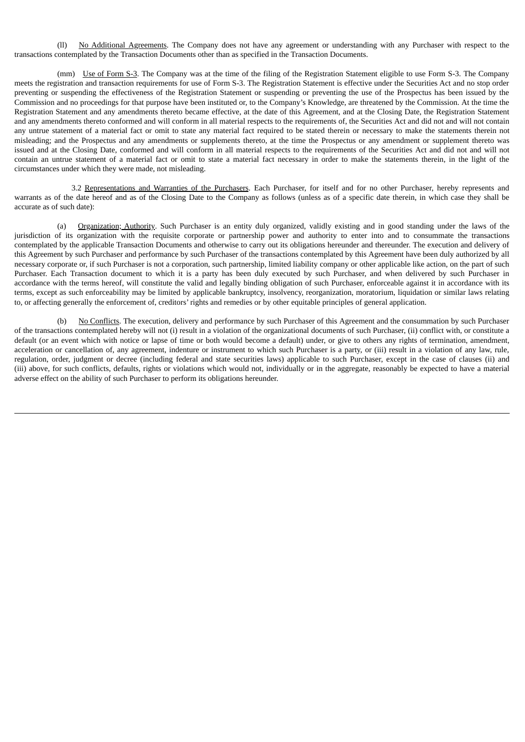(ll) No Additional Agreements. The Company does not have any agreement or understanding with any Purchaser with respect to the transactions contemplated by the Transaction Documents other than as specified in the Transaction Documents.

(mm) Use of Form S-3. The Company was at the time of the filing of the Registration Statement eligible to use Form S-3. The Company meets the registration and transaction requirements for use of Form S-3. The Registration Statement is effective under the Securities Act and no stop order preventing or suspending the effectiveness of the Registration Statement or suspending or preventing the use of the Prospectus has been issued by the Commission and no proceedings for that purpose have been instituted or, to the Company's Knowledge, are threatened by the Commission. At the time the Registration Statement and any amendments thereto became effective, at the date of this Agreement, and at the Closing Date, the Registration Statement and any amendments thereto conformed and will conform in all material respects to the requirements of, the Securities Act and did not and will not contain any untrue statement of a material fact or omit to state any material fact required to be stated therein or necessary to make the statements therein not misleading; and the Prospectus and any amendments or supplements thereto, at the time the Prospectus or any amendment or supplement thereto was issued and at the Closing Date, conformed and will conform in all material respects to the requirements of the Securities Act and did not and will not contain an untrue statement of a material fact or omit to state a material fact necessary in order to make the statements therein, in the light of the circumstances under which they were made, not misleading.

3.2 Representations and Warranties of the Purchasers. Each Purchaser, for itself and for no other Purchaser, hereby represents and warrants as of the date hereof and as of the Closing Date to the Company as follows (unless as of a specific date therein, in which case they shall be accurate as of such date):

(a) Organization; Authority. Such Purchaser is an entity duly organized, validly existing and in good standing under the laws of the jurisdiction of its organization with the requisite corporate or partnership power and authority to enter into and to consummate the transactions contemplated by the applicable Transaction Documents and otherwise to carry out its obligations hereunder and thereunder. The execution and delivery of this Agreement by such Purchaser and performance by such Purchaser of the transactions contemplated by this Agreement have been duly authorized by all necessary corporate or, if such Purchaser is not a corporation, such partnership, limited liability company or other applicable like action, on the part of such Purchaser. Each Transaction document to which it is a party has been duly executed by such Purchaser, and when delivered by such Purchaser in accordance with the terms hereof, will constitute the valid and legally binding obligation of such Purchaser, enforceable against it in accordance with its terms, except as such enforceability may be limited by applicable bankruptcy, insolvency, reorganization, moratorium, liquidation or similar laws relating to, or affecting generally the enforcement of, creditors' rights and remedies or by other equitable principles of general application.

(b) No Conflicts. The execution, delivery and performance by such Purchaser of this Agreement and the consummation by such Purchaser of the transactions contemplated hereby will not (i) result in a violation of the organizational documents of such Purchaser, (ii) conflict with, or constitute a default (or an event which with notice or lapse of time or both would become a default) under, or give to others any rights of termination, amendment, acceleration or cancellation of, any agreement, indenture or instrument to which such Purchaser is a party, or (iii) result in a violation of any law, rule, regulation, order, judgment or decree (including federal and state securities laws) applicable to such Purchaser, except in the case of clauses (ii) and (iii) above, for such conflicts, defaults, rights or violations which would not, individually or in the aggregate, reasonably be expected to have a material adverse effect on the ability of such Purchaser to perform its obligations hereunder.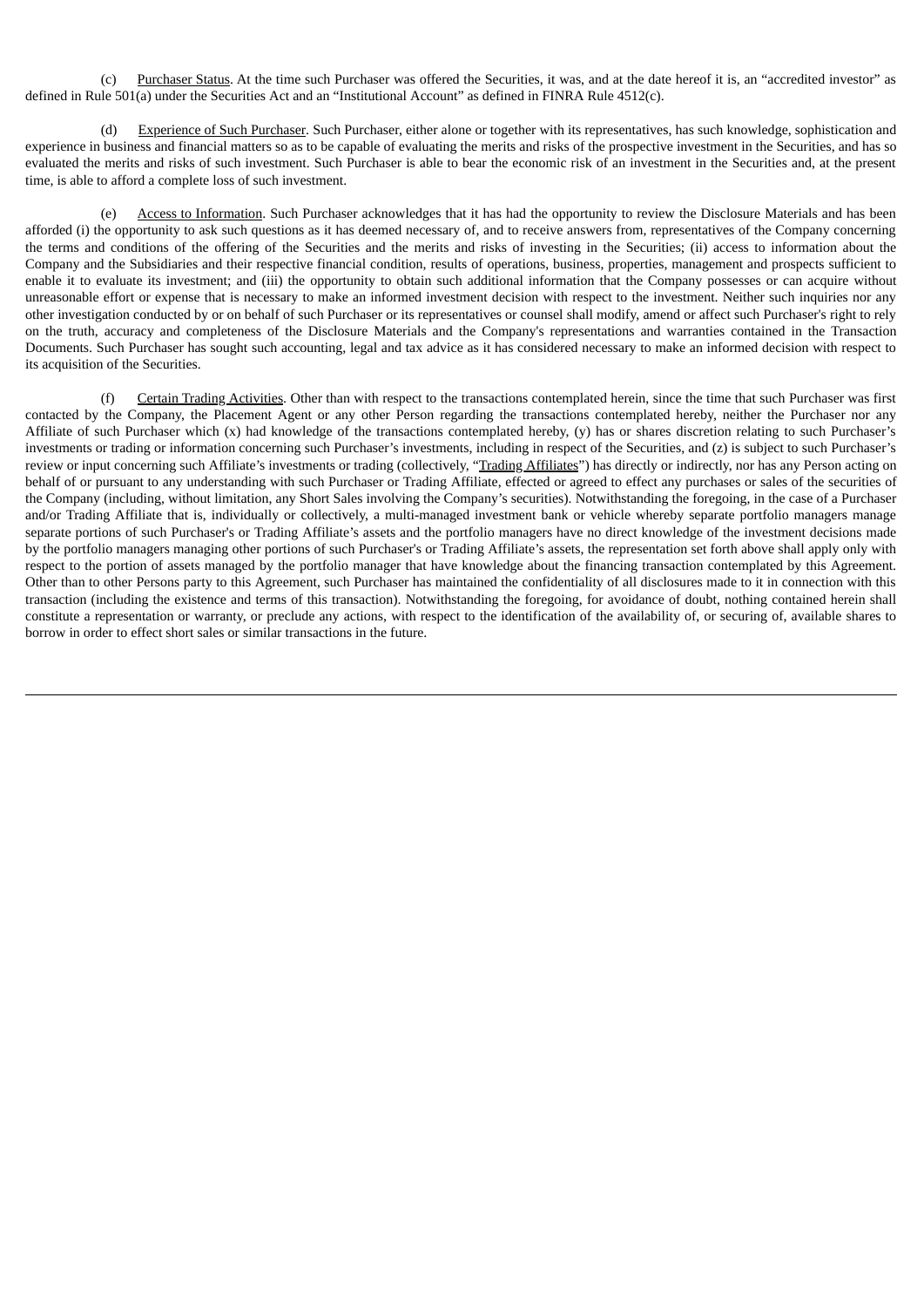(c) Purchaser Status. At the time such Purchaser was offered the Securities, it was, and at the date hereof it is, an "accredited investor" as defined in Rule 501(a) under the Securities Act and an "Institutional Account" as defined in FINRA Rule 4512(c).

(d) Experience of Such Purchaser. Such Purchaser, either alone or together with its representatives, has such knowledge, sophistication and experience in business and financial matters so as to be capable of evaluating the merits and risks of the prospective investment in the Securities, and has so evaluated the merits and risks of such investment. Such Purchaser is able to bear the economic risk of an investment in the Securities and, at the present time, is able to afford a complete loss of such investment.

(e) Access to Information. Such Purchaser acknowledges that it has had the opportunity to review the Disclosure Materials and has been afforded (i) the opportunity to ask such questions as it has deemed necessary of, and to receive answers from, representatives of the Company concerning the terms and conditions of the offering of the Securities and the merits and risks of investing in the Securities; (ii) access to information about the Company and the Subsidiaries and their respective financial condition, results of operations, business, properties, management and prospects sufficient to enable it to evaluate its investment; and (iii) the opportunity to obtain such additional information that the Company possesses or can acquire without unreasonable effort or expense that is necessary to make an informed investment decision with respect to the investment. Neither such inquiries nor any other investigation conducted by or on behalf of such Purchaser or its representatives or counsel shall modify, amend or affect such Purchaser's right to rely on the truth, accuracy and completeness of the Disclosure Materials and the Company's representations and warranties contained in the Transaction Documents. Such Purchaser has sought such accounting, legal and tax advice as it has considered necessary to make an informed decision with respect to its acquisition of the Securities.

(f) Certain Trading Activities. Other than with respect to the transactions contemplated herein, since the time that such Purchaser was first contacted by the Company, the Placement Agent or any other Person regarding the transactions contemplated hereby, neither the Purchaser nor any Affiliate of such Purchaser which (x) had knowledge of the transactions contemplated hereby, (y) has or shares discretion relating to such Purchaser's investments or trading or information concerning such Purchaser's investments, including in respect of the Securities, and (z) is subject to such Purchaser's review or input concerning such Affiliate's investments or trading (collectively, "Trading Affiliates") has directly or indirectly, nor has any Person acting on behalf of or pursuant to any understanding with such Purchaser or Trading Affiliate, effected or agreed to effect any purchases or sales of the securities of the Company (including, without limitation, any Short Sales involving the Company's securities). Notwithstanding the foregoing, in the case of a Purchaser and/or Trading Affiliate that is, individually or collectively, a multi-managed investment bank or vehicle whereby separate portfolio managers manage separate portions of such Purchaser's or Trading Affiliate's assets and the portfolio managers have no direct knowledge of the investment decisions made by the portfolio managers managing other portions of such Purchaser's or Trading Affiliate's assets, the representation set forth above shall apply only with respect to the portion of assets managed by the portfolio manager that have knowledge about the financing transaction contemplated by this Agreement. Other than to other Persons party to this Agreement, such Purchaser has maintained the confidentiality of all disclosures made to it in connection with this transaction (including the existence and terms of this transaction). Notwithstanding the foregoing, for avoidance of doubt, nothing contained herein shall constitute a representation or warranty, or preclude any actions, with respect to the identification of the availability of, or securing of, available shares to borrow in order to effect short sales or similar transactions in the future.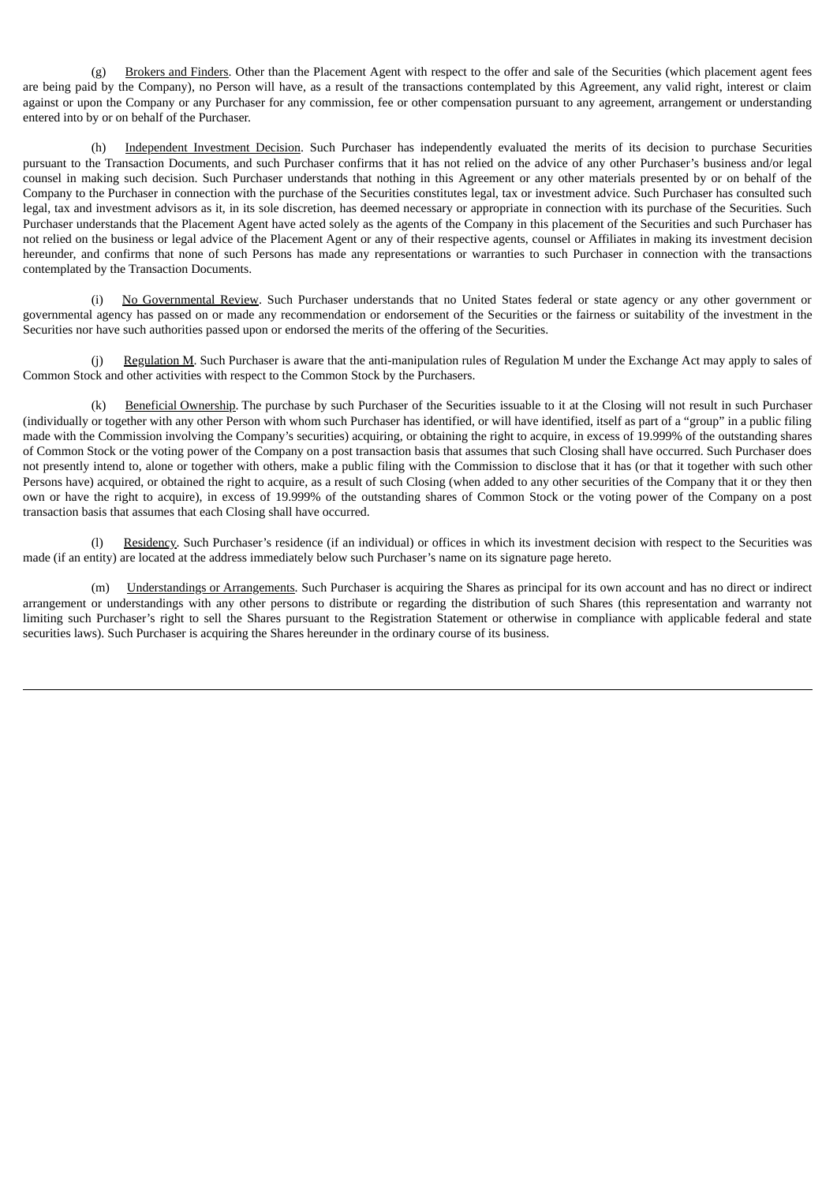(g) Brokers and Finders. Other than the Placement Agent with respect to the offer and sale of the Securities (which placement agent fees are being paid by the Company), no Person will have, as a result of the transactions contemplated by this Agreement, any valid right, interest or claim against or upon the Company or any Purchaser for any commission, fee or other compensation pursuant to any agreement, arrangement or understanding entered into by or on behalf of the Purchaser.

(h) Independent Investment Decision. Such Purchaser has independently evaluated the merits of its decision to purchase Securities pursuant to the Transaction Documents, and such Purchaser confirms that it has not relied on the advice of any other Purchaser's business and/or legal counsel in making such decision. Such Purchaser understands that nothing in this Agreement or any other materials presented by or on behalf of the Company to the Purchaser in connection with the purchase of the Securities constitutes legal, tax or investment advice. Such Purchaser has consulted such legal, tax and investment advisors as it, in its sole discretion, has deemed necessary or appropriate in connection with its purchase of the Securities. Such Purchaser understands that the Placement Agent have acted solely as the agents of the Company in this placement of the Securities and such Purchaser has not relied on the business or legal advice of the Placement Agent or any of their respective agents, counsel or Affiliates in making its investment decision hereunder, and confirms that none of such Persons has made any representations or warranties to such Purchaser in connection with the transactions contemplated by the Transaction Documents.

(i) No Governmental Review. Such Purchaser understands that no United States federal or state agency or any other government or governmental agency has passed on or made any recommendation or endorsement of the Securities or the fairness or suitability of the investment in the Securities nor have such authorities passed upon or endorsed the merits of the offering of the Securities.

(j) Regulation M. Such Purchaser is aware that the anti-manipulation rules of Regulation M under the Exchange Act may apply to sales of Common Stock and other activities with respect to the Common Stock by the Purchasers.

(k) Beneficial Ownership. The purchase by such Purchaser of the Securities issuable to it at the Closing will not result in such Purchaser (individually or together with any other Person with whom such Purchaser has identified, or will have identified, itself as part of a "group" in a public filing made with the Commission involving the Company's securities) acquiring, or obtaining the right to acquire, in excess of 19.999% of the outstanding shares of Common Stock or the voting power of the Company on a post transaction basis that assumes that such Closing shall have occurred. Such Purchaser does not presently intend to, alone or together with others, make a public filing with the Commission to disclose that it has (or that it together with such other Persons have) acquired, or obtained the right to acquire, as a result of such Closing (when added to any other securities of the Company that it or they then own or have the right to acquire), in excess of 19.999% of the outstanding shares of Common Stock or the voting power of the Company on a post transaction basis that assumes that each Closing shall have occurred.

(l) Residency. Such Purchaser's residence (if an individual) or offices in which its investment decision with respect to the Securities was made (if an entity) are located at the address immediately below such Purchaser's name on its signature page hereto.

(m) Understandings or Arrangements. Such Purchaser is acquiring the Shares as principal for its own account and has no direct or indirect arrangement or understandings with any other persons to distribute or regarding the distribution of such Shares (this representation and warranty not limiting such Purchaser's right to sell the Shares pursuant to the Registration Statement or otherwise in compliance with applicable federal and state securities laws). Such Purchaser is acquiring the Shares hereunder in the ordinary course of its business.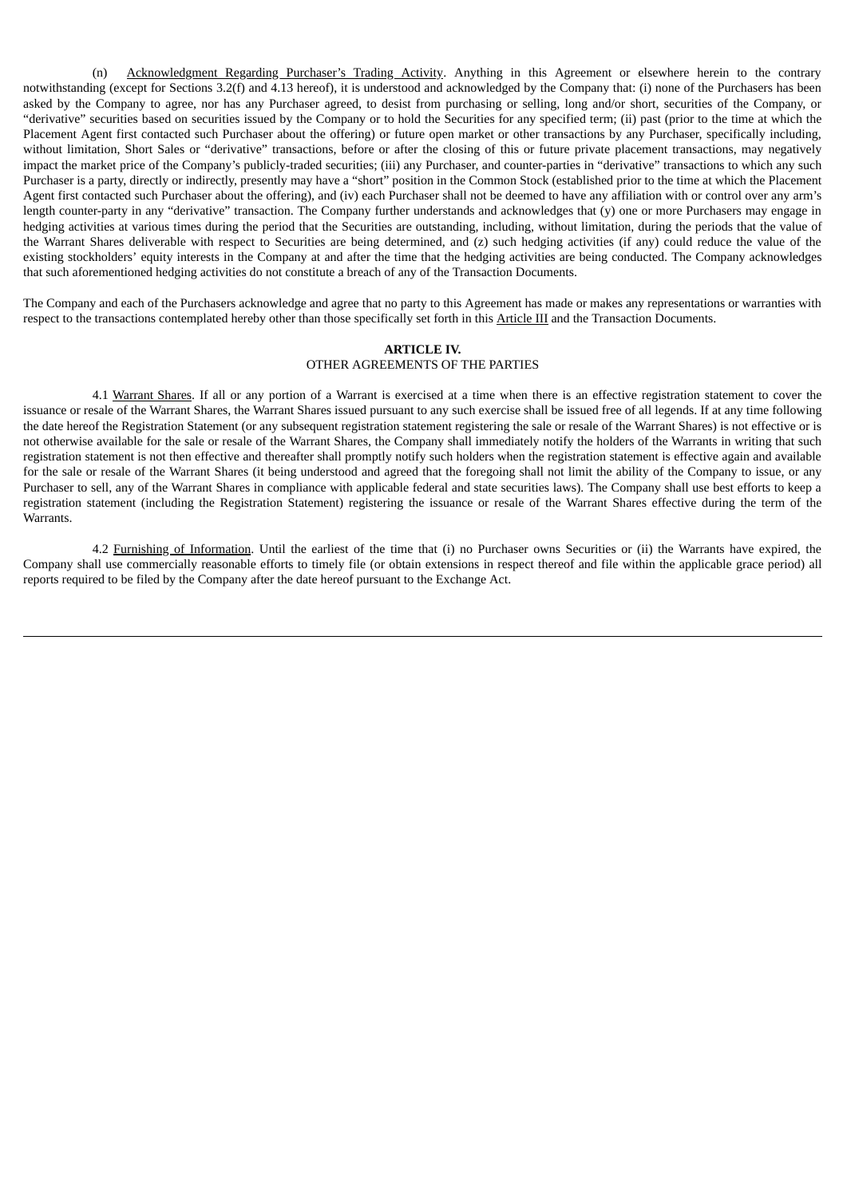(n) Acknowledgment Regarding Purchaser's Trading Activity. Anything in this Agreement or elsewhere herein to the contrary notwithstanding (except for Sections 3.2(f) and 4.13 hereof), it is understood and acknowledged by the Company that: (i) none of the Purchasers has been asked by the Company to agree, nor has any Purchaser agreed, to desist from purchasing or selling, long and/or short, securities of the Company, or "derivative" securities based on securities issued by the Company or to hold the Securities for any specified term; (ii) past (prior to the time at which the Placement Agent first contacted such Purchaser about the offering) or future open market or other transactions by any Purchaser, specifically including, without limitation, Short Sales or "derivative" transactions, before or after the closing of this or future private placement transactions, may negatively impact the market price of the Company's publicly-traded securities; (iii) any Purchaser, and counter-parties in "derivative" transactions to which any such Purchaser is a party, directly or indirectly, presently may have a "short" position in the Common Stock (established prior to the time at which the Placement Agent first contacted such Purchaser about the offering), and (iv) each Purchaser shall not be deemed to have any affiliation with or control over any arm's length counter-party in any "derivative" transaction. The Company further understands and acknowledges that (y) one or more Purchasers may engage in hedging activities at various times during the period that the Securities are outstanding, including, without limitation, during the periods that the value of the Warrant Shares deliverable with respect to Securities are being determined, and (z) such hedging activities (if any) could reduce the value of the existing stockholders' equity interests in the Company at and after the time that the hedging activities are being conducted. The Company acknowledges that such aforementioned hedging activities do not constitute a breach of any of the Transaction Documents.

The Company and each of the Purchasers acknowledge and agree that no party to this Agreement has made or makes any representations or warranties with respect to the transactions contemplated hereby other than those specifically set forth in this Article III and the Transaction Documents.

## ARTICLE IV.
OTHER AGREEMENTS OF THE PARTIES

4.1 Warrant Shares. If all or any portion of a Warrant is exercised at a time when there is an effective registration statement to cover the issuance or resale of the Warrant Shares, the Warrant Shares issued pursuant to any such exercise shall be issued free of all legends. If at any time following the date hereof the Registration Statement (or any subsequent registration statement registering the sale or resale of the Warrant Shares) is not effective or is not otherwise available for the sale or resale of the Warrant Shares, the Company shall immediately notify the holders of the Warrants in writing that such registration statement is not then effective and thereafter shall promptly notify such holders when the registration statement is effective again and available for the sale or resale of the Warrant Shares (it being understood and agreed that the foregoing shall not limit the ability of the Company to issue, or any Purchaser to sell, any of the Warrant Shares in compliance with applicable federal and state securities laws). The Company shall use best efforts to keep a registration statement (including the Registration Statement) registering the issuance or resale of the Warrant Shares effective during the term of the Warrants.

4.2 Furnishing of Information. Until the earliest of the time that (i) no Purchaser owns Securities or (ii) the Warrants have expired, the Company shall use commercially reasonable efforts to timely file (or obtain extensions in respect thereof and file within the applicable grace period) all reports required to be filed by the Company after the date hereof pursuant to the Exchange Act.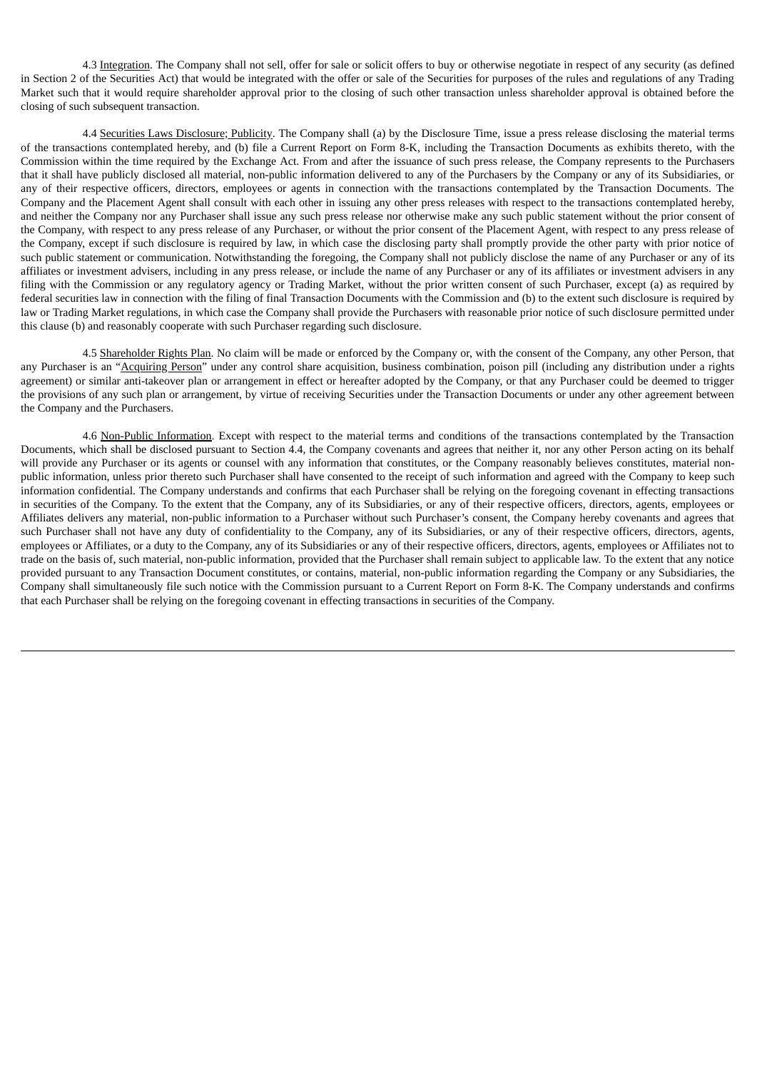4.3 Integration. The Company shall not sell, offer for sale or solicit offers to buy or otherwise negotiate in respect of any security (as defined in Section 2 of the Securities Act) that would be integrated with the offer or sale of the Securities for purposes of the rules and regulations of any Trading Market such that it would require shareholder approval prior to the closing of such other transaction unless shareholder approval is obtained before the closing of such subsequent transaction.

4.4 Securities Laws Disclosure; Publicity. The Company shall (a) by the Disclosure Time, issue a press release disclosing the material terms of the transactions contemplated hereby, and (b) file a Current Report on Form 8-K, including the Transaction Documents as exhibits thereto, with the Commission within the time required by the Exchange Act. From and after the issuance of such press release, the Company represents to the Purchasers that it shall have publicly disclosed all material, non-public information delivered to any of the Purchasers by the Company or any of its Subsidiaries, or any of their respective officers, directors, employees or agents in connection with the transactions contemplated by the Transaction Documents. The Company and the Placement Agent shall consult with each other in issuing any other press releases with respect to the transactions contemplated hereby, and neither the Company nor any Purchaser shall issue any such press release nor otherwise make any such public statement without the prior consent of the Company, with respect to any press release of any Purchaser, or without the prior consent of the Placement Agent, with respect to any press release of the Company, except if such disclosure is required by law, in which case the disclosing party shall promptly provide the other party with prior notice of such public statement or communication. Notwithstanding the foregoing, the Company shall not publicly disclose the name of any Purchaser or any of its affiliates or investment advisers, including in any press release, or include the name of any Purchaser or any of its affiliates or investment advisers in any filing with the Commission or any regulatory agency or Trading Market, without the prior written consent of such Purchaser, except (a) as required by federal securities law in connection with the filing of final Transaction Documents with the Commission and (b) to the extent such disclosure is required by law or Trading Market regulations, in which case the Company shall provide the Purchasers with reasonable prior notice of such disclosure permitted under this clause (b) and reasonably cooperate with such Purchaser regarding such disclosure.

4.5 Shareholder Rights Plan. No claim will be made or enforced by the Company or, with the consent of the Company, any other Person, that any Purchaser is an "Acquiring Person" under any control share acquisition, business combination, poison pill (including any distribution under a rights agreement) or similar anti-takeover plan or arrangement in effect or hereafter adopted by the Company, or that any Purchaser could be deemed to trigger the provisions of any such plan or arrangement, by virtue of receiving Securities under the Transaction Documents or under any other agreement between the Company and the Purchasers.

4.6 Non-Public Information. Except with respect to the material terms and conditions of the transactions contemplated by the Transaction Documents, which shall be disclosed pursuant to Section 4.4, the Company covenants and agrees that neither it, nor any other Person acting on its behalf will provide any Purchaser or its agents or counsel with any information that constitutes, or the Company reasonably believes constitutes, material non-public information, unless prior thereto such Purchaser shall have consented to the receipt of such information and agreed with the Company to keep such information confidential. The Company understands and confirms that each Purchaser shall be relying on the foregoing covenant in effecting transactions in securities of the Company. To the extent that the Company, any of its Subsidiaries, or any of their respective officers, directors, agents, employees or Affiliates delivers any material, non-public information to a Purchaser without such Purchaser's consent, the Company hereby covenants and agrees that such Purchaser shall not have any duty of confidentiality to the Company, any of its Subsidiaries, or any of their respective officers, directors, agents, employees or Affiliates, or a duty to the Company, any of its Subsidiaries or any of their respective officers, directors, agents, employees or Affiliates not to trade on the basis of, such material, non-public information, provided that the Purchaser shall remain subject to applicable law. To the extent that any notice provided pursuant to any Transaction Document constitutes, or contains, material, non-public information regarding the Company or any Subsidiaries, the Company shall simultaneously file such notice with the Commission pursuant to a Current Report on Form 8-K. The Company understands and confirms that each Purchaser shall be relying on the foregoing covenant in effecting transactions in securities of the Company.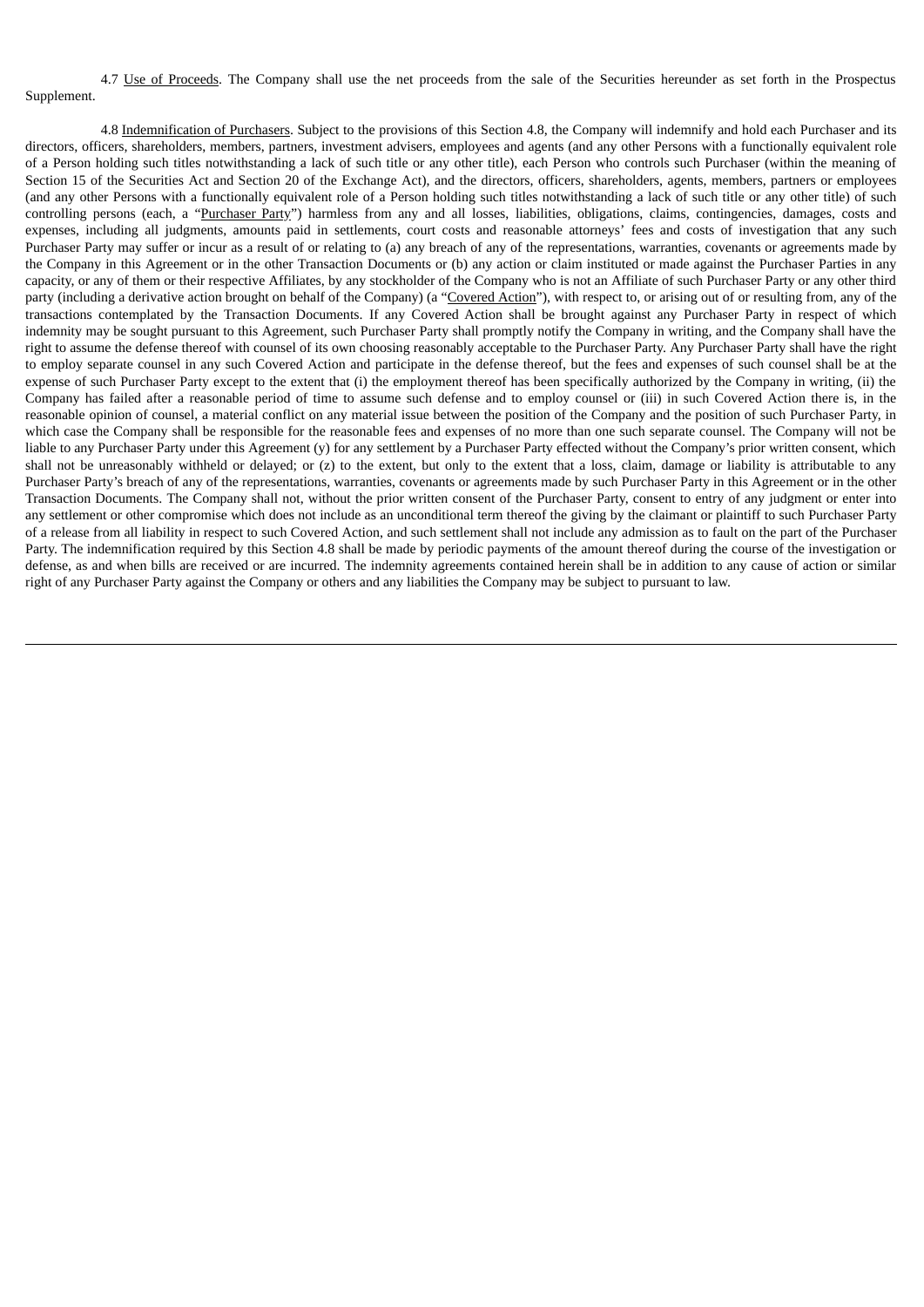4.7 Use of Proceeds. The Company shall use the net proceeds from the sale of the Securities hereunder as set forth in the Prospectus Supplement.

4.8 Indemnification of Purchasers. Subject to the provisions of this Section 4.8, the Company will indemnify and hold each Purchaser and its directors, officers, shareholders, members, partners, investment advisers, employees and agents (and any other Persons with a functionally equivalent role of a Person holding such titles notwithstanding a lack of such title or any other title), each Person who controls such Purchaser (within the meaning of Section 15 of the Securities Act and Section 20 of the Exchange Act), and the directors, officers, shareholders, agents, members, partners or employees (and any other Persons with a functionally equivalent role of a Person holding such titles notwithstanding a lack of such title or any other title) of such controlling persons (each, a "Purchaser Party") harmless from any and all losses, liabilities, obligations, claims, contingencies, damages, costs and expenses, including all judgments, amounts paid in settlements, court costs and reasonable attorneys' fees and costs of investigation that any such Purchaser Party may suffer or incur as a result of or relating to (a) any breach of any of the representations, warranties, covenants or agreements made by the Company in this Agreement or in the other Transaction Documents or (b) any action or claim instituted or made against the Purchaser Parties in any capacity, or any of them or their respective Affiliates, by any stockholder of the Company who is not an Affiliate of such Purchaser Party or any other third party (including a derivative action brought on behalf of the Company) (a "Covered Action"), with respect to, or arising out of or resulting from, any of the transactions contemplated by the Transaction Documents. If any Covered Action shall be brought against any Purchaser Party in respect of which indemnity may be sought pursuant to this Agreement, such Purchaser Party shall promptly notify the Company in writing, and the Company shall have the right to assume the defense thereof with counsel of its own choosing reasonably acceptable to the Purchaser Party. Any Purchaser Party shall have the right to employ separate counsel in any such Covered Action and participate in the defense thereof, but the fees and expenses of such counsel shall be at the expense of such Purchaser Party except to the extent that (i) the employment thereof has been specifically authorized by the Company in writing, (ii) the Company has failed after a reasonable period of time to assume such defense and to employ counsel or (iii) in such Covered Action there is, in the reasonable opinion of counsel, a material conflict on any material issue between the position of the Company and the position of such Purchaser Party, in which case the Company shall be responsible for the reasonable fees and expenses of no more than one such separate counsel. The Company will not be liable to any Purchaser Party under this Agreement (y) for any settlement by a Purchaser Party effected without the Company's prior written consent, which shall not be unreasonably withheld or delayed; or (z) to the extent, but only to the extent that a loss, claim, damage or liability is attributable to any Purchaser Party's breach of any of the representations, warranties, covenants or agreements made by such Purchaser Party in this Agreement or in the other Transaction Documents. The Company shall not, without the prior written consent of the Purchaser Party, consent to entry of any judgment or enter into any settlement or other compromise which does not include as an unconditional term thereof the giving by the claimant or plaintiff to such Purchaser Party of a release from all liability in respect to such Covered Action, and such settlement shall not include any admission as to fault on the part of the Purchaser Party. The indemnification required by this Section 4.8 shall be made by periodic payments of the amount thereof during the course of the investigation or defense, as and when bills are received or are incurred. The indemnity agreements contained herein shall be in addition to any cause of action or similar right of any Purchaser Party against the Company or others and any liabilities the Company may be subject to pursuant to law.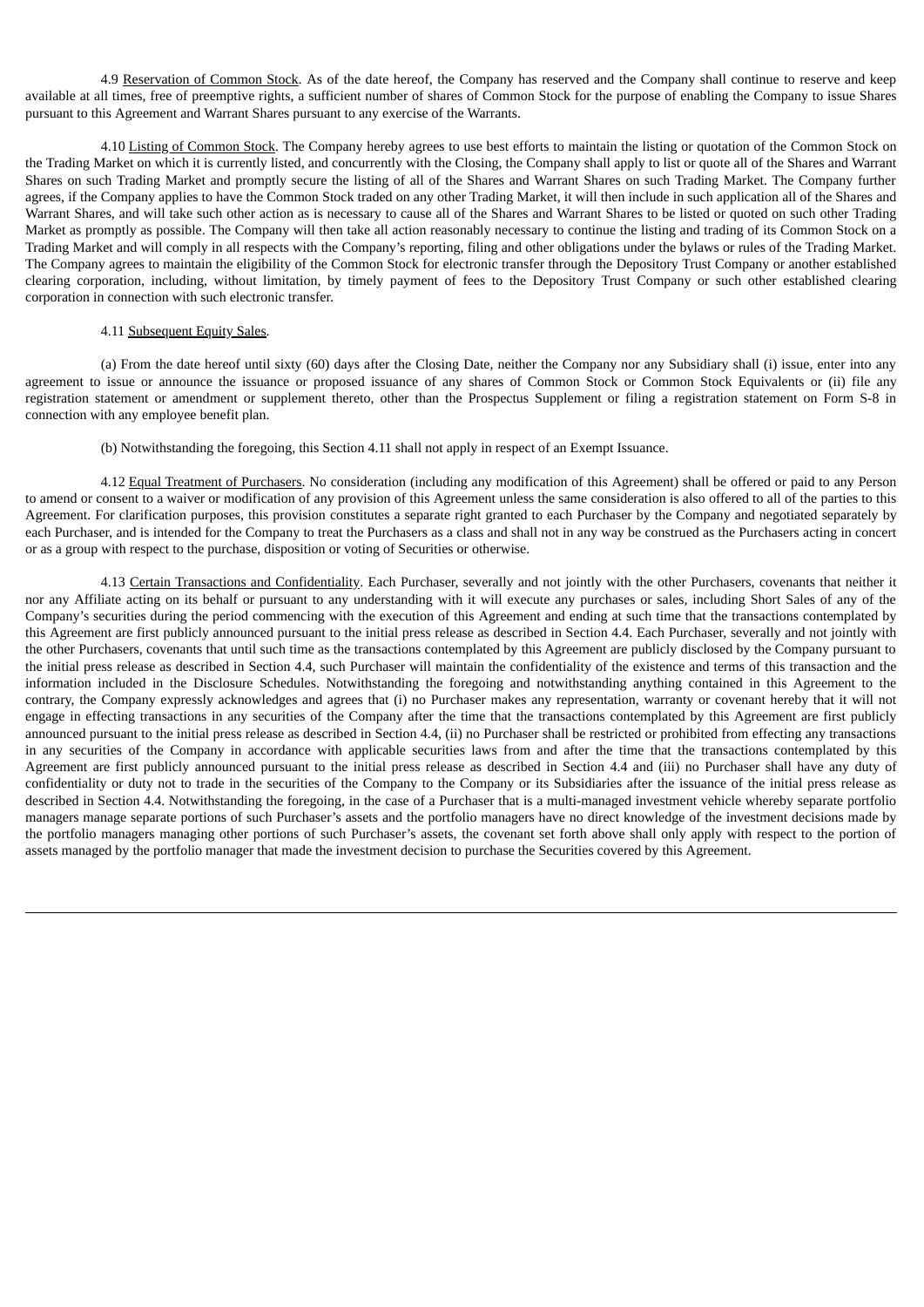4.9 Reservation of Common Stock. As of the date hereof, the Company has reserved and the Company shall continue to reserve and keep available at all times, free of preemptive rights, a sufficient number of shares of Common Stock for the purpose of enabling the Company to issue Shares pursuant to this Agreement and Warrant Shares pursuant to any exercise of the Warrants.

4.10 Listing of Common Stock. The Company hereby agrees to use best efforts to maintain the listing or quotation of the Common Stock on the Trading Market on which it is currently listed, and concurrently with the Closing, the Company shall apply to list or quote all of the Shares and Warrant Shares on such Trading Market and promptly secure the listing of all of the Shares and Warrant Shares on such Trading Market. The Company further agrees, if the Company applies to have the Common Stock traded on any other Trading Market, it will then include in such application all of the Shares and Warrant Shares, and will take such other action as is necessary to cause all of the Shares and Warrant Shares to be listed or quoted on such other Trading Market as promptly as possible. The Company will then take all action reasonably necessary to continue the listing and trading of its Common Stock on a Trading Market and will comply in all respects with the Company's reporting, filing and other obligations under the bylaws or rules of the Trading Market. The Company agrees to maintain the eligibility of the Common Stock for electronic transfer through the Depository Trust Company or another established clearing corporation, including, without limitation, by timely payment of fees to the Depository Trust Company or such other established clearing corporation in connection with such electronic transfer.

4.11 Subsequent Equity Sales.

(a) From the date hereof until sixty (60) days after the Closing Date, neither the Company nor any Subsidiary shall (i) issue, enter into any agreement to issue or announce the issuance or proposed issuance of any shares of Common Stock or Common Stock Equivalents or (ii) file any registration statement or amendment or supplement thereto, other than the Prospectus Supplement or filing a registration statement on Form S-8 in connection with any employee benefit plan.

(b) Notwithstanding the foregoing, this Section 4.11 shall not apply in respect of an Exempt Issuance.

4.12 Equal Treatment of Purchasers. No consideration (including any modification of this Agreement) shall be offered or paid to any Person to amend or consent to a waiver or modification of any provision of this Agreement unless the same consideration is also offered to all of the parties to this Agreement. For clarification purposes, this provision constitutes a separate right granted to each Purchaser by the Company and negotiated separately by each Purchaser, and is intended for the Company to treat the Purchasers as a class and shall not in any way be construed as the Purchasers acting in concert or as a group with respect to the purchase, disposition or voting of Securities or otherwise.

4.13 Certain Transactions and Confidentiality. Each Purchaser, severally and not jointly with the other Purchasers, covenants that neither it nor any Affiliate acting on its behalf or pursuant to any understanding with it will execute any purchases or sales, including Short Sales of any of the Company's securities during the period commencing with the execution of this Agreement and ending at such time that the transactions contemplated by this Agreement are first publicly announced pursuant to the initial press release as described in Section 4.4. Each Purchaser, severally and not jointly with the other Purchasers, covenants that until such time as the transactions contemplated by this Agreement are publicly disclosed by the Company pursuant to the initial press release as described in Section 4.4, such Purchaser will maintain the confidentiality of the existence and terms of this transaction and the information included in the Disclosure Schedules. Notwithstanding the foregoing and notwithstanding anything contained in this Agreement to the contrary, the Company expressly acknowledges and agrees that (i) no Purchaser makes any representation, warranty or covenant hereby that it will not engage in effecting transactions in any securities of the Company after the time that the transactions contemplated by this Agreement are first publicly announced pursuant to the initial press release as described in Section 4.4, (ii) no Purchaser shall be restricted or prohibited from effecting any transactions in any securities of the Company in accordance with applicable securities laws from and after the time that the transactions contemplated by this Agreement are first publicly announced pursuant to the initial press release as described in Section 4.4 and (iii) no Purchaser shall have any duty of confidentiality or duty not to trade in the securities of the Company to the Company or its Subsidiaries after the issuance of the initial press release as described in Section 4.4. Notwithstanding the foregoing, in the case of a Purchaser that is a multi-managed investment vehicle whereby separate portfolio managers manage separate portions of such Purchaser's assets and the portfolio managers have no direct knowledge of the investment decisions made by the portfolio managers managing other portions of such Purchaser's assets, the covenant set forth above shall only apply with respect to the portion of assets managed by the portfolio manager that made the investment decision to purchase the Securities covered by this Agreement.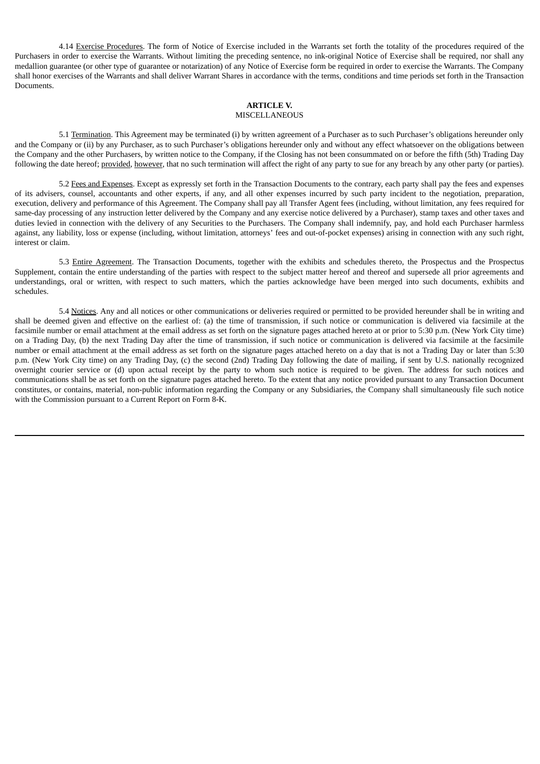4.14 Exercise Procedures. The form of Notice of Exercise included in the Warrants set forth the totality of the procedures required of the Purchasers in order to exercise the Warrants. Without limiting the preceding sentence, no ink-original Notice of Exercise shall be required, nor shall any medallion guarantee (or other type of guarantee or notarization) of any Notice of Exercise form be required in order to exercise the Warrants. The Company shall honor exercises of the Warrants and shall deliver Warrant Shares in accordance with the terms, conditions and time periods set forth in the Transaction Documents.

**ARTICLE V.**
MISCELLANEOUS

5.1 Termination. This Agreement may be terminated (i) by written agreement of a Purchaser as to such Purchaser's obligations hereunder only and the Company or (ii) by any Purchaser, as to such Purchaser's obligations hereunder only and without any effect whatsoever on the obligations between the Company and the other Purchasers, by written notice to the Company, if the Closing has not been consummated on or before the fifth (5th) Trading Day following the date hereof; provided, however, that no such termination will affect the right of any party to sue for any breach by any other party (or parties).

5.2 Fees and Expenses. Except as expressly set forth in the Transaction Documents to the contrary, each party shall pay the fees and expenses of its advisers, counsel, accountants and other experts, if any, and all other expenses incurred by such party incident to the negotiation, preparation, execution, delivery and performance of this Agreement. The Company shall pay all Transfer Agent fees (including, without limitation, any fees required for same-day processing of any instruction letter delivered by the Company and any exercise notice delivered by a Purchaser), stamp taxes and other taxes and duties levied in connection with the delivery of any Securities to the Purchasers. The Company shall indemnify, pay, and hold each Purchaser harmless against, any liability, loss or expense (including, without limitation, attorneys' fees and out-of-pocket expenses) arising in connection with any such right, interest or claim.

5.3 Entire Agreement. The Transaction Documents, together with the exhibits and schedules thereto, the Prospectus and the Prospectus Supplement, contain the entire understanding of the parties with respect to the subject matter hereof and thereof and supersede all prior agreements and understandings, oral or written, with respect to such matters, which the parties acknowledge have been merged into such documents, exhibits and schedules.

5.4 Notices. Any and all notices or other communications or deliveries required or permitted to be provided hereunder shall be in writing and shall be deemed given and effective on the earliest of: (a) the time of transmission, if such notice or communication is delivered via facsimile at the facsimile number or email attachment at the email address as set forth on the signature pages attached hereto at or prior to 5:30 p.m. (New York City time) on a Trading Day, (b) the next Trading Day after the time of transmission, if such notice or communication is delivered via facsimile at the facsimile number or email attachment at the email address as set forth on the signature pages attached hereto on a day that is not a Trading Day or later than 5:30 p.m. (New York City time) on any Trading Day, (c) the second (2nd) Trading Day following the date of mailing, if sent by U.S. nationally recognized overnight courier service or (d) upon actual receipt by the party to whom such notice is required to be given. The address for such notices and communications shall be as set forth on the signature pages attached hereto. To the extent that any notice provided pursuant to any Transaction Document constitutes, or contains, material, non-public information regarding the Company or any Subsidiaries, the Company shall simultaneously file such notice with the Commission pursuant to a Current Report on Form 8-K.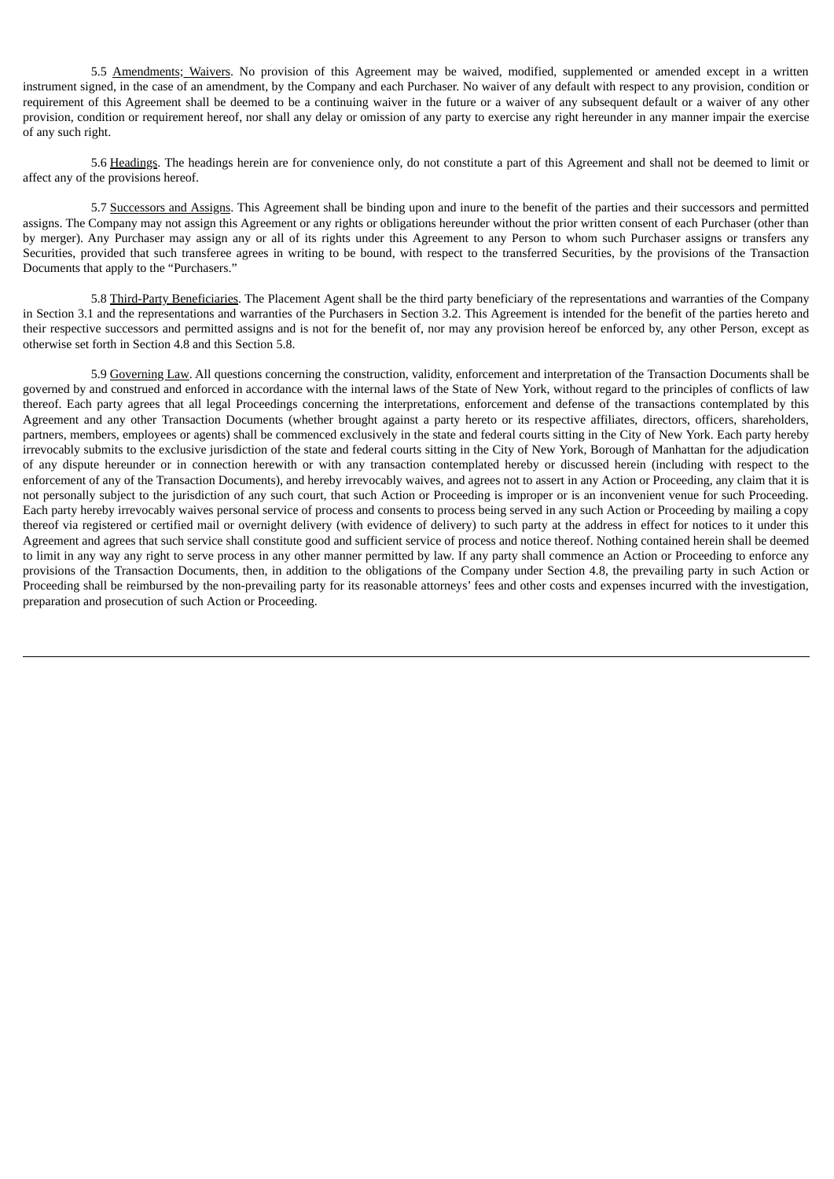5.5 Amendments; Waivers. No provision of this Agreement may be waived, modified, supplemented or amended except in a written instrument signed, in the case of an amendment, by the Company and each Purchaser. No waiver of any default with respect to any provision, condition or requirement of this Agreement shall be deemed to be a continuing waiver in the future or a waiver of any subsequent default or a waiver of any other provision, condition or requirement hereof, nor shall any delay or omission of any party to exercise any right hereunder in any manner impair the exercise of any such right.

5.6 Headings. The headings herein are for convenience only, do not constitute a part of this Agreement and shall not be deemed to limit or affect any of the provisions hereof.

5.7 Successors and Assigns. This Agreement shall be binding upon and inure to the benefit of the parties and their successors and permitted assigns. The Company may not assign this Agreement or any rights or obligations hereunder without the prior written consent of each Purchaser (other than by merger). Any Purchaser may assign any or all of its rights under this Agreement to any Person to whom such Purchaser assigns or transfers any Securities, provided that such transferee agrees in writing to be bound, with respect to the transferred Securities, by the provisions of the Transaction Documents that apply to the "Purchasers."

5.8 Third-Party Beneficiaries. The Placement Agent shall be the third party beneficiary of the representations and warranties of the Company in Section 3.1 and the representations and warranties of the Purchasers in Section 3.2. This Agreement is intended for the benefit of the parties hereto and their respective successors and permitted assigns and is not for the benefit of, nor may any provision hereof be enforced by, any other Person, except as otherwise set forth in Section 4.8 and this Section 5.8.

5.9 Governing Law. All questions concerning the construction, validity, enforcement and interpretation of the Transaction Documents shall be governed by and construed and enforced in accordance with the internal laws of the State of New York, without regard to the principles of conflicts of law thereof. Each party agrees that all legal Proceedings concerning the interpretations, enforcement and defense of the transactions contemplated by this Agreement and any other Transaction Documents (whether brought against a party hereto or its respective affiliates, directors, officers, shareholders, partners, members, employees or agents) shall be commenced exclusively in the state and federal courts sitting in the City of New York. Each party hereby irrevocably submits to the exclusive jurisdiction of the state and federal courts sitting in the City of New York, Borough of Manhattan for the adjudication of any dispute hereunder or in connection herewith or with any transaction contemplated hereby or discussed herein (including with respect to the enforcement of any of the Transaction Documents), and hereby irrevocably waives, and agrees not to assert in any Action or Proceeding, any claim that it is not personally subject to the jurisdiction of any such court, that such Action or Proceeding is improper or is an inconvenient venue for such Proceeding. Each party hereby irrevocably waives personal service of process and consents to process being served in any such Action or Proceeding by mailing a copy thereof via registered or certified mail or overnight delivery (with evidence of delivery) to such party at the address in effect for notices to it under this Agreement and agrees that such service shall constitute good and sufficient service of process and notice thereof. Nothing contained herein shall be deemed to limit in any way any right to serve process in any other manner permitted by law. If any party shall commence an Action or Proceeding to enforce any provisions of the Transaction Documents, then, in addition to the obligations of the Company under Section 4.8, the prevailing party in such Action or Proceeding shall be reimbursed by the non-prevailing party for its reasonable attorneys' fees and other costs and expenses incurred with the investigation, preparation and prosecution of such Action or Proceeding.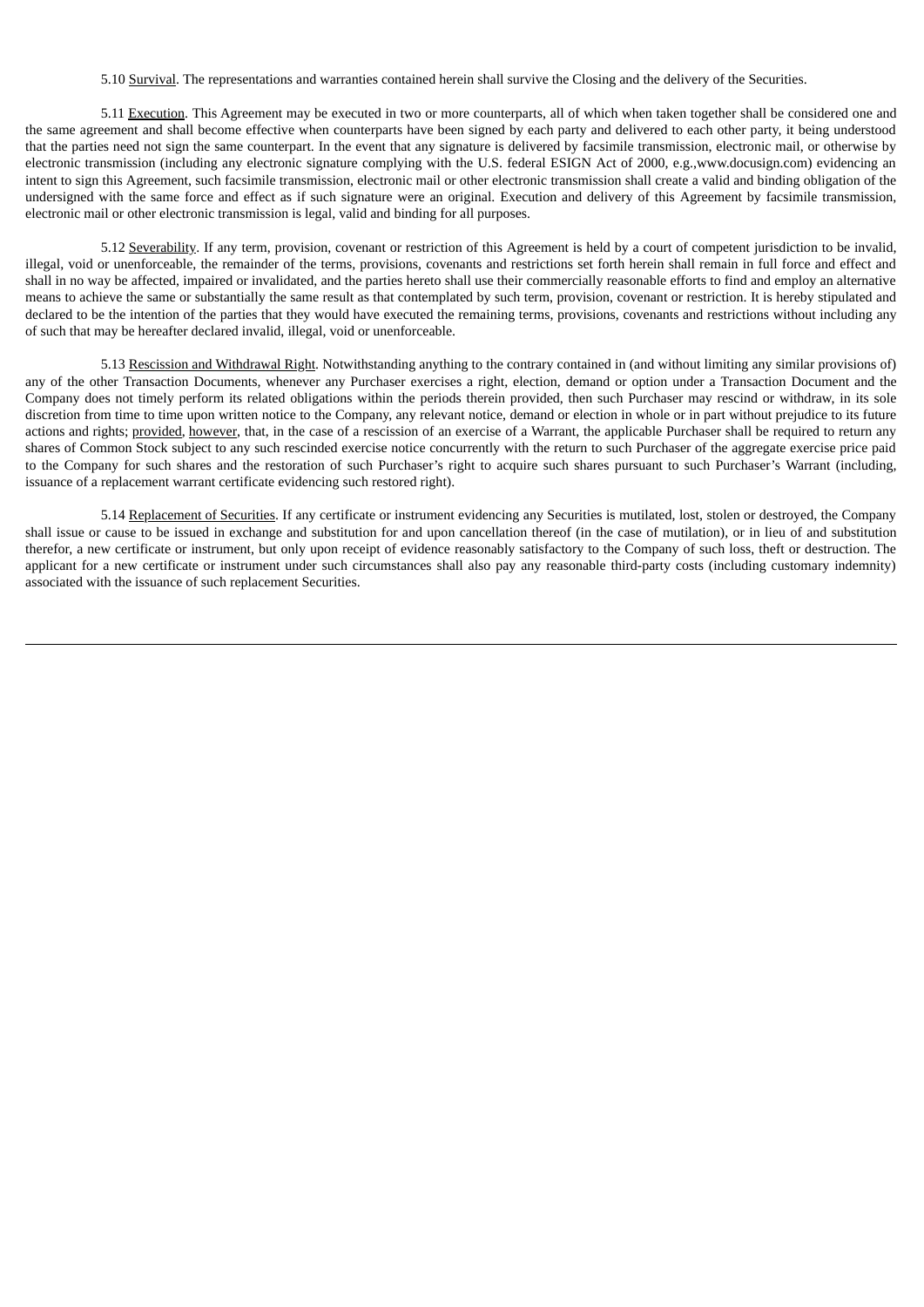5.10 Survival. The representations and warranties contained herein shall survive the Closing and the delivery of the Securities.

5.11 Execution. This Agreement may be executed in two or more counterparts, all of which when taken together shall be considered one and the same agreement and shall become effective when counterparts have been signed by each party and delivered to each other party, it being understood that the parties need not sign the same counterpart. In the event that any signature is delivered by facsimile transmission, electronic mail, or otherwise by electronic transmission (including any electronic signature complying with the U.S. federal ESIGN Act of 2000, e.g.,www.docusign.com) evidencing an intent to sign this Agreement, such facsimile transmission, electronic mail or other electronic transmission shall create a valid and binding obligation of the undersigned with the same force and effect as if such signature were an original. Execution and delivery of this Agreement by facsimile transmission, electronic mail or other electronic transmission is legal, valid and binding for all purposes.

5.12 Severability. If any term, provision, covenant or restriction of this Agreement is held by a court of competent jurisdiction to be invalid, illegal, void or unenforceable, the remainder of the terms, provisions, covenants and restrictions set forth herein shall remain in full force and effect and shall in no way be affected, impaired or invalidated, and the parties hereto shall use their commercially reasonable efforts to find and employ an alternative means to achieve the same or substantially the same result as that contemplated by such term, provision, covenant or restriction. It is hereby stipulated and declared to be the intention of the parties that they would have executed the remaining terms, provisions, covenants and restrictions without including any of such that may be hereafter declared invalid, illegal, void or unenforceable.

5.13 Rescission and Withdrawal Right. Notwithstanding anything to the contrary contained in (and without limiting any similar provisions of) any of the other Transaction Documents, whenever any Purchaser exercises a right, election, demand or option under a Transaction Document and the Company does not timely perform its related obligations within the periods therein provided, then such Purchaser may rescind or withdraw, in its sole discretion from time to time upon written notice to the Company, any relevant notice, demand or election in whole or in part without prejudice to its future actions and rights; provided, however, that, in the case of a rescission of an exercise of a Warrant, the applicable Purchaser shall be required to return any shares of Common Stock subject to any such rescinded exercise notice concurrently with the return to such Purchaser of the aggregate exercise price paid to the Company for such shares and the restoration of such Purchaser's right to acquire such shares pursuant to such Purchaser's Warrant (including, issuance of a replacement warrant certificate evidencing such restored right).

5.14 Replacement of Securities. If any certificate or instrument evidencing any Securities is mutilated, lost, stolen or destroyed, the Company shall issue or cause to be issued in exchange and substitution for and upon cancellation thereof (in the case of mutilation), or in lieu of and substitution therefor, a new certificate or instrument, but only upon receipt of evidence reasonably satisfactory to the Company of such loss, theft or destruction. The applicant for a new certificate or instrument under such circumstances shall also pay any reasonable third-party costs (including customary indemnity) associated with the issuance of such replacement Securities.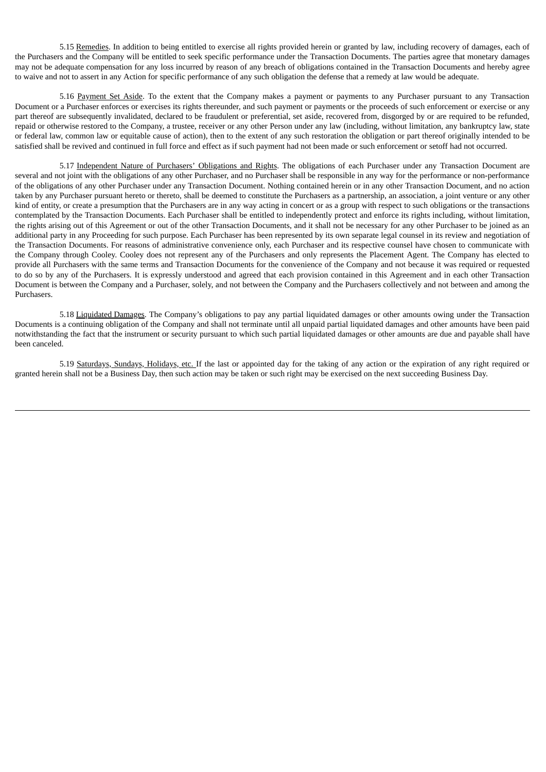5.15 Remedies. In addition to being entitled to exercise all rights provided herein or granted by law, including recovery of damages, each of the Purchasers and the Company will be entitled to seek specific performance under the Transaction Documents. The parties agree that monetary damages may not be adequate compensation for any loss incurred by reason of any breach of obligations contained in the Transaction Documents and hereby agree to waive and not to assert in any Action for specific performance of any such obligation the defense that a remedy at law would be adequate.

5.16 Payment Set Aside. To the extent that the Company makes a payment or payments to any Purchaser pursuant to any Transaction Document or a Purchaser enforces or exercises its rights thereunder, and such payment or payments or the proceeds of such enforcement or exercise or any part thereof are subsequently invalidated, declared to be fraudulent or preferential, set aside, recovered from, disgorged by or are required to be refunded, repaid or otherwise restored to the Company, a trustee, receiver or any other Person under any law (including, without limitation, any bankruptcy law, state or federal law, common law or equitable cause of action), then to the extent of any such restoration the obligation or part thereof originally intended to be satisfied shall be revived and continued in full force and effect as if such payment had not been made or such enforcement or setoff had not occurred.

5.17 Independent Nature of Purchasers' Obligations and Rights. The obligations of each Purchaser under any Transaction Document are several and not joint with the obligations of any other Purchaser, and no Purchaser shall be responsible in any way for the performance or non-performance of the obligations of any other Purchaser under any Transaction Document. Nothing contained herein or in any other Transaction Document, and no action taken by any Purchaser pursuant hereto or thereto, shall be deemed to constitute the Purchasers as a partnership, an association, a joint venture or any other kind of entity, or create a presumption that the Purchasers are in any way acting in concert or as a group with respect to such obligations or the transactions contemplated by the Transaction Documents. Each Purchaser shall be entitled to independently protect and enforce its rights including, without limitation, the rights arising out of this Agreement or out of the other Transaction Documents, and it shall not be necessary for any other Purchaser to be joined as an additional party in any Proceeding for such purpose. Each Purchaser has been represented by its own separate legal counsel in its review and negotiation of the Transaction Documents. For reasons of administrative convenience only, each Purchaser and its respective counsel have chosen to communicate with the Company through Cooley. Cooley does not represent any of the Purchasers and only represents the Placement Agent. The Company has elected to provide all Purchasers with the same terms and Transaction Documents for the convenience of the Company and not because it was required or requested to do so by any of the Purchasers. It is expressly understood and agreed that each provision contained in this Agreement and in each other Transaction Document is between the Company and a Purchaser, solely, and not between the Company and the Purchasers collectively and not between and among the Purchasers.

5.18 Liquidated Damages. The Company's obligations to pay any partial liquidated damages or other amounts owing under the Transaction Documents is a continuing obligation of the Company and shall not terminate until all unpaid partial liquidated damages and other amounts have been paid notwithstanding the fact that the instrument or security pursuant to which such partial liquidated damages or other amounts are due and payable shall have been canceled.

5.19 Saturdays, Sundays, Holidays, etc. If the last or appointed day for the taking of any action or the expiration of any right required or granted herein shall not be a Business Day, then such action may be taken or such right may be exercised on the next succeeding Business Day.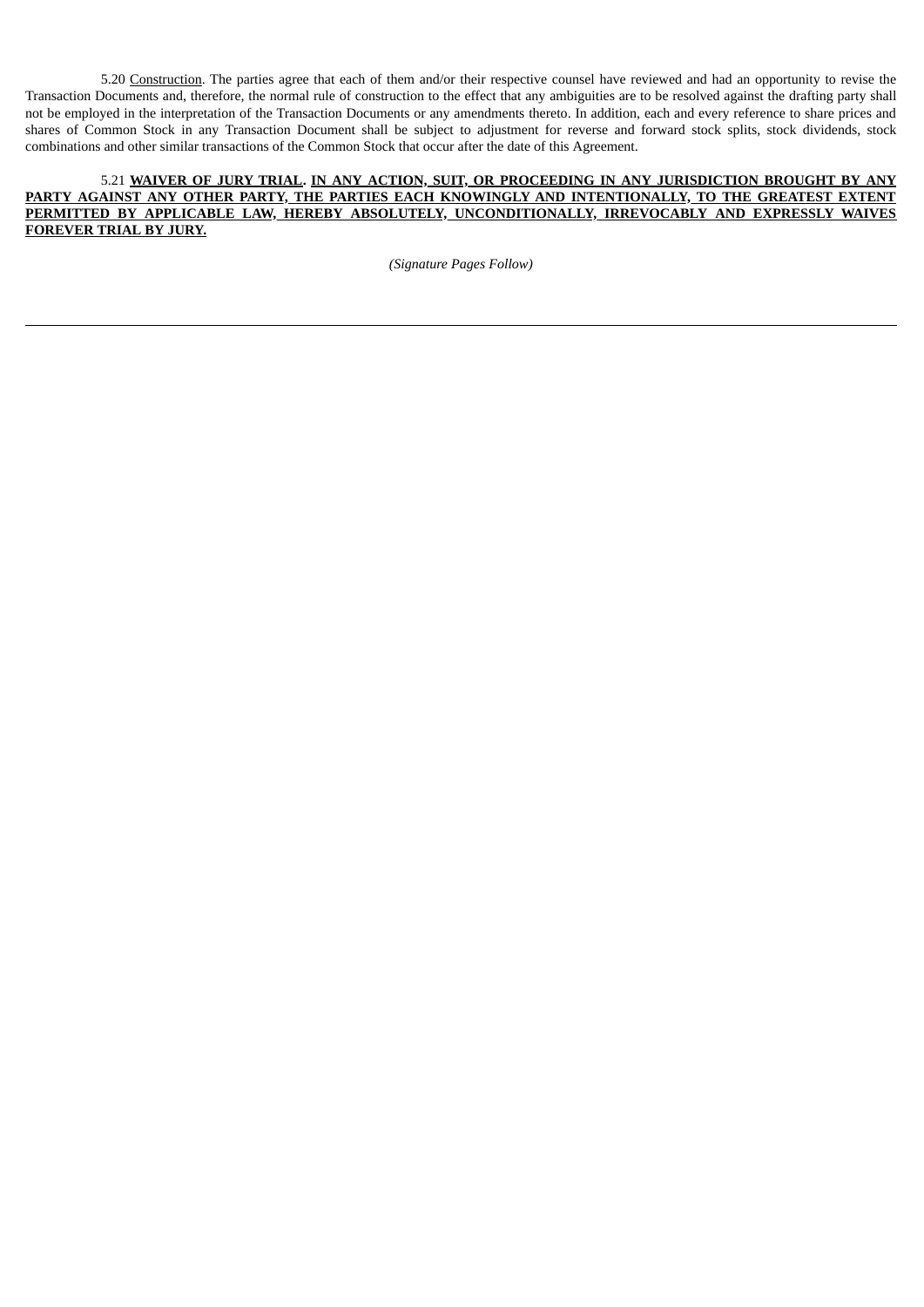5.20 Construction. The parties agree that each of them and/or their respective counsel have reviewed and had an opportunity to revise the Transaction Documents and, therefore, the normal rule of construction to the effect that any ambiguities are to be resolved against the drafting party shall not be employed in the interpretation of the Transaction Documents or any amendments thereto. In addition, each and every reference to share prices and shares of Common Stock in any Transaction Document shall be subject to adjustment for reverse and forward stock splits, stock dividends, stock combinations and other similar transactions of the Common Stock that occur after the date of this Agreement.

5.21 **WAIVER OF JURY TRIAL. IN ANY ACTION, SUIT, OR PROCEEDING IN ANY JURISDICTION BROUGHT BY ANY PARTY AGAINST ANY OTHER PARTY, THE PARTIES EACH KNOWINGLY AND INTENTIONALLY, TO THE GREATEST EXTENT PERMITTED BY APPLICABLE LAW, HEREBY ABSOLUTELY, UNCONDITIONALLY, IRREVOCABLY AND EXPRESSLY WAIVES FOREVER TRIAL BY JURY.**

*(Signature Pages Follow)*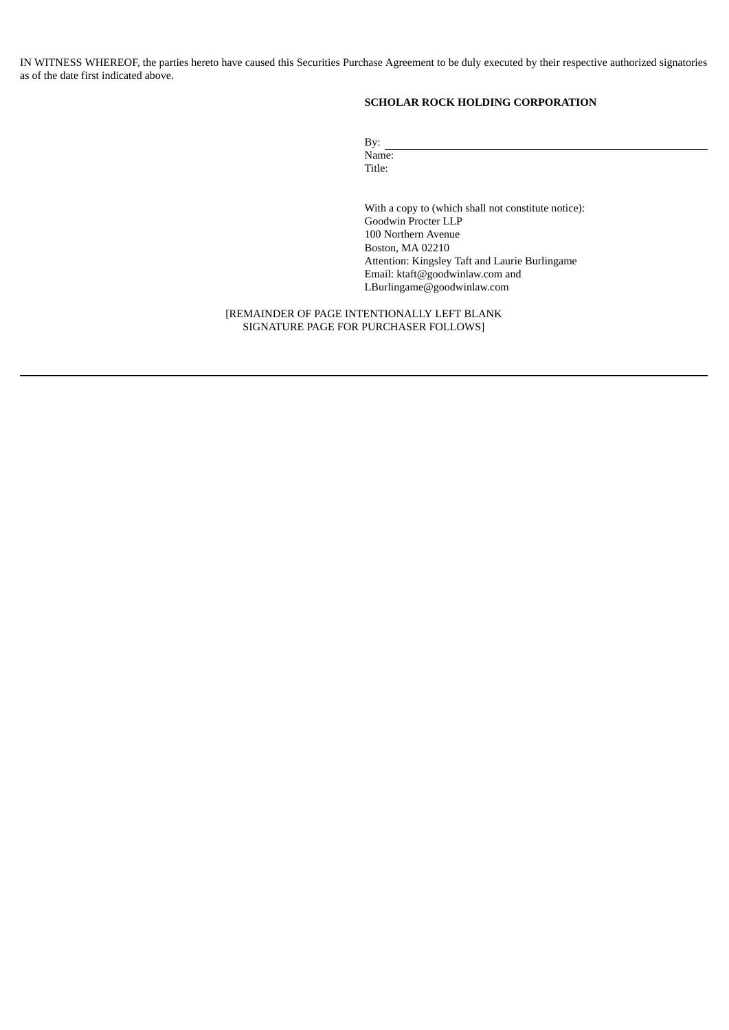IN WITNESS WHEREOF, the parties hereto have caused this Securities Purchase Agreement to be duly executed by their respective authorized signatories as of the date first indicated above.

**SCHOLAR ROCK HOLDING CORPORATION**

By: \_\_\_\_\_\_\_\_\_\_\_\_\_\_\_\_\_\_\_\_\_\_\_\_\_\_\_\_\_\_\_\_\_\_\_\_
Name:
Title:

With a copy to (which shall not constitute notice):
Goodwin Procter LLP
100 Northern Avenue
Boston, MA 02210
Attention: Kingsley Taft and Laurie Burlingame
Email: ktaft@goodwinlaw.com and LBurlingame@goodwinlaw.com

[REMAINDER OF PAGE INTENTIONALLY LEFT BLANK
SIGNATURE PAGE FOR PURCHASER FOLLOWS]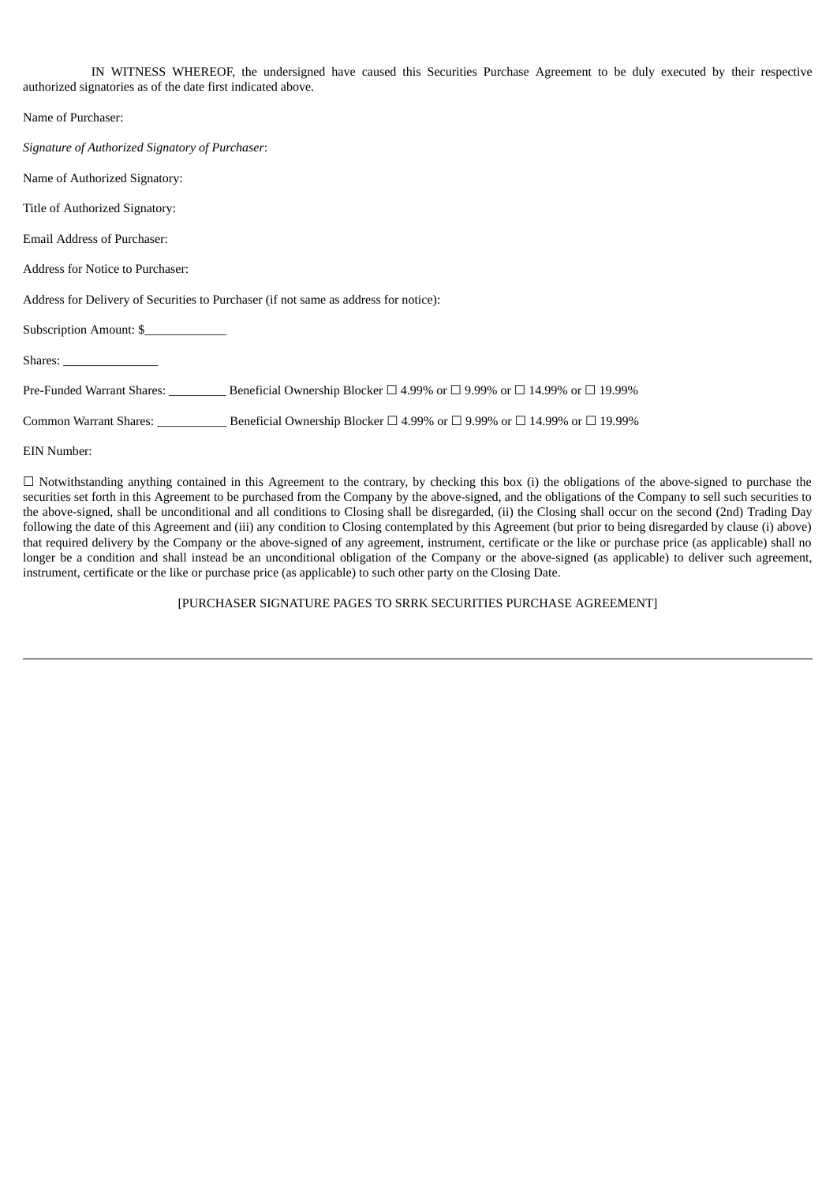IN WITNESS WHEREOF, the undersigned have caused this Securities Purchase Agreement to be duly executed by their respective authorized signatories as of the date first indicated above.

Name of Purchaser:

*Signature of Authorized Signatory of Purchaser*:

Name of Authorized Signatory:

Title of Authorized Signatory:

Email Address of Purchaser:

Address for Notice to Purchaser:

Address for Delivery of Securities to Purchaser (if not same as address for notice):

Subscription Amount: $_____________

Shares: _______________

Pre-Funded Warrant Shares: _________ Beneficial Ownership Blocker ☐ 4.99% or ☐ 9.99% or ☐ 14.99% or ☐ 19.99%

Common Warrant Shares: ___________ Beneficial Ownership Blocker ☐ 4.99% or ☐ 9.99% or ☐ 14.99% or ☐ 19.99%

EIN Number:

☐ Notwithstanding anything contained in this Agreement to the contrary, by checking this box (i) the obligations of the above-signed to purchase the securities set forth in this Agreement to be purchased from the Company by the above-signed, and the obligations of the Company to sell such securities to the above-signed, shall be unconditional and all conditions to Closing shall be disregarded, (ii) the Closing shall occur on the second (2nd) Trading Day following the date of this Agreement and (iii) any condition to Closing contemplated by this Agreement (but prior to being disregarded by clause (i) above) that required delivery by the Company or the above-signed of any agreement, instrument, certificate or the like or purchase price (as applicable) shall no longer be a condition and shall instead be an unconditional obligation of the Company or the above-signed (as applicable) to deliver such agreement, instrument, certificate or the like or purchase price (as applicable) to such other party on the Closing Date.

[PURCHASER SIGNATURE PAGES TO SRRK SECURITIES PURCHASE AGREEMENT]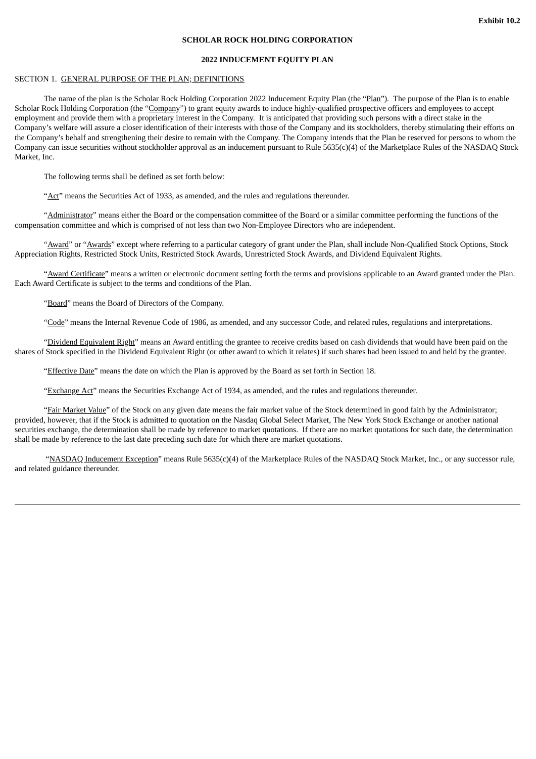Exhibit 10.2

**SCHOLAR ROCK HOLDING CORPORATION**

**2022 INDUCEMENT EQUITY PLAN**

SECTION 1. GENERAL PURPOSE OF THE PLAN; DEFINITIONS

The name of the plan is the Scholar Rock Holding Corporation 2022 Inducement Equity Plan (the "Plan"). The purpose of the Plan is to enable Scholar Rock Holding Corporation (the "Company") to grant equity awards to induce highly-qualified prospective officers and employees to accept employment and provide them with a proprietary interest in the Company. It is anticipated that providing such persons with a direct stake in the Company's welfare will assure a closer identification of their interests with those of the Company and its stockholders, thereby stimulating their efforts on the Company's behalf and strengthening their desire to remain with the Company. The Company intends that the Plan be reserved for persons to whom the Company can issue securities without stockholder approval as an inducement pursuant to Rule 5635(c)(4) of the Marketplace Rules of the NASDAQ Stock Market, Inc.

The following terms shall be defined as set forth below:

"Act" means the Securities Act of 1933, as amended, and the rules and regulations thereunder.

"Administrator" means either the Board or the compensation committee of the Board or a similar committee performing the functions of the compensation committee and which is comprised of not less than two Non-Employee Directors who are independent.

"Award" or "Awards" except where referring to a particular category of grant under the Plan, shall include Non-Qualified Stock Options, Stock Appreciation Rights, Restricted Stock Units, Restricted Stock Awards, Unrestricted Stock Awards, and Dividend Equivalent Rights.

"Award Certificate" means a written or electronic document setting forth the terms and provisions applicable to an Award granted under the Plan. Each Award Certificate is subject to the terms and conditions of the Plan.

"Board" means the Board of Directors of the Company.

"Code" means the Internal Revenue Code of 1986, as amended, and any successor Code, and related rules, regulations and interpretations.

"Dividend Equivalent Right" means an Award entitling the grantee to receive credits based on cash dividends that would have been paid on the shares of Stock specified in the Dividend Equivalent Right (or other award to which it relates) if such shares had been issued to and held by the grantee.

"Effective Date" means the date on which the Plan is approved by the Board as set forth in Section 18.

"Exchange Act" means the Securities Exchange Act of 1934, as amended, and the rules and regulations thereunder.

"Fair Market Value" of the Stock on any given date means the fair market value of the Stock determined in good faith by the Administrator; provided, however, that if the Stock is admitted to quotation on the Nasdaq Global Select Market, The New York Stock Exchange or another national securities exchange, the determination shall be made by reference to market quotations. If there are no market quotations for such date, the determination shall be made by reference to the last date preceding such date for which there are market quotations.

"NASDAQ Inducement Exception" means Rule 5635(c)(4) of the Marketplace Rules of the NASDAQ Stock Market, Inc., or any successor rule, and related guidance thereunder.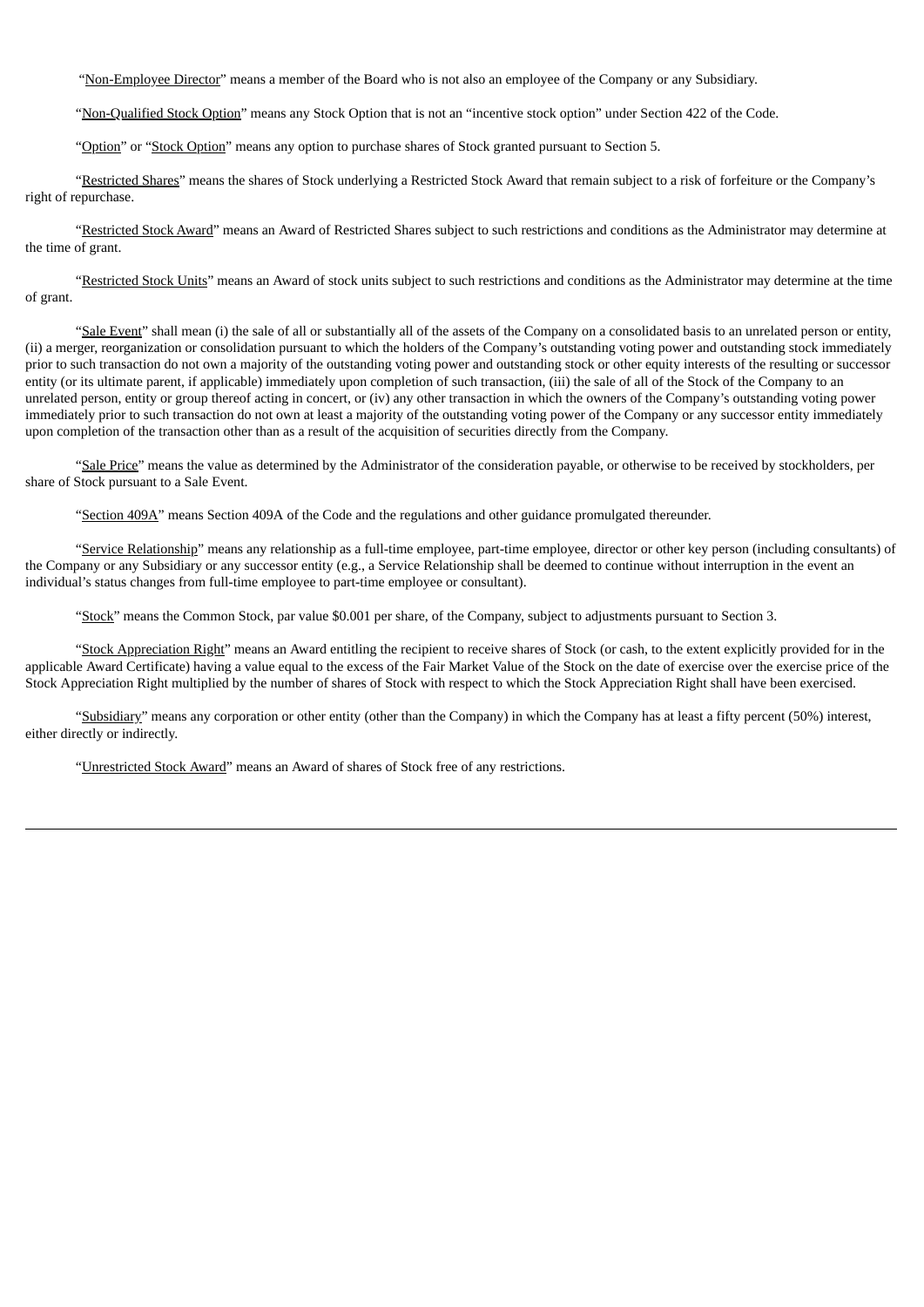"Non-Employee Director" means a member of the Board who is not also an employee of the Company or any Subsidiary.

"Non-Qualified Stock Option" means any Stock Option that is not an "incentive stock option" under Section 422 of the Code.

"Option" or "Stock Option" means any option to purchase shares of Stock granted pursuant to Section 5.

"Restricted Shares" means the shares of Stock underlying a Restricted Stock Award that remain subject to a risk of forfeiture or the Company's right of repurchase.

"Restricted Stock Award" means an Award of Restricted Shares subject to such restrictions and conditions as the Administrator may determine at the time of grant.

"Restricted Stock Units" means an Award of stock units subject to such restrictions and conditions as the Administrator may determine at the time of grant.

"Sale Event" shall mean (i) the sale of all or substantially all of the assets of the Company on a consolidated basis to an unrelated person or entity, (ii) a merger, reorganization or consolidation pursuant to which the holders of the Company's outstanding voting power and outstanding stock immediately prior to such transaction do not own a majority of the outstanding voting power and outstanding stock or other equity interests of the resulting or successor entity (or its ultimate parent, if applicable) immediately upon completion of such transaction, (iii) the sale of all of the Stock of the Company to an unrelated person, entity or group thereof acting in concert, or (iv) any other transaction in which the owners of the Company's outstanding voting power immediately prior to such transaction do not own at least a majority of the outstanding voting power of the Company or any successor entity immediately upon completion of the transaction other than as a result of the acquisition of securities directly from the Company.

"Sale Price" means the value as determined by the Administrator of the consideration payable, or otherwise to be received by stockholders, per share of Stock pursuant to a Sale Event.

"Section 409A" means Section 409A of the Code and the regulations and other guidance promulgated thereunder.

"Service Relationship" means any relationship as a full-time employee, part-time employee, director or other key person (including consultants) of the Company or any Subsidiary or any successor entity (e.g., a Service Relationship shall be deemed to continue without interruption in the event an individual's status changes from full-time employee to part-time employee or consultant).

"Stock" means the Common Stock, par value $0.001 per share, of the Company, subject to adjustments pursuant to Section 3.

"Stock Appreciation Right" means an Award entitling the recipient to receive shares of Stock (or cash, to the extent explicitly provided for in the applicable Award Certificate) having a value equal to the excess of the Fair Market Value of the Stock on the date of exercise over the exercise price of the Stock Appreciation Right multiplied by the number of shares of Stock with respect to which the Stock Appreciation Right shall have been exercised.

"Subsidiary" means any corporation or other entity (other than the Company) in which the Company has at least a fifty percent (50%) interest, either directly or indirectly.

"Unrestricted Stock Award" means an Award of shares of Stock free of any restrictions.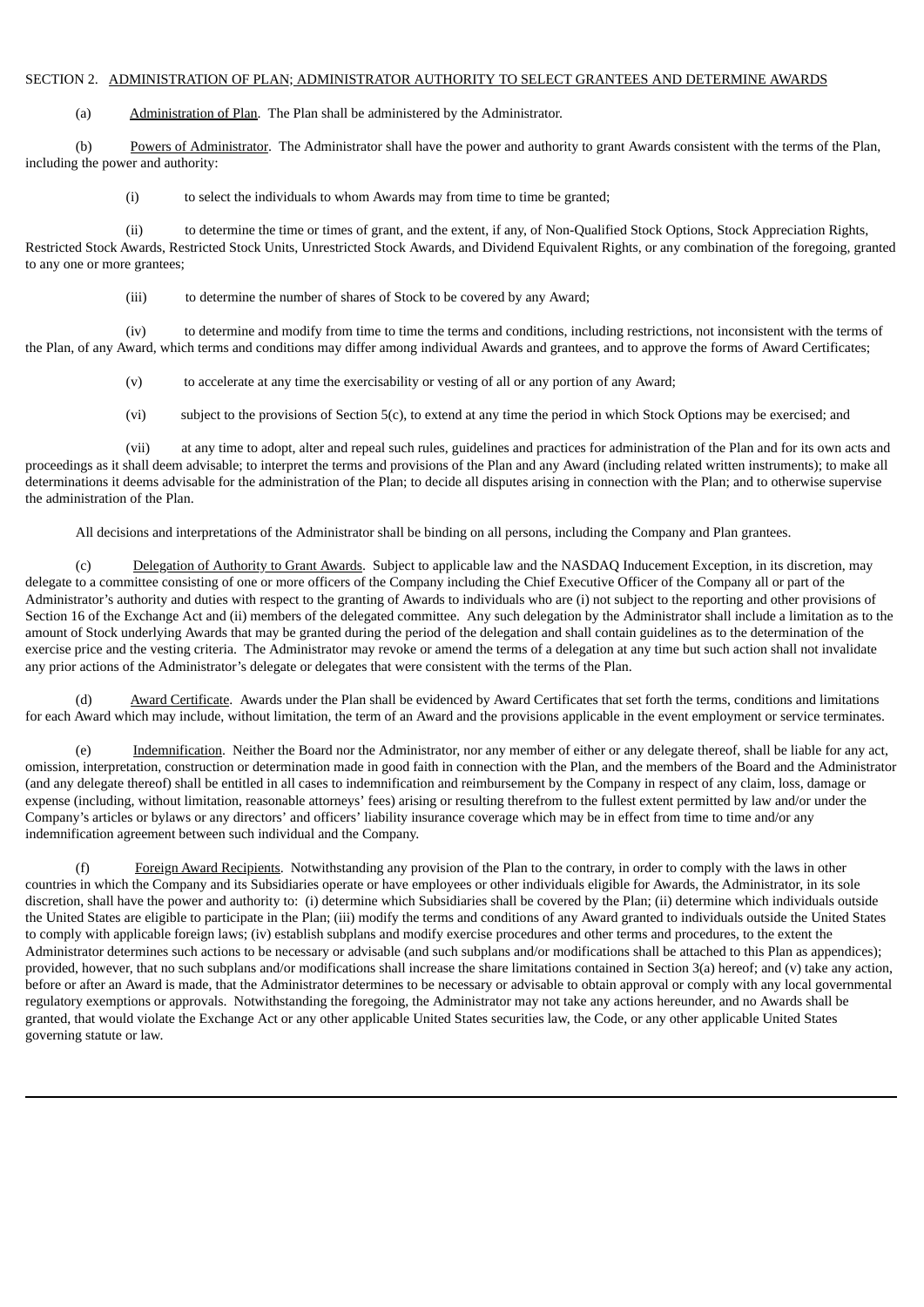SECTION 2. ADMINISTRATION OF PLAN; ADMINISTRATOR AUTHORITY TO SELECT GRANTEES AND DETERMINE AWARDS

(a) Administration of Plan. The Plan shall be administered by the Administrator.

(b) Powers of Administrator. The Administrator shall have the power and authority to grant Awards consistent with the terms of the Plan, including the power and authority:

(i) to select the individuals to whom Awards may from time to time be granted;

(ii) to determine the time or times of grant, and the extent, if any, of Non-Qualified Stock Options, Stock Appreciation Rights, Restricted Stock Awards, Restricted Stock Units, Unrestricted Stock Awards, and Dividend Equivalent Rights, or any combination of the foregoing, granted to any one or more grantees;

(iii) to determine the number of shares of Stock to be covered by any Award;

(iv) to determine and modify from time to time the terms and conditions, including restrictions, not inconsistent with the terms of the Plan, of any Award, which terms and conditions may differ among individual Awards and grantees, and to approve the forms of Award Certificates;

(v) to accelerate at any time the exercisability or vesting of all or any portion of any Award;

(vi) subject to the provisions of Section 5(c), to extend at any time the period in which Stock Options may be exercised; and

(vii) at any time to adopt, alter and repeal such rules, guidelines and practices for administration of the Plan and for its own acts and proceedings as it shall deem advisable; to interpret the terms and provisions of the Plan and any Award (including related written instruments); to make all determinations it deems advisable for the administration of the Plan; to decide all disputes arising in connection with the Plan; and to otherwise supervise the administration of the Plan.

All decisions and interpretations of the Administrator shall be binding on all persons, including the Company and Plan grantees.

(c) Delegation of Authority to Grant Awards. Subject to applicable law and the NASDAQ Inducement Exception, in its discretion, may delegate to a committee consisting of one or more officers of the Company including the Chief Executive Officer of the Company all or part of the Administrator's authority and duties with respect to the granting of Awards to individuals who are (i) not subject to the reporting and other provisions of Section 16 of the Exchange Act and (ii) members of the delegated committee. Any such delegation by the Administrator shall include a limitation as to the amount of Stock underlying Awards that may be granted during the period of the delegation and shall contain guidelines as to the determination of the exercise price and the vesting criteria. The Administrator may revoke or amend the terms of a delegation at any time but such action shall not invalidate any prior actions of the Administrator's delegate or delegates that were consistent with the terms of the Plan.

(d) Award Certificate. Awards under the Plan shall be evidenced by Award Certificates that set forth the terms, conditions and limitations for each Award which may include, without limitation, the term of an Award and the provisions applicable in the event employment or service terminates.

(e) Indemnification. Neither the Board nor the Administrator, nor any member of either or any delegate thereof, shall be liable for any act, omission, interpretation, construction or determination made in good faith in connection with the Plan, and the members of the Board and the Administrator (and any delegate thereof) shall be entitled in all cases to indemnification and reimbursement by the Company in respect of any claim, loss, damage or expense (including, without limitation, reasonable attorneys' fees) arising or resulting therefrom to the fullest extent permitted by law and/or under the Company's articles or bylaws or any directors' and officers' liability insurance coverage which may be in effect from time to time and/or any indemnification agreement between such individual and the Company.

(f) Foreign Award Recipients. Notwithstanding any provision of the Plan to the contrary, in order to comply with the laws in other countries in which the Company and its Subsidiaries operate or have employees or other individuals eligible for Awards, the Administrator, in its sole discretion, shall have the power and authority to: (i) determine which Subsidiaries shall be covered by the Plan; (ii) determine which individuals outside the United States are eligible to participate in the Plan; (iii) modify the terms and conditions of any Award granted to individuals outside the United States to comply with applicable foreign laws; (iv) establish subplans and modify exercise procedures and other terms and procedures, to the extent the Administrator determines such actions to be necessary or advisable (and such subplans and/or modifications shall be attached to this Plan as appendices); provided, however, that no such subplans and/or modifications shall increase the share limitations contained in Section 3(a) hereof; and (v) take any action, before or after an Award is made, that the Administrator determines to be necessary or advisable to obtain approval or comply with any local governmental regulatory exemptions or approvals. Notwithstanding the foregoing, the Administrator may not take any actions hereunder, and no Awards shall be granted, that would violate the Exchange Act or any other applicable United States securities law, the Code, or any other applicable United States governing statute or law.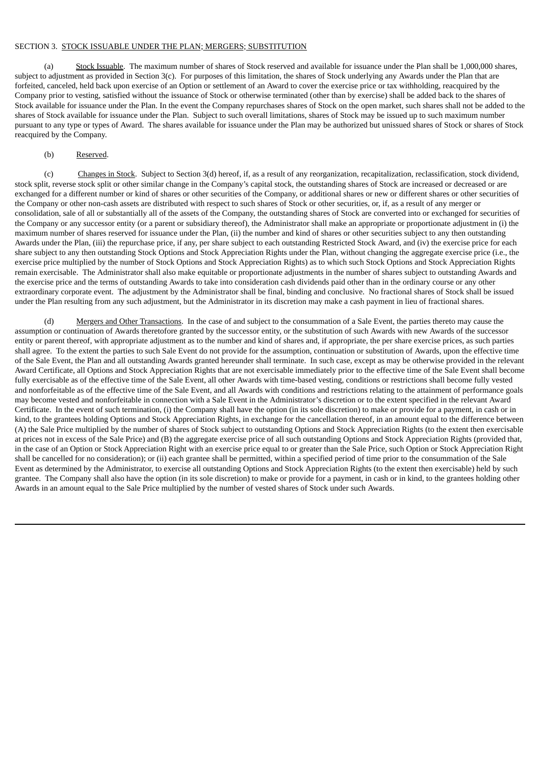SECTION 3. STOCK ISSUABLE UNDER THE PLAN; MERGERS; SUBSTITUTION

(a) Stock Issuable. The maximum number of shares of Stock reserved and available for issuance under the Plan shall be 1,000,000 shares, subject to adjustment as provided in Section 3(c). For purposes of this limitation, the shares of Stock underlying any Awards under the Plan that are forfeited, canceled, held back upon exercise of an Option or settlement of an Award to cover the exercise price or tax withholding, reacquired by the Company prior to vesting, satisfied without the issuance of Stock or otherwise terminated (other than by exercise) shall be added back to the shares of Stock available for issuance under the Plan. In the event the Company repurchases shares of Stock on the open market, such shares shall not be added to the shares of Stock available for issuance under the Plan. Subject to such overall limitations, shares of Stock may be issued up to such maximum number pursuant to any type or types of Award. The shares available for issuance under the Plan may be authorized but unissued shares of Stock or shares of Stock reacquired by the Company.

(b) Reserved.

(c) Changes in Stock. Subject to Section 3(d) hereof, if, as a result of any reorganization, recapitalization, reclassification, stock dividend, stock split, reverse stock split or other similar change in the Company's capital stock, the outstanding shares of Stock are increased or decreased or are exchanged for a different number or kind of shares or other securities of the Company, or additional shares or new or different shares or other securities of the Company or other non-cash assets are distributed with respect to such shares of Stock or other securities, or, if, as a result of any merger or consolidation, sale of all or substantially all of the assets of the Company, the outstanding shares of Stock are converted into or exchanged for securities of the Company or any successor entity (or a parent or subsidiary thereof), the Administrator shall make an appropriate or proportionate adjustment in (i) the maximum number of shares reserved for issuance under the Plan, (ii) the number and kind of shares or other securities subject to any then outstanding Awards under the Plan, (iii) the repurchase price, if any, per share subject to each outstanding Restricted Stock Award, and (iv) the exercise price for each share subject to any then outstanding Stock Options and Stock Appreciation Rights under the Plan, without changing the aggregate exercise price (i.e., the exercise price multiplied by the number of Stock Options and Stock Appreciation Rights) as to which such Stock Options and Stock Appreciation Rights remain exercisable. The Administrator shall also make equitable or proportionate adjustments in the number of shares subject to outstanding Awards and the exercise price and the terms of outstanding Awards to take into consideration cash dividends paid other than in the ordinary course or any other extraordinary corporate event. The adjustment by the Administrator shall be final, binding and conclusive. No fractional shares of Stock shall be issued under the Plan resulting from any such adjustment, but the Administrator in its discretion may make a cash payment in lieu of fractional shares.

(d) Mergers and Other Transactions. In the case of and subject to the consummation of a Sale Event, the parties thereto may cause the assumption or continuation of Awards theretofore granted by the successor entity, or the substitution of such Awards with new Awards of the successor entity or parent thereof, with appropriate adjustment as to the number and kind of shares and, if appropriate, the per share exercise prices, as such parties shall agree. To the extent the parties to such Sale Event do not provide for the assumption, continuation or substitution of Awards, upon the effective time of the Sale Event, the Plan and all outstanding Awards granted hereunder shall terminate. In such case, except as may be otherwise provided in the relevant Award Certificate, all Options and Stock Appreciation Rights that are not exercisable immediately prior to the effective time of the Sale Event shall become fully exercisable as of the effective time of the Sale Event, all other Awards with time-based vesting, conditions or restrictions shall become fully vested and nonforfeitable as of the effective time of the Sale Event, and all Awards with conditions and restrictions relating to the attainment of performance goals may become vested and nonforfeitable in connection with a Sale Event in the Administrator's discretion or to the extent specified in the relevant Award Certificate. In the event of such termination, (i) the Company shall have the option (in its sole discretion) to make or provide for a payment, in cash or in kind, to the grantees holding Options and Stock Appreciation Rights, in exchange for the cancellation thereof, in an amount equal to the difference between (A) the Sale Price multiplied by the number of shares of Stock subject to outstanding Options and Stock Appreciation Rights (to the extent then exercisable at prices not in excess of the Sale Price) and (B) the aggregate exercise price of all such outstanding Options and Stock Appreciation Rights (provided that, in the case of an Option or Stock Appreciation Right with an exercise price equal to or greater than the Sale Price, such Option or Stock Appreciation Right shall be cancelled for no consideration); or (ii) each grantee shall be permitted, within a specified period of time prior to the consummation of the Sale Event as determined by the Administrator, to exercise all outstanding Options and Stock Appreciation Rights (to the extent then exercisable) held by such grantee. The Company shall also have the option (in its sole discretion) to make or provide for a payment, in cash or in kind, to the grantees holding other Awards in an amount equal to the Sale Price multiplied by the number of vested shares of Stock under such Awards.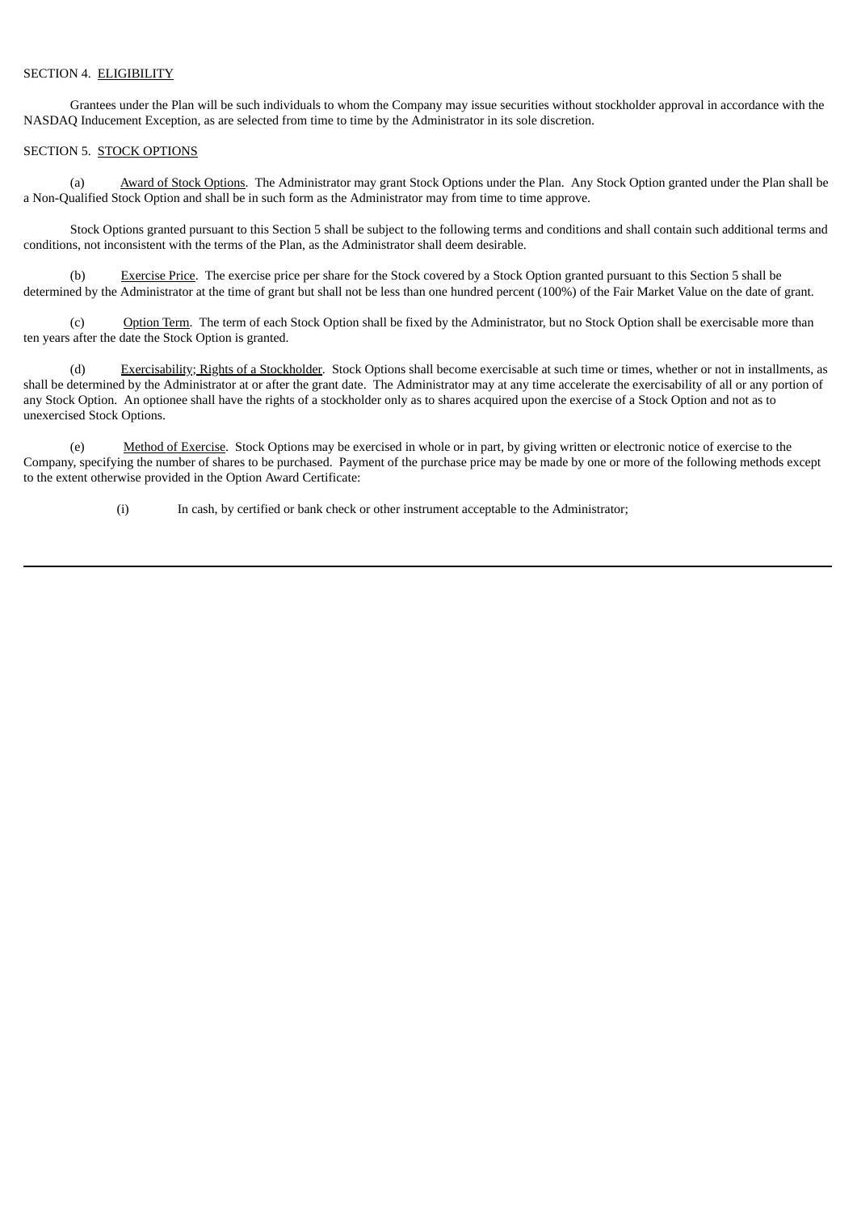SECTION 4. ELIGIBILITY

Grantees under the Plan will be such individuals to whom the Company may issue securities without stockholder approval in accordance with the NASDAQ Inducement Exception, as are selected from time to time by the Administrator in its sole discretion.

SECTION 5. STOCK OPTIONS

(a) Award of Stock Options. The Administrator may grant Stock Options under the Plan. Any Stock Option granted under the Plan shall be a Non-Qualified Stock Option and shall be in such form as the Administrator may from time to time approve.

Stock Options granted pursuant to this Section 5 shall be subject to the following terms and conditions and shall contain such additional terms and conditions, not inconsistent with the terms of the Plan, as the Administrator shall deem desirable.

(b) Exercise Price. The exercise price per share for the Stock covered by a Stock Option granted pursuant to this Section 5 shall be determined by the Administrator at the time of grant but shall not be less than one hundred percent (100%) of the Fair Market Value on the date of grant.

(c) Option Term. The term of each Stock Option shall be fixed by the Administrator, but no Stock Option shall be exercisable more than ten years after the date the Stock Option is granted.

(d) Exercisability; Rights of a Stockholder. Stock Options shall become exercisable at such time or times, whether or not in installments, as shall be determined by the Administrator at or after the grant date. The Administrator may at any time accelerate the exercisability of all or any portion of any Stock Option. An optionee shall have the rights of a stockholder only as to shares acquired upon the exercise of a Stock Option and not as to unexercised Stock Options.

(e) Method of Exercise. Stock Options may be exercised in whole or in part, by giving written or electronic notice of exercise to the Company, specifying the number of shares to be purchased. Payment of the purchase price may be made by one or more of the following methods except to the extent otherwise provided in the Option Award Certificate:

(i) In cash, by certified or bank check or other instrument acceptable to the Administrator;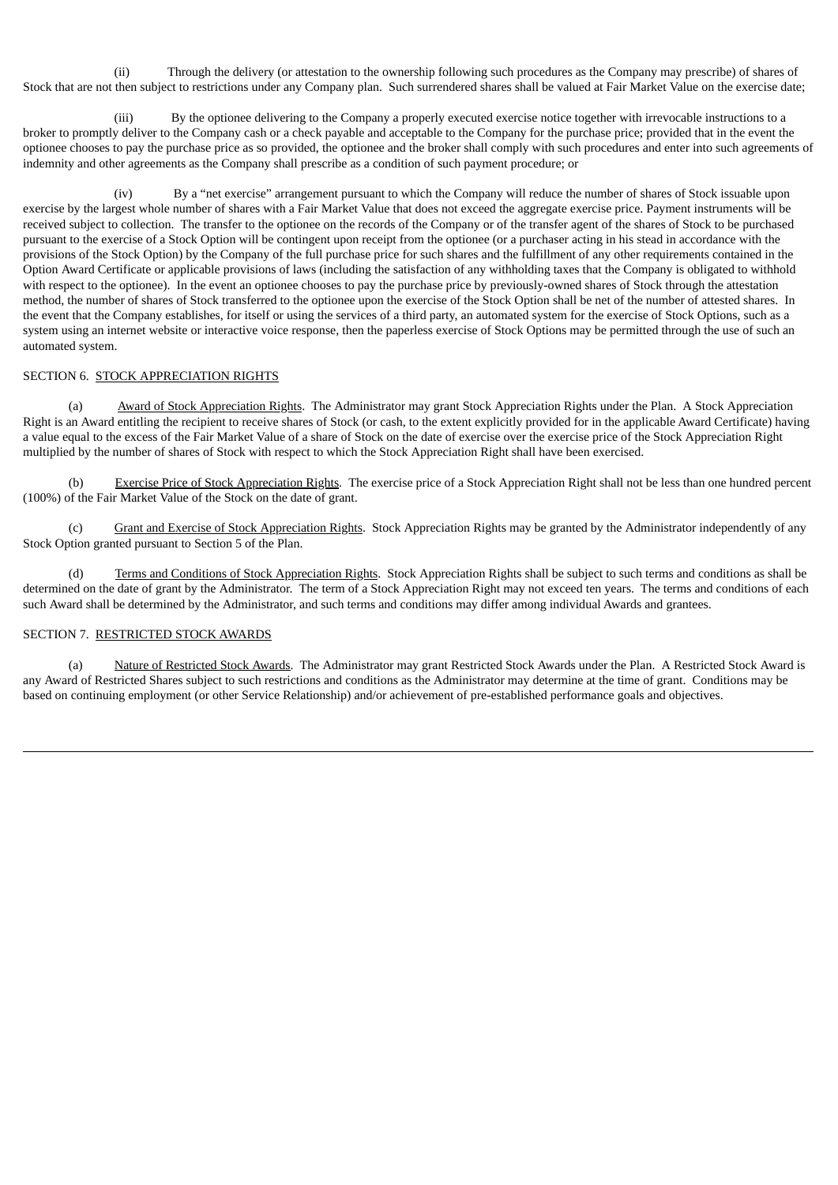(ii) Through the delivery (or attestation to the ownership following such procedures as the Company may prescribe) of shares of Stock that are not then subject to restrictions under any Company plan. Such surrendered shares shall be valued at Fair Market Value on the exercise date;

(iii) By the optionee delivering to the Company a properly executed exercise notice together with irrevocable instructions to a broker to promptly deliver to the Company cash or a check payable and acceptable to the Company for the purchase price; provided that in the event the optionee chooses to pay the purchase price as so provided, the optionee and the broker shall comply with such procedures and enter into such agreements of indemnity and other agreements as the Company shall prescribe as a condition of such payment procedure; or

(iv) By a "net exercise" arrangement pursuant to which the Company will reduce the number of shares of Stock issuable upon exercise by the largest whole number of shares with a Fair Market Value that does not exceed the aggregate exercise price. Payment instruments will be received subject to collection. The transfer to the optionee on the records of the Company or of the transfer agent of the shares of Stock to be purchased pursuant to the exercise of a Stock Option will be contingent upon receipt from the optionee (or a purchaser acting in his stead in accordance with the provisions of the Stock Option) by the Company of the full purchase price for such shares and the fulfillment of any other requirements contained in the Option Award Certificate or applicable provisions of laws (including the satisfaction of any withholding taxes that the Company is obligated to withhold with respect to the optionee). In the event an optionee chooses to pay the purchase price by previously-owned shares of Stock through the attestation method, the number of shares of Stock transferred to the optionee upon the exercise of the Stock Option shall be net of the number of attested shares. In the event that the Company establishes, for itself or using the services of a third party, an automated system for the exercise of Stock Options, such as a system using an internet website or interactive voice response, then the paperless exercise of Stock Options may be permitted through the use of such an automated system.

SECTION 6. <u>STOCK APPRECIATION RIGHTS</u>

(a) <u>Award of Stock Appreciation Rights</u>. The Administrator may grant Stock Appreciation Rights under the Plan. A Stock Appreciation Right is an Award entitling the recipient to receive shares of Stock (or cash, to the extent explicitly provided for in the applicable Award Certificate) having a value equal to the excess of the Fair Market Value of a share of Stock on the date of exercise over the exercise price of the Stock Appreciation Right multiplied by the number of shares of Stock with respect to which the Stock Appreciation Right shall have been exercised.

(b) <u>Exercise Price of Stock Appreciation Rights</u>. The exercise price of a Stock Appreciation Right shall not be less than one hundred percent (100%) of the Fair Market Value of the Stock on the date of grant.

(c) <u>Grant and Exercise of Stock Appreciation Rights</u>. Stock Appreciation Rights may be granted by the Administrator independently of any Stock Option granted pursuant to Section 5 of the Plan.

(d) <u>Terms and Conditions of Stock Appreciation Rights</u>. Stock Appreciation Rights shall be subject to such terms and conditions as shall be determined on the date of grant by the Administrator. The term of a Stock Appreciation Right may not exceed ten years. The terms and conditions of each such Award shall be determined by the Administrator, and such terms and conditions may differ among individual Awards and grantees.

SECTION 7. <u>RESTRICTED STOCK AWARDS</u>

(a) <u>Nature of Restricted Stock Awards</u>. The Administrator may grant Restricted Stock Awards under the Plan. A Restricted Stock Award is any Award of Restricted Shares subject to such restrictions and conditions as the Administrator may determine at the time of grant. Conditions may be based on continuing employment (or other Service Relationship) and/or achievement of pre-established performance goals and objectives.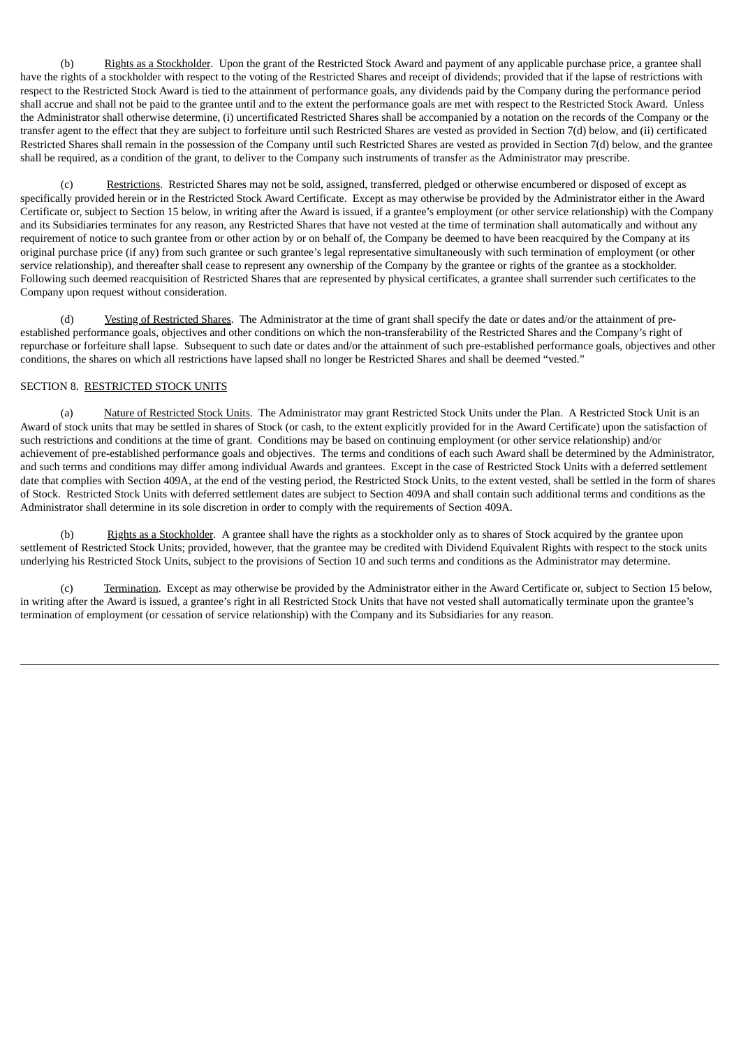(b) Rights as a Stockholder. Upon the grant of the Restricted Stock Award and payment of any applicable purchase price, a grantee shall have the rights of a stockholder with respect to the voting of the Restricted Shares and receipt of dividends; provided that if the lapse of restrictions with respect to the Restricted Stock Award is tied to the attainment of performance goals, any dividends paid by the Company during the performance period shall accrue and shall not be paid to the grantee until and to the extent the performance goals are met with respect to the Restricted Stock Award. Unless the Administrator shall otherwise determine, (i) uncertificated Restricted Shares shall be accompanied by a notation on the records of the Company or the transfer agent to the effect that they are subject to forfeiture until such Restricted Shares are vested as provided in Section 7(d) below, and (ii) certificated Restricted Shares shall remain in the possession of the Company until such Restricted Shares are vested as provided in Section 7(d) below, and the grantee shall be required, as a condition of the grant, to deliver to the Company such instruments of transfer as the Administrator may prescribe.

(c) Restrictions. Restricted Shares may not be sold, assigned, transferred, pledged or otherwise encumbered or disposed of except as specifically provided herein or in the Restricted Stock Award Certificate. Except as may otherwise be provided by the Administrator either in the Award Certificate or, subject to Section 15 below, in writing after the Award is issued, if a grantee's employment (or other service relationship) with the Company and its Subsidiaries terminates for any reason, any Restricted Shares that have not vested at the time of termination shall automatically and without any requirement of notice to such grantee from or other action by or on behalf of, the Company be deemed to have been reacquired by the Company at its original purchase price (if any) from such grantee or such grantee's legal representative simultaneously with such termination of employment (or other service relationship), and thereafter shall cease to represent any ownership of the Company by the grantee or rights of the grantee as a stockholder. Following such deemed reacquisition of Restricted Shares that are represented by physical certificates, a grantee shall surrender such certificates to the Company upon request without consideration.

(d) Vesting of Restricted Shares. The Administrator at the time of grant shall specify the date or dates and/or the attainment of pre-established performance goals, objectives and other conditions on which the non-transferability of the Restricted Shares and the Company's right of repurchase or forfeiture shall lapse. Subsequent to such date or dates and/or the attainment of such pre-established performance goals, objectives and other conditions, the shares on which all restrictions have lapsed shall no longer be Restricted Shares and shall be deemed "vested."

SECTION 8. RESTRICTED STOCK UNITS

(a) Nature of Restricted Stock Units. The Administrator may grant Restricted Stock Units under the Plan. A Restricted Stock Unit is an Award of stock units that may be settled in shares of Stock (or cash, to the extent explicitly provided for in the Award Certificate) upon the satisfaction of such restrictions and conditions at the time of grant. Conditions may be based on continuing employment (or other service relationship) and/or achievement of pre-established performance goals and objectives. The terms and conditions of each such Award shall be determined by the Administrator, and such terms and conditions may differ among individual Awards and grantees. Except in the case of Restricted Stock Units with a deferred settlement date that complies with Section 409A, at the end of the vesting period, the Restricted Stock Units, to the extent vested, shall be settled in the form of shares of Stock. Restricted Stock Units with deferred settlement dates are subject to Section 409A and shall contain such additional terms and conditions as the Administrator shall determine in its sole discretion in order to comply with the requirements of Section 409A.

(b) Rights as a Stockholder. A grantee shall have the rights as a stockholder only as to shares of Stock acquired by the grantee upon settlement of Restricted Stock Units; provided, however, that the grantee may be credited with Dividend Equivalent Rights with respect to the stock units underlying his Restricted Stock Units, subject to the provisions of Section 10 and such terms and conditions as the Administrator may determine.

(c) Termination. Except as may otherwise be provided by the Administrator either in the Award Certificate or, subject to Section 15 below, in writing after the Award is issued, a grantee's right in all Restricted Stock Units that have not vested shall automatically terminate upon the grantee's termination of employment (or cessation of service relationship) with the Company and its Subsidiaries for any reason.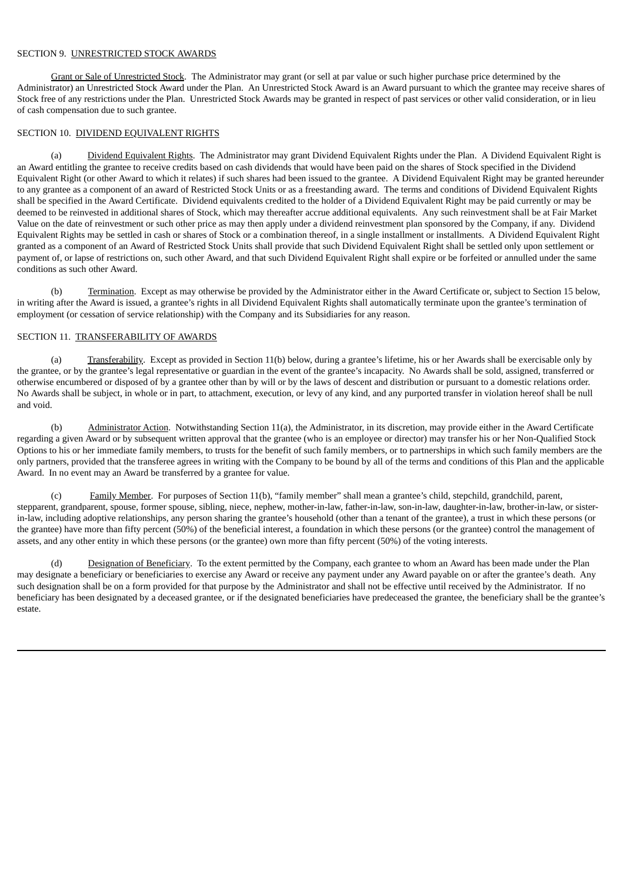SECTION 9. UNRESTRICTED STOCK AWARDS

Grant or Sale of Unrestricted Stock. The Administrator may grant (or sell at par value or such higher purchase price determined by the Administrator) an Unrestricted Stock Award under the Plan. An Unrestricted Stock Award is an Award pursuant to which the grantee may receive shares of Stock free of any restrictions under the Plan. Unrestricted Stock Awards may be granted in respect of past services or other valid consideration, or in lieu of cash compensation due to such grantee.

SECTION 10. DIVIDEND EQUIVALENT RIGHTS

(a) Dividend Equivalent Rights. The Administrator may grant Dividend Equivalent Rights under the Plan. A Dividend Equivalent Right is an Award entitling the grantee to receive credits based on cash dividends that would have been paid on the shares of Stock specified in the Dividend Equivalent Right (or other Award to which it relates) if such shares had been issued to the grantee. A Dividend Equivalent Right may be granted hereunder to any grantee as a component of an award of Restricted Stock Units or as a freestanding award. The terms and conditions of Dividend Equivalent Rights shall be specified in the Award Certificate. Dividend equivalents credited to the holder of a Dividend Equivalent Right may be paid currently or may be deemed to be reinvested in additional shares of Stock, which may thereafter accrue additional equivalents. Any such reinvestment shall be at Fair Market Value on the date of reinvestment or such other price as may then apply under a dividend reinvestment plan sponsored by the Company, if any. Dividend Equivalent Rights may be settled in cash or shares of Stock or a combination thereof, in a single installment or installments. A Dividend Equivalent Right granted as a component of an Award of Restricted Stock Units shall provide that such Dividend Equivalent Right shall be settled only upon settlement or payment of, or lapse of restrictions on, such other Award, and that such Dividend Equivalent Right shall expire or be forfeited or annulled under the same conditions as such other Award.

(b) Termination. Except as may otherwise be provided by the Administrator either in the Award Certificate or, subject to Section 15 below, in writing after the Award is issued, a grantee's rights in all Dividend Equivalent Rights shall automatically terminate upon the grantee's termination of employment (or cessation of service relationship) with the Company and its Subsidiaries for any reason.

SECTION 11. TRANSFERABILITY OF AWARDS

(a) Transferability. Except as provided in Section 11(b) below, during a grantee's lifetime, his or her Awards shall be exercisable only by the grantee, or by the grantee's legal representative or guardian in the event of the grantee's incapacity. No Awards shall be sold, assigned, transferred or otherwise encumbered or disposed of by a grantee other than by will or by the laws of descent and distribution or pursuant to a domestic relations order. No Awards shall be subject, in whole or in part, to attachment, execution, or levy of any kind, and any purported transfer in violation hereof shall be null and void.

(b) Administrator Action. Notwithstanding Section 11(a), the Administrator, in its discretion, may provide either in the Award Certificate regarding a given Award or by subsequent written approval that the grantee (who is an employee or director) may transfer his or her Non-Qualified Stock Options to his or her immediate family members, to trusts for the benefit of such family members, or to partnerships in which such family members are the only partners, provided that the transferee agrees in writing with the Company to be bound by all of the terms and conditions of this Plan and the applicable Award. In no event may an Award be transferred by a grantee for value.

(c) Family Member. For purposes of Section 11(b), "family member" shall mean a grantee's child, stepchild, grandchild, parent, stepparent, grandparent, spouse, former spouse, sibling, niece, nephew, mother-in-law, father-in-law, son-in-law, daughter-in-law, brother-in-law, or sister-in-law, including adoptive relationships, any person sharing the grantee's household (other than a tenant of the grantee), a trust in which these persons (or the grantee) have more than fifty percent (50%) of the beneficial interest, a foundation in which these persons (or the grantee) control the management of assets, and any other entity in which these persons (or the grantee) own more than fifty percent (50%) of the voting interests.

(d) Designation of Beneficiary. To the extent permitted by the Company, each grantee to whom an Award has been made under the Plan may designate a beneficiary or beneficiaries to exercise any Award or receive any payment under any Award payable on or after the grantee's death. Any such designation shall be on a form provided for that purpose by the Administrator and shall not be effective until received by the Administrator. If no beneficiary has been designated by a deceased grantee, or if the designated beneficiaries have predeceased the grantee, the beneficiary shall be the grantee's estate.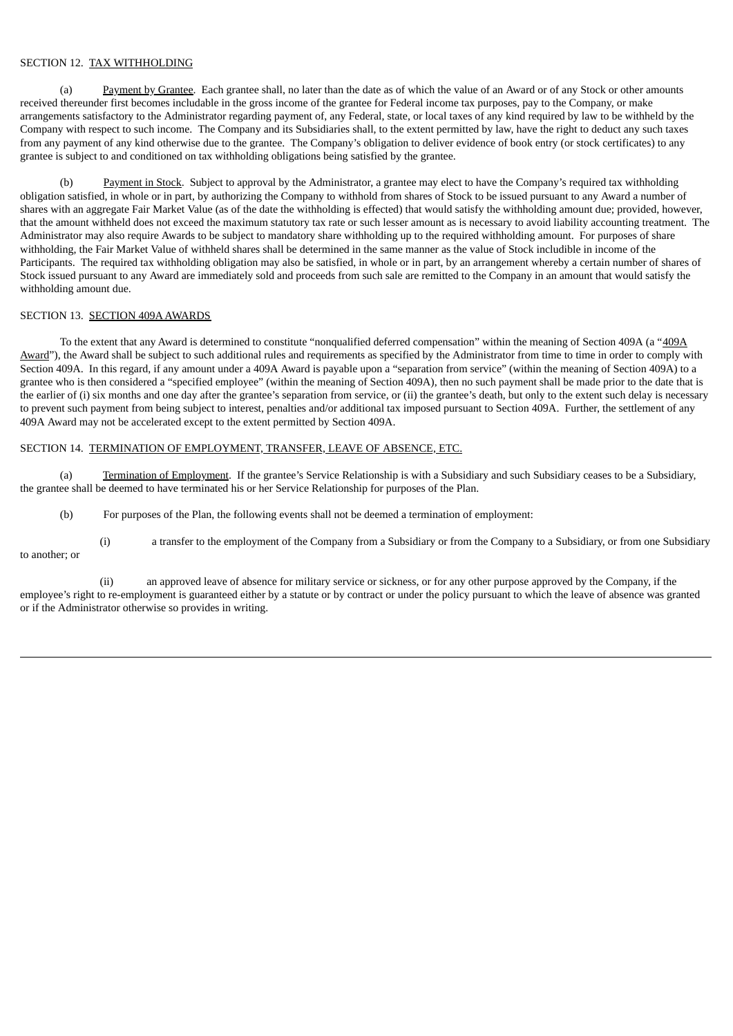SECTION 12. TAX WITHHOLDING

(a) Payment by Grantee. Each grantee shall, no later than the date as of which the value of an Award or of any Stock or other amounts received thereunder first becomes includable in the gross income of the grantee for Federal income tax purposes, pay to the Company, or make arrangements satisfactory to the Administrator regarding payment of, any Federal, state, or local taxes of any kind required by law to be withheld by the Company with respect to such income. The Company and its Subsidiaries shall, to the extent permitted by law, have the right to deduct any such taxes from any payment of any kind otherwise due to the grantee. The Company's obligation to deliver evidence of book entry (or stock certificates) to any grantee is subject to and conditioned on tax withholding obligations being satisfied by the grantee.

(b) Payment in Stock. Subject to approval by the Administrator, a grantee may elect to have the Company's required tax withholding obligation satisfied, in whole or in part, by authorizing the Company to withhold from shares of Stock to be issued pursuant to any Award a number of shares with an aggregate Fair Market Value (as of the date the withholding is effected) that would satisfy the withholding amount due; provided, however, that the amount withheld does not exceed the maximum statutory tax rate or such lesser amount as is necessary to avoid liability accounting treatment. The Administrator may also require Awards to be subject to mandatory share withholding up to the required withholding amount. For purposes of share withholding, the Fair Market Value of withheld shares shall be determined in the same manner as the value of Stock includible in income of the Participants. The required tax withholding obligation may also be satisfied, in whole or in part, by an arrangement whereby a certain number of shares of Stock issued pursuant to any Award are immediately sold and proceeds from such sale are remitted to the Company in an amount that would satisfy the withholding amount due.

SECTION 13. SECTION 409A AWARDS

To the extent that any Award is determined to constitute "nonqualified deferred compensation" within the meaning of Section 409A (a "409A Award"), the Award shall be subject to such additional rules and requirements as specified by the Administrator from time to time in order to comply with Section 409A. In this regard, if any amount under a 409A Award is payable upon a "separation from service" (within the meaning of Section 409A) to a grantee who is then considered a "specified employee" (within the meaning of Section 409A), then no such payment shall be made prior to the date that is the earlier of (i) six months and one day after the grantee's separation from service, or (ii) the grantee's death, but only to the extent such delay is necessary to prevent such payment from being subject to interest, penalties and/or additional tax imposed pursuant to Section 409A. Further, the settlement of any 409A Award may not be accelerated except to the extent permitted by Section 409A.

SECTION 14. TERMINATION OF EMPLOYMENT, TRANSFER, LEAVE OF ABSENCE, ETC.

(a) Termination of Employment. If the grantee's Service Relationship is with a Subsidiary and such Subsidiary ceases to be a Subsidiary, the grantee shall be deemed to have terminated his or her Service Relationship for purposes of the Plan.

(b) For purposes of the Plan, the following events shall not be deemed a termination of employment:

(i) a transfer to the employment of the Company from a Subsidiary or from the Company to a Subsidiary, or from one Subsidiary to another; or

(ii) an approved leave of absence for military service or sickness, or for any other purpose approved by the Company, if the employee's right to re-employment is guaranteed either by a statute or by contract or under the policy pursuant to which the leave of absence was granted or if the Administrator otherwise so provides in writing.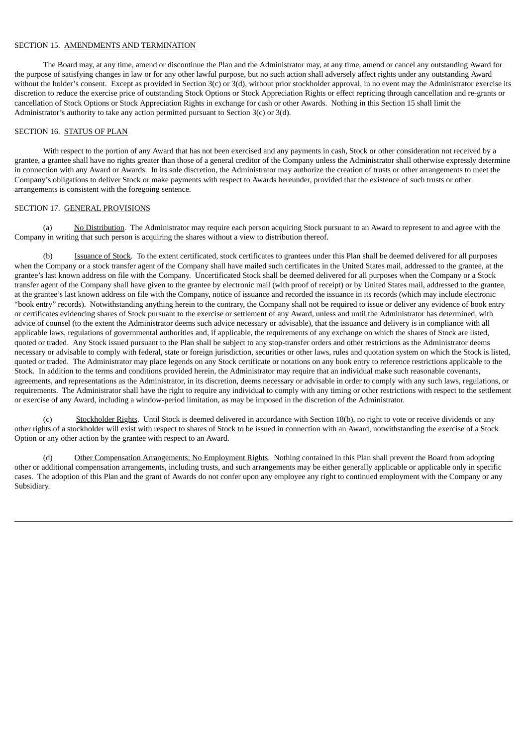SECTION 15. AMENDMENTS AND TERMINATION

The Board may, at any time, amend or discontinue the Plan and the Administrator may, at any time, amend or cancel any outstanding Award for the purpose of satisfying changes in law or for any other lawful purpose, but no such action shall adversely affect rights under any outstanding Award without the holder's consent. Except as provided in Section 3(c) or 3(d), without prior stockholder approval, in no event may the Administrator exercise its discretion to reduce the exercise price of outstanding Stock Options or Stock Appreciation Rights or effect repricing through cancellation and re-grants or cancellation of Stock Options or Stock Appreciation Rights in exchange for cash or other Awards. Nothing in this Section 15 shall limit the Administrator's authority to take any action permitted pursuant to Section 3(c) or 3(d).

SECTION 16. STATUS OF PLAN

With respect to the portion of any Award that has not been exercised and any payments in cash, Stock or other consideration not received by a grantee, a grantee shall have no rights greater than those of a general creditor of the Company unless the Administrator shall otherwise expressly determine in connection with any Award or Awards. In its sole discretion, the Administrator may authorize the creation of trusts or other arrangements to meet the Company's obligations to deliver Stock or make payments with respect to Awards hereunder, provided that the existence of such trusts or other arrangements is consistent with the foregoing sentence.

SECTION 17. GENERAL PROVISIONS

(a) No Distribution. The Administrator may require each person acquiring Stock pursuant to an Award to represent to and agree with the Company in writing that such person is acquiring the shares without a view to distribution thereof.

(b) Issuance of Stock. To the extent certificated, stock certificates to grantees under this Plan shall be deemed delivered for all purposes when the Company or a stock transfer agent of the Company shall have mailed such certificates in the United States mail, addressed to the grantee, at the grantee's last known address on file with the Company. Uncertificated Stock shall be deemed delivered for all purposes when the Company or a Stock transfer agent of the Company shall have given to the grantee by electronic mail (with proof of receipt) or by United States mail, addressed to the grantee, at the grantee's last known address on file with the Company, notice of issuance and recorded the issuance in its records (which may include electronic "book entry" records). Notwithstanding anything herein to the contrary, the Company shall not be required to issue or deliver any evidence of book entry or certificates evidencing shares of Stock pursuant to the exercise or settlement of any Award, unless and until the Administrator has determined, with advice of counsel (to the extent the Administrator deems such advice necessary or advisable), that the issuance and delivery is in compliance with all applicable laws, regulations of governmental authorities and, if applicable, the requirements of any exchange on which the shares of Stock are listed, quoted or traded. Any Stock issued pursuant to the Plan shall be subject to any stop-transfer orders and other restrictions as the Administrator deems necessary or advisable to comply with federal, state or foreign jurisdiction, securities or other laws, rules and quotation system on which the Stock is listed, quoted or traded. The Administrator may place legends on any Stock certificate or notations on any book entry to reference restrictions applicable to the Stock. In addition to the terms and conditions provided herein, the Administrator may require that an individual make such reasonable covenants, agreements, and representations as the Administrator, in its discretion, deems necessary or advisable in order to comply with any such laws, regulations, or requirements. The Administrator shall have the right to require any individual to comply with any timing or other restrictions with respect to the settlement or exercise of any Award, including a window-period limitation, as may be imposed in the discretion of the Administrator.

(c) Stockholder Rights. Until Stock is deemed delivered in accordance with Section 18(b), no right to vote or receive dividends or any other rights of a stockholder will exist with respect to shares of Stock to be issued in connection with an Award, notwithstanding the exercise of a Stock Option or any other action by the grantee with respect to an Award.

(d) Other Compensation Arrangements; No Employment Rights. Nothing contained in this Plan shall prevent the Board from adopting other or additional compensation arrangements, including trusts, and such arrangements may be either generally applicable or applicable only in specific cases. The adoption of this Plan and the grant of Awards do not confer upon any employee any right to continued employment with the Company or any Subsidiary.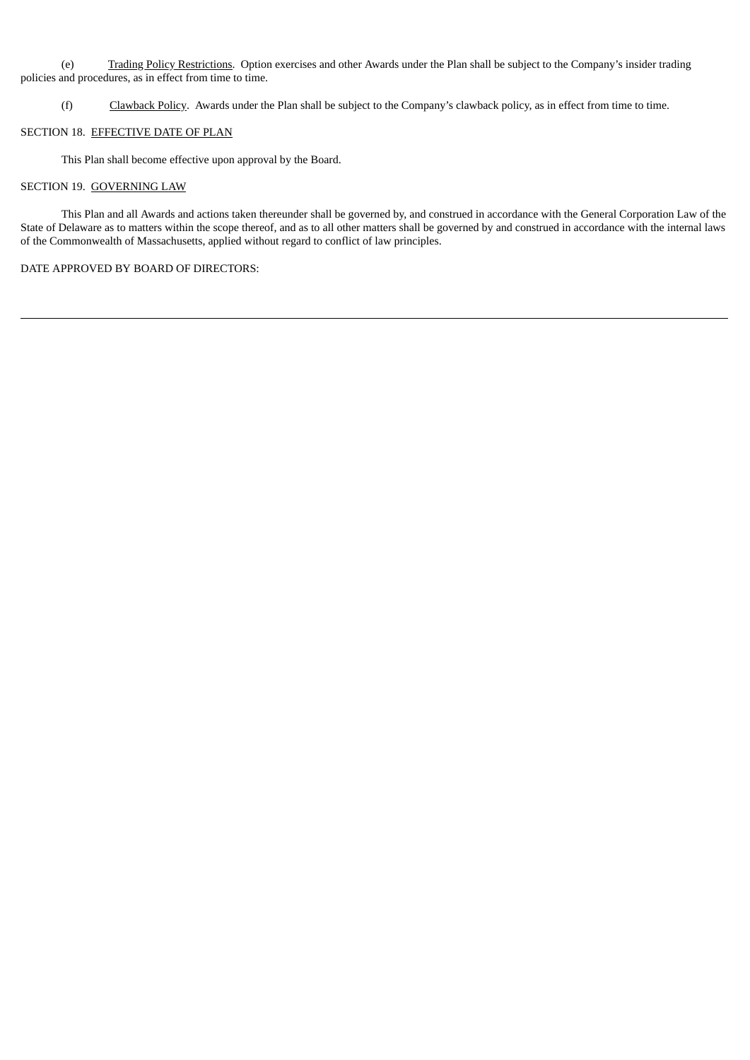(e) Trading Policy Restrictions. Option exercises and other Awards under the Plan shall be subject to the Company's insider trading policies and procedures, as in effect from time to time.

(f) Clawback Policy. Awards under the Plan shall be subject to the Company's clawback policy, as in effect from time to time.

SECTION 18. EFFECTIVE DATE OF PLAN

This Plan shall become effective upon approval by the Board.

SECTION 19. GOVERNING LAW

This Plan and all Awards and actions taken thereunder shall be governed by, and construed in accordance with the General Corporation Law of the State of Delaware as to matters within the scope thereof, and as to all other matters shall be governed by and construed in accordance with the internal laws of the Commonwealth of Massachusetts, applied without regard to conflict of law principles.

DATE APPROVED BY BOARD OF DIRECTORS: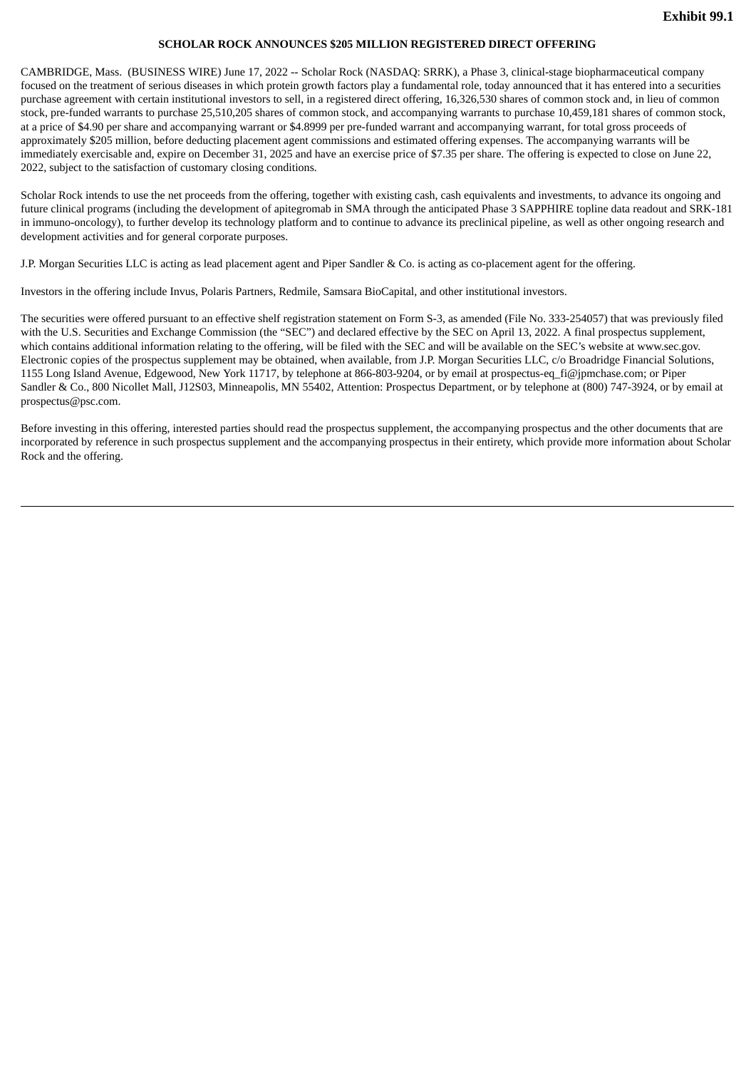**Exhibit 99.1**

**SCHOLAR ROCK ANNOUNCES $205 MILLION REGISTERED DIRECT OFFERING**

CAMBRIDGE, Mass. (BUSINESS WIRE) June 17, 2022 -- Scholar Rock (NASDAQ: SRRK), a Phase 3, clinical-stage biopharmaceutical company focused on the treatment of serious diseases in which protein growth factors play a fundamental role, today announced that it has entered into a securities purchase agreement with certain institutional investors to sell, in a registered direct offering, 16,326,530 shares of common stock and, in lieu of common stock, pre-funded warrants to purchase 25,510,205 shares of common stock, and accompanying warrants to purchase 10,459,181 shares of common stock, at a price of $4.90 per share and accompanying warrant or $4.8999 per pre-funded warrant and accompanying warrant, for total gross proceeds of approximately $205 million, before deducting placement agent commissions and estimated offering expenses. The accompanying warrants will be immediately exercisable and, expire on December 31, 2025 and have an exercise price of $7.35 per share. The offering is expected to close on June 22, 2022, subject to the satisfaction of customary closing conditions.

Scholar Rock intends to use the net proceeds from the offering, together with existing cash, cash equivalents and investments, to advance its ongoing and future clinical programs (including the development of apitegromab in SMA through the anticipated Phase 3 SAPPHIRE topline data readout and SRK-181 in immuno-oncology), to further develop its technology platform and to continue to advance its preclinical pipeline, as well as other ongoing research and development activities and for general corporate purposes.

J.P. Morgan Securities LLC is acting as lead placement agent and Piper Sandler & Co. is acting as co-placement agent for the offering.

Investors in the offering include Invus, Polaris Partners, Redmile, Samsara BioCapital, and other institutional investors.

The securities were offered pursuant to an effective shelf registration statement on Form S-3, as amended (File No. 333-254057) that was previously filed with the U.S. Securities and Exchange Commission (the "SEC") and declared effective by the SEC on April 13, 2022. A final prospectus supplement, which contains additional information relating to the offering, will be filed with the SEC and will be available on the SEC's website at www.sec.gov. Electronic copies of the prospectus supplement may be obtained, when available, from J.P. Morgan Securities LLC, c/o Broadridge Financial Solutions, 1155 Long Island Avenue, Edgewood, New York 11717, by telephone at 866-803-9204, or by email at prospectus-eq_fi@jpmchase.com; or Piper Sandler & Co., 800 Nicollet Mall, J12S03, Minneapolis, MN 55402, Attention: Prospectus Department, or by telephone at (800) 747-3924, or by email at prospectus@psc.com.

Before investing in this offering, interested parties should read the prospectus supplement, the accompanying prospectus and the other documents that are incorporated by reference in such prospectus supplement and the accompanying prospectus in their entirety, which provide more information about Scholar Rock and the offering.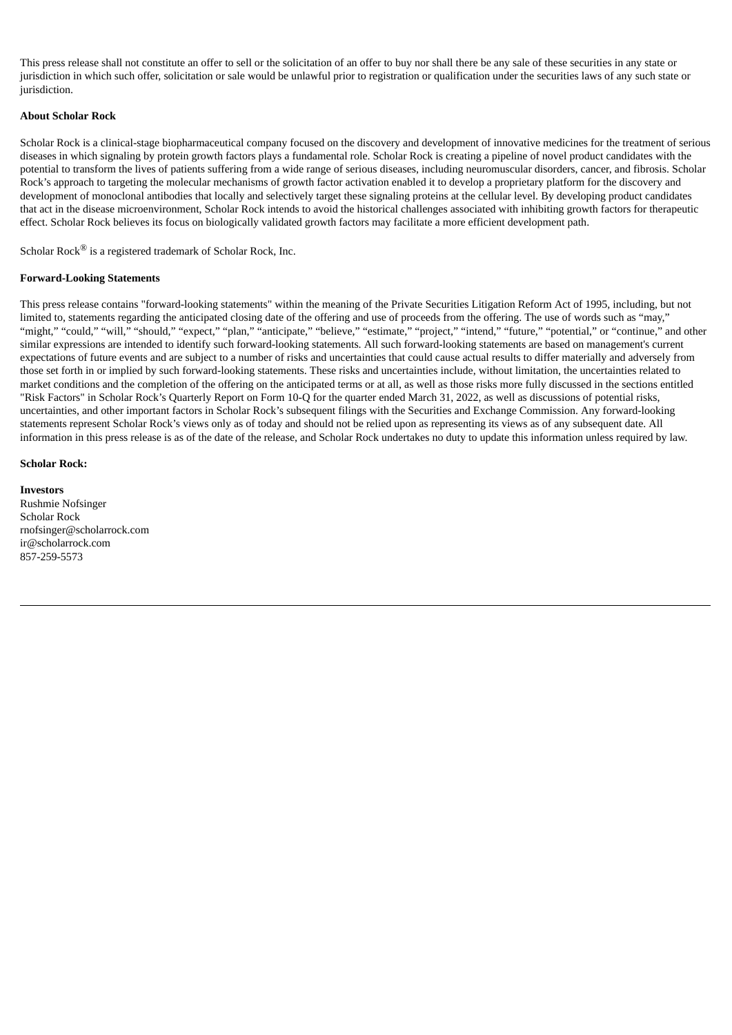This press release shall not constitute an offer to sell or the solicitation of an offer to buy nor shall there be any sale of these securities in any state or jurisdiction in which such offer, solicitation or sale would be unlawful prior to registration or qualification under the securities laws of any such state or jurisdiction.

**About Scholar Rock**

Scholar Rock is a clinical-stage biopharmaceutical company focused on the discovery and development of innovative medicines for the treatment of serious diseases in which signaling by protein growth factors plays a fundamental role. Scholar Rock is creating a pipeline of novel product candidates with the potential to transform the lives of patients suffering from a wide range of serious diseases, including neuromuscular disorders, cancer, and fibrosis. Scholar Rock's approach to targeting the molecular mechanisms of growth factor activation enabled it to develop a proprietary platform for the discovery and development of monoclonal antibodies that locally and selectively target these signaling proteins at the cellular level. By developing product candidates that act in the disease microenvironment, Scholar Rock intends to avoid the historical challenges associated with inhibiting growth factors for therapeutic effect. Scholar Rock believes its focus on biologically validated growth factors may facilitate a more efficient development path.

Scholar Rock® is a registered trademark of Scholar Rock, Inc.

**Forward-Looking Statements**

This press release contains "forward-looking statements" within the meaning of the Private Securities Litigation Reform Act of 1995, including, but not limited to, statements regarding the anticipated closing date of the offering and use of proceeds from the offering. The use of words such as "may," "might," "could," "will," "should," "expect," "plan," "anticipate," "believe," "estimate," "project," "intend," "future," "potential," or "continue," and other similar expressions are intended to identify such forward-looking statements. All such forward-looking statements are based on management's current expectations of future events and are subject to a number of risks and uncertainties that could cause actual results to differ materially and adversely from those set forth in or implied by such forward-looking statements. These risks and uncertainties include, without limitation, the uncertainties related to market conditions and the completion of the offering on the anticipated terms or at all, as well as those risks more fully discussed in the sections entitled "Risk Factors" in Scholar Rock's Quarterly Report on Form 10-Q for the quarter ended March 31, 2022, as well as discussions of potential risks, uncertainties, and other important factors in Scholar Rock's subsequent filings with the Securities and Exchange Commission. Any forward-looking statements represent Scholar Rock's views only as of today and should not be relied upon as representing its views as of any subsequent date. All information in this press release is as of the date of the release, and Scholar Rock undertakes no duty to update this information unless required by law.

**Scholar Rock:**

**Investors**
Rushmie Nofsinger
Scholar Rock
rnofsinger@scholarrock.com
ir@scholarrock.com
857-259-5573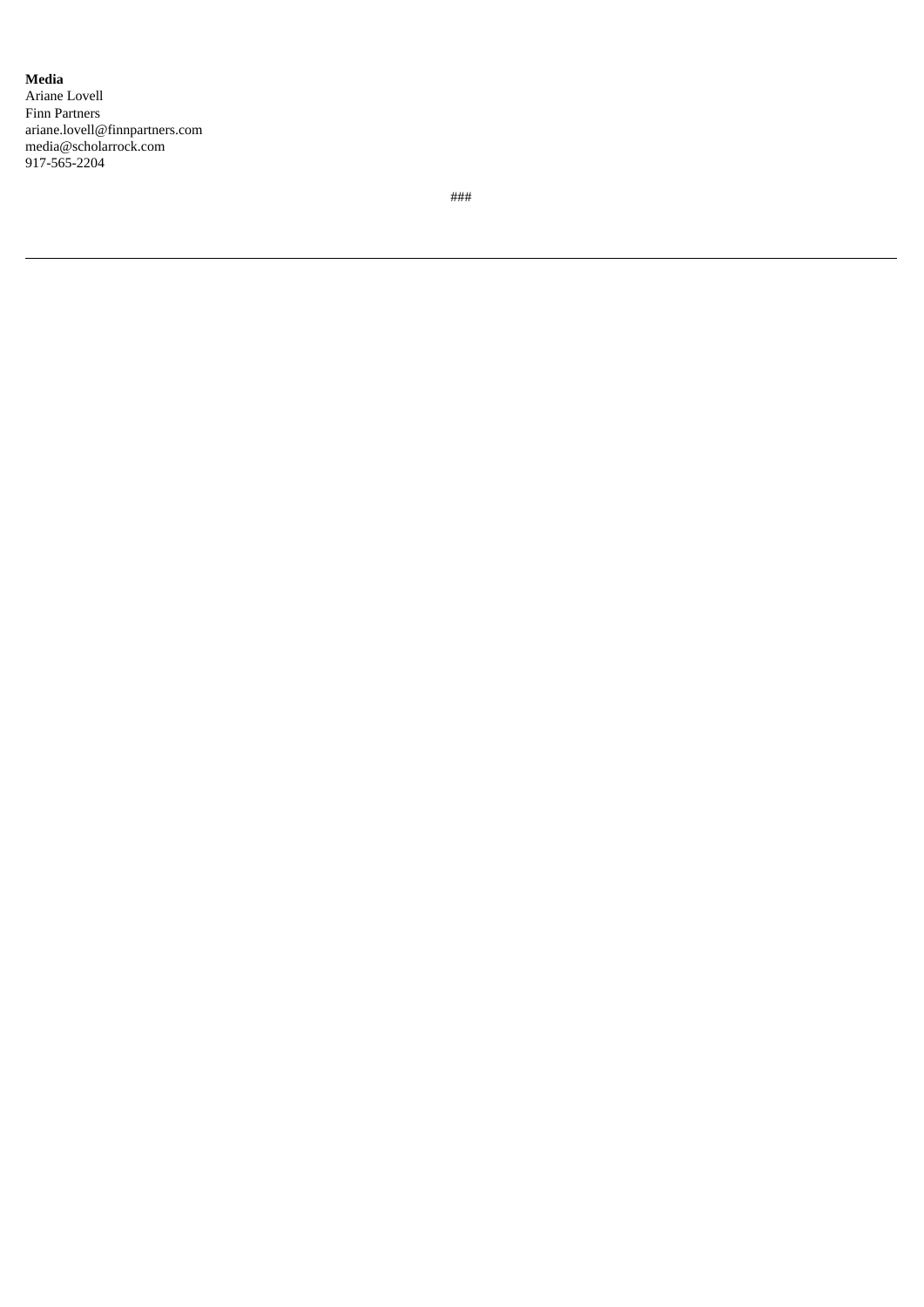**Media**
Ariane Lovell
Finn Partners
ariane.lovell@finnpartners.com
media@scholarrock.com
917-565-2204

###